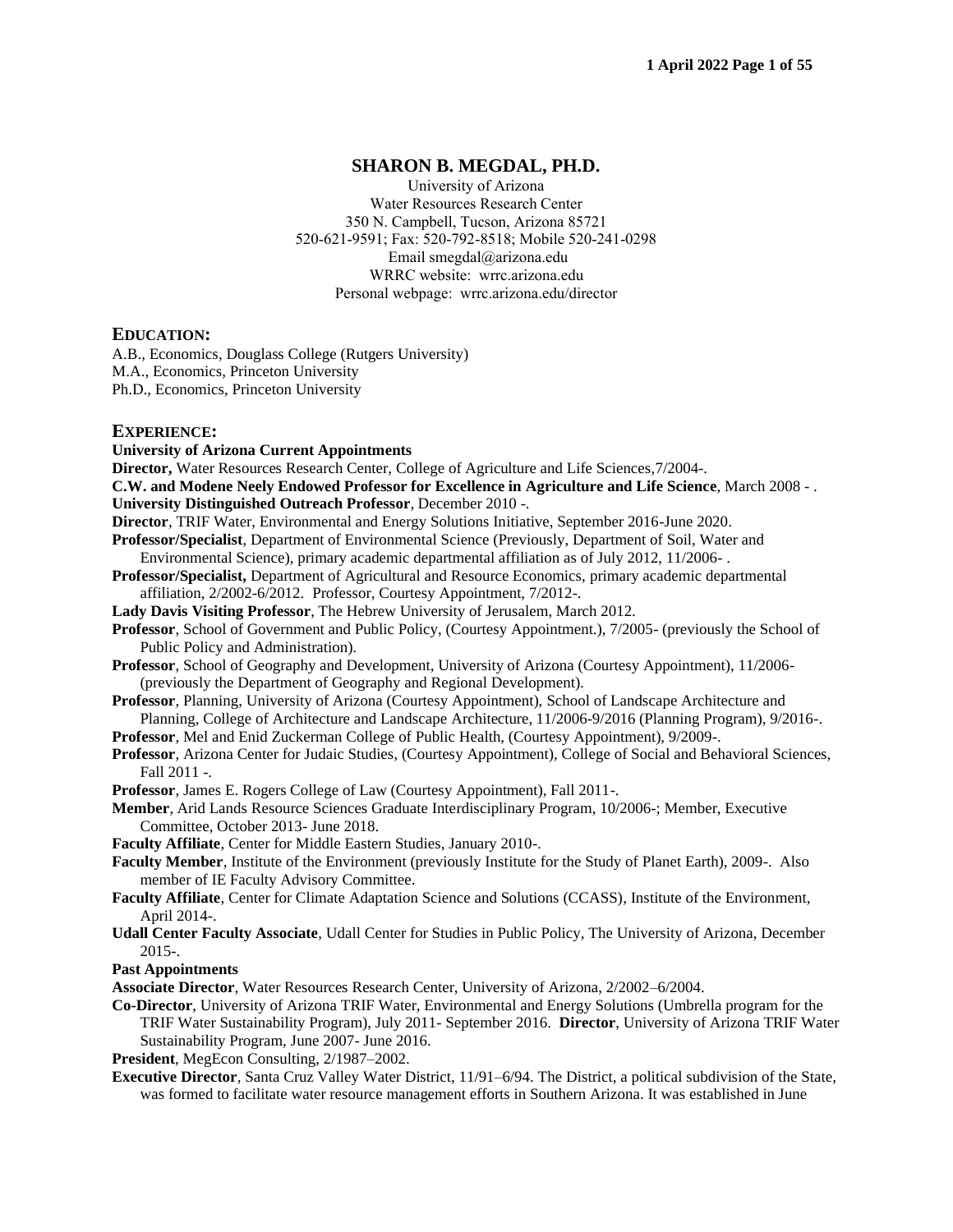# SHARON B. MEGDAL, PH.D.

University of Arizona
Water Resources Research Center
350 N. Campbell, Tucson, Arizona 85721
520-621-9591; Fax: 520-792-8518; Mobile 520-241-0298
Email smegdal@arizona.edu
WRRC website: wrrc.arizona.edu
Personal webpage: wrrc.arizona.edu/director

## EDUCATION:

A.B., Economics, Douglass College (Rutgers University)
M.A., Economics, Princeton University
Ph.D., Economics, Princeton University

## EXPERIENCE:

**University of Arizona Current Appointments**

**Director,** Water Resources Research Center, College of Agriculture and Life Sciences,7/2004-.

**C.W. and Modene Neely Endowed Professor for Excellence in Agriculture and Life Science**, March 2008 - .

**University Distinguished Outreach Professor**, December 2010 -.

**Director**, TRIF Water, Environmental and Energy Solutions Initiative, September 2016-June 2020.

**Professor/Specialist**, Department of Environmental Science (Previously, Department of Soil, Water and Environmental Science), primary academic departmental affiliation as of July 2012, 11/2006- .

**Professor/Specialist,** Department of Agricultural and Resource Economics, primary academic departmental affiliation, 2/2002-6/2012. Professor, Courtesy Appointment, 7/2012-.

**Lady Davis Visiting Professor**, The Hebrew University of Jerusalem, March 2012.

**Professor**, School of Government and Public Policy, (Courtesy Appointment.), 7/2005- (previously the School of Public Policy and Administration).

**Professor**, School of Geography and Development, University of Arizona (Courtesy Appointment), 11/2006- (previously the Department of Geography and Regional Development).

**Professor**, Planning, University of Arizona (Courtesy Appointment), School of Landscape Architecture and Planning, College of Architecture and Landscape Architecture, 11/2006-9/2016 (Planning Program), 9/2016-.

**Professor**, Mel and Enid Zuckerman College of Public Health, (Courtesy Appointment), 9/2009-.

**Professor**, Arizona Center for Judaic Studies, (Courtesy Appointment), College of Social and Behavioral Sciences, Fall 2011 -.

**Professor**, James E. Rogers College of Law (Courtesy Appointment), Fall 2011-.

**Member**, Arid Lands Resource Sciences Graduate Interdisciplinary Program, 10/2006-; Member, Executive Committee, October 2013- June 2018.

**Faculty Affiliate**, Center for Middle Eastern Studies, January 2010-.

**Faculty Member**, Institute of the Environment (previously Institute for the Study of Planet Earth), 2009-. Also member of IE Faculty Advisory Committee.

**Faculty Affiliate**, Center for Climate Adaptation Science and Solutions (CCASS), Institute of the Environment, April 2014-.

**Udall Center Faculty Associate**, Udall Center for Studies in Public Policy, The University of Arizona, December 2015-.

**Past Appointments**

**Associate Director**, Water Resources Research Center, University of Arizona, 2/2002–6/2004.

**Co-Director**, University of Arizona TRIF Water, Environmental and Energy Solutions (Umbrella program for the TRIF Water Sustainability Program), July 2011- September 2016. **Director**, University of Arizona TRIF Water Sustainability Program, June 2007- June 2016.

**President**, MegEcon Consulting, 2/1987–2002.

**Executive Director**, Santa Cruz Valley Water District, 11/91–6/94. The District, a political subdivision of the State, was formed to facilitate water resource management efforts in Southern Arizona. It was established in June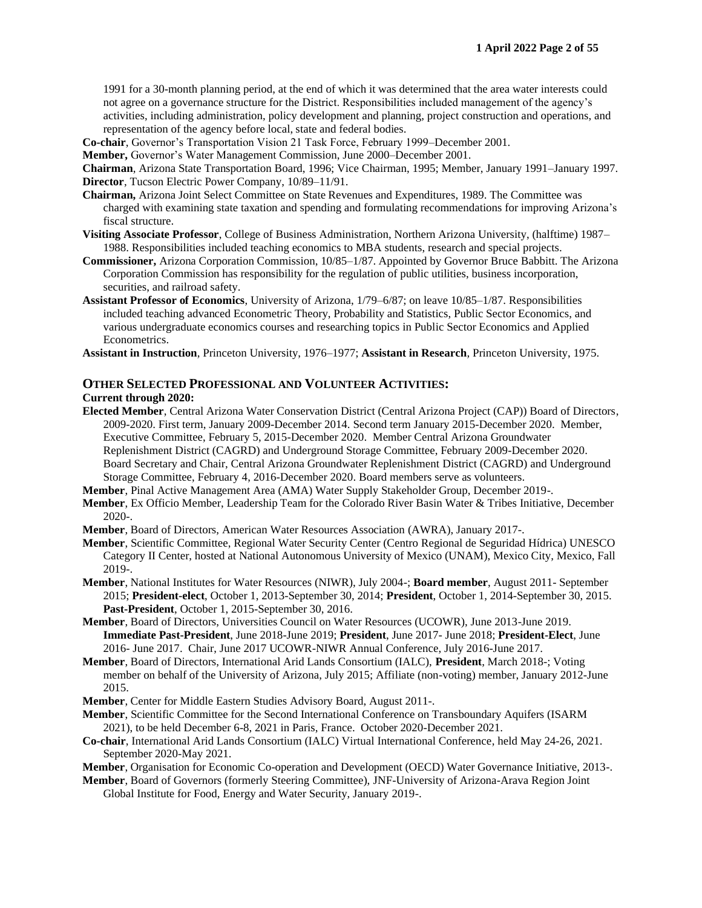1991 for a 30-month planning period, at the end of which it was determined that the area water interests could not agree on a governance structure for the District. Responsibilities included management of the agency's activities, including administration, policy development and planning, project construction and operations, and representation of the agency before local, state and federal bodies.

**Co-chair**, Governor's Transportation Vision 21 Task Force, February 1999–December 2001.

**Member,** Governor's Water Management Commission, June 2000–December 2001.

**Chairman**, Arizona State Transportation Board, 1996; Vice Chairman, 1995; Member, January 1991–January 1997.

**Director**, Tucson Electric Power Company, 10/89–11/91.

**Chairman,** Arizona Joint Select Committee on State Revenues and Expenditures, 1989. The Committee was charged with examining state taxation and spending and formulating recommendations for improving Arizona's fiscal structure.

**Visiting Associate Professor**, College of Business Administration, Northern Arizona University, (halftime) 1987–1988. Responsibilities included teaching economics to MBA students, research and special projects.

**Commissioner,** Arizona Corporation Commission, 10/85–1/87. Appointed by Governor Bruce Babbitt. The Arizona Corporation Commission has responsibility for the regulation of public utilities, business incorporation, securities, and railroad safety.

**Assistant Professor of Economics**, University of Arizona, 1/79–6/87; on leave 10/85–1/87. Responsibilities included teaching advanced Econometric Theory, Probability and Statistics, Public Sector Economics, and various undergraduate economics courses and researching topics in Public Sector Economics and Applied Econometrics.

**Assistant in Instruction**, Princeton University, 1976–1977; **Assistant in Research**, Princeton University, 1975.

## OTHER SELECTED PROFESSIONAL AND VOLUNTEER ACTIVITIES:

**Current through 2020:**

**Elected Member**, Central Arizona Water Conservation District (Central Arizona Project (CAP)) Board of Directors, 2009-2020. First term, January 2009-December 2014. Second term January 2015-December 2020. Member, Executive Committee, February 5, 2015-December 2020. Member Central Arizona Groundwater Replenishment District (CAGRD) and Underground Storage Committee, February 2009-December 2020. Board Secretary and Chair, Central Arizona Groundwater Replenishment District (CAGRD) and Underground Storage Committee, February 4, 2016-December 2020. Board members serve as volunteers.

**Member**, Pinal Active Management Area (AMA) Water Supply Stakeholder Group, December 2019-.

**Member**, Ex Officio Member, Leadership Team for the Colorado River Basin Water & Tribes Initiative, December 2020-.

**Member**, Board of Directors, American Water Resources Association (AWRA), January 2017-.

**Member**, Scientific Committee, Regional Water Security Center (Centro Regional de Seguridad Hídrica) UNESCO Category II Center, hosted at National Autonomous University of Mexico (UNAM), Mexico City, Mexico, Fall 2019-.

**Member**, National Institutes for Water Resources (NIWR), July 2004-; **Board member**, August 2011- September 2015; **President-elect**, October 1, 2013-September 30, 2014; **President**, October 1, 2014-September 30, 2015. **Past-President**, October 1, 2015-September 30, 2016.

**Member**, Board of Directors, Universities Council on Water Resources (UCOWR), June 2013-June 2019. **Immediate Past-President**, June 2018-June 2019; **President**, June 2017- June 2018; **President-Elect**, June 2016- June 2017. Chair, June 2017 UCOWR-NIWR Annual Conference, July 2016-June 2017.

**Member**, Board of Directors, International Arid Lands Consortium (IALC), **President**, March 2018-; Voting member on behalf of the University of Arizona, July 2015; Affiliate (non-voting) member, January 2012-June 2015.

**Member**, Center for Middle Eastern Studies Advisory Board, August 2011-.

**Member**, Scientific Committee for the Second International Conference on Transboundary Aquifers (ISARM 2021), to be held December 6-8, 2021 in Paris, France. October 2020-December 2021.

**Co-chair**, International Arid Lands Consortium (IALC) Virtual International Conference, held May 24-26, 2021. September 2020-May 2021.

**Member**, Organisation for Economic Co-operation and Development (OECD) Water Governance Initiative, 2013-.

**Member**, Board of Governors (formerly Steering Committee), JNF-University of Arizona-Arava Region Joint Global Institute for Food, Energy and Water Security, January 2019-.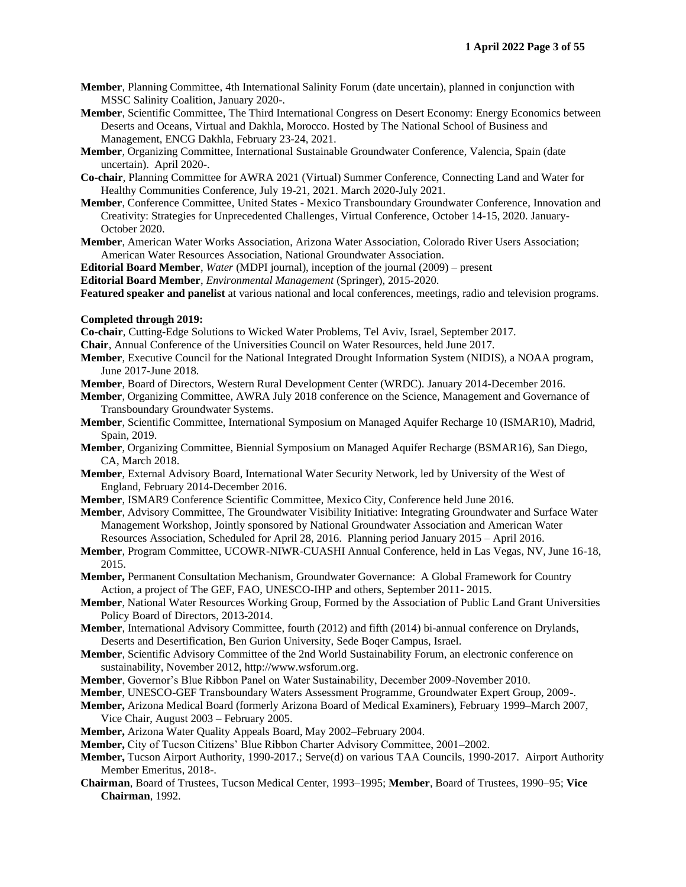**Member**, Planning Committee, 4th International Salinity Forum (date uncertain), planned in conjunction with MSSC Salinity Coalition, January 2020-.

**Member**, Scientific Committee, The Third International Congress on Desert Economy: Energy Economics between Deserts and Oceans, Virtual and Dakhla, Morocco. Hosted by The National School of Business and Management, ENCG Dakhla, February 23-24, 2021.

**Member**, Organizing Committee, International Sustainable Groundwater Conference, Valencia, Spain (date uncertain). April 2020-.

**Co-chair**, Planning Committee for AWRA 2021 (Virtual) Summer Conference, Connecting Land and Water for Healthy Communities Conference, July 19-21, 2021. March 2020-July 2021.

**Member**, Conference Committee, United States - Mexico Transboundary Groundwater Conference, Innovation and Creativity: Strategies for Unprecedented Challenges, Virtual Conference, October 14-15, 2020. January-October 2020.

**Member**, American Water Works Association, Arizona Water Association, Colorado River Users Association; American Water Resources Association, National Groundwater Association.

**Editorial Board Member**, *Water* (MDPI journal), inception of the journal (2009) – present

**Editorial Board Member**, *Environmental Management* (Springer), 2015-2020.

**Featured speaker and panelist** at various national and local conferences, meetings, radio and television programs.

**Completed through 2019:**

**Co-chair**, Cutting-Edge Solutions to Wicked Water Problems, Tel Aviv, Israel, September 2017.

**Chair**, Annual Conference of the Universities Council on Water Resources, held June 2017.

**Member**, Executive Council for the National Integrated Drought Information System (NIDIS), a NOAA program, June 2017-June 2018.

**Member**, Board of Directors, Western Rural Development Center (WRDC). January 2014-December 2016.

**Member**, Organizing Committee, AWRA July 2018 conference on the Science, Management and Governance of Transboundary Groundwater Systems.

**Member**, Scientific Committee, International Symposium on Managed Aquifer Recharge 10 (ISMAR10), Madrid, Spain, 2019.

**Member**, Organizing Committee, Biennial Symposium on Managed Aquifer Recharge (BSMAR16), San Diego, CA, March 2018.

**Member**, External Advisory Board, International Water Security Network, led by University of the West of England, February 2014-December 2016.

**Member**, ISMAR9 Conference Scientific Committee, Mexico City, Conference held June 2016.

**Member**, Advisory Committee, The Groundwater Visibility Initiative: Integrating Groundwater and Surface Water Management Workshop, Jointly sponsored by National Groundwater Association and American Water Resources Association, Scheduled for April 28, 2016. Planning period January 2015 – April 2016.

**Member**, Program Committee, UCOWR-NIWR-CUASHI Annual Conference, held in Las Vegas, NV, June 16-18, 2015.

**Member,** Permanent Consultation Mechanism, Groundwater Governance: A Global Framework for Country Action, a project of The GEF, FAO, UNESCO-IHP and others, September 2011- 2015.

**Member**, National Water Resources Working Group, Formed by the Association of Public Land Grant Universities Policy Board of Directors, 2013-2014.

**Member**, International Advisory Committee, fourth (2012) and fifth (2014) bi-annual conference on Drylands, Deserts and Desertification, Ben Gurion University, Sede Boqer Campus, Israel.

**Member**, Scientific Advisory Committee of the 2nd World Sustainability Forum, an electronic conference on sustainability, November 2012, http://www.wsforum.org.

**Member**, Governor's Blue Ribbon Panel on Water Sustainability, December 2009-November 2010.

**Member**, UNESCO-GEF Transboundary Waters Assessment Programme, Groundwater Expert Group, 2009-.

**Member,** Arizona Medical Board (formerly Arizona Board of Medical Examiners), February 1999–March 2007, Vice Chair, August 2003 – February 2005.

**Member,** Arizona Water Quality Appeals Board, May 2002–February 2004.

**Member,** City of Tucson Citizens' Blue Ribbon Charter Advisory Committee, 2001–2002.

**Member,** Tucson Airport Authority, 1990-2017.; Serve(d) on various TAA Councils, 1990-2017. Airport Authority Member Emeritus, 2018-.

**Chairman**, Board of Trustees, Tucson Medical Center, 1993–1995; **Member**, Board of Trustees, 1990–95; **Vice Chairman**, 1992.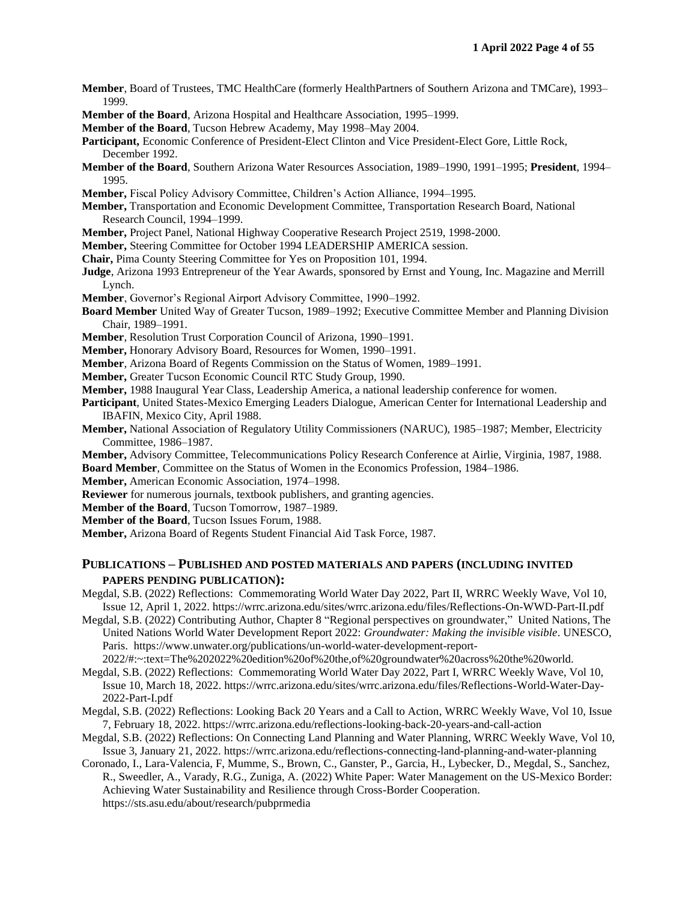**Member**, Board of Trustees, TMC HealthCare (formerly HealthPartners of Southern Arizona and TMCare), 1993–1999.

**Member of the Board**, Arizona Hospital and Healthcare Association, 1995–1999.

**Member of the Board**, Tucson Hebrew Academy, May 1998–May 2004.

**Participant,** Economic Conference of President-Elect Clinton and Vice President-Elect Gore, Little Rock, December 1992.

**Member of the Board**, Southern Arizona Water Resources Association, 1989–1990, 1991–1995; **President**, 1994–1995.

**Member,** Fiscal Policy Advisory Committee, Children's Action Alliance, 1994–1995.

**Member,** Transportation and Economic Development Committee, Transportation Research Board, National Research Council, 1994–1999.

**Member,** Project Panel, National Highway Cooperative Research Project 2519, 1998-2000.

**Member,** Steering Committee for October 1994 LEADERSHIP AMERICA session.

**Chair,** Pima County Steering Committee for Yes on Proposition 101, 1994.

**Judge**, Arizona 1993 Entrepreneur of the Year Awards, sponsored by Ernst and Young, Inc. Magazine and Merrill Lynch.

**Member**, Governor's Regional Airport Advisory Committee, 1990–1992.

**Board Member** United Way of Greater Tucson, 1989–1992; Executive Committee Member and Planning Division Chair, 1989–1991.

**Member**, Resolution Trust Corporation Council of Arizona, 1990–1991.

**Member,** Honorary Advisory Board, Resources for Women, 1990–1991.

**Member**, Arizona Board of Regents Commission on the Status of Women, 1989–1991.

**Member,** Greater Tucson Economic Council RTC Study Group, 1990.

**Member,** 1988 Inaugural Year Class, Leadership America, a national leadership conference for women.

**Participant**, United States-Mexico Emerging Leaders Dialogue, American Center for International Leadership and IBAFIN, Mexico City, April 1988.

**Member,** National Association of Regulatory Utility Commissioners (NARUC), 1985–1987; Member, Electricity Committee, 1986–1987.

**Member,** Advisory Committee, Telecommunications Policy Research Conference at Airlie, Virginia, 1987, 1988.

**Board Member**, Committee on the Status of Women in the Economics Profession, 1984–1986.

**Member,** American Economic Association, 1974–1998.

**Reviewer** for numerous journals, textbook publishers, and granting agencies.

**Member of the Board**, Tucson Tomorrow, 1987–1989.

**Member of the Board**, Tucson Issues Forum, 1988.

**Member,** Arizona Board of Regents Student Financial Aid Task Force, 1987.

## PUBLICATIONS – PUBLISHED AND POSTED MATERIALS AND PAPERS (INCLUDING INVITED PAPERS PENDING PUBLICATION):

Megdal, S.B. (2022) Reflections: Commemorating World Water Day 2022, Part II, WRRC Weekly Wave, Vol 10, Issue 12, April 1, 2022. https://wrrc.arizona.edu/sites/wrrc.arizona.edu/files/Reflections-On-WWD-Part-II.pdf

Megdal, S.B. (2022) Contributing Author, Chapter 8 "Regional perspectives on groundwater," United Nations, The United Nations World Water Development Report 2022: *Groundwater: Making the invisible visible*. UNESCO, Paris. https://www.unwater.org/publications/un-world-water-development-report-2022/#:~:text=The%202022%20edition%20of%20the,of%20groundwater%20across%20the%20world.

Megdal, S.B. (2022) Reflections: Commemorating World Water Day 2022, Part I, WRRC Weekly Wave, Vol 10, Issue 10, March 18, 2022. https://wrrc.arizona.edu/sites/wrrc.arizona.edu/files/Reflections-World-Water-Day-2022-Part-I.pdf

Megdal, S.B. (2022) Reflections: Looking Back 20 Years and a Call to Action, WRRC Weekly Wave, Vol 10, Issue 7, February 18, 2022. https://wrrc.arizona.edu/reflections-looking-back-20-years-and-call-action

Megdal, S.B. (2022) Reflections: On Connecting Land Planning and Water Planning, WRRC Weekly Wave, Vol 10, Issue 3, January 21, 2022. https://wrrc.arizona.edu/reflections-connecting-land-planning-and-water-planning

Coronado, I., Lara-Valencia, F, Mumme, S., Brown, C., Ganster, P., Garcia, H., Lybecker, D., Megdal, S., Sanchez, R., Sweedler, A., Varady, R.G., Zuniga, A. (2022) White Paper: Water Management on the US-Mexico Border: Achieving Water Sustainability and Resilience through Cross-Border Cooperation. https://sts.asu.edu/about/research/pubprmedia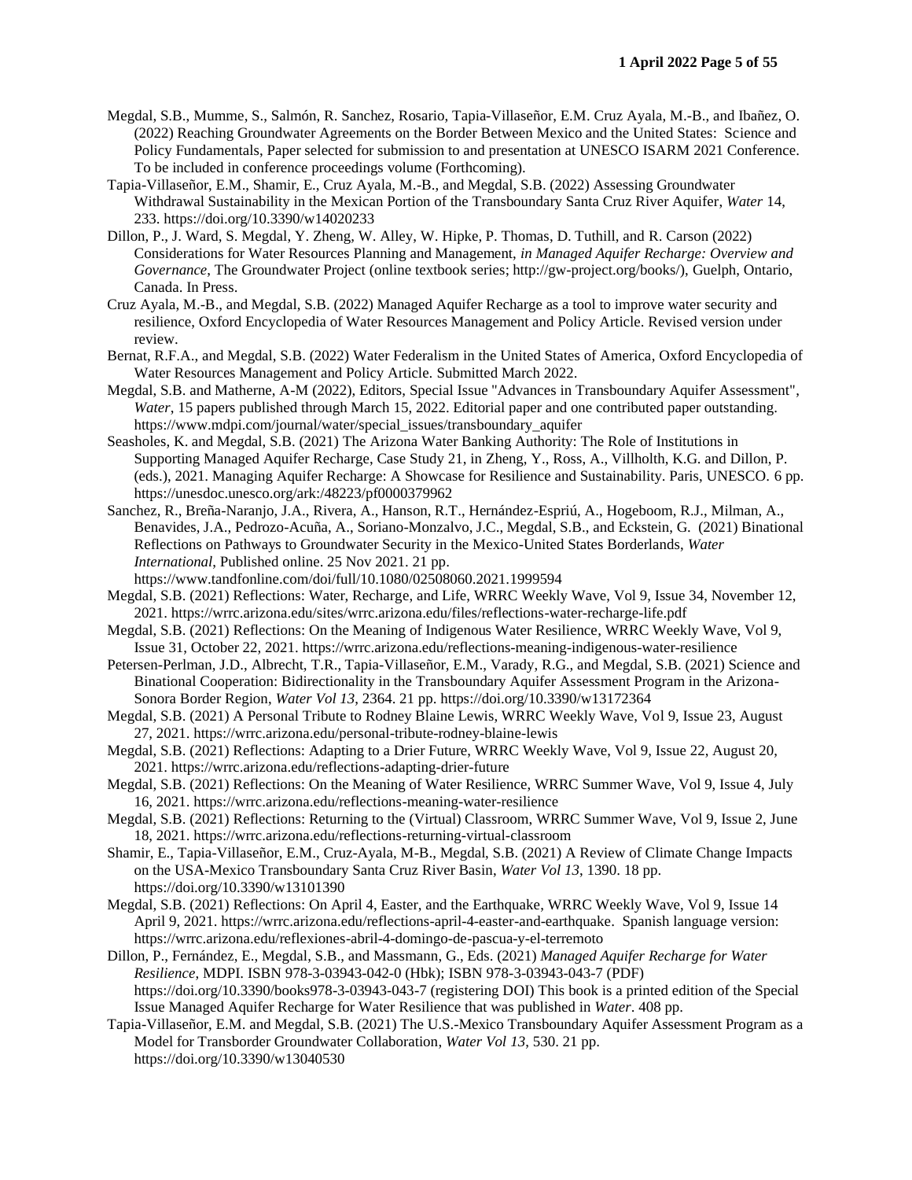Megdal, S.B., Mumme, S., Salmón, R. Sanchez, Rosario, Tapia-Villaseñor, E.M. Cruz Ayala, M.-B., and Ibañez, O. (2022) Reaching Groundwater Agreements on the Border Between Mexico and the United States: Science and Policy Fundamentals, Paper selected for submission to and presentation at UNESCO ISARM 2021 Conference. To be included in conference proceedings volume (Forthcoming).

Tapia-Villaseñor, E.M., Shamir, E., Cruz Ayala, M.-B., and Megdal, S.B. (2022) Assessing Groundwater Withdrawal Sustainability in the Mexican Portion of the Transboundary Santa Cruz River Aquifer, *Water* 14, 233. https://doi.org/10.3390/w14020233

Dillon, P., J. Ward, S. Megdal, Y. Zheng, W. Alley, W. Hipke, P. Thomas, D. Tuthill, and R. Carson (2022) Considerations for Water Resources Planning and Management, *in Managed Aquifer Recharge: Overview and Governance*, The Groundwater Project (online textbook series; http://gw-project.org/books/), Guelph, Ontario, Canada. In Press.

Cruz Ayala, M.-B., and Megdal, S.B. (2022) Managed Aquifer Recharge as a tool to improve water security and resilience, Oxford Encyclopedia of Water Resources Management and Policy Article. Revised version under review.

Bernat, R.F.A., and Megdal, S.B. (2022) Water Federalism in the United States of America, Oxford Encyclopedia of Water Resources Management and Policy Article. Submitted March 2022.

Megdal, S.B. and Matherne, A-M (2022), Editors, Special Issue "Advances in Transboundary Aquifer Assessment", *Water*, 15 papers published through March 15, 2022. Editorial paper and one contributed paper outstanding. https://www.mdpi.com/journal/water/special_issues/transboundary_aquifer

Seasholes, K. and Megdal, S.B. (2021) The Arizona Water Banking Authority: The Role of Institutions in Supporting Managed Aquifer Recharge, Case Study 21, in Zheng, Y., Ross, A., Villholth, K.G. and Dillon, P. (eds.), 2021. Managing Aquifer Recharge: A Showcase for Resilience and Sustainability. Paris, UNESCO. 6 pp. https://unesdoc.unesco.org/ark:/48223/pf0000379962

Sanchez, R., Breña-Naranjo, J.A., Rivera, A., Hanson, R.T., Hernández-Espriú, A., Hogeboom, R.J., Milman, A., Benavides, J.A., Pedrozo-Acuña, A., Soriano-Monzalvo, J.C., Megdal, S.B., and Eckstein, G. (2021) Binational Reflections on Pathways to Groundwater Security in the Mexico-United States Borderlands, *Water International,* Published online. 25 Nov 2021. 21 pp. https://www.tandfonline.com/doi/full/10.1080/02508060.2021.1999594

Megdal, S.B. (2021) Reflections: Water, Recharge, and Life, WRRC Weekly Wave, Vol 9, Issue 34, November 12, 2021. https://wrrc.arizona.edu/sites/wrrc.arizona.edu/files/reflections-water-recharge-life.pdf

Megdal, S.B. (2021) Reflections: On the Meaning of Indigenous Water Resilience, WRRC Weekly Wave, Vol 9, Issue 31, October 22, 2021. https://wrrc.arizona.edu/reflections-meaning-indigenous-water-resilience

Petersen-Perlman, J.D., Albrecht, T.R., Tapia-Villaseñor, E.M., Varady, R.G., and Megdal, S.B. (2021) Science and Binational Cooperation: Bidirectionality in the Transboundary Aquifer Assessment Program in the Arizona-Sonora Border Region, *Water Vol 13*, 2364. 21 pp. https://doi.org/10.3390/w13172364

Megdal, S.B. (2021) A Personal Tribute to Rodney Blaine Lewis, WRRC Weekly Wave, Vol 9, Issue 23, August 27, 2021. https://wrrc.arizona.edu/personal-tribute-rodney-blaine-lewis

Megdal, S.B. (2021) Reflections: Adapting to a Drier Future, WRRC Weekly Wave, Vol 9, Issue 22, August 20, 2021. https://wrrc.arizona.edu/reflections-adapting-drier-future

Megdal, S.B. (2021) Reflections: On the Meaning of Water Resilience, WRRC Summer Wave, Vol 9, Issue 4, July 16, 2021. https://wrrc.arizona.edu/reflections-meaning-water-resilience

Megdal, S.B. (2021) Reflections: Returning to the (Virtual) Classroom, WRRC Summer Wave, Vol 9, Issue 2, June 18, 2021. https://wrrc.arizona.edu/reflections-returning-virtual-classroom

Shamir, E., Tapia-Villaseñor, E.M., Cruz-Ayala, M-B., Megdal, S.B. (2021) A Review of Climate Change Impacts on the USA-Mexico Transboundary Santa Cruz River Basin, *Water Vol 13*, 1390. 18 pp. https://doi.org/10.3390/w13101390

Megdal, S.B. (2021) Reflections: On April 4, Easter, and the Earthquake, WRRC Weekly Wave, Vol 9, Issue 14 April 9, 2021. https://wrrc.arizona.edu/reflections-april-4-easter-and-earthquake. Spanish language version: https://wrrc.arizona.edu/reflexiones-abril-4-domingo-de-pascua-y-el-terremoto

Dillon, P., Fernández, E., Megdal, S.B., and Massmann, G., Eds. (2021) *Managed Aquifer Recharge for Water Resilience*, MDPI. ISBN 978-3-03943-042-0 (Hbk); ISBN 978-3-03943-043-7 (PDF) https://doi.org/10.3390/books978-3-03943-043-7 (registering DOI) This book is a printed edition of the Special Issue Managed Aquifer Recharge for Water Resilience that was published in *Water*. 408 pp.

Tapia-Villaseñor, E.M. and Megdal, S.B. (2021) The U.S.-Mexico Transboundary Aquifer Assessment Program as a Model for Transborder Groundwater Collaboration, *Water Vol 13*, 530. 21 pp. https://doi.org/10.3390/w13040530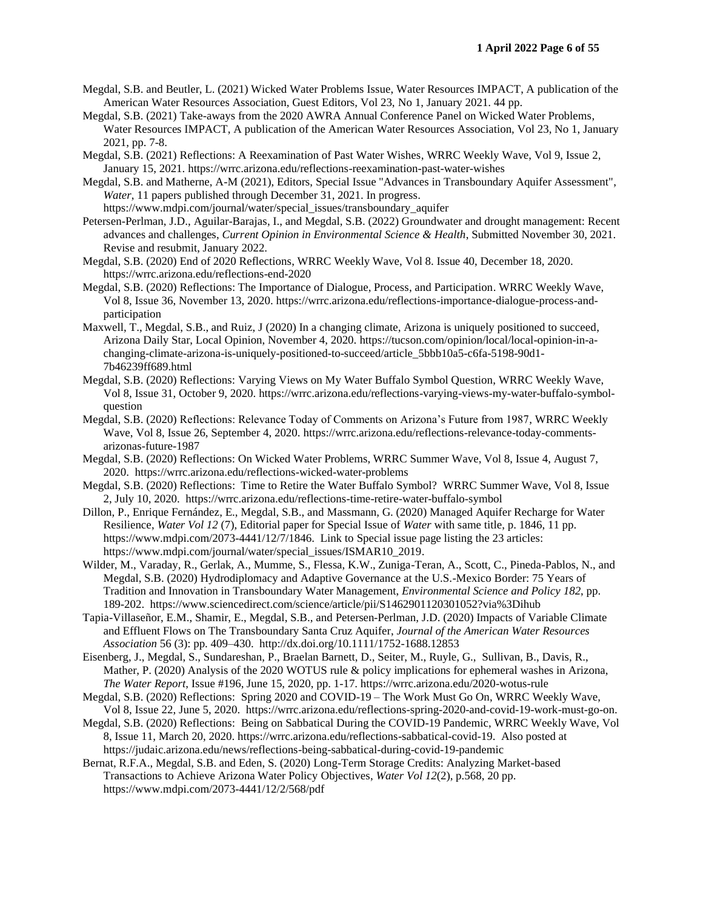Megdal, S.B. and Beutler, L. (2021) Wicked Water Problems Issue, Water Resources IMPACT, A publication of the American Water Resources Association, Guest Editors, Vol 23, No 1, January 2021. 44 pp.

Megdal, S.B. (2021) Take-aways from the 2020 AWRA Annual Conference Panel on Wicked Water Problems, Water Resources IMPACT, A publication of the American Water Resources Association, Vol 23, No 1, January 2021, pp. 7-8.

Megdal, S.B. (2021) Reflections: A Reexamination of Past Water Wishes, WRRC Weekly Wave, Vol 9, Issue 2, January 15, 2021. https://wrrc.arizona.edu/reflections-reexamination-past-water-wishes

Megdal, S.B. and Matherne, A-M (2021), Editors, Special Issue "Advances in Transboundary Aquifer Assessment", *Water*, 11 papers published through December 31, 2021. In progress. https://www.mdpi.com/journal/water/special_issues/transboundary_aquifer

Petersen-Perlman, J.D., Aguilar-Barajas, I., and Megdal, S.B. (2022) Groundwater and drought management: Recent advances and challenges, *Current Opinion in Environmental Science & Health*, Submitted November 30, 2021. Revise and resubmit, January 2022.

Megdal, S.B. (2020) End of 2020 Reflections, WRRC Weekly Wave, Vol 8. Issue 40, December 18, 2020. https://wrrc.arizona.edu/reflections-end-2020

Megdal, S.B. (2020) Reflections: The Importance of Dialogue, Process, and Participation. WRRC Weekly Wave, Vol 8, Issue 36, November 13, 2020. https://wrrc.arizona.edu/reflections-importance-dialogue-process-and-participation

Maxwell, T., Megdal, S.B., and Ruiz, J (2020) In a changing climate, Arizona is uniquely positioned to succeed, Arizona Daily Star, Local Opinion, November 4, 2020. https://tucson.com/opinion/local/local-opinion-in-a-changing-climate-arizona-is-uniquely-positioned-to-succeed/article_5bbb10a5-c6fa-5198-90d1-7b46239ff689.html

Megdal, S.B. (2020) Reflections: Varying Views on My Water Buffalo Symbol Question, WRRC Weekly Wave, Vol 8, Issue 31, October 9, 2020. https://wrrc.arizona.edu/reflections-varying-views-my-water-buffalo-symbol-question

Megdal, S.B. (2020) Reflections: Relevance Today of Comments on Arizona's Future from 1987, WRRC Weekly Wave, Vol 8, Issue 26, September 4, 2020. https://wrrc.arizona.edu/reflections-relevance-today-comments-arizonas-future-1987

Megdal, S.B. (2020) Reflections: On Wicked Water Problems, WRRC Summer Wave, Vol 8, Issue 4, August 7, 2020. https://wrrc.arizona.edu/reflections-wicked-water-problems

Megdal, S.B. (2020) Reflections: Time to Retire the Water Buffalo Symbol? WRRC Summer Wave, Vol 8, Issue 2, July 10, 2020. https://wrrc.arizona.edu/reflections-time-retire-water-buffalo-symbol

Dillon, P., Enrique Fernández, E., Megdal, S.B., and Massmann, G. (2020) Managed Aquifer Recharge for Water Resilience, *Water Vol 12* (7), Editorial paper for Special Issue of *Water* with same title, p. 1846, 11 pp. https://www.mdpi.com/2073-4441/12/7/1846. Link to Special issue page listing the 23 articles: https://www.mdpi.com/journal/water/special_issues/ISMAR10_2019.

Wilder, M., Varaday, R., Gerlak, A., Mumme, S., Flessa, K.W., Zuniga-Teran, A., Scott, C., Pineda-Pablos, N., and Megdal, S.B. (2020) Hydrodiplomacy and Adaptive Governance at the U.S.-Mexico Border: 75 Years of Tradition and Innovation in Transboundary Water Management, *Environmental Science and Policy 182*, pp. 189-202. https://www.sciencedirect.com/science/article/pii/S1462901120301052?via%3Dihub

Tapia-Villaseñor, E.M., Shamir, E., Megdal, S.B., and Petersen-Perlman, J.D. (2020) Impacts of Variable Climate and Effluent Flows on The Transboundary Santa Cruz Aquifer, *Journal of the American Water Resources Association* 56 (3): pp. 409–430. http://dx.doi.org/10.1111/1752-1688.12853

Eisenberg, J., Megdal, S., Sundareshan, P., Braelan Barnett, D., Seiter, M., Ruyle, G., Sullivan, B., Davis, R., Mather, P. (2020) Analysis of the 2020 WOTUS rule & policy implications for ephemeral washes in Arizona, *The Water Report*, Issue #196, June 15, 2020, pp. 1-17. https://wrrc.arizona.edu/2020-wotus-rule

Megdal, S.B. (2020) Reflections: Spring 2020 and COVID-19 – The Work Must Go On, WRRC Weekly Wave, Vol 8, Issue 22, June 5, 2020. https://wrrc.arizona.edu/reflections-spring-2020-and-covid-19-work-must-go-on.

Megdal, S.B. (2020) Reflections: Being on Sabbatical During the COVID-19 Pandemic, WRRC Weekly Wave, Vol 8, Issue 11, March 20, 2020. https://wrrc.arizona.edu/reflections-sabbatical-covid-19. Also posted at https://judaic.arizona.edu/news/reflections-being-sabbatical-during-covid-19-pandemic

Bernat, R.F.A., Megdal, S.B. and Eden, S. (2020) Long-Term Storage Credits: Analyzing Market-based Transactions to Achieve Arizona Water Policy Objectives, *Water Vol 12*(2), p.568, 20 pp. https://www.mdpi.com/2073-4441/12/2/568/pdf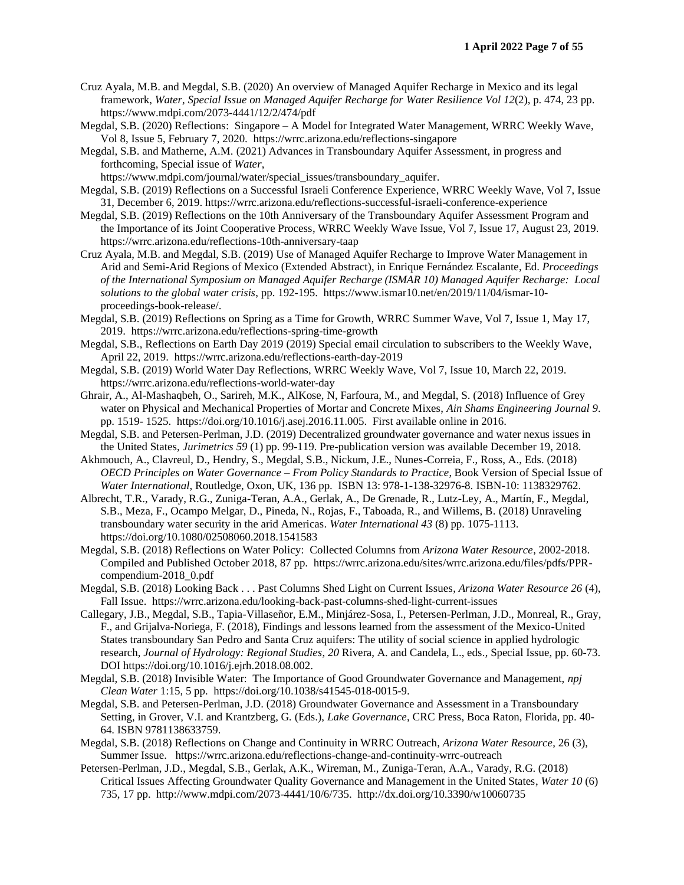Cruz Ayala, M.B. and Megdal, S.B. (2020) An overview of Managed Aquifer Recharge in Mexico and its legal framework, *Water, Special Issue on Managed Aquifer Recharge for Water Resilience Vol 12*(2), p. 474, 23 pp. https://www.mdpi.com/2073-4441/12/2/474/pdf

Megdal, S.B. (2020) Reflections: Singapore – A Model for Integrated Water Management, WRRC Weekly Wave, Vol 8, Issue 5, February 7, 2020. https://wrrc.arizona.edu/reflections-singapore

Megdal, S.B. and Matherne, A.M. (2021) Advances in Transboundary Aquifer Assessment, in progress and forthcoming, Special issue of *Water*, https://www.mdpi.com/journal/water/special_issues/transboundary_aquifer.

Megdal, S.B. (2019) Reflections on a Successful Israeli Conference Experience, WRRC Weekly Wave, Vol 7, Issue 31, December 6, 2019. https://wrrc.arizona.edu/reflections-successful-israeli-conference-experience

Megdal, S.B. (2019) Reflections on the 10th Anniversary of the Transboundary Aquifer Assessment Program and the Importance of its Joint Cooperative Process, WRRC Weekly Wave Issue, Vol 7, Issue 17, August 23, 2019. https://wrrc.arizona.edu/reflections-10th-anniversary-taap

Cruz Ayala, M.B. and Megdal, S.B. (2019) Use of Managed Aquifer Recharge to Improve Water Management in Arid and Semi-Arid Regions of Mexico (Extended Abstract), in Enrique Fernández Escalante, Ed. *Proceedings of the International Symposium on Managed Aquifer Recharge (ISMAR 10) Managed Aquifer Recharge: Local solutions to the global water crisis*, pp. 192-195. https://www.ismar10.net/en/2019/11/04/ismar-10-proceedings-book-release/.

Megdal, S.B. (2019) Reflections on Spring as a Time for Growth, WRRC Summer Wave, Vol 7, Issue 1, May 17, 2019. https://wrrc.arizona.edu/reflections-spring-time-growth

Megdal, S.B., Reflections on Earth Day 2019 (2019) Special email circulation to subscribers to the Weekly Wave, April 22, 2019. https://wrrc.arizona.edu/reflections-earth-day-2019

Megdal, S.B. (2019) World Water Day Reflections, WRRC Weekly Wave, Vol 7, Issue 10, March 22, 2019. https://wrrc.arizona.edu/reflections-world-water-day

Ghrair, A., Al-Mashaqbeh, O., Sarireh, M.K., AlKose, N, Farfoura, M., and Megdal, S. (2018) Influence of Grey water on Physical and Mechanical Properties of Mortar and Concrete Mixes, *Ain Shams Engineering Journal 9*. pp. 1519- 1525. https://doi.org/10.1016/j.asej.2016.11.005. First available online in 2016.

Megdal, S.B. and Petersen-Perlman, J.D. (2019) Decentralized groundwater governance and water nexus issues in the United States, *Jurimetrics 59* (1) pp. 99-119. Pre-publication version was available December 19, 2018.

Akhmouch, A., Clavreul, D., Hendry, S., Megdal, S.B., Nickum, J.E., Nunes-Correia, F., Ross, A., Eds. (2018) *OECD Principles on Water Governance – From Policy Standards to Practice*, Book Version of Special Issue of *Water International*, Routledge, Oxon, UK, 136 pp. ISBN 13: 978-1-138-32976-8. ISBN-10: 1138329762.

Albrecht, T.R., Varady, R.G., Zuniga-Teran, A.A., Gerlak, A., De Grenade, R., Lutz-Ley, A., Martín, F., Megdal, S.B., Meza, F., Ocampo Melgar, D., Pineda, N., Rojas, F., Taboada, R., and Willems, B. (2018) Unraveling transboundary water security in the arid Americas. *Water International 43* (8) pp. 1075-1113. https://doi.org/10.1080/02508060.2018.1541583

Megdal, S.B. (2018) Reflections on Water Policy: Collected Columns from *Arizona Water Resource*, 2002-2018. Compiled and Published October 2018, 87 pp. https://wrrc.arizona.edu/sites/wrrc.arizona.edu/files/pdfs/PPR-compendium-2018_0.pdf

Megdal, S.B. (2018) Looking Back . . . Past Columns Shed Light on Current Issues, *Arizona Water Resource 26* (4), Fall Issue. https://wrrc.arizona.edu/looking-back-past-columns-shed-light-current-issues

Callegary, J.B., Megdal, S.B., Tapia-Villaseñor, E.M., Minjárez-Sosa, I., Petersen-Perlman, J.D., Monreal, R., Gray, F., and Grijalva-Noriega, F. (2018), Findings and lessons learned from the assessment of the Mexico-United States transboundary San Pedro and Santa Cruz aquifers: The utility of social science in applied hydrologic research, *Journal of Hydrology: Regional Studies*, *20* Rivera, A. and Candela, L., eds., Special Issue, pp. 60-73. DOI https://doi.org/10.1016/j.ejrh.2018.08.002.

Megdal, S.B. (2018) Invisible Water: The Importance of Good Groundwater Governance and Management, *npj Clean Water* 1:15, 5 pp. https://doi.org/10.1038/s41545-018-0015-9.

Megdal, S.B. and Petersen-Perlman, J.D. (2018) Groundwater Governance and Assessment in a Transboundary Setting, in Grover, V.I. and Krantzberg, G. (Eds.), *Lake Governance*, CRC Press, Boca Raton, Florida, pp. 40-64. ISBN 9781138633759.

Megdal, S.B. (2018) Reflections on Change and Continuity in WRRC Outreach, *Arizona Water Resource*, 26 (3), Summer Issue. https://wrrc.arizona.edu/reflections-change-and-continuity-wrrc-outreach

Petersen-Perlman, J.D., Megdal, S.B., Gerlak, A.K., Wireman, M., Zuniga-Teran, A.A., Varady, R.G. (2018) Critical Issues Affecting Groundwater Quality Governance and Management in the United States, *Water 10* (6) 735, 17 pp. http://www.mdpi.com/2073-4441/10/6/735. http://dx.doi.org/10.3390/w10060735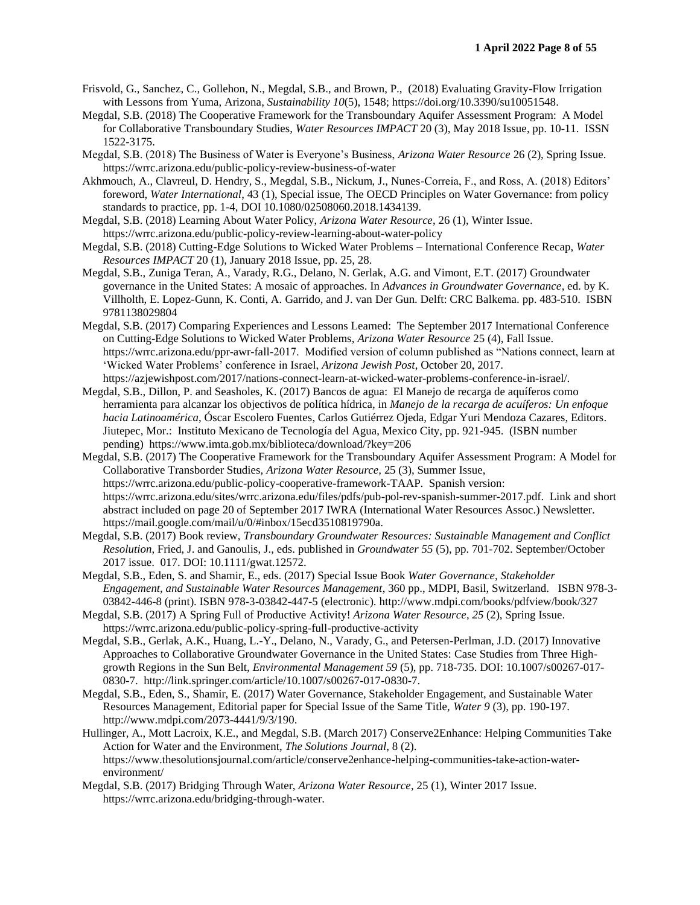Frisvold, G., Sanchez, C., Gollehon, N., Megdal, S.B., and Brown, P., (2018) Evaluating Gravity-Flow Irrigation with Lessons from Yuma, Arizona, *Sustainability 10*(5), 1548; https://doi.org/10.3390/su10051548.

Megdal, S.B. (2018) The Cooperative Framework for the Transboundary Aquifer Assessment Program: A Model for Collaborative Transboundary Studies, *Water Resources IMPACT* 20 (3), May 2018 Issue, pp. 10-11. ISSN 1522-3175.

Megdal, S.B. (2018) The Business of Water is Everyone's Business, *Arizona Water Resource* 26 (2), Spring Issue. https://wrrc.arizona.edu/public-policy-review-business-of-water

Akhmouch, A., Clavreul, D. Hendry, S., Megdal, S.B., Nickum, J., Nunes-Correia, F., and Ross, A. (2018) Editors' foreword, *Water International*, 43 (1), Special issue, The OECD Principles on Water Governance: from policy standards to practice, pp. 1-4, DOI 10.1080/02508060.2018.1434139.

Megdal, S.B. (2018) Learning About Water Policy, *Arizona Water Resource*, 26 (1), Winter Issue. https://wrrc.arizona.edu/public-policy-review-learning-about-water-policy

Megdal, S.B. (2018) Cutting-Edge Solutions to Wicked Water Problems – International Conference Recap, *Water Resources IMPACT* 20 (1), January 2018 Issue, pp. 25, 28.

Megdal, S.B., Zuniga Teran, A., Varady, R.G., Delano, N. Gerlak, A.G. and Vimont, E.T. (2017) Groundwater governance in the United States: A mosaic of approaches. In *Advances in Groundwater Governance*, ed. by K. Villholth, E. Lopez-Gunn, K. Conti, A. Garrido, and J. van Der Gun. Delft: CRC Balkema. pp. 483-510. ISBN 9781138029804

Megdal, S.B. (2017) Comparing Experiences and Lessons Learned: The September 2017 International Conference on Cutting-Edge Solutions to Wicked Water Problems, *Arizona Water Resource* 25 (4), Fall Issue. https://wrrc.arizona.edu/ppr-awr-fall-2017. Modified version of column published as "Nations connect, learn at 'Wicked Water Problems' conference in Israel, *Arizona Jewish Post*, October 20, 2017. https://azjewishpost.com/2017/nations-connect-learn-at-wicked-water-problems-conference-in-israel/.

Megdal, S.B., Dillon, P. and Seasholes, K. (2017) Bancos de agua: El Manejo de recarga de aquíferos como herramienta para alcanzar los objectivos de política hídrica, in *Manejo de la recarga de acuíferos: Un enfoque hacia Latinoamérica*, Óscar Escolero Fuentes, Carlos Gutiérrez Ojeda, Edgar Yuri Mendoza Cazares, Editors. Jiutepec, Mor.: Instituto Mexicano de Tecnología del Agua, Mexico City, pp. 921-945. (ISBN number pending) https://www.imta.gob.mx/biblioteca/download/?key=206

Megdal, S.B. (2017) The Cooperative Framework for the Transboundary Aquifer Assessment Program: A Model for Collaborative Transborder Studies, *Arizona Water Resource*, 25 (3), Summer Issue, https://wrrc.arizona.edu/public-policy-cooperative-framework-TAAP. Spanish version: https://wrrc.arizona.edu/sites/wrrc.arizona.edu/files/pdfs/pub-pol-rev-spanish-summer-2017.pdf. Link and short abstract included on page 20 of September 2017 IWRA (International Water Resources Assoc.) Newsletter. https://mail.google.com/mail/u/0/#inbox/15ecd3510819790a.

Megdal, S.B. (2017) Book review, *Transboundary Groundwater Resources: Sustainable Management and Conflict Resolution*, Fried, J. and Ganoulis, J., eds. published in *Groundwater 55* (5), pp. 701-702. September/October 2017 issue. 017. DOI: 10.1111/gwat.12572.

Megdal, S.B., Eden, S. and Shamir, E., eds. (2017) Special Issue Book *Water Governance, Stakeholder Engagement, and Sustainable Water Resources Management*, 360 pp., MDPI, Basil, Switzerland. ISBN 978-3-03842-446-8 (print). ISBN 978-3-03842-447-5 (electronic). http://www.mdpi.com/books/pdfview/book/327

Megdal, S.B. (2017) A Spring Full of Productive Activity! *Arizona Water Resource, 25* (2), Spring Issue. https://wrrc.arizona.edu/public-policy-spring-full-productive-activity

Megdal, S.B., Gerlak, A.K., Huang, L.-Y., Delano, N., Varady, G., and Petersen-Perlman, J.D. (2017) Innovative Approaches to Collaborative Groundwater Governance in the United States: Case Studies from Three High-growth Regions in the Sun Belt, *Environmental Management 59* (5), pp. 718-735. DOI: 10.1007/s00267-017-0830-7. http://link.springer.com/article/10.1007/s00267-017-0830-7.

Megdal, S.B., Eden, S., Shamir, E. (2017) Water Governance, Stakeholder Engagement, and Sustainable Water Resources Management, Editorial paper for Special Issue of the Same Title, *Water 9* (3), pp. 190-197. http://www.mdpi.com/2073-4441/9/3/190.

Hullinger, A., Mott Lacroix, K.E., and Megdal, S.B. (March 2017) Conserve2Enhance: Helping Communities Take Action for Water and the Environment, *The Solutions Journal*, 8 (2). https://www.thesolutionsjournal.com/article/conserve2enhance-helping-communities-take-action-water-environment/

Megdal, S.B. (2017) Bridging Through Water, *Arizona Water Resource*, 25 (1), Winter 2017 Issue. https://wrrc.arizona.edu/bridging-through-water.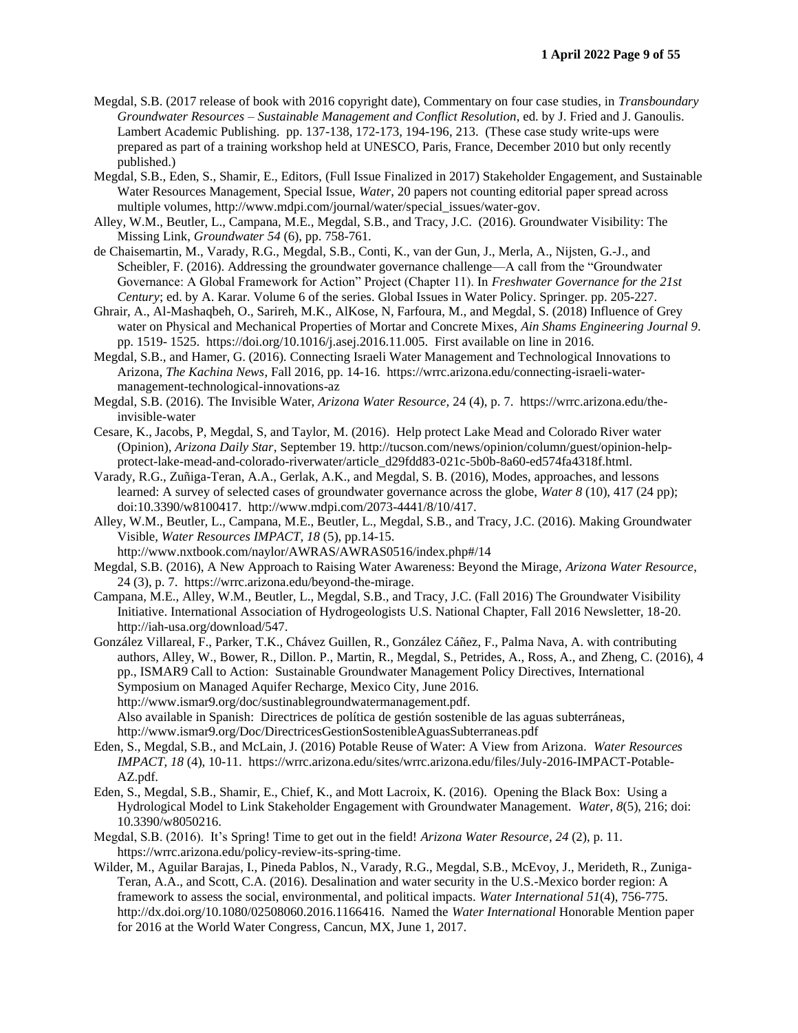Megdal, S.B. (2017 release of book with 2016 copyright date), Commentary on four case studies, in *Transboundary Groundwater Resources – Sustainable Management and Conflict Resolution*, ed. by J. Fried and J. Ganoulis. Lambert Academic Publishing. pp. 137-138, 172-173, 194-196, 213. (These case study write-ups were prepared as part of a training workshop held at UNESCO, Paris, France, December 2010 but only recently published.)

Megdal, S.B., Eden, S., Shamir, E., Editors, (Full Issue Finalized in 2017) Stakeholder Engagement, and Sustainable Water Resources Management, Special Issue, *Water*, 20 papers not counting editorial paper spread across multiple volumes, http://www.mdpi.com/journal/water/special_issues/water-gov.

Alley, W.M., Beutler, L., Campana, M.E., Megdal, S.B., and Tracy, J.C. (2016). Groundwater Visibility: The Missing Link, *Groundwater 54* (6), pp. 758-761.

de Chaisemartin, M., Varady, R.G., Megdal, S.B., Conti, K., van der Gun, J., Merla, A., Nijsten, G.-J., and Scheibler, F. (2016). Addressing the groundwater governance challenge—A call from the "Groundwater Governance: A Global Framework for Action" Project (Chapter 11). In *Freshwater Governance for the 21st Century*; ed. by A. Karar. Volume 6 of the series. Global Issues in Water Policy. Springer. pp. 205-227.

Ghrair, A., Al-Mashaqbeh, O., Sarireh, M.K., AlKose, N, Farfoura, M., and Megdal, S. (2018) Influence of Grey water on Physical and Mechanical Properties of Mortar and Concrete Mixes, *Ain Shams Engineering Journal 9*. pp. 1519- 1525. https://doi.org/10.1016/j.asej.2016.11.005. First available on line in 2016.

Megdal, S.B., and Hamer, G. (2016). Connecting Israeli Water Management and Technological Innovations to Arizona, *The Kachina News*, Fall 2016, pp. 14-16. https://wrrc.arizona.edu/connecting-israeli-water-management-technological-innovations-az

Megdal, S.B. (2016). The Invisible Water, *Arizona Water Resource*, 24 (4), p. 7. https://wrrc.arizona.edu/the-invisible-water

Cesare, K., Jacobs, P, Megdal, S, and Taylor, M. (2016). Help protect Lake Mead and Colorado River water (Opinion), *Arizona Daily Star*, September 19. http://tucson.com/news/opinion/column/guest/opinion-help-protect-lake-mead-and-colorado-riverwater/article_d29fdd83-021c-5b0b-8a60-ed574fa4318f.html.

Varady, R.G., Zuñiga-Teran, A.A., Gerlak, A.K., and Megdal, S. B. (2016), Modes, approaches, and lessons learned: A survey of selected cases of groundwater governance across the globe, *Water 8* (10), 417 (24 pp); doi:10.3390/w8100417. http://www.mdpi.com/2073-4441/8/10/417.

Alley, W.M., Beutler, L., Campana, M.E., Beutler, L., Megdal, S.B., and Tracy, J.C. (2016). Making Groundwater Visible, *Water Resources IMPACT, 18* (5), pp.14-15. http://www.nxtbook.com/naylor/AWRAS/AWRAS0516/index.php#/14

Megdal, S.B. (2016), A New Approach to Raising Water Awareness: Beyond the Mirage, *Arizona Water Resource*, 24 (3), p. 7. https://wrrc.arizona.edu/beyond-the-mirage.

Campana, M.E., Alley, W.M., Beutler, L., Megdal, S.B., and Tracy, J.C. (Fall 2016) The Groundwater Visibility Initiative. International Association of Hydrogeologists U.S. National Chapter, Fall 2016 Newsletter, 18-20. http://iah-usa.org/download/547.

González Villareal, F., Parker, T.K., Chávez Guillen, R., González Cáñez, F., Palma Nava, A. with contributing authors, Alley, W., Bower, R., Dillon. P., Martin, R., Megdal, S., Petrides, A., Ross, A., and Zheng, C. (2016), 4 pp., ISMAR9 Call to Action: Sustainable Groundwater Management Policy Directives, International Symposium on Managed Aquifer Recharge, Mexico City, June 2016. http://www.ismar9.org/doc/sustinablegroundwatermanagement.pdf.
Also available in Spanish: Directrices de política de gestión sostenible de las aguas subterráneas, http://www.ismar9.org/Doc/DirectricesGestionSostenibleAguasSubterraneas.pdf

Eden, S., Megdal, S.B., and McLain, J. (2016) Potable Reuse of Water: A View from Arizona. *Water Resources IMPACT, 18* (4), 10-11. https://wrrc.arizona.edu/sites/wrrc.arizona.edu/files/July-2016-IMPACT-Potable-AZ.pdf.

Eden, S., Megdal, S.B., Shamir, E., Chief, K., and Mott Lacroix, K. (2016). Opening the Black Box: Using a Hydrological Model to Link Stakeholder Engagement with Groundwater Management. *Water*, *8*(5), 216; doi: 10.3390/w8050216.

Megdal, S.B. (2016). It's Spring! Time to get out in the field! *Arizona Water Resource*, *24* (2), p. 11. https://wrrc.arizona.edu/policy-review-its-spring-time.

Wilder, M., Aguilar Barajas, I., Pineda Pablos, N., Varady, R.G., Megdal, S.B., McEvoy, J., Merideth, R., Zuniga-Teran, A.A., and Scott, C.A. (2016). Desalination and water security in the U.S.-Mexico border region: A framework to assess the social, environmental, and political impacts. *Water International 51*(4), 756-775. http://dx.doi.org/10.1080/02508060.2016.1166416. Named the *Water International* Honorable Mention paper for 2016 at the World Water Congress, Cancun, MX, June 1, 2017.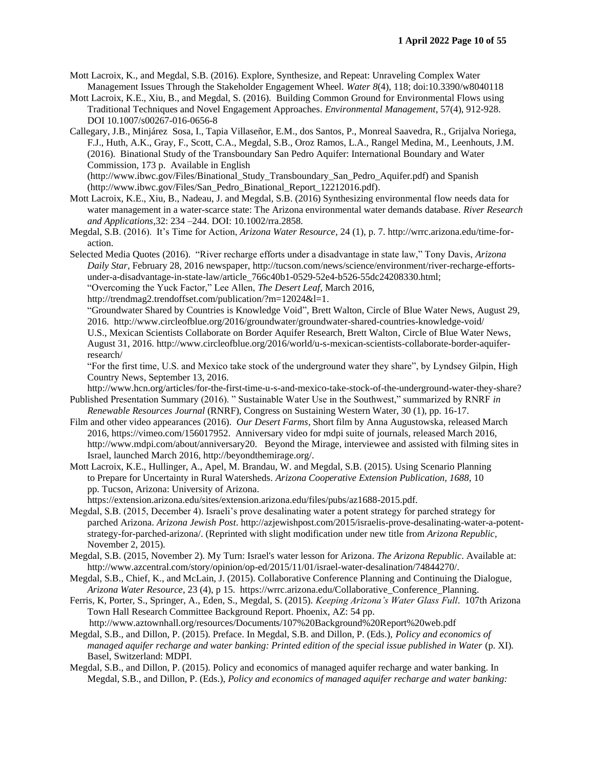Mott Lacroix, K., and Megdal, S.B. (2016). Explore, Synthesize, and Repeat: Unraveling Complex Water Management Issues Through the Stakeholder Engagement Wheel. *Water 8*(4), 118; doi:10.3390/w8040118

Mott Lacroix, K.E., Xiu, B., and Megdal, S. (2016). Building Common Ground for Environmental Flows using Traditional Techniques and Novel Engagement Approaches. *Environmental Management*, 57(4), 912-928. DOI 10.1007/s00267-016-0656-8

Callegary, J.B., Minjárez Sosa, I., Tapia Villaseñor, E.M., dos Santos, P., Monreal Saavedra, R., Grijalva Noriega, F.J., Huth, A.K., Gray, F., Scott, C.A., Megdal, S.B., Oroz Ramos, L.A., Rangel Medina, M., Leenhouts, J.M. (2016). Binational Study of the Transboundary San Pedro Aquifer: International Boundary and Water Commission, 173 p. Available in English (http://www.ibwc.gov/Files/Binational_Study_Transboundary_San_Pedro_Aquifer.pdf) and Spanish (http://www.ibwc.gov/Files/San_Pedro_Binational_Report_12212016.pdf).

Mott Lacroix, K.E., Xiu, B., Nadeau, J. and Megdal, S.B. (2016) Synthesizing environmental flow needs data for water management in a water-scarce state: The Arizona environmental water demands database. *River Research and Applications,*32: 234 –244. DOI: 10.1002/rra.2858.

Megdal, S.B. (2016). It's Time for Action, *Arizona Water Resource*, 24 (1), p. 7. http://wrrc.arizona.edu/time-for-action.

Selected Media Quotes (2016). "River recharge efforts under a disadvantage in state law," Tony Davis, *Arizona Daily Star*, February 28, 2016 newspaper, http://tucson.com/news/science/environment/river-recharge-efforts-under-a-disadvantage-in-state-law/article_766c40b1-0529-52e4-b526-55dc24208330.html;
"Overcoming the Yuck Factor," Lee Allen, *The Desert Leaf*, March 2016, http://trendmag2.trendoffset.com/publication/?m=12024&l=1.
"Groundwater Shared by Countries is Knowledge Void", Brett Walton, Circle of Blue Water News, August 29, 2016. http://www.circleofblue.org/2016/groundwater/groundwater-shared-countries-knowledge-void/
U.S., Mexican Scientists Collaborate on Border Aquifer Research, Brett Walton, Circle of Blue Water News, August 31, 2016. http://www.circleofblue.org/2016/world/u-s-mexican-scientists-collaborate-border-aquifer-research/
"For the first time, U.S. and Mexico take stock of the underground water they share", by Lyndsey Gilpin, High Country News, September 13, 2016.
http://www.hcn.org/articles/for-the-first-time-u-s-and-mexico-take-stock-of-the-underground-water-they-share?

Published Presentation Summary (2016). " Sustainable Water Use in the Southwest," summarized by RNRF *in Renewable Resources Journal* (RNRF), Congress on Sustaining Western Water, 30 (1), pp. 16-17.

Film and other video appearances (2016). *Our Desert Farms*, Short film by Anna Augustowska, released March 2016, https://vimeo.com/156017952. Anniversary video for mdpi suite of journals, released March 2016, http://www.mdpi.com/about/anniversary20. Beyond the Mirage, interviewee and assisted with filming sites in Israel, launched March 2016, http://beyondthemirage.org/.

Mott Lacroix, K.E., Hullinger, A., Apel, M. Brandau, W. and Megdal, S.B. (2015). Using Scenario Planning to Prepare for Uncertainty in Rural Watersheds. *Arizona Cooperative Extension Publication, 1688*, 10 pp. Tucson, Arizona: University of Arizona. https://extension.arizona.edu/sites/extension.arizona.edu/files/pubs/az1688-2015.pdf.

Megdal, S.B. (2015, December 4). Israeli's prove desalinating water a potent strategy for parched strategy for parched Arizona. *Arizona Jewish Post*. http://azjewishpost.com/2015/israelis-prove-desalinating-water-a-potent-strategy-for-parched-arizona/. (Reprinted with slight modification under new title from *Arizona Republic*, November 2, 2015).

Megdal, S.B. (2015, November 2). My Turn: Israel's water lesson for Arizona. *The Arizona Republic*. Available at: http://www.azcentral.com/story/opinion/op-ed/2015/11/01/israel-water-desalination/74844270/.

Megdal, S.B., Chief, K., and McLain, J. (2015). Collaborative Conference Planning and Continuing the Dialogue, *Arizona Water Resource*, 23 (4), p 15. https://wrrc.arizona.edu/Collaborative_Conference_Planning.

Ferris, K, Porter, S., Springer, A., Eden, S., Megdal, S. (2015). *Keeping Arizona's Water Glass Full*. 107th Arizona Town Hall Research Committee Background Report. Phoenix, AZ: 54 pp. http://www.aztownhall.org/resources/Documents/107%20Background%20Report%20web.pdf

Megdal, S.B., and Dillon, P. (2015). Preface. In Megdal, S.B. and Dillon, P. (Eds.), *Policy and economics of managed aquifer recharge and water banking: Printed edition of the special issue published in Water* (p. XI). Basel, Switzerland: MDPI.

Megdal, S.B., and Dillon, P. (2015). Policy and economics of managed aquifer recharge and water banking. In Megdal, S.B., and Dillon, P. (Eds.), *Policy and economics of managed aquifer recharge and water banking:*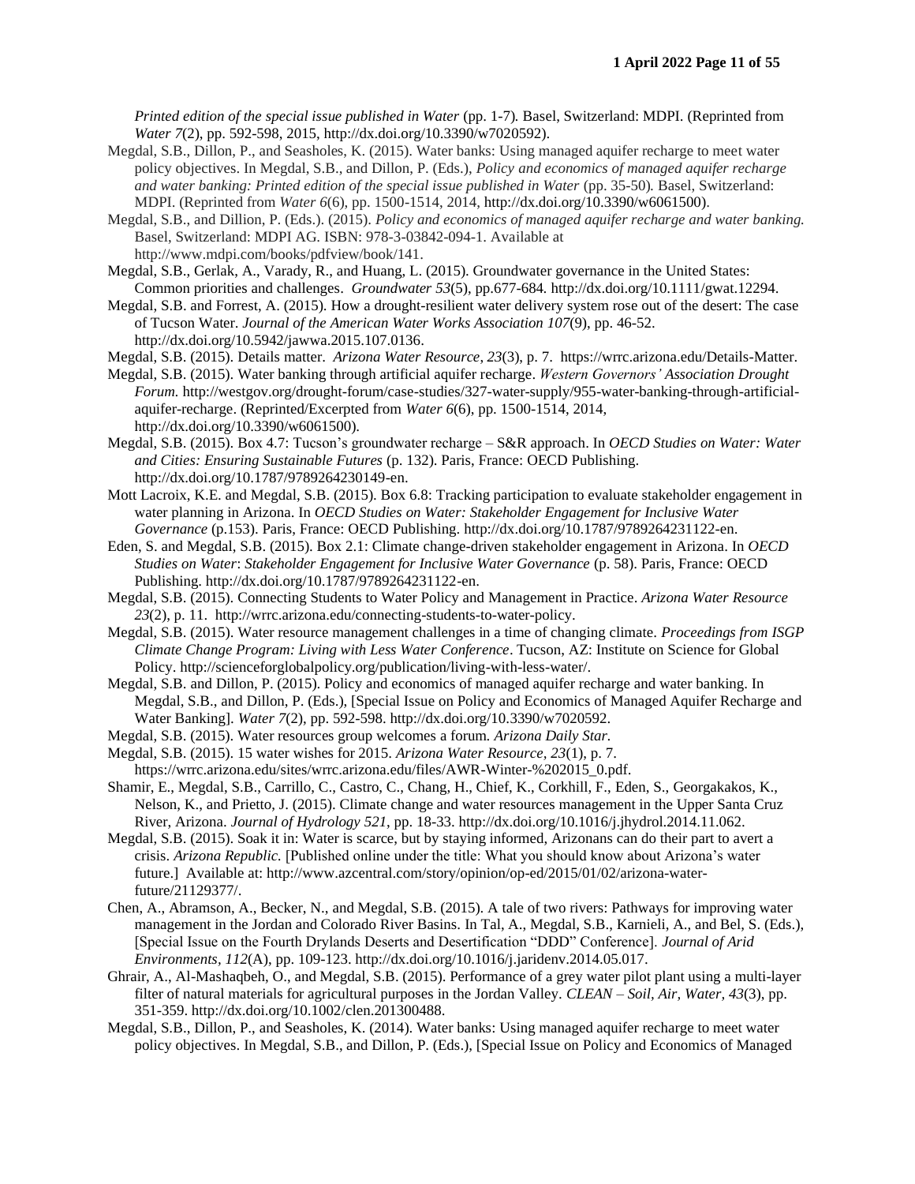*Printed edition of the special issue published in Water* (pp. 1-7). Basel, Switzerland: MDPI. (Reprinted from *Water 7*(2), pp. 592-598, 2015, http://dx.doi.org/10.3390/w7020592).

Megdal, S.B., Dillon, P., and Seasholes, K. (2015). Water banks: Using managed aquifer recharge to meet water policy objectives. In Megdal, S.B., and Dillon, P. (Eds.), *Policy and economics of managed aquifer recharge and water banking: Printed edition of the special issue published in Water* (pp. 35-50). Basel, Switzerland: MDPI. (Reprinted from *Water 6*(6), pp. 1500-1514, 2014, http://dx.doi.org/10.3390/w6061500).

Megdal, S.B., and Dillion, P. (Eds.). (2015). *Policy and economics of managed aquifer recharge and water banking.* Basel, Switzerland: MDPI AG. ISBN: 978-3-03842-094-1. Available at http://www.mdpi.com/books/pdfview/book/141.

Megdal, S.B., Gerlak, A., Varady, R., and Huang, L. (2015). Groundwater governance in the United States: Common priorities and challenges. *Groundwater 53*(5), pp.677-684. http://dx.doi.org/10.1111/gwat.12294.

Megdal, S.B. and Forrest, A. (2015). How a drought-resilient water delivery system rose out of the desert: The case of Tucson Water. *Journal of the American Water Works Association 107*(9), pp. 46-52. http://dx.doi.org/10.5942/jawwa.2015.107.0136.

Megdal, S.B. (2015). Details matter. *Arizona Water Resource*, *23*(3), p. 7. https://wrrc.arizona.edu/Details-Matter.

Megdal, S.B. (2015). Water banking through artificial aquifer recharge. *Western Governors' Association Drought Forum.* http://westgov.org/drought-forum/case-studies/327-water-supply/955-water-banking-through-artificial-aquifer-recharge. (Reprinted/Excerpted from *Water 6*(6), pp. 1500-1514, 2014, http://dx.doi.org/10.3390/w6061500).

Megdal, S.B. (2015). Box 4.7: Tucson's groundwater recharge – S&R approach. In *OECD Studies on Water: Water and Cities: Ensuring Sustainable Futures* (p. 132). Paris, France: OECD Publishing. http://dx.doi.org/10.1787/9789264230149-en.

Mott Lacroix, K.E. and Megdal, S.B. (2015). Box 6.8: Tracking participation to evaluate stakeholder engagement in water planning in Arizona. In *OECD Studies on Water: Stakeholder Engagement for Inclusive Water Governance* (p.153). Paris, France: OECD Publishing. http://dx.doi.org/10.1787/9789264231122-en.

Eden, S. and Megdal, S.B. (2015). Box 2.1: Climate change-driven stakeholder engagement in Arizona. In *OECD Studies on Water*: *Stakeholder Engagement for Inclusive Water Governance* (p. 58). Paris, France: OECD Publishing. http://dx.doi.org/10.1787/9789264231122-en.

Megdal, S.B. (2015). Connecting Students to Water Policy and Management in Practice. *Arizona Water Resource 23*(2), p. 11. http://wrrc.arizona.edu/connecting-students-to-water-policy.

Megdal, S.B. (2015). Water resource management challenges in a time of changing climate. *Proceedings from ISGP Climate Change Program: Living with Less Water Conference*. Tucson, AZ: Institute on Science for Global Policy. http://scienceforglobalpolicy.org/publication/living-with-less-water/.

Megdal, S.B. and Dillon, P. (2015). Policy and economics of managed aquifer recharge and water banking. In Megdal, S.B., and Dillon, P. (Eds.), [Special Issue on Policy and Economics of Managed Aquifer Recharge and Water Banking]. *Water 7*(2), pp. 592-598. http://dx.doi.org/10.3390/w7020592.

Megdal, S.B. (2015). Water resources group welcomes a forum. *Arizona Daily Star.*

Megdal, S.B. (2015). 15 water wishes for 2015. *Arizona Water Resource, 23*(1), p. 7. https://wrrc.arizona.edu/sites/wrrc.arizona.edu/files/AWR-Winter-%202015_0.pdf.

Shamir, E., Megdal, S.B., Carrillo, C., Castro, C., Chang, H., Chief, K., Corkhill, F., Eden, S., Georgakakos, K., Nelson, K., and Prietto, J. (2015). Climate change and water resources management in the Upper Santa Cruz River, Arizona. *Journal of Hydrology 521*, pp. 18-33. http://dx.doi.org/10.1016/j.jhydrol.2014.11.062.

Megdal, S.B. (2015). Soak it in: Water is scarce, but by staying informed, Arizonans can do their part to avert a crisis. *Arizona Republic.* [Published online under the title: What you should know about Arizona's water future.] Available at: http://www.azcentral.com/story/opinion/op-ed/2015/01/02/arizona-water-future/21129377/.

Chen, A., Abramson, A., Becker, N., and Megdal, S.B. (2015). A tale of two rivers: Pathways for improving water management in the Jordan and Colorado River Basins. In Tal, A., Megdal, S.B., Karnieli, A., and Bel, S. (Eds.), [Special Issue on the Fourth Drylands Deserts and Desertification "DDD" Conference]. *Journal of Arid Environments, 112*(A), pp. 109-123. http://dx.doi.org/10.1016/j.jaridenv.2014.05.017.

Ghrair, A., Al-Mashaqbeh, O., and Megdal, S.B. (2015). Performance of a grey water pilot plant using a multi-layer filter of natural materials for agricultural purposes in the Jordan Valley. *CLEAN – Soil, Air, Water, 43*(3), pp. 351-359. http://dx.doi.org/10.1002/clen.201300488.

Megdal, S.B., Dillon, P., and Seasholes, K. (2014). Water banks: Using managed aquifer recharge to meet water policy objectives. In Megdal, S.B., and Dillon, P. (Eds.), [Special Issue on Policy and Economics of Managed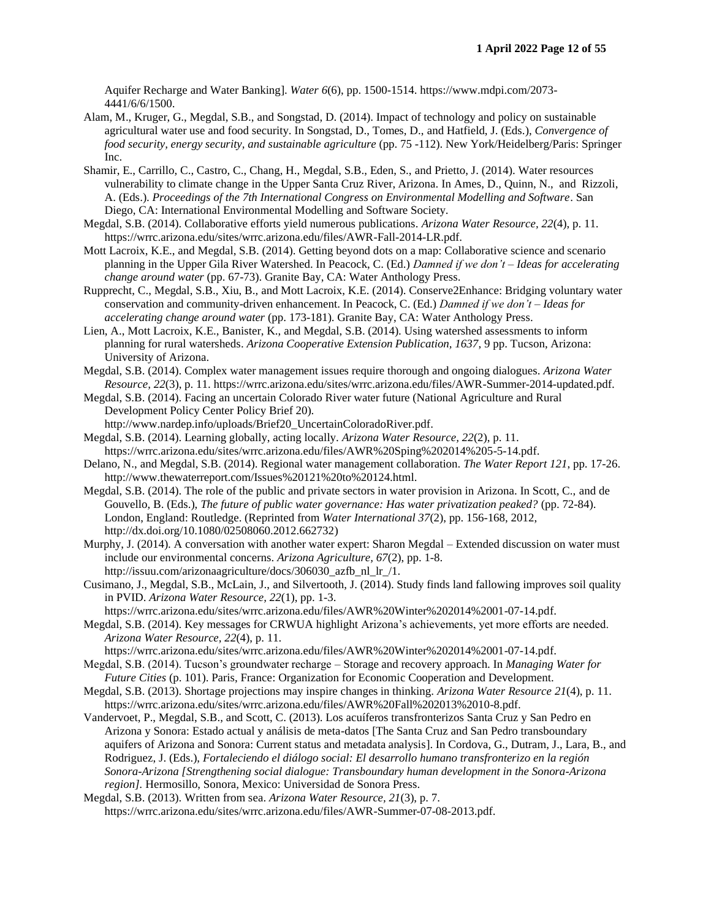Aquifer Recharge and Water Banking]. *Water 6*(6), pp. 1500-1514. https://www.mdpi.com/2073-4441/6/6/1500.

Alam, M., Kruger, G., Megdal, S.B., and Songstad, D. (2014). Impact of technology and policy on sustainable agricultural water use and food security. In Songstad, D., Tomes, D., and Hatfield, J. (Eds.), *Convergence of food security, energy security, and sustainable agriculture* (pp. 75 -112). New York/Heidelberg/Paris: Springer Inc.

Shamir, E., Carrillo, C., Castro, C., Chang, H., Megdal, S.B., Eden, S., and Prietto, J. (2014). Water resources vulnerability to climate change in the Upper Santa Cruz River, Arizona. In Ames, D., Quinn, N., and Rizzoli, A. (Eds.). *Proceedings of the 7th International Congress on Environmental Modelling and Software*. San Diego, CA: International Environmental Modelling and Software Society.

Megdal, S.B. (2014). Collaborative efforts yield numerous publications. *Arizona Water Resource, 22*(4), p. 11. https://wrrc.arizona.edu/sites/wrrc.arizona.edu/files/AWR-Fall-2014-LR.pdf.

Mott Lacroix, K.E., and Megdal, S.B. (2014). Getting beyond dots on a map: Collaborative science and scenario planning in the Upper Gila River Watershed. In Peacock, C. (Ed.) *Damned if we don't – Ideas for accelerating change around water* (pp. 67-73). Granite Bay, CA: Water Anthology Press.

Rupprecht, C., Megdal, S.B., Xiu, B., and Mott Lacroix, K.E. (2014). Conserve2Enhance: Bridging voluntary water conservation and community-driven enhancement. In Peacock, C. (Ed.) *Damned if we don't – Ideas for accelerating change around water* (pp. 173-181). Granite Bay, CA: Water Anthology Press.

Lien, A., Mott Lacroix, K.E., Banister, K., and Megdal, S.B. (2014). Using watershed assessments to inform planning for rural watersheds. *Arizona Cooperative Extension Publication, 1637*, 9 pp. Tucson, Arizona: University of Arizona.

Megdal, S.B. (2014). Complex water management issues require thorough and ongoing dialogues. *Arizona Water Resource, 22*(3), p. 11. https://wrrc.arizona.edu/sites/wrrc.arizona.edu/files/AWR-Summer-2014-updated.pdf.

Megdal, S.B. (2014). Facing an uncertain Colorado River water future (National Agriculture and Rural Development Policy Center Policy Brief 20). http://www.nardep.info/uploads/Brief20_UncertainColoradoRiver.pdf.

Megdal, S.B. (2014). Learning globally, acting locally. *Arizona Water Resource, 22*(2), p. 11. https://wrrc.arizona.edu/sites/wrrc.arizona.edu/files/AWR%20Sping%202014%205-5-14.pdf.

Delano, N., and Megdal, S.B. (2014). Regional water management collaboration. *The Water Report 121*, pp. 17-26. http://www.thewaterreport.com/Issues%20121%20to%20124.html.

Megdal, S.B. (2014). The role of the public and private sectors in water provision in Arizona. In Scott, C., and de Gouvello, B. (Eds.), *The future of public water governance: Has water privatization peaked?* (pp. 72-84). London, England: Routledge. (Reprinted from *Water International 37*(2), pp. 156-168, 2012, http://dx.doi.org/10.1080/02508060.2012.662732)

Murphy, J. (2014). A conversation with another water expert: Sharon Megdal – Extended discussion on water must include our environmental concerns. *Arizona Agriculture, 67*(2), pp. 1-8. http://issuu.com/arizonaagriculture/docs/306030_azfb_nl_lr_/1.

Cusimano, J., Megdal, S.B., McLain, J., and Silvertooth, J. (2014). Study finds land fallowing improves soil quality in PVID. *Arizona Water Resource, 22*(1), pp. 1-3. https://wrrc.arizona.edu/sites/wrrc.arizona.edu/files/AWR%20Winter%202014%2001-07-14.pdf.

Megdal, S.B. (2014). Key messages for CRWUA highlight Arizona's achievements, yet more efforts are needed. *Arizona Water Resource, 22*(4), p. 11. https://wrrc.arizona.edu/sites/wrrc.arizona.edu/files/AWR%20Winter%202014%2001-07-14.pdf.

Megdal, S.B. (2014). Tucson's groundwater recharge – Storage and recovery approach. In *Managing Water for Future Cities* (p. 101). Paris, France: Organization for Economic Cooperation and Development.

Megdal, S.B. (2013). Shortage projections may inspire changes in thinking. *Arizona Water Resource 21*(4), p. 11. https://wrrc.arizona.edu/sites/wrrc.arizona.edu/files/AWR%20Fall%202013%2010-8.pdf.

Vandervoet, P., Megdal, S.B., and Scott, C. (2013). Los acuíferos transfronterizos Santa Cruz y San Pedro en Arizona y Sonora: Estado actual y análisis de meta-datos [The Santa Cruz and San Pedro transboundary aquifers of Arizona and Sonora: Current status and metadata analysis]. In Cordova, G., Dutram, J., Lara, B., and Rodriguez, J. (Eds.), *Fortaleciendo el diálogo social: El desarrollo humano transfronterizo en la región Sonora-Arizona [Strengthening social dialogue: Transboundary human development in the Sonora-Arizona region]*. Hermosillo, Sonora, Mexico: Universidad de Sonora Press.

Megdal, S.B. (2013). Written from sea. *Arizona Water Resource, 21*(3), p. 7. https://wrrc.arizona.edu/sites/wrrc.arizona.edu/files/AWR-Summer-07-08-2013.pdf.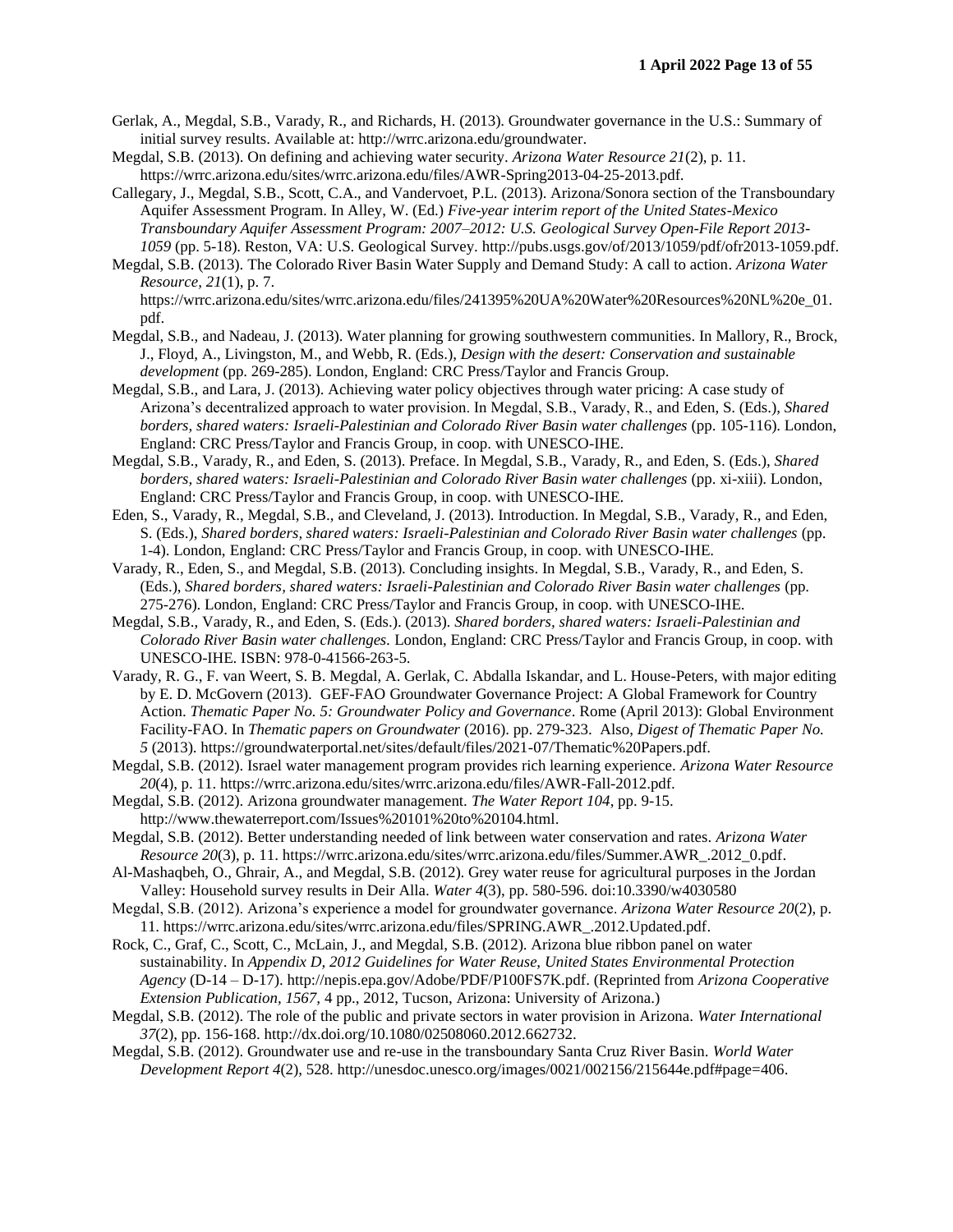Gerlak, A., Megdal, S.B., Varady, R., and Richards, H. (2013). Groundwater governance in the U.S.: Summary of initial survey results. Available at: http://wrrc.arizona.edu/groundwater.

Megdal, S.B. (2013). On defining and achieving water security. *Arizona Water Resource 21*(2), p. 11. https://wrrc.arizona.edu/sites/wrrc.arizona.edu/files/AWR-Spring2013-04-25-2013.pdf.

Callegary, J., Megdal, S.B., Scott, C.A., and Vandervoet, P.L. (2013). Arizona/Sonora section of the Transboundary Aquifer Assessment Program. In Alley, W. (Ed.) *Five-year interim report of the United States-Mexico Transboundary Aquifer Assessment Program: 2007–2012: U.S. Geological Survey Open-File Report 2013-1059* (pp. 5-18). Reston, VA: U.S. Geological Survey. http://pubs.usgs.gov/of/2013/1059/pdf/ofr2013-1059.pdf.

Megdal, S.B. (2013). The Colorado River Basin Water Supply and Demand Study: A call to action. *Arizona Water Resource, 21*(1), p. 7. https://wrrc.arizona.edu/sites/wrrc.arizona.edu/files/241395%20UA%20Water%20Resources%20NL%20e_01.pdf.

Megdal, S.B., and Nadeau, J. (2013). Water planning for growing southwestern communities. In Mallory, R., Brock, J., Floyd, A., Livingston, M., and Webb, R. (Eds.), *Design with the desert: Conservation and sustainable development* (pp. 269-285). London, England: CRC Press/Taylor and Francis Group.

Megdal, S.B., and Lara, J. (2013). Achieving water policy objectives through water pricing: A case study of Arizona's decentralized approach to water provision. In Megdal, S.B., Varady, R., and Eden, S. (Eds.), *Shared borders, shared waters: Israeli-Palestinian and Colorado River Basin water challenges* (pp. 105-116). London, England: CRC Press/Taylor and Francis Group, in coop. with UNESCO-IHE.

Megdal, S.B., Varady, R., and Eden, S. (2013). Preface. In Megdal, S.B., Varady, R., and Eden, S. (Eds.), *Shared borders, shared waters: Israeli-Palestinian and Colorado River Basin water challenges* (pp. xi-xiii). London, England: CRC Press/Taylor and Francis Group, in coop. with UNESCO-IHE.

Eden, S., Varady, R., Megdal, S.B., and Cleveland, J. (2013). Introduction. In Megdal, S.B., Varady, R., and Eden, S. (Eds.), *Shared borders, shared waters: Israeli-Palestinian and Colorado River Basin water challenges* (pp. 1-4). London, England: CRC Press/Taylor and Francis Group, in coop. with UNESCO-IHE.

Varady, R., Eden, S., and Megdal, S.B. (2013). Concluding insights. In Megdal, S.B., Varady, R., and Eden, S. (Eds.), *Shared borders, shared waters: Israeli-Palestinian and Colorado River Basin water challenges* (pp. 275-276). London, England: CRC Press/Taylor and Francis Group, in coop. with UNESCO-IHE.

Megdal, S.B., Varady, R., and Eden, S. (Eds.). (2013). *Shared borders, shared waters: Israeli-Palestinian and Colorado River Basin water challenges.* London, England: CRC Press/Taylor and Francis Group, in coop. with UNESCO-IHE. ISBN: 978-0-41566-263-5.

Varady, R. G., F. van Weert, S. B. Megdal, A. Gerlak, C. Abdalla Iskandar, and L. House-Peters, with major editing by E. D. McGovern (2013). GEF-FAO Groundwater Governance Project: A Global Framework for Country Action. *Thematic Paper No. 5: Groundwater Policy and Governance*. Rome (April 2013): Global Environment Facility-FAO. In *Thematic papers on Groundwater* (2016). pp. 279-323. Also, *Digest of Thematic Paper No. 5* (2013). https://groundwaterportal.net/sites/default/files/2021-07/Thematic%20Papers.pdf.

Megdal, S.B. (2012). Israel water management program provides rich learning experience. *Arizona Water Resource 20*(4), p. 11. https://wrrc.arizona.edu/sites/wrrc.arizona.edu/files/AWR-Fall-2012.pdf.

Megdal, S.B. (2012). Arizona groundwater management. *The Water Report 104*, pp. 9-15. http://www.thewaterreport.com/Issues%20101%20to%20104.html.

Megdal, S.B. (2012). Better understanding needed of link between water conservation and rates. *Arizona Water Resource 20*(3), p. 11. https://wrrc.arizona.edu/sites/wrrc.arizona.edu/files/Summer.AWR_.2012_0.pdf.

Al-Mashaqbeh, O., Ghrair, A., and Megdal, S.B. (2012). Grey water reuse for agricultural purposes in the Jordan Valley: Household survey results in Deir Alla. *Water 4*(3), pp. 580-596. doi:10.3390/w4030580

Megdal, S.B. (2012). Arizona's experience a model for groundwater governance. *Arizona Water Resource 20*(2), p. 11. https://wrrc.arizona.edu/sites/wrrc.arizona.edu/files/SPRING.AWR_.2012.Updated.pdf.

Rock, C., Graf, C., Scott, C., McLain, J., and Megdal, S.B. (2012). Arizona blue ribbon panel on water sustainability. In *Appendix D, 2012 Guidelines for Water Reuse, United States Environmental Protection Agency* (D-14 – D-17). http://nepis.epa.gov/Adobe/PDF/P100FS7K.pdf. (Reprinted from *Arizona Cooperative Extension Publication, 1567*, 4 pp., 2012, Tucson, Arizona: University of Arizona.)

Megdal, S.B. (2012). The role of the public and private sectors in water provision in Arizona. *Water International 37*(2), pp. 156-168. http://dx.doi.org/10.1080/02508060.2012.662732.

Megdal, S.B. (2012). Groundwater use and re-use in the transboundary Santa Cruz River Basin. *World Water Development Report 4*(2), 528. http://unesdoc.unesco.org/images/0021/002156/215644e.pdf#page=406.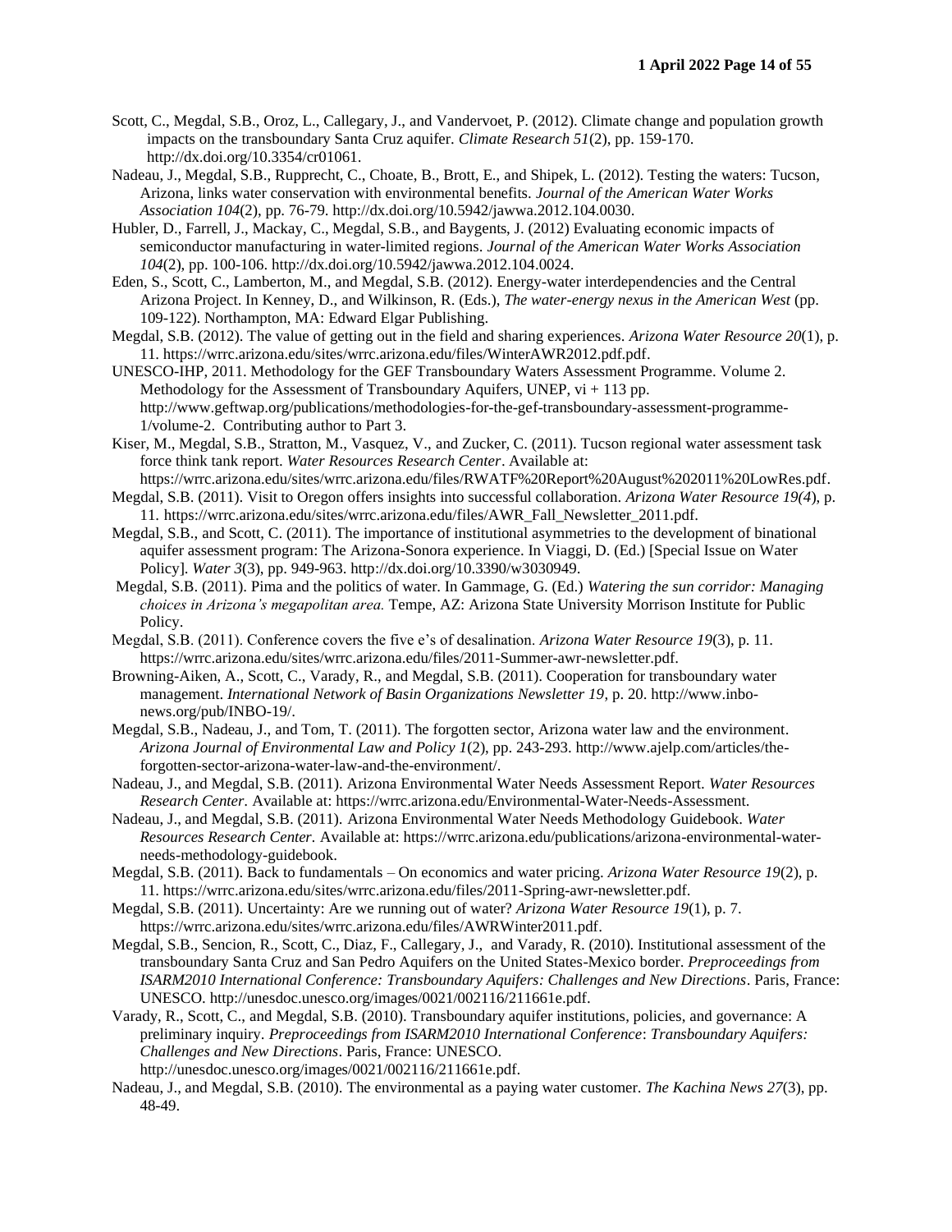Scott, C., Megdal, S.B., Oroz, L., Callegary, J., and Vandervoet, P. (2012). Climate change and population growth impacts on the transboundary Santa Cruz aquifer. *Climate Research 51*(2), pp. 159-170. http://dx.doi.org/10.3354/cr01061.

Nadeau, J., Megdal, S.B., Rupprecht, C., Choate, B., Brott, E., and Shipek, L. (2012). Testing the waters: Tucson, Arizona, links water conservation with environmental benefits. *Journal of the American Water Works Association 104*(2), pp. 76-79. http://dx.doi.org/10.5942/jawwa.2012.104.0030.

Hubler, D., Farrell, J., Mackay, C., Megdal, S.B., and Baygents, J. (2012) Evaluating economic impacts of semiconductor manufacturing in water-limited regions. *Journal of the American Water Works Association 104*(2), pp. 100-106. http://dx.doi.org/10.5942/jawwa.2012.104.0024.

Eden, S., Scott, C., Lamberton, M., and Megdal, S.B. (2012). Energy-water interdependencies and the Central Arizona Project. In Kenney, D., and Wilkinson, R. (Eds.), *The water-energy nexus in the American West* (pp. 109-122). Northampton, MA: Edward Elgar Publishing.

Megdal, S.B. (2012). The value of getting out in the field and sharing experiences. *Arizona Water Resource 20*(1), p. 11. https://wrrc.arizona.edu/sites/wrrc.arizona.edu/files/WinterAWR2012.pdf.pdf.

UNESCO-IHP, 2011. Methodology for the GEF Transboundary Waters Assessment Programme. Volume 2. Methodology for the Assessment of Transboundary Aquifers, UNEP, vi + 113 pp. http://www.geftwap.org/publications/methodologies-for-the-gef-transboundary-assessment-programme-1/volume-2. Contributing author to Part 3.

Kiser, M., Megdal, S.B., Stratton, M., Vasquez, V., and Zucker, C. (2011). Tucson regional water assessment task force think tank report. *Water Resources Research Center*. Available at: https://wrrc.arizona.edu/sites/wrrc.arizona.edu/files/RWATF%20Report%20August%202011%20LowRes.pdf.

Megdal, S.B. (2011). Visit to Oregon offers insights into successful collaboration. *Arizona Water Resource 19(4)*, p. 11. https://wrrc.arizona.edu/sites/wrrc.arizona.edu/files/AWR_Fall_Newsletter_2011.pdf.

Megdal, S.B., and Scott, C. (2011). The importance of institutional asymmetries to the development of binational aquifer assessment program: The Arizona-Sonora experience. In Viaggi, D. (Ed.) [Special Issue on Water Policy]. *Water 3*(3), pp. 949-963. http://dx.doi.org/10.3390/w3030949.

Megdal, S.B. (2011). Pima and the politics of water. In Gammage, G. (Ed.) *Watering the sun corridor: Managing choices in Arizona's megapolitan area.* Tempe, AZ: Arizona State University Morrison Institute for Public Policy.

Megdal, S.B. (2011). Conference covers the five e's of desalination. *Arizona Water Resource 19*(3), p. 11. https://wrrc.arizona.edu/sites/wrrc.arizona.edu/files/2011-Summer-awr-newsletter.pdf.

Browning-Aiken, A., Scott, C., Varady, R., and Megdal, S.B. (2011). Cooperation for transboundary water management. *International Network of Basin Organizations Newsletter 19*, p. 20. http://www.inbo-news.org/pub/INBO-19/.

Megdal, S.B., Nadeau, J., and Tom, T. (2011). The forgotten sector, Arizona water law and the environment. *Arizona Journal of Environmental Law and Policy 1*(2), pp. 243-293. http://www.ajelp.com/articles/the-forgotten-sector-arizona-water-law-and-the-environment/.

Nadeau, J., and Megdal, S.B. (2011). Arizona Environmental Water Needs Assessment Report. *Water Resources Research Center.* Available at: https://wrrc.arizona.edu/Environmental-Water-Needs-Assessment.

Nadeau, J., and Megdal, S.B. (2011). Arizona Environmental Water Needs Methodology Guidebook. *Water Resources Research Center.* Available at: https://wrrc.arizona.edu/publications/arizona-environmental-water-needs-methodology-guidebook.

Megdal, S.B. (2011). Back to fundamentals – On economics and water pricing. *Arizona Water Resource 19*(2), p. 11. https://wrrc.arizona.edu/sites/wrrc.arizona.edu/files/2011-Spring-awr-newsletter.pdf.

Megdal, S.B. (2011). Uncertainty: Are we running out of water? *Arizona Water Resource 19*(1), p. 7. https://wrrc.arizona.edu/sites/wrrc.arizona.edu/files/AWRWinter2011.pdf.

Megdal, S.B., Sencion, R., Scott, C., Diaz, F., Callegary, J., and Varady, R. (2010). Institutional assessment of the transboundary Santa Cruz and San Pedro Aquifers on the United States-Mexico border. *Preproceedings from ISARM2010 International Conference: Transboundary Aquifers: Challenges and New Directions*. Paris, France: UNESCO. http://unesdoc.unesco.org/images/0021/002116/211661e.pdf.

Varady, R., Scott, C., and Megdal, S.B. (2010). Transboundary aquifer institutions, policies, and governance: A preliminary inquiry. *Preproceedings from ISARM2010 International Conference*: *Transboundary Aquifers: Challenges and New Directions*. Paris, France: UNESCO. http://unesdoc.unesco.org/images/0021/002116/211661e.pdf.

Nadeau, J., and Megdal, S.B. (2010). The environmental as a paying water customer. *The Kachina News 27*(3), pp. 48-49.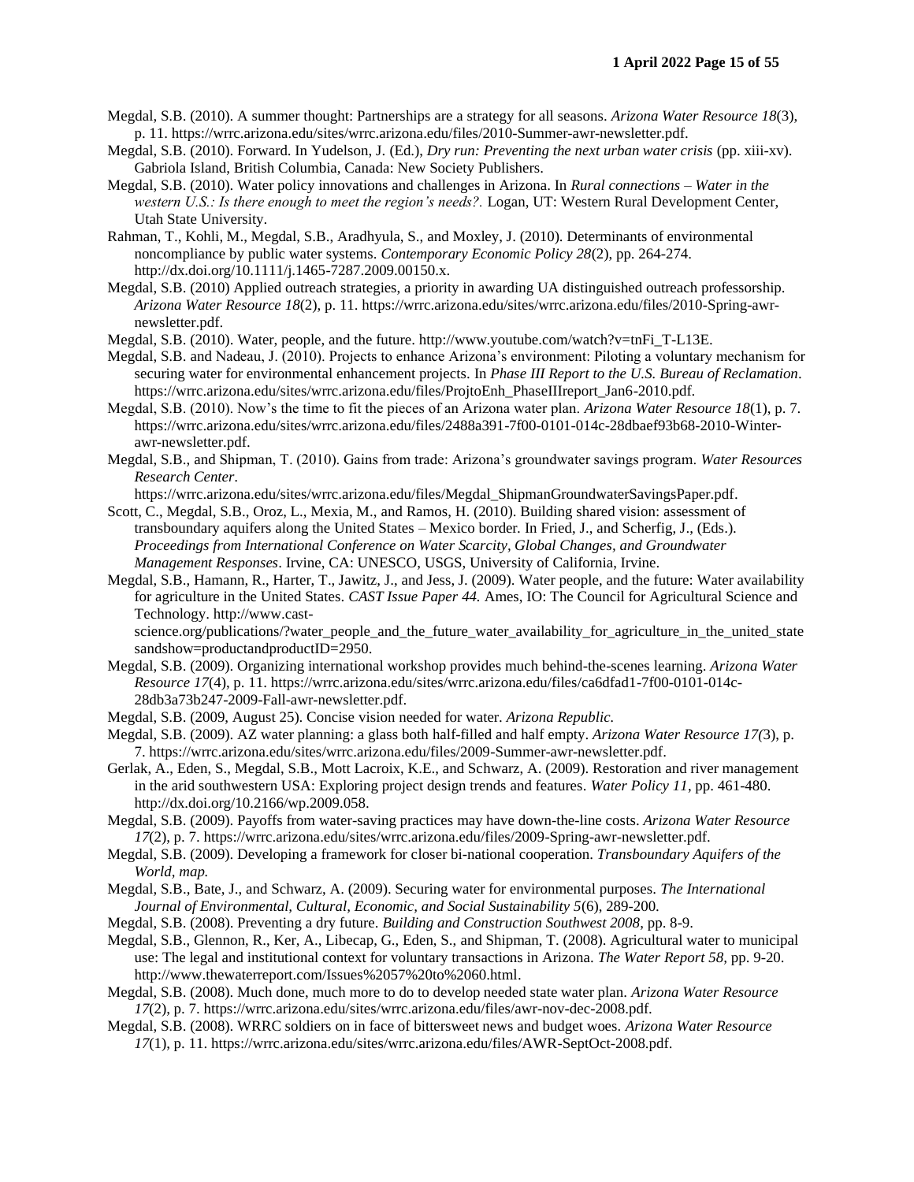Megdal, S.B. (2010). A summer thought: Partnerships are a strategy for all seasons. *Arizona Water Resource 18*(3), p. 11. https://wrrc.arizona.edu/sites/wrrc.arizona.edu/files/2010-Summer-awr-newsletter.pdf.

Megdal, S.B. (2010). Forward. In Yudelson, J. (Ed.), *Dry run: Preventing the next urban water crisis* (pp. xiii-xv). Gabriola Island, British Columbia, Canada: New Society Publishers.

Megdal, S.B. (2010). Water policy innovations and challenges in Arizona. In *Rural connections – Water in the western U.S.: Is there enough to meet the region's needs?.* Logan, UT: Western Rural Development Center, Utah State University.

Rahman, T., Kohli, M., Megdal, S.B., Aradhyula, S., and Moxley, J. (2010). Determinants of environmental noncompliance by public water systems. *Contemporary Economic Policy 28*(2), pp. 264-274. http://dx.doi.org/10.1111/j.1465-7287.2009.00150.x.

Megdal, S.B. (2010) Applied outreach strategies, a priority in awarding UA distinguished outreach professorship. *Arizona Water Resource 18*(2), p. 11. https://wrrc.arizona.edu/sites/wrrc.arizona.edu/files/2010-Spring-awr-newsletter.pdf.

Megdal, S.B. (2010). Water, people, and the future. http://www.youtube.com/watch?v=tnFi_T-L13E.

Megdal, S.B. and Nadeau, J. (2010). Projects to enhance Arizona's environment: Piloting a voluntary mechanism for securing water for environmental enhancement projects. In *Phase III Report to the U.S. Bureau of Reclamation*. https://wrrc.arizona.edu/sites/wrrc.arizona.edu/files/ProjtoEnh_PhaseIIIreport_Jan6-2010.pdf.

Megdal, S.B. (2010). Now's the time to fit the pieces of an Arizona water plan. *Arizona Water Resource 18*(1), p. 7. https://wrrc.arizona.edu/sites/wrrc.arizona.edu/files/2488a391-7f00-0101-014c-28dbaef93b68-2010-Winter-awr-newsletter.pdf.

Megdal, S.B., and Shipman, T. (2010). Gains from trade: Arizona's groundwater savings program. *Water Resources Research Center*. https://wrrc.arizona.edu/sites/wrrc.arizona.edu/files/Megdal_ShipmanGroundwaterSavingsPaper.pdf.

Scott, C., Megdal, S.B., Oroz, L., Mexia, M., and Ramos, H. (2010). Building shared vision: assessment of transboundary aquifers along the United States – Mexico border. In Fried, J., and Scherfig, J., (Eds.). *Proceedings from International Conference on Water Scarcity, Global Changes, and Groundwater Management Responses*. Irvine, CA: UNESCO, USGS, University of California, Irvine.

Megdal, S.B., Hamann, R., Harter, T., Jawitz, J., and Jess, J. (2009). Water people, and the future: Water availability for agriculture in the United States. *CAST Issue Paper 44.* Ames, IO: The Council for Agricultural Science and Technology. http://www.cast-science.org/publications/?water_people_and_the_future_water_availability_for_agriculture_in_the_united_statesandshow=productandproductID=2950.

Megdal, S.B. (2009). Organizing international workshop provides much behind-the-scenes learning. *Arizona Water Resource 17*(4), p. 11. https://wrrc.arizona.edu/sites/wrrc.arizona.edu/files/ca6dfad1-7f00-0101-014c-28db3a73b247-2009-Fall-awr-newsletter.pdf.

Megdal, S.B. (2009, August 25). Concise vision needed for water. *Arizona Republic.*

Megdal, S.B. (2009). AZ water planning: a glass both half-filled and half empty. *Arizona Water Resource 17(*3), p. 7. https://wrrc.arizona.edu/sites/wrrc.arizona.edu/files/2009-Summer-awr-newsletter.pdf.

Gerlak, A., Eden, S., Megdal, S.B., Mott Lacroix, K.E., and Schwarz, A. (2009). Restoration and river management in the arid southwestern USA: Exploring project design trends and features. *Water Policy 11*, pp. 461-480. http://dx.doi.org/10.2166/wp.2009.058.

Megdal, S.B. (2009). Payoffs from water-saving practices may have down-the-line costs. *Arizona Water Resource 17*(2), p. 7. https://wrrc.arizona.edu/sites/wrrc.arizona.edu/files/2009-Spring-awr-newsletter.pdf.

Megdal, S.B. (2009). Developing a framework for closer bi-national cooperation. *Transboundary Aquifers of the World, map.*

Megdal, S.B., Bate, J., and Schwarz, A. (2009). Securing water for environmental purposes. *The International Journal of Environmental, Cultural, Economic, and Social Sustainability 5*(6), 289-200.

Megdal, S.B. (2008). Preventing a dry future. *Building and Construction Southwest 2008*, pp. 8-9.

Megdal, S.B., Glennon, R., Ker, A., Libecap, G., Eden, S., and Shipman, T. (2008). Agricultural water to municipal use: The legal and institutional context for voluntary transactions in Arizona. *The Water Report 58*, pp. 9-20. http://www.thewaterreport.com/Issues%2057%20to%2060.html.

Megdal, S.B. (2008). Much done, much more to do to develop needed state water plan. *Arizona Water Resource 17*(2), p. 7. https://wrrc.arizona.edu/sites/wrrc.arizona.edu/files/awr-nov-dec-2008.pdf.

Megdal, S.B. (2008). WRRC soldiers on in face of bittersweet news and budget woes. *Arizona Water Resource 17*(1), p. 11. https://wrrc.arizona.edu/sites/wrrc.arizona.edu/files/AWR-SeptOct-2008.pdf.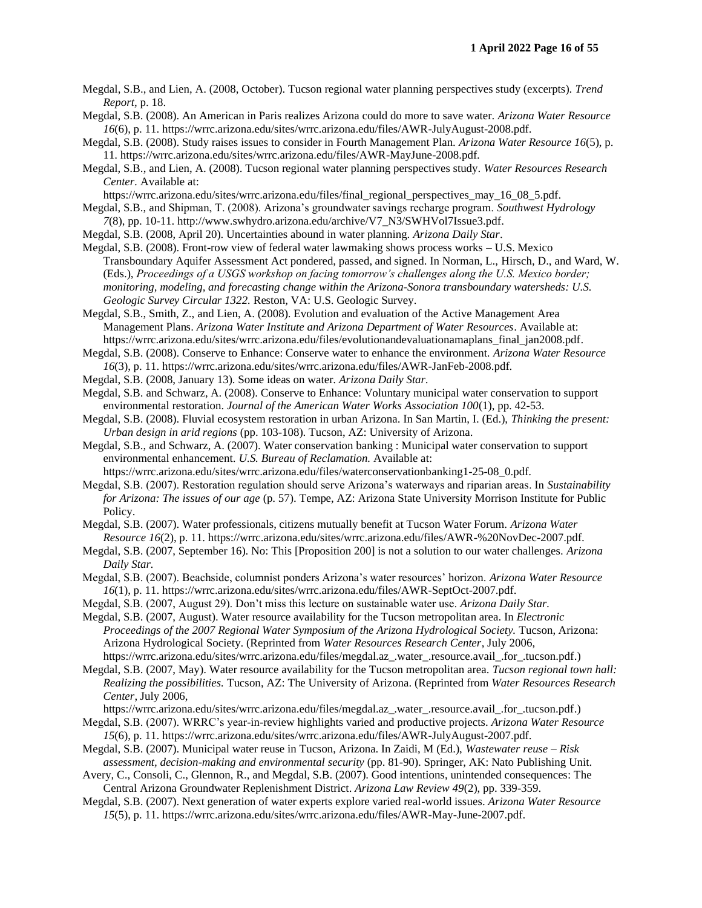Megdal, S.B., and Lien, A. (2008, October). Tucson regional water planning perspectives study (excerpts). *Trend Report*, p. 18.

Megdal, S.B. (2008). An American in Paris realizes Arizona could do more to save water. *Arizona Water Resource 16*(6), p. 11. https://wrrc.arizona.edu/sites/wrrc.arizona.edu/files/AWR-JulyAugust-2008.pdf.

Megdal, S.B. (2008). Study raises issues to consider in Fourth Management Plan. *Arizona Water Resource 16*(5), p. 11. https://wrrc.arizona.edu/sites/wrrc.arizona.edu/files/AWR-MayJune-2008.pdf.

Megdal, S.B., and Lien, A. (2008). Tucson regional water planning perspectives study. *Water Resources Research Center*. Available at: https://wrrc.arizona.edu/sites/wrrc.arizona.edu/files/final_regional_perspectives_may_16_08_5.pdf.

Megdal, S.B., and Shipman, T. (2008). Arizona's groundwater savings recharge program. *Southwest Hydrology 7*(8), pp. 10-11. http://www.swhydro.arizona.edu/archive/V7_N3/SWHVol7Issue3.pdf.

Megdal, S.B. (2008, April 20). Uncertainties abound in water planning. *Arizona Daily Star*.

Megdal, S.B. (2008). Front-row view of federal water lawmaking shows process works – U.S. Mexico Transboundary Aquifer Assessment Act pondered, passed, and signed. In Norman, L., Hirsch, D., and Ward, W. (Eds.), *Proceedings of a USGS workshop on facing tomorrow's challenges along the U.S. Mexico border; monitoring, modeling, and forecasting change within the Arizona-Sonora transboundary watersheds: U.S. Geologic Survey Circular 1322.* Reston, VA: U.S. Geologic Survey.

Megdal, S.B., Smith, Z., and Lien, A. (2008). Evolution and evaluation of the Active Management Area Management Plans. *Arizona Water Institute and Arizona Department of Water Resources*. Available at: https://wrrc.arizona.edu/sites/wrrc.arizona.edu/files/evolutionandevaluationamaplans_final_jan2008.pdf.

Megdal, S.B. (2008). Conserve to Enhance: Conserve water to enhance the environment. *Arizona Water Resource 16*(3), p. 11. https://wrrc.arizona.edu/sites/wrrc.arizona.edu/files/AWR-JanFeb-2008.pdf.

Megdal, S.B. (2008, January 13). Some ideas on water. *Arizona Daily Star*.

Megdal, S.B. and Schwarz, A. (2008). Conserve to Enhance: Voluntary municipal water conservation to support environmental restoration. *Journal of the American Water Works Association 100*(1), pp. 42-53.

Megdal, S.B. (2008). Fluvial ecosystem restoration in urban Arizona. In San Martin, I. (Ed.), *Thinking the present: Urban design in arid regions* (pp. 103-108). Tucson, AZ: University of Arizona.

Megdal, S.B., and Schwarz, A. (2007). Water conservation banking : Municipal water conservation to support environmental enhancement. *U.S. Bureau of Reclamation.* Available at: https://wrrc.arizona.edu/sites/wrrc.arizona.edu/files/waterconservationbanking1-25-08_0.pdf.

Megdal, S.B. (2007). Restoration regulation should serve Arizona's waterways and riparian areas. In *Sustainability for Arizona: The issues of our age* (p. 57). Tempe, AZ: Arizona State University Morrison Institute for Public Policy.

Megdal, S.B. (2007). Water professionals, citizens mutually benefit at Tucson Water Forum. *Arizona Water Resource 16*(2), p. 11. https://wrrc.arizona.edu/sites/wrrc.arizona.edu/files/AWR-%20NovDec-2007.pdf.

Megdal, S.B. (2007, September 16). No: This [Proposition 200] is not a solution to our water challenges. *Arizona Daily Star.*

Megdal, S.B. (2007). Beachside, columnist ponders Arizona's water resources' horizon. *Arizona Water Resource 16*(1), p. 11. https://wrrc.arizona.edu/sites/wrrc.arizona.edu/files/AWR-SeptOct-2007.pdf.

Megdal, S.B. (2007, August 29). Don't miss this lecture on sustainable water use. *Arizona Daily Star.*

Megdal, S.B. (2007, August). Water resource availability for the Tucson metropolitan area. In *Electronic Proceedings of the 2007 Regional Water Symposium of the Arizona Hydrological Society.* Tucson, Arizona: Arizona Hydrological Society. (Reprinted from *Water Resources Research Center*, July 2006, https://wrrc.arizona.edu/sites/wrrc.arizona.edu/files/megdal.az_.water_.resource.avail_.for_.tucson.pdf.)

Megdal, S.B. (2007, May). Water resource availability for the Tucson metropolitan area. *Tucson regional town hall: Realizing the possibilities.* Tucson, AZ: The University of Arizona. (Reprinted from *Water Resources Research Center*, July 2006, https://wrrc.arizona.edu/sites/wrrc.arizona.edu/files/megdal.az_.water_.resource.avail_.for_.tucson.pdf.)

Megdal, S.B. (2007). WRRC's year-in-review highlights varied and productive projects. *Arizona Water Resource 15*(6), p. 11. https://wrrc.arizona.edu/sites/wrrc.arizona.edu/files/AWR-JulyAugust-2007.pdf.

Megdal, S.B. (2007). Municipal water reuse in Tucson, Arizona. In Zaidi, M (Ed.), *Wastewater reuse – Risk assessment, decision-making and environmental security* (pp. 81-90). Springer, AK: Nato Publishing Unit.

Avery, C., Consoli, C., Glennon, R., and Megdal, S.B. (2007). Good intentions, unintended consequences: The Central Arizona Groundwater Replenishment District. *Arizona Law Review 49*(2), pp. 339-359.

Megdal, S.B. (2007). Next generation of water experts explore varied real-world issues. *Arizona Water Resource 15*(5), p. 11. https://wrrc.arizona.edu/sites/wrrc.arizona.edu/files/AWR-May-June-2007.pdf.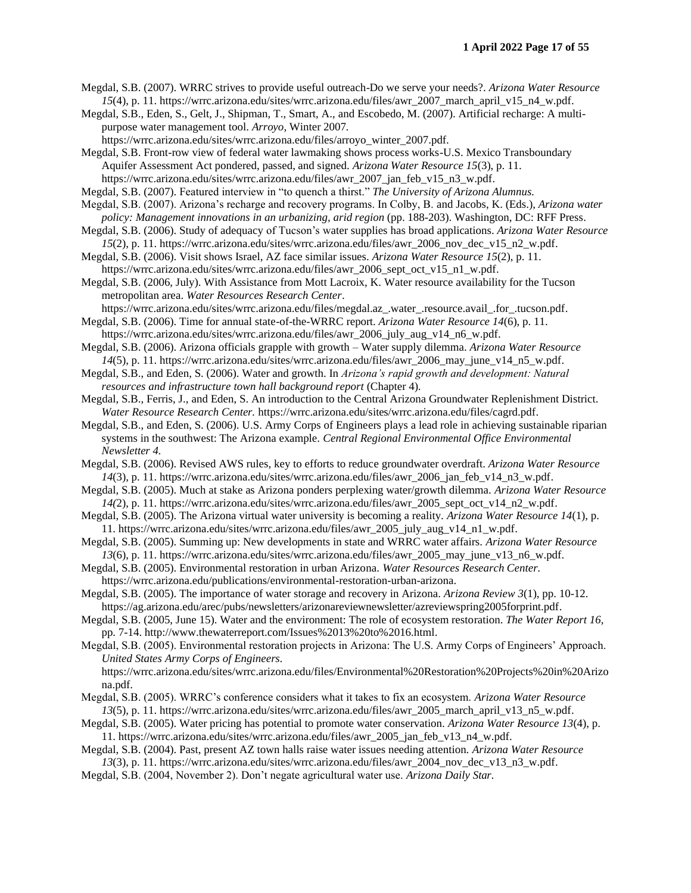Megdal, S.B. (2007). WRRC strives to provide useful outreach-Do we serve your needs?. *Arizona Water Resource 15*(4), p. 11. https://wrrc.arizona.edu/sites/wrrc.arizona.edu/files/awr_2007_march_april_v15_n4_w.pdf.

Megdal, S.B., Eden, S., Gelt, J., Shipman, T., Smart, A., and Escobedo, M. (2007). Artificial recharge: A multi-purpose water management tool. *Arroyo*, Winter 2007. https://wrrc.arizona.edu/sites/wrrc.arizona.edu/files/arroyo_winter_2007.pdf.

Megdal, S.B. Front-row view of federal water lawmaking shows process works-U.S. Mexico Transboundary Aquifer Assessment Act pondered, passed, and signed. *Arizona Water Resource 15*(3), p. 11. https://wrrc.arizona.edu/sites/wrrc.arizona.edu/files/awr_2007_jan_feb_v15_n3_w.pdf.

Megdal, S.B. (2007). Featured interview in "to quench a thirst." *The University of Arizona Alumnus.*

Megdal, S.B. (2007). Arizona's recharge and recovery programs. In Colby, B. and Jacobs, K. (Eds.), *Arizona water policy: Management innovations in an urbanizing, arid region* (pp. 188-203). Washington, DC: RFF Press.

Megdal, S.B. (2006). Study of adequacy of Tucson's water supplies has broad applications. *Arizona Water Resource 15*(2), p. 11. https://wrrc.arizona.edu/sites/wrrc.arizona.edu/files/awr_2006_nov_dec_v15_n2_w.pdf.

Megdal, S.B. (2006). Visit shows Israel, AZ face similar issues. *Arizona Water Resource 15*(2), p. 11. https://wrrc.arizona.edu/sites/wrrc.arizona.edu/files/awr_2006_sept_oct_v15_n1_w.pdf.

Megdal, S.B. (2006, July). With Assistance from Mott Lacroix, K. Water resource availability for the Tucson metropolitan area. *Water Resources Research Center*. https://wrrc.arizona.edu/sites/wrrc.arizona.edu/files/megdal.az_.water_.resource.avail_.for_.tucson.pdf.

Megdal, S.B. (2006). Time for annual state-of-the-WRRC report. *Arizona Water Resource 14*(6), p. 11. https://wrrc.arizona.edu/sites/wrrc.arizona.edu/files/awr_2006_july_aug_v14_n6_w.pdf.

Megdal, S.B. (2006). Arizona officials grapple with growth – Water supply dilemma. *Arizona Water Resource 14*(5), p. 11. https://wrrc.arizona.edu/sites/wrrc.arizona.edu/files/awr_2006_may_june_v14_n5_w.pdf.

Megdal, S.B., and Eden, S. (2006). Water and growth. In *Arizona's rapid growth and development: Natural resources and infrastructure town hall background report* (Chapter 4).

Megdal, S.B., Ferris, J., and Eden, S. An introduction to the Central Arizona Groundwater Replenishment District. *Water Resource Research Center.* https://wrrc.arizona.edu/sites/wrrc.arizona.edu/files/cagrd.pdf.

Megdal, S.B., and Eden, S. (2006). U.S. Army Corps of Engineers plays a lead role in achieving sustainable riparian systems in the southwest: The Arizona example. *Central Regional Environmental Office Environmental Newsletter 4.*

Megdal, S.B. (2006). Revised AWS rules, key to efforts to reduce groundwater overdraft. *Arizona Water Resource 14*(3), p. 11. https://wrrc.arizona.edu/sites/wrrc.arizona.edu/files/awr_2006_jan_feb_v14_n3_w.pdf.

Megdal, S.B. (2005). Much at stake as Arizona ponders perplexing water/growth dilemma. *Arizona Water Resource 14(*2), p. 11. https://wrrc.arizona.edu/sites/wrrc.arizona.edu/files/awr_2005_sept_oct_v14_n2_w.pdf.

Megdal, S.B. (2005). The Arizona virtual water university is becoming a reality. *Arizona Water Resource 14*(1), p. 11. https://wrrc.arizona.edu/sites/wrrc.arizona.edu/files/awr_2005_july_aug_v14_n1_w.pdf.

Megdal, S.B. (2005). Summing up: New developments in state and WRRC water affairs. *Arizona Water Resource 13*(6), p. 11. https://wrrc.arizona.edu/sites/wrrc.arizona.edu/files/awr_2005_may_june_v13_n6_w.pdf.

Megdal, S.B. (2005). Environmental restoration in urban Arizona. *Water Resources Research Center.* https://wrrc.arizona.edu/publications/environmental-restoration-urban-arizona.

Megdal, S.B. (2005). The importance of water storage and recovery in Arizona. *Arizona Review 3*(1), pp. 10-12. https://ag.arizona.edu/arec/pubs/newsletters/arizonareviewnewsletter/azreviewspring2005forprint.pdf.

Megdal, S.B. (2005, June 15). Water and the environment: The role of ecosystem restoration. *The Water Report 16*, pp. 7-14. http://www.thewaterreport.com/Issues%2013%20to%2016.html.

Megdal, S.B. (2005). Environmental restoration projects in Arizona: The U.S. Army Corps of Engineers' Approach. *United States Army Corps of Engineers*. https://wrrc.arizona.edu/sites/wrrc.arizona.edu/files/Environmental%20Restoration%20Projects%20in%20Arizona.pdf.

Megdal, S.B. (2005). WRRC's conference considers what it takes to fix an ecosystem. *Arizona Water Resource 13*(5), p. 11. https://wrrc.arizona.edu/sites/wrrc.arizona.edu/files/awr_2005_march_april_v13_n5_w.pdf.

Megdal, S.B. (2005). Water pricing has potential to promote water conservation. *Arizona Water Resource 13*(4), p. 11. https://wrrc.arizona.edu/sites/wrrc.arizona.edu/files/awr_2005_jan_feb_v13_n4_w.pdf.

Megdal, S.B. (2004). Past, present AZ town halls raise water issues needing attention. *Arizona Water Resource 13*(3), p. 11. https://wrrc.arizona.edu/sites/wrrc.arizona.edu/files/awr_2004_nov_dec_v13_n3_w.pdf.

Megdal, S.B. (2004, November 2). Don't negate agricultural water use. *Arizona Daily Star.*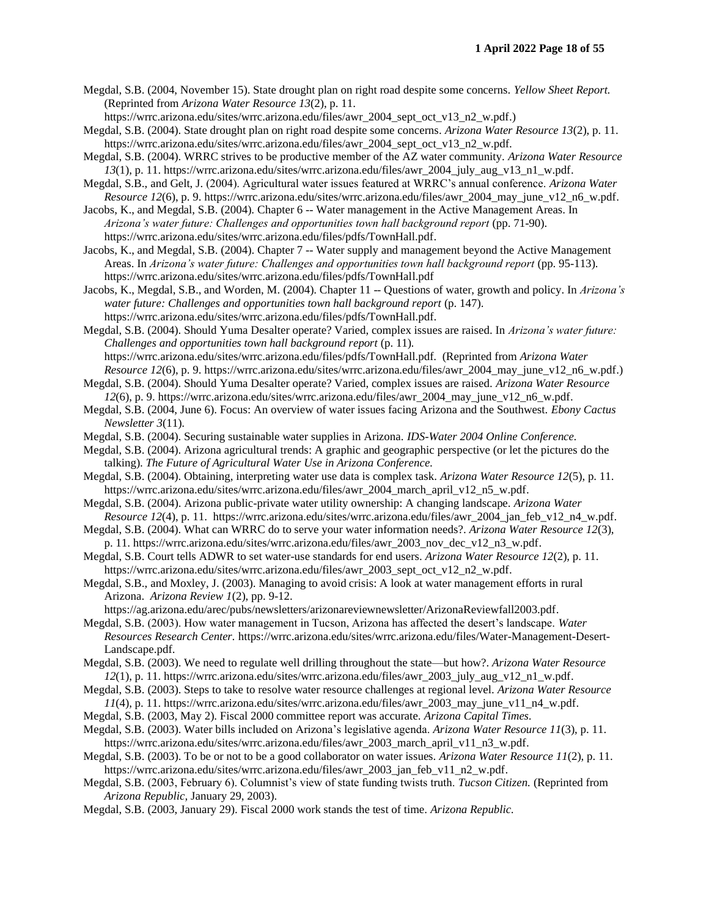Megdal, S.B. (2004, November 15). State drought plan on right road despite some concerns. *Yellow Sheet Report.* (Reprinted from *Arizona Water Resource 13*(2), p. 11. https://wrrc.arizona.edu/sites/wrrc.arizona.edu/files/awr_2004_sept_oct_v13_n2_w.pdf.)

Megdal, S.B. (2004). State drought plan on right road despite some concerns. *Arizona Water Resource 13*(2), p. 11. https://wrrc.arizona.edu/sites/wrrc.arizona.edu/files/awr_2004_sept_oct_v13_n2_w.pdf.

Megdal, S.B. (2004). WRRC strives to be productive member of the AZ water community. *Arizona Water Resource 13*(1), p. 11. https://wrrc.arizona.edu/sites/wrrc.arizona.edu/files/awr_2004_july_aug_v13_n1_w.pdf.

Megdal, S.B., and Gelt, J. (2004). Agricultural water issues featured at WRRC's annual conference. *Arizona Water Resource 12*(6), p. 9. https://wrrc.arizona.edu/sites/wrrc.arizona.edu/files/awr_2004_may_june_v12_n6_w.pdf.

Jacobs, K., and Megdal, S.B. (2004). Chapter 6 -- Water management in the Active Management Areas. In *Arizona's water future: Challenges and opportunities town hall background report* (pp. 71-90). https://wrrc.arizona.edu/sites/wrrc.arizona.edu/files/pdfs/TownHall.pdf.

Jacobs, K., and Megdal, S.B. (2004). Chapter 7 -- Water supply and management beyond the Active Management Areas. In *Arizona's water future: Challenges and opportunities town hall background report* (pp. 95-113). https://wrrc.arizona.edu/sites/wrrc.arizona.edu/files/pdfs/TownHall.pdf

Jacobs, K., Megdal, S.B., and Worden, M. (2004). Chapter 11 -- Questions of water, growth and policy. In *Arizona's water future: Challenges and opportunities town hall background report* (p. 147). https://wrrc.arizona.edu/sites/wrrc.arizona.edu/files/pdfs/TownHall.pdf.

Megdal, S.B. (2004). Should Yuma Desalter operate? Varied, complex issues are raised. In *Arizona's water future: Challenges and opportunities town hall background report* (p. 11). https://wrrc.arizona.edu/sites/wrrc.arizona.edu/files/pdfs/TownHall.pdf. (Reprinted from *Arizona Water Resource 12*(6), p. 9. https://wrrc.arizona.edu/sites/wrrc.arizona.edu/files/awr_2004_may_june_v12_n6_w.pdf.)

Megdal, S.B. (2004). Should Yuma Desalter operate? Varied, complex issues are raised. *Arizona Water Resource 12*(6), p. 9. https://wrrc.arizona.edu/sites/wrrc.arizona.edu/files/awr_2004_may_june_v12_n6_w.pdf.

Megdal, S.B. (2004, June 6). Focus: An overview of water issues facing Arizona and the Southwest. *Ebony Cactus Newsletter 3*(11).

Megdal, S.B. (2004). Securing sustainable water supplies in Arizona. *IDS-Water 2004 Online Conference.*

Megdal, S.B. (2004). Arizona agricultural trends: A graphic and geographic perspective (or let the pictures do the talking). *The Future of Agricultural Water Use in Arizona Conference.*

Megdal, S.B. (2004). Obtaining, interpreting water use data is complex task. *Arizona Water Resource 12*(5), p. 11. https://wrrc.arizona.edu/sites/wrrc.arizona.edu/files/awr_2004_march_april_v12_n5_w.pdf.

Megdal, S.B. (2004). Arizona public-private water utility ownership: A changing landscape. *Arizona Water Resource 12*(4), p. 11. https://wrrc.arizona.edu/sites/wrrc.arizona.edu/files/awr_2004_jan_feb_v12_n4_w.pdf.

Megdal, S.B. (2004). What can WRRC do to serve your water information needs?. *Arizona Water Resource 12*(3), p. 11. https://wrrc.arizona.edu/sites/wrrc.arizona.edu/files/awr_2003_nov_dec_v12_n3_w.pdf.

Megdal, S.B. Court tells ADWR to set water-use standards for end users. *Arizona Water Resource 12*(2), p. 11. https://wrrc.arizona.edu/sites/wrrc.arizona.edu/files/awr_2003_sept_oct_v12_n2_w.pdf.

Megdal, S.B., and Moxley, J. (2003). Managing to avoid crisis: A look at water management efforts in rural Arizona. *Arizona Review 1*(2), pp. 9-12. https://ag.arizona.edu/arec/pubs/newsletters/arizonareviewnewsletter/ArizonaReviewfall2003.pdf.

Megdal, S.B. (2003). How water management in Tucson, Arizona has affected the desert's landscape. *Water Resources Research Center.* https://wrrc.arizona.edu/sites/wrrc.arizona.edu/files/Water-Management-Desert-Landscape.pdf.

Megdal, S.B. (2003). We need to regulate well drilling throughout the state—but how?. *Arizona Water Resource 12*(1), p. 11. https://wrrc.arizona.edu/sites/wrrc.arizona.edu/files/awr_2003_july_aug_v12_n1_w.pdf.

Megdal, S.B. (2003). Steps to take to resolve water resource challenges at regional level. *Arizona Water Resource 11*(4), p. 11. https://wrrc.arizona.edu/sites/wrrc.arizona.edu/files/awr_2003_may_june_v11_n4_w.pdf.

Megdal, S.B. (2003, May 2). Fiscal 2000 committee report was accurate. *Arizona Capital Times.*

Megdal, S.B. (2003). Water bills included on Arizona's legislative agenda. *Arizona Water Resource 11*(3), p. 11. https://wrrc.arizona.edu/sites/wrrc.arizona.edu/files/awr_2003_march_april_v11_n3_w.pdf.

Megdal, S.B. (2003). To be or not to be a good collaborator on water issues. *Arizona Water Resource 11*(2), p. 11. https://wrrc.arizona.edu/sites/wrrc.arizona.edu/files/awr_2003_jan_feb_v11_n2_w.pdf.

Megdal, S.B. (2003, February 6). Columnist's view of state funding twists truth. *Tucson Citizen.* (Reprinted from *Arizona Republic,* January 29, 2003).

Megdal, S.B. (2003, January 29). Fiscal 2000 work stands the test of time. *Arizona Republic.*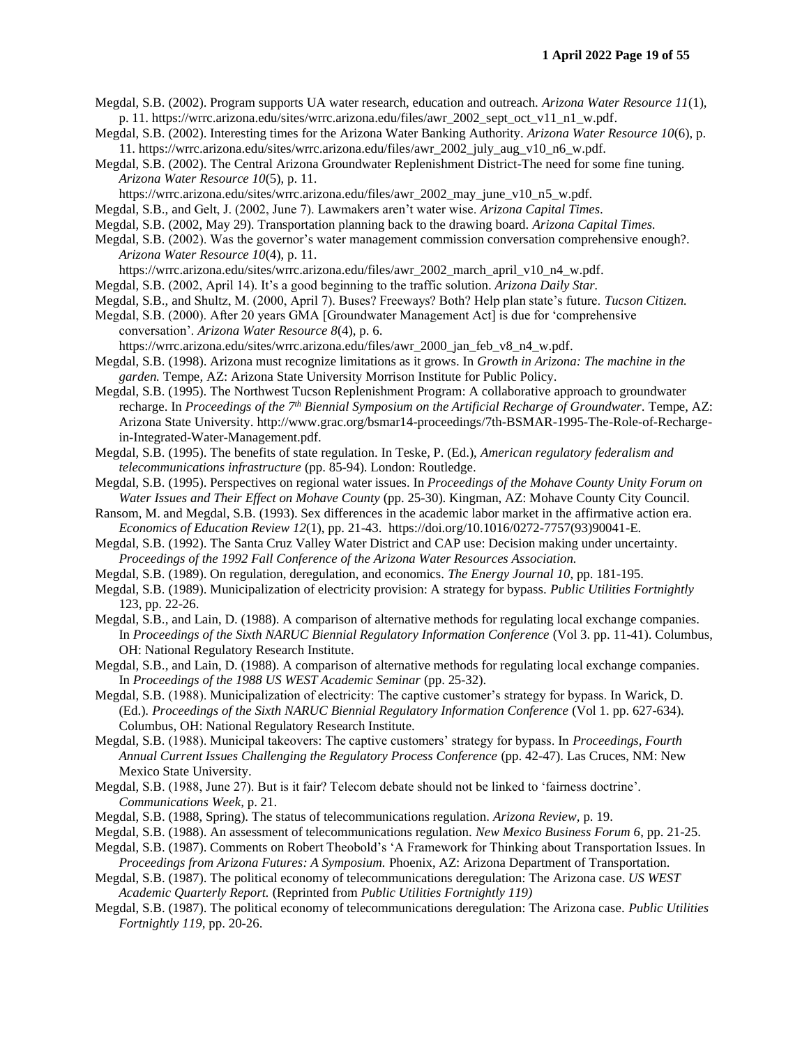Megdal, S.B. (2002). Program supports UA water research, education and outreach. *Arizona Water Resource 11*(1), p. 11. https://wrrc.arizona.edu/sites/wrrc.arizona.edu/files/awr_2002_sept_oct_v11_n1_w.pdf.

Megdal, S.B. (2002). Interesting times for the Arizona Water Banking Authority. *Arizona Water Resource 10*(6), p. 11. https://wrrc.arizona.edu/sites/wrrc.arizona.edu/files/awr_2002_july_aug_v10_n6_w.pdf.

Megdal, S.B. (2002). The Central Arizona Groundwater Replenishment District-The need for some fine tuning. *Arizona Water Resource 10*(5), p. 11. https://wrrc.arizona.edu/sites/wrrc.arizona.edu/files/awr_2002_may_june_v10_n5_w.pdf.

Megdal, S.B., and Gelt, J. (2002, June 7). Lawmakers aren't water wise. *Arizona Capital Times.*

Megdal, S.B. (2002, May 29). Transportation planning back to the drawing board. *Arizona Capital Times.*

Megdal, S.B. (2002). Was the governor's water management commission conversation comprehensive enough?. *Arizona Water Resource 10*(4), p. 11. https://wrrc.arizona.edu/sites/wrrc.arizona.edu/files/awr_2002_march_april_v10_n4_w.pdf.

Megdal, S.B. (2002, April 14). It's a good beginning to the traffic solution. *Arizona Daily Star.*

Megdal, S.B., and Shultz, M. (2000, April 7). Buses? Freeways? Both? Help plan state's future. *Tucson Citizen.*

Megdal, S.B. (2000). After 20 years GMA [Groundwater Management Act] is due for 'comprehensive conversation'. *Arizona Water Resource 8*(4), p. 6. https://wrrc.arizona.edu/sites/wrrc.arizona.edu/files/awr_2000_jan_feb_v8_n4_w.pdf.

Megdal, S.B. (1998). Arizona must recognize limitations as it grows. In *Growth in Arizona: The machine in the garden.* Tempe, AZ: Arizona State University Morrison Institute for Public Policy.

Megdal, S.B. (1995). The Northwest Tucson Replenishment Program: A collaborative approach to groundwater recharge. In *Proceedings of the 7th Biennial Symposium on the Artificial Recharge of Groundwater.* Tempe, AZ: Arizona State University. http://www.grac.org/bsmar14-proceedings/7th-BSMAR-1995-The-Role-of-Recharge-in-Integrated-Water-Management.pdf.

Megdal, S.B. (1995). The benefits of state regulation. In Teske, P. (Ed.), *American regulatory federalism and telecommunications infrastructure* (pp. 85-94). London: Routledge.

Megdal, S.B. (1995). Perspectives on regional water issues. In *Proceedings of the Mohave County Unity Forum on Water Issues and Their Effect on Mohave County* (pp. 25-30). Kingman, AZ: Mohave County City Council.

Ransom, M. and Megdal, S.B. (1993). Sex differences in the academic labor market in the affirmative action era. *Economics of Education Review 12*(1), pp. 21-43. https://doi.org/10.1016/0272-7757(93)90041-E.

Megdal, S.B. (1992). The Santa Cruz Valley Water District and CAP use: Decision making under uncertainty. *Proceedings of the 1992 Fall Conference of the Arizona Water Resources Association.*

Megdal, S.B. (1989). On regulation, deregulation, and economics. *The Energy Journal 10*, pp. 181-195.

Megdal, S.B. (1989). Municipalization of electricity provision: A strategy for bypass. *Public Utilities Fortnightly* 123, pp. 22-26.

Megdal, S.B., and Lain, D. (1988). A comparison of alternative methods for regulating local exchange companies. In *Proceedings of the Sixth NARUC Biennial Regulatory Information Conference* (Vol 3. pp. 11-41). Columbus, OH: National Regulatory Research Institute.

Megdal, S.B., and Lain, D. (1988). A comparison of alternative methods for regulating local exchange companies. In *Proceedings of the 1988 US WEST Academic Seminar* (pp. 25-32).

Megdal, S.B. (1988). Municipalization of electricity: The captive customer's strategy for bypass. In Warick, D. (Ed.). *Proceedings of the Sixth NARUC Biennial Regulatory Information Conference* (Vol 1. pp. 627-634). Columbus, OH: National Regulatory Research Institute.

Megdal, S.B. (1988). Municipal takeovers: The captive customers' strategy for bypass. In *Proceedings, Fourth Annual Current Issues Challenging the Regulatory Process Conference* (pp. 42-47). Las Cruces, NM: New Mexico State University.

Megdal, S.B. (1988, June 27). But is it fair? Telecom debate should not be linked to 'fairness doctrine'. *Communications Week,* p. 21.

Megdal, S.B. (1988, Spring). The status of telecommunications regulation. *Arizona Review,* p. 19.

Megdal, S.B. (1988). An assessment of telecommunications regulation. *New Mexico Business Forum 6*, pp. 21-25.

Megdal, S.B. (1987). Comments on Robert Theobold's 'A Framework for Thinking about Transportation Issues. In *Proceedings from Arizona Futures: A Symposium.* Phoenix, AZ: Arizona Department of Transportation.

Megdal, S.B. (1987). The political economy of telecommunications deregulation: The Arizona case. *US WEST Academic Quarterly Report.* (Reprinted from *Public Utilities Fortnightly 119)*

Megdal, S.B. (1987). The political economy of telecommunications deregulation: The Arizona case. *Public Utilities Fortnightly 119*, pp. 20-26.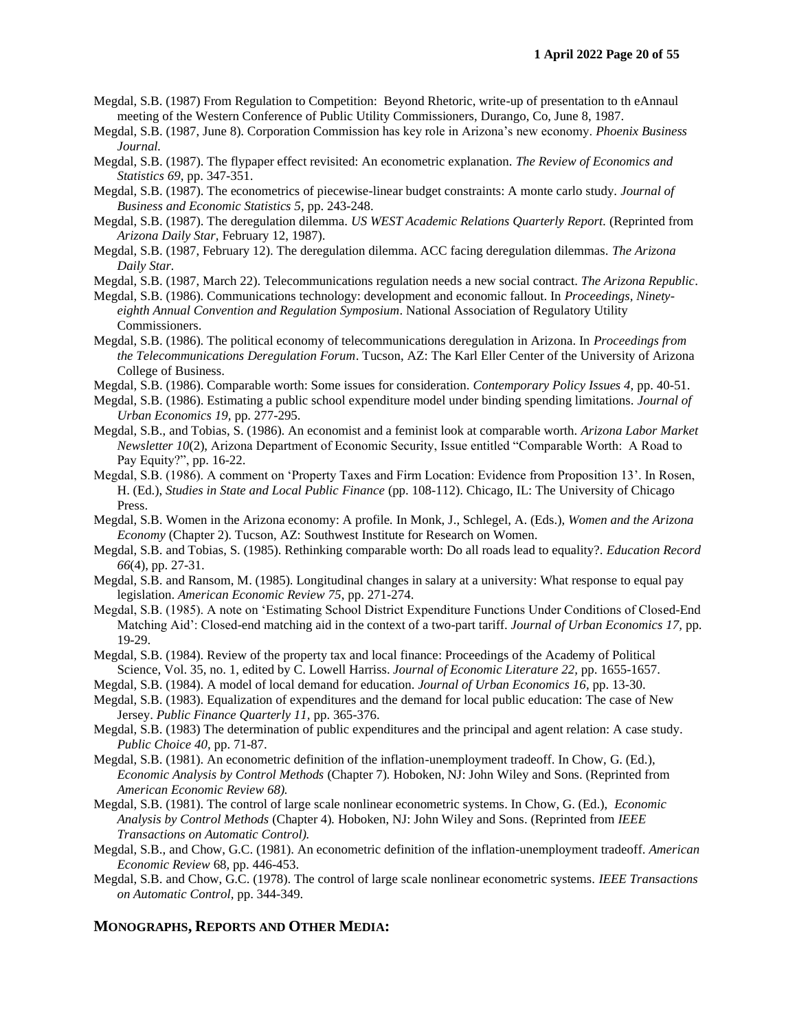Megdal, S.B. (1987) From Regulation to Competition: Beyond Rhetoric, write-up of presentation to th eAnnaul meeting of the Western Conference of Public Utility Commissioners, Durango, Co, June 8, 1987.

Megdal, S.B. (1987, June 8). Corporation Commission has key role in Arizona's new economy. *Phoenix Business Journal.*

Megdal, S.B. (1987). The flypaper effect revisited: An econometric explanation. *The Review of Economics and Statistics 69*, pp. 347-351.

Megdal, S.B. (1987). The econometrics of piecewise-linear budget constraints: A monte carlo study. *Journal of Business and Economic Statistics 5*, pp. 243-248.

Megdal, S.B. (1987). The deregulation dilemma. *US WEST Academic Relations Quarterly Report.* (Reprinted from *Arizona Daily Star,* February 12, 1987).

Megdal, S.B. (1987, February 12). The deregulation dilemma. ACC facing deregulation dilemmas. *The Arizona Daily Star.*

Megdal, S.B. (1987, March 22). Telecommunications regulation needs a new social contract. *The Arizona Republic*.

Megdal, S.B. (1986). Communications technology: development and economic fallout. In *Proceedings, Ninety-eighth Annual Convention and Regulation Symposium*. National Association of Regulatory Utility Commissioners.

Megdal, S.B. (1986). The political economy of telecommunications deregulation in Arizona. In *Proceedings from the Telecommunications Deregulation Forum*. Tucson, AZ: The Karl Eller Center of the University of Arizona College of Business.

Megdal, S.B. (1986). Comparable worth: Some issues for consideration. *Contemporary Policy Issues 4,* pp. 40-51.

Megdal, S.B. (1986). Estimating a public school expenditure model under binding spending limitations. *Journal of Urban Economics 19,* pp. 277-295.

Megdal, S.B., and Tobias, S. (1986). An economist and a feminist look at comparable worth. *Arizona Labor Market Newsletter 10*(2), Arizona Department of Economic Security, Issue entitled "Comparable Worth: A Road to Pay Equity?", pp. 16-22.

Megdal, S.B. (1986). A comment on 'Property Taxes and Firm Location: Evidence from Proposition 13'. In Rosen, H. (Ed.), *Studies in State and Local Public Finance* (pp. 108-112). Chicago, IL: The University of Chicago Press.

Megdal, S.B. Women in the Arizona economy: A profile. In Monk, J., Schlegel, A. (Eds.), *Women and the Arizona Economy* (Chapter 2). Tucson, AZ: Southwest Institute for Research on Women.

Megdal, S.B. and Tobias, S. (1985). Rethinking comparable worth: Do all roads lead to equality?. *Education Record 66*(4), pp. 27-31.

Megdal, S.B. and Ransom, M. (1985). Longitudinal changes in salary at a university: What response to equal pay legislation. *American Economic Review 75*, pp. 271-274.

Megdal, S.B. (1985). A note on 'Estimating School District Expenditure Functions Under Conditions of Closed-End Matching Aid': Closed-end matching aid in the context of a two-part tariff. *Journal of Urban Economics 17,* pp. 19-29.

Megdal, S.B. (1984). Review of the property tax and local finance: Proceedings of the Academy of Political Science, Vol. 35, no. 1, edited by C. Lowell Harriss. *Journal of Economic Literature 22,* pp. 1655-1657.

Megdal, S.B. (1984). A model of local demand for education. *Journal of Urban Economics 16*, pp. 13-30.

Megdal, S.B. (1983). Equalization of expenditures and the demand for local public education: The case of New Jersey. *Public Finance Quarterly 11,* pp. 365-376.

Megdal, S.B. (1983) The determination of public expenditures and the principal and agent relation: A case study. *Public Choice 40*, pp. 71-87.

Megdal, S.B. (1981). An econometric definition of the inflation-unemployment tradeoff. In Chow, G. (Ed.), *Economic Analysis by Control Methods* (Chapter 7)*.* Hoboken, NJ: John Wiley and Sons. (Reprinted from *American Economic Review 68).*

Megdal, S.B. (1981). The control of large scale nonlinear econometric systems. In Chow, G. (Ed.), *Economic Analysis by Control Methods* (Chapter 4)*.* Hoboken, NJ: John Wiley and Sons. (Reprinted from *IEEE Transactions on Automatic Control).*

Megdal, S.B., and Chow, G.C. (1981). An econometric definition of the inflation-unemployment tradeoff. *American Economic Review* 68, pp. 446-453.

Megdal, S.B. and Chow, G.C. (1978). The control of large scale nonlinear econometric systems. *IEEE Transactions on Automatic Control,* pp. 344-349.

## MONOGRAPHS, REPORTS AND OTHER MEDIA: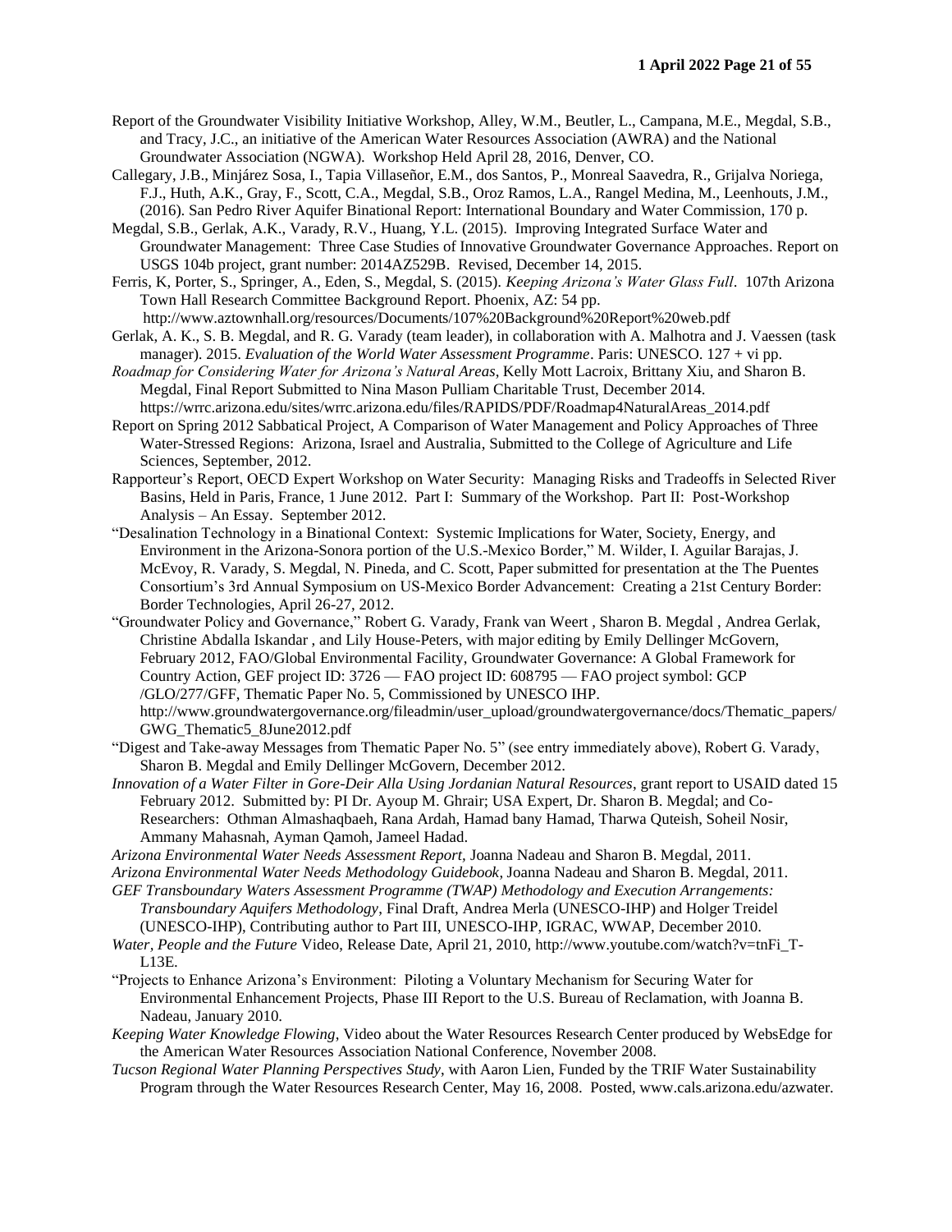Report of the Groundwater Visibility Initiative Workshop, Alley, W.M., Beutler, L., Campana, M.E., Megdal, S.B., and Tracy, J.C., an initiative of the American Water Resources Association (AWRA) and the National Groundwater Association (NGWA). Workshop Held April 28, 2016, Denver, CO.

Callegary, J.B., Minjárez Sosa, I., Tapia Villaseñor, E.M., dos Santos, P., Monreal Saavedra, R., Grijalva Noriega, F.J., Huth, A.K., Gray, F., Scott, C.A., Megdal, S.B., Oroz Ramos, L.A., Rangel Medina, M., Leenhouts, J.M., (2016). San Pedro River Aquifer Binational Report: International Boundary and Water Commission, 170 p.

Megdal, S.B., Gerlak, A.K., Varady, R.V., Huang, Y.L. (2015). Improving Integrated Surface Water and Groundwater Management: Three Case Studies of Innovative Groundwater Governance Approaches. Report on USGS 104b project, grant number: 2014AZ529B. Revised, December 14, 2015.

Ferris, K, Porter, S., Springer, A., Eden, S., Megdal, S. (2015). *Keeping Arizona's Water Glass Full*. 107th Arizona Town Hall Research Committee Background Report. Phoenix, AZ: 54 pp. http://www.aztownhall.org/resources/Documents/107%20Background%20Report%20web.pdf

Gerlak, A. K., S. B. Megdal, and R. G. Varady (team leader), in collaboration with A. Malhotra and J. Vaessen (task manager). 2015. *Evaluation of the World Water Assessment Programme*. Paris: UNESCO. 127 + vi pp.

*Roadmap for Considering Water for Arizona's Natural Areas*, Kelly Mott Lacroix, Brittany Xiu, and Sharon B. Megdal, Final Report Submitted to Nina Mason Pulliam Charitable Trust, December 2014. https://wrrc.arizona.edu/sites/wrrc.arizona.edu/files/RAPIDS/PDF/Roadmap4NaturalAreas_2014.pdf

Report on Spring 2012 Sabbatical Project, A Comparison of Water Management and Policy Approaches of Three Water-Stressed Regions: Arizona, Israel and Australia, Submitted to the College of Agriculture and Life Sciences, September, 2012.

Rapporteur's Report, OECD Expert Workshop on Water Security: Managing Risks and Tradeoffs in Selected River Basins, Held in Paris, France, 1 June 2012. Part I: Summary of the Workshop. Part II: Post-Workshop Analysis – An Essay. September 2012.

"Desalination Technology in a Binational Context: Systemic Implications for Water, Society, Energy, and Environment in the Arizona-Sonora portion of the U.S.-Mexico Border," M. Wilder, I. Aguilar Barajas, J. McEvoy, R. Varady, S. Megdal, N. Pineda, and C. Scott, Paper submitted for presentation at the The Puentes Consortium's 3rd Annual Symposium on US-Mexico Border Advancement: Creating a 21st Century Border: Border Technologies, April 26-27, 2012.

"Groundwater Policy and Governance," Robert G. Varady, Frank van Weert , Sharon B. Megdal , Andrea Gerlak, Christine Abdalla Iskandar , and Lily House-Peters, with major editing by Emily Dellinger McGovern, February 2012, FAO/Global Environmental Facility, Groundwater Governance: A Global Framework for Country Action, GEF project ID: 3726 — FAO project ID: 608795 — FAO project symbol: GCP /GLO/277/GFF, Thematic Paper No. 5, Commissioned by UNESCO IHP. http://www.groundwatergovernance.org/fileadmin/user_upload/groundwatergovernance/docs/Thematic_papers/GWG_Thematic5_8June2012.pdf

"Digest and Take-away Messages from Thematic Paper No. 5" (see entry immediately above), Robert G. Varady, Sharon B. Megdal and Emily Dellinger McGovern, December 2012.

*Innovation of a Water Filter in Gore-Deir Alla Using Jordanian Natural Resources*, grant report to USAID dated 15 February 2012. Submitted by: PI Dr. Ayoup M. Ghrair; USA Expert, Dr. Sharon B. Megdal; and Co-Researchers: Othman Almashaqbaeh, Rana Ardah, Hamad bany Hamad, Tharwa Quteish, Soheil Nosir, Ammany Mahasnah, Ayman Qamoh, Jameel Hadad.

*Arizona Environmental Water Needs Assessment Report*, Joanna Nadeau and Sharon B. Megdal, 2011.

*Arizona Environmental Water Needs Methodology Guidebook*, Joanna Nadeau and Sharon B. Megdal, 2011.

*GEF Transboundary Waters Assessment Programme (TWAP) Methodology and Execution Arrangements: Transboundary Aquifers Methodology*, Final Draft, Andrea Merla (UNESCO-IHP) and Holger Treidel (UNESCO-IHP), Contributing author to Part III, UNESCO-IHP, IGRAC, WWAP, December 2010.

*Water, People and the Future* Video, Release Date, April 21, 2010, http://www.youtube.com/watch?v=tnFi_T-L13E.

"Projects to Enhance Arizona's Environment: Piloting a Voluntary Mechanism for Securing Water for Environmental Enhancement Projects, Phase III Report to the U.S. Bureau of Reclamation, with Joanna B. Nadeau, January 2010.

*Keeping Water Knowledge Flowing*, Video about the Water Resources Research Center produced by WebsEdge for the American Water Resources Association National Conference, November 2008.

*Tucson Regional Water Planning Perspectives Study*, with Aaron Lien, Funded by the TRIF Water Sustainability Program through the Water Resources Research Center, May 16, 2008. Posted, www.cals.arizona.edu/azwater.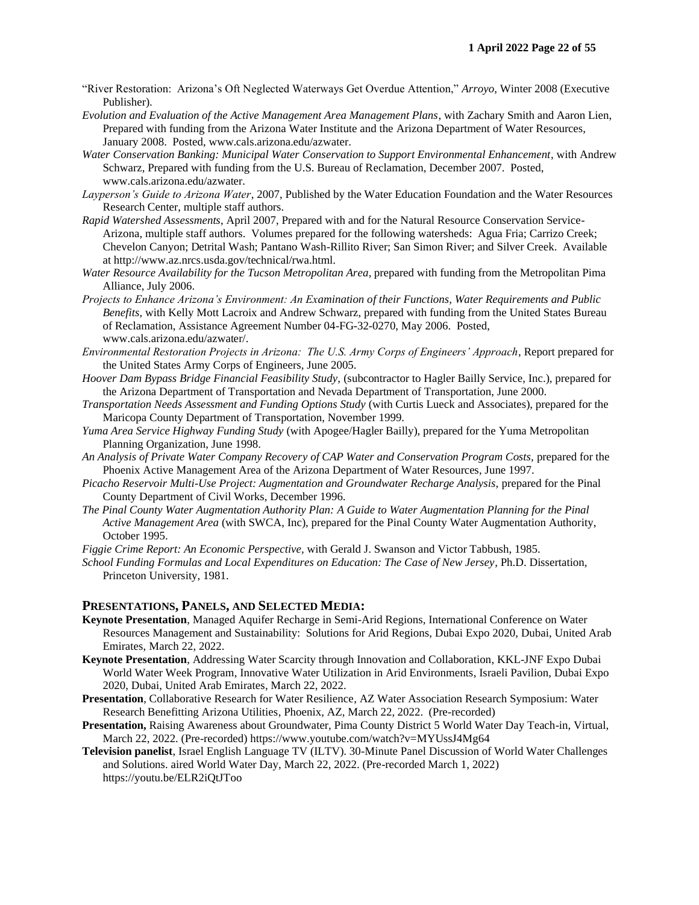"River Restoration: Arizona's Oft Neglected Waterways Get Overdue Attention," *Arroyo*, Winter 2008 (Executive Publisher).

*Evolution and Evaluation of the Active Management Area Management Plans*, with Zachary Smith and Aaron Lien, Prepared with funding from the Arizona Water Institute and the Arizona Department of Water Resources, January 2008. Posted, www.cals.arizona.edu/azwater.

*Water Conservation Banking: Municipal Water Conservation to Support Environmental Enhancement*, with Andrew Schwarz, Prepared with funding from the U.S. Bureau of Reclamation, December 2007. Posted, www.cals.arizona.edu/azwater.

*Layperson's Guide to Arizona Water*, 2007, Published by the Water Education Foundation and the Water Resources Research Center, multiple staff authors.

*Rapid Watershed Assessments*, April 2007, Prepared with and for the Natural Resource Conservation Service-Arizona, multiple staff authors. Volumes prepared for the following watersheds: Agua Fria; Carrizo Creek; Chevelon Canyon; Detrital Wash; Pantano Wash-Rillito River; San Simon River; and Silver Creek. Available at http://www.az.nrcs.usda.gov/technical/rwa.html.

*Water Resource Availability for the Tucson Metropolitan Area*, prepared with funding from the Metropolitan Pima Alliance, July 2006.

*Projects to Enhance Arizona's Environment: An Examination of their Functions, Water Requirements and Public Benefits*, with Kelly Mott Lacroix and Andrew Schwarz, prepared with funding from the United States Bureau of Reclamation, Assistance Agreement Number 04-FG-32-0270, May 2006. Posted, www.cals.arizona.edu/azwater/.

*Environmental Restoration Projects in Arizona: The U.S. Army Corps of Engineers' Approach*, Report prepared for the United States Army Corps of Engineers, June 2005.

*Hoover Dam Bypass Bridge Financial Feasibility Study*, (subcontractor to Hagler Bailly Service, Inc.), prepared for the Arizona Department of Transportation and Nevada Department of Transportation, June 2000.

*Transportation Needs Assessment and Funding Options Study* (with Curtis Lueck and Associates), prepared for the Maricopa County Department of Transportation, November 1999.

*Yuma Area Service Highway Funding Study* (with Apogee/Hagler Bailly), prepared for the Yuma Metropolitan Planning Organization, June 1998.

*An Analysis of Private Water Company Recovery of CAP Water and Conservation Program Costs,* prepared for the Phoenix Active Management Area of the Arizona Department of Water Resources, June 1997.

*Picacho Reservoir Multi-Use Project: Augmentation and Groundwater Recharge Analysis,* prepared for the Pinal County Department of Civil Works, December 1996.

*The Pinal County Water Augmentation Authority Plan: A Guide to Water Augmentation Planning for the Pinal Active Management Area* (with SWCA, Inc), prepared for the Pinal County Water Augmentation Authority, October 1995.

*Figgie Crime Report: An Economic Perspective*, with Gerald J. Swanson and Victor Tabbush, 1985.

*School Funding Formulas and Local Expenditures on Education: The Case of New Jersey*, Ph.D. Dissertation, Princeton University, 1981.

## PRESENTATIONS, PANELS, AND SELECTED MEDIA:

**Keynote Presentation**, Managed Aquifer Recharge in Semi-Arid Regions, International Conference on Water Resources Management and Sustainability: Solutions for Arid Regions, Dubai Expo 2020, Dubai, United Arab Emirates, March 22, 2022.

**Keynote Presentation**, Addressing Water Scarcity through Innovation and Collaboration, KKL-JNF Expo Dubai World Water Week Program, Innovative Water Utilization in Arid Environments, Israeli Pavilion, Dubai Expo 2020, Dubai, United Arab Emirates, March 22, 2022.

**Presentation**, Collaborative Research for Water Resilience, AZ Water Association Research Symposium: Water Research Benefitting Arizona Utilities, Phoenix, AZ, March 22, 2022. (Pre-recorded)

**Presentation,** Raising Awareness about Groundwater, Pima County District 5 World Water Day Teach-in, Virtual, March 22, 2022. (Pre-recorded) https://www.youtube.com/watch?v=MYUssJ4Mg64

**Television panelist**, Israel English Language TV (ILTV). 30-Minute Panel Discussion of World Water Challenges and Solutions. aired World Water Day, March 22, 2022. (Pre-recorded March 1, 2022) https://youtu.be/ELR2iQtJToo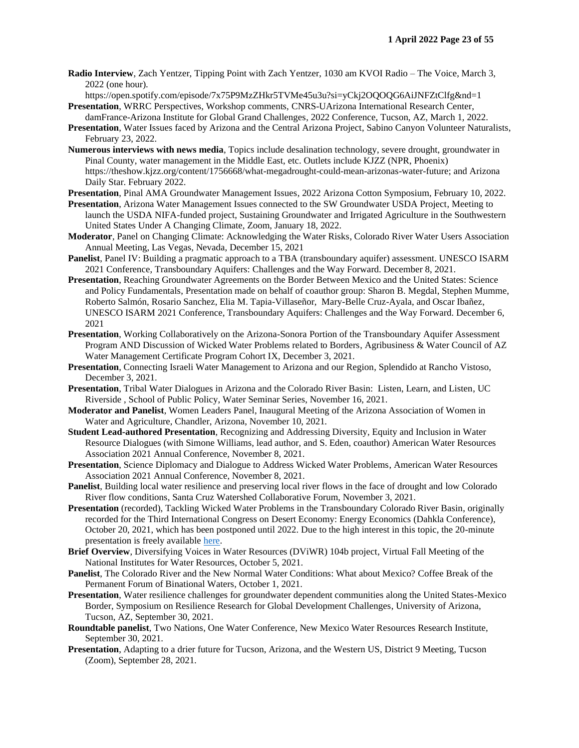**Radio Interview**, Zach Yentzer, Tipping Point with Zach Yentzer, 1030 am KVOI Radio – The Voice, March 3, 2022 (one hour). https://open.spotify.com/episode/7x75P9MzZHkr5TVMe45u3u?si=yCkj2OQOQG6AiJNFZtClfg&nd=1

**Presentation**, WRRC Perspectives, Workshop comments, CNRS-UArizona International Research Center, damFrance-Arizona Institute for Global Grand Challenges, 2022 Conference, Tucson, AZ, March 1, 2022.

**Presentation**, Water Issues faced by Arizona and the Central Arizona Project, Sabino Canyon Volunteer Naturalists, February 23, 2022.

**Numerous interviews with news media**, Topics include desalination technology, severe drought, groundwater in Pinal County, water management in the Middle East, etc. Outlets include KJZZ (NPR, Phoenix) https://theshow.kjzz.org/content/1756668/what-megadrought-could-mean-arizonas-water-future; and Arizona Daily Star. February 2022.

**Presentation**, Pinal AMA Groundwater Management Issues, 2022 Arizona Cotton Symposium, February 10, 2022.

**Presentation**, Arizona Water Management Issues connected to the SW Groundwater USDA Project, Meeting to launch the USDA NIFA-funded project, Sustaining Groundwater and Irrigated Agriculture in the Southwestern United States Under A Changing Climate, Zoom, January 18, 2022.

**Moderator**, Panel on Changing Climate: Acknowledging the Water Risks, Colorado River Water Users Association Annual Meeting, Las Vegas, Nevada, December 15, 2021

**Panelist**, Panel IV: Building a pragmatic approach to a TBA (transboundary aquifer) assessment. UNESCO ISARM 2021 Conference, Transboundary Aquifers: Challenges and the Way Forward. December 8, 2021.

**Presentation**, Reaching Groundwater Agreements on the Border Between Mexico and the United States: Science and Policy Fundamentals, Presentation made on behalf of coauthor group: Sharon B. Megdal, Stephen Mumme, Roberto Salmón, Rosario Sanchez, Elia M. Tapia-Villaseñor, Mary-Belle Cruz-Ayala, and Oscar Ibañez, UNESCO ISARM 2021 Conference, Transboundary Aquifers: Challenges and the Way Forward. December 6, 2021

**Presentation**, Working Collaboratively on the Arizona-Sonora Portion of the Transboundary Aquifer Assessment Program AND Discussion of Wicked Water Problems related to Borders, Agribusiness & Water Council of AZ Water Management Certificate Program Cohort IX, December 3, 2021.

**Presentation**, Connecting Israeli Water Management to Arizona and our Region, Splendido at Rancho Vistoso, December 3, 2021.

**Presentation**, Tribal Water Dialogues in Arizona and the Colorado River Basin: Listen, Learn, and Listen, UC Riverside , School of Public Policy, Water Seminar Series, November 16, 2021.

**Moderator and Panelist**, Women Leaders Panel, Inaugural Meeting of the Arizona Association of Women in Water and Agriculture, Chandler, Arizona, November 10, 2021.

**Student Lead-authored Presentation**, Recognizing and Addressing Diversity, Equity and Inclusion in Water Resource Dialogues (with Simone Williams, lead author, and S. Eden, coauthor) American Water Resources Association 2021 Annual Conference, November 8, 2021.

**Presentation**, Science Diplomacy and Dialogue to Address Wicked Water Problems, American Water Resources Association 2021 Annual Conference, November 8, 2021.

**Panelist**, Building local water resilience and preserving local river flows in the face of drought and low Colorado River flow conditions, Santa Cruz Watershed Collaborative Forum, November 3, 2021.

**Presentation** (recorded), Tackling Wicked Water Problems in the Transboundary Colorado River Basin, originally recorded for the Third International Congress on Desert Economy: Energy Economics (Dahkla Conference), October 20, 2021, which has been postponed until 2022. Due to the high interest in this topic, the 20-minute presentation is freely available here.

**Brief Overview**, Diversifying Voices in Water Resources (DViWR) 104b project, Virtual Fall Meeting of the National Institutes for Water Resources, October 5, 2021.

**Panelist**, The Colorado River and the New Normal Water Conditions: What about Mexico? Coffee Break of the Permanent Forum of Binational Waters, October 1, 2021.

**Presentation**, Water resilience challenges for groundwater dependent communities along the United States-Mexico Border, Symposium on Resilience Research for Global Development Challenges, University of Arizona, Tucson, AZ, September 30, 2021.

**Roundtable panelist**, Two Nations, One Water Conference, New Mexico Water Resources Research Institute, September 30, 2021.

**Presentation**, Adapting to a drier future for Tucson, Arizona, and the Western US, District 9 Meeting, Tucson (Zoom), September 28, 2021.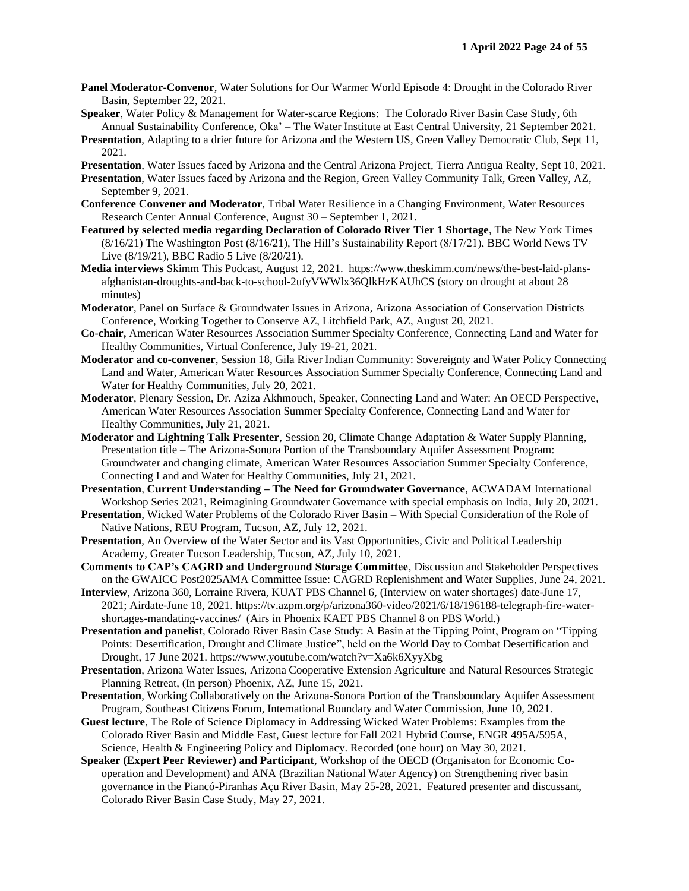**Panel Moderator-Convenor**, Water Solutions for Our Warmer World Episode 4: Drought in the Colorado River Basin, September 22, 2021.

**Speaker**, Water Policy & Management for Water-scarce Regions: The Colorado River Basin Case Study, 6th Annual Sustainability Conference, Oka' – The Water Institute at East Central University, 21 September 2021.

**Presentation**, Adapting to a drier future for Arizona and the Western US, Green Valley Democratic Club, Sept 11, 2021.

**Presentation**, Water Issues faced by Arizona and the Central Arizona Project, Tierra Antigua Realty, Sept 10, 2021.

**Presentation**, Water Issues faced by Arizona and the Region, Green Valley Community Talk, Green Valley, AZ, September 9, 2021.

**Conference Convener and Moderator**, Tribal Water Resilience in a Changing Environment, Water Resources Research Center Annual Conference, August 30 – September 1, 2021.

**Featured by selected media regarding Declaration of Colorado River Tier 1 Shortage**, The New York Times (8/16/21) The Washington Post (8/16/21), The Hill's Sustainability Report (8/17/21), BBC World News TV Live (8/19/21), BBC Radio 5 Live (8/20/21).

**Media interviews** Skimm This Podcast, August 12, 2021. https://www.theskimm.com/news/the-best-laid-plans-afghanistan-droughts-and-back-to-school-2ufyVWWlx36QlkHzKAUhCS (story on drought at about 28 minutes)

**Moderator**, Panel on Surface & Groundwater Issues in Arizona, Arizona Association of Conservation Districts Conference, Working Together to Conserve AZ, Litchfield Park, AZ, August 20, 2021.

**Co-chair,** American Water Resources Association Summer Specialty Conference, Connecting Land and Water for Healthy Communities, Virtual Conference, July 19-21, 2021.

**Moderator and co-convener**, Session 18, Gila River Indian Community: Sovereignty and Water Policy Connecting Land and Water, American Water Resources Association Summer Specialty Conference, Connecting Land and Water for Healthy Communities, July 20, 2021.

**Moderator**, Plenary Session, Dr. Aziza Akhmouch, Speaker, Connecting Land and Water: An OECD Perspective, American Water Resources Association Summer Specialty Conference, Connecting Land and Water for Healthy Communities, July 21, 2021.

**Moderator and Lightning Talk Presenter**, Session 20, Climate Change Adaptation & Water Supply Planning, Presentation title – The Arizona-Sonora Portion of the Transboundary Aquifer Assessment Program: Groundwater and changing climate, American Water Resources Association Summer Specialty Conference, Connecting Land and Water for Healthy Communities, July 21, 2021.

**Presentation**, **Current Understanding – The Need for Groundwater Governance**, ACWADAM International Workshop Series 2021, Reimagining Groundwater Governance with special emphasis on India, July 20, 2021.

**Presentation**, Wicked Water Problems of the Colorado River Basin – With Special Consideration of the Role of Native Nations, REU Program, Tucson, AZ, July 12, 2021.

**Presentation**, An Overview of the Water Sector and its Vast Opportunities, Civic and Political Leadership Academy, Greater Tucson Leadership, Tucson, AZ, July 10, 2021.

**Comments to CAP's CAGRD and Underground Storage Committee**, Discussion and Stakeholder Perspectives on the GWAICC Post2025AMA Committee Issue: CAGRD Replenishment and Water Supplies, June 24, 2021.

**Interview**, Arizona 360, Lorraine Rivera, KUAT PBS Channel 6, (Interview on water shortages) date-June 17, 2021; Airdate-June 18, 2021. https://tv.azpm.org/p/arizona360-video/2021/6/18/196188-telegraph-fire-water-shortages-mandating-vaccines/ (Airs in Phoenix KAET PBS Channel 8 on PBS World.)

**Presentation and panelist**, Colorado River Basin Case Study: A Basin at the Tipping Point, Program on "Tipping Points: Desertification, Drought and Climate Justice", held on the World Day to Combat Desertification and Drought, 17 June 2021. https://www.youtube.com/watch?v=Xa6k6XyyXbg

**Presentation**, Arizona Water Issues, Arizona Cooperative Extension Agriculture and Natural Resources Strategic Planning Retreat, (In person) Phoenix, AZ, June 15, 2021.

**Presentation**, Working Collaboratively on the Arizona-Sonora Portion of the Transboundary Aquifer Assessment Program, Southeast Citizens Forum, International Boundary and Water Commission, June 10, 2021.

**Guest lecture**, The Role of Science Diplomacy in Addressing Wicked Water Problems: Examples from the Colorado River Basin and Middle East, Guest lecture for Fall 2021 Hybrid Course, ENGR 495A/595A, Science, Health & Engineering Policy and Diplomacy. Recorded (one hour) on May 30, 2021.

**Speaker (Expert Peer Reviewer) and Participant**, Workshop of the OECD (Organisaton for Economic Co-operation and Development) and ANA (Brazilian National Water Agency) on Strengthening river basin governance in the Piancó-Piranhas Açu River Basin, May 25-28, 2021. Featured presenter and discussant, Colorado River Basin Case Study, May 27, 2021.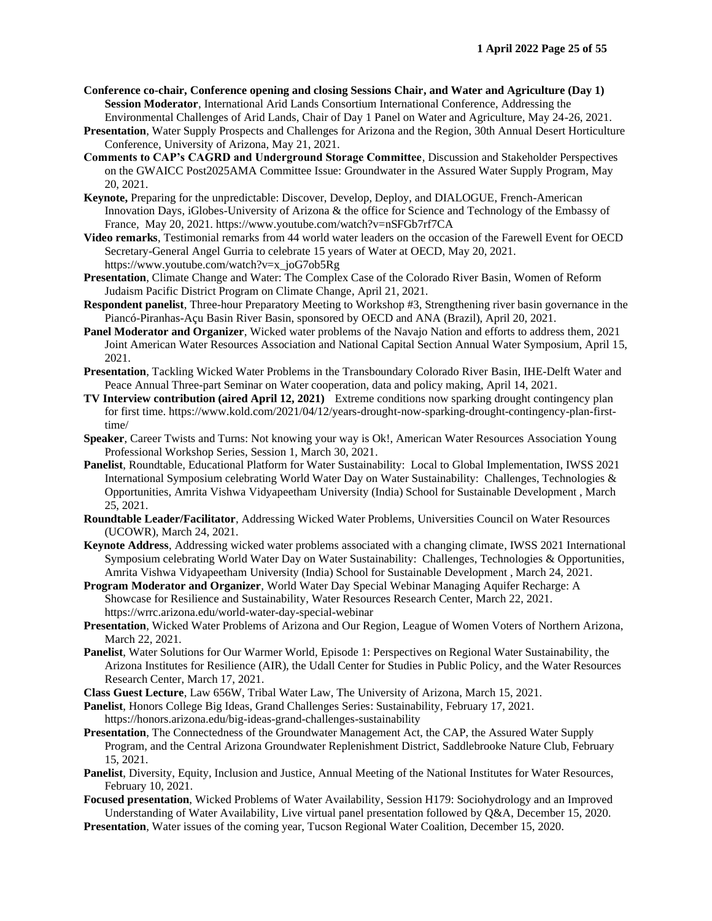**Conference co-chair, Conference opening and closing Sessions Chair, and Water and Agriculture (Day 1) Session Moderator**, International Arid Lands Consortium International Conference, Addressing the Environmental Challenges of Arid Lands, Chair of Day 1 Panel on Water and Agriculture, May 24-26, 2021.

**Presentation**, Water Supply Prospects and Challenges for Arizona and the Region, 30th Annual Desert Horticulture Conference, University of Arizona, May 21, 2021.

**Comments to CAP's CAGRD and Underground Storage Committee**, Discussion and Stakeholder Perspectives on the GWAICC Post2025AMA Committee Issue: Groundwater in the Assured Water Supply Program, May 20, 2021.

**Keynote,** Preparing for the unpredictable: Discover, Develop, Deploy, and DIALOGUE, French-American Innovation Days, iGlobes-University of Arizona & the office for Science and Technology of the Embassy of France, May 20, 2021. https://www.youtube.com/watch?v=nSFGb7rf7CA

**Video remarks**, Testimonial remarks from 44 world water leaders on the occasion of the Farewell Event for OECD Secretary-General Angel Gurria to celebrate 15 years of Water at OECD, May 20, 2021. https://www.youtube.com/watch?v=x_joG7ob5Rg

**Presentation**, Climate Change and Water: The Complex Case of the Colorado River Basin, Women of Reform Judaism Pacific District Program on Climate Change, April 21, 2021.

**Respondent panelist**, Three-hour Preparatory Meeting to Workshop #3, Strengthening river basin governance in the Piancó-Piranhas-Açu Basin River Basin, sponsored by OECD and ANA (Brazil), April 20, 2021.

**Panel Moderator and Organizer**, Wicked water problems of the Navajo Nation and efforts to address them, 2021 Joint American Water Resources Association and National Capital Section Annual Water Symposium, April 15, 2021.

**Presentation**, Tackling Wicked Water Problems in the Transboundary Colorado River Basin, IHE-Delft Water and Peace Annual Three-part Seminar on Water cooperation, data and policy making, April 14, 2021.

**TV Interview contribution (aired April 12, 2021)** Extreme conditions now sparking drought contingency plan for first time. https://www.kold.com/2021/04/12/years-drought-now-sparking-drought-contingency-plan-first-time/

**Speaker**, Career Twists and Turns: Not knowing your way is Ok!, American Water Resources Association Young Professional Workshop Series, Session 1, March 30, 2021.

**Panelist**, Roundtable, Educational Platform for Water Sustainability: Local to Global Implementation, IWSS 2021 International Symposium celebrating World Water Day on Water Sustainability: Challenges, Technologies & Opportunities, Amrita Vishwa Vidyapeetham University (India) School for Sustainable Development , March 25, 2021.

**Roundtable Leader/Facilitator**, Addressing Wicked Water Problems, Universities Council on Water Resources (UCOWR), March 24, 2021.

**Keynote Address**, Addressing wicked water problems associated with a changing climate, IWSS 2021 International Symposium celebrating World Water Day on Water Sustainability: Challenges, Technologies & Opportunities, Amrita Vishwa Vidyapeetham University (India) School for Sustainable Development , March 24, 2021.

**Program Moderator and Organizer**, World Water Day Special Webinar Managing Aquifer Recharge: A Showcase for Resilience and Sustainability, Water Resources Research Center, March 22, 2021. https://wrrc.arizona.edu/world-water-day-special-webinar

**Presentation**, Wicked Water Problems of Arizona and Our Region, League of Women Voters of Northern Arizona, March 22, 2021.

**Panelist**, Water Solutions for Our Warmer World, Episode 1: Perspectives on Regional Water Sustainability, the Arizona Institutes for Resilience (AIR), the Udall Center for Studies in Public Policy, and the Water Resources Research Center, March 17, 2021.

**Class Guest Lecture**, Law 656W, Tribal Water Law, The University of Arizona, March 15, 2021.

**Panelist**, Honors College Big Ideas, Grand Challenges Series: Sustainability, February 17, 2021. https://honors.arizona.edu/big-ideas-grand-challenges-sustainability

**Presentation**, The Connectedness of the Groundwater Management Act, the CAP, the Assured Water Supply Program, and the Central Arizona Groundwater Replenishment District, Saddlebrooke Nature Club, February 15, 2021.

**Panelist**, Diversity, Equity, Inclusion and Justice, Annual Meeting of the National Institutes for Water Resources, February 10, 2021.

**Focused presentation**, Wicked Problems of Water Availability, Session H179: Sociohydrology and an Improved Understanding of Water Availability, Live virtual panel presentation followed by Q&A, December 15, 2020.

**Presentation**, Water issues of the coming year, Tucson Regional Water Coalition, December 15, 2020.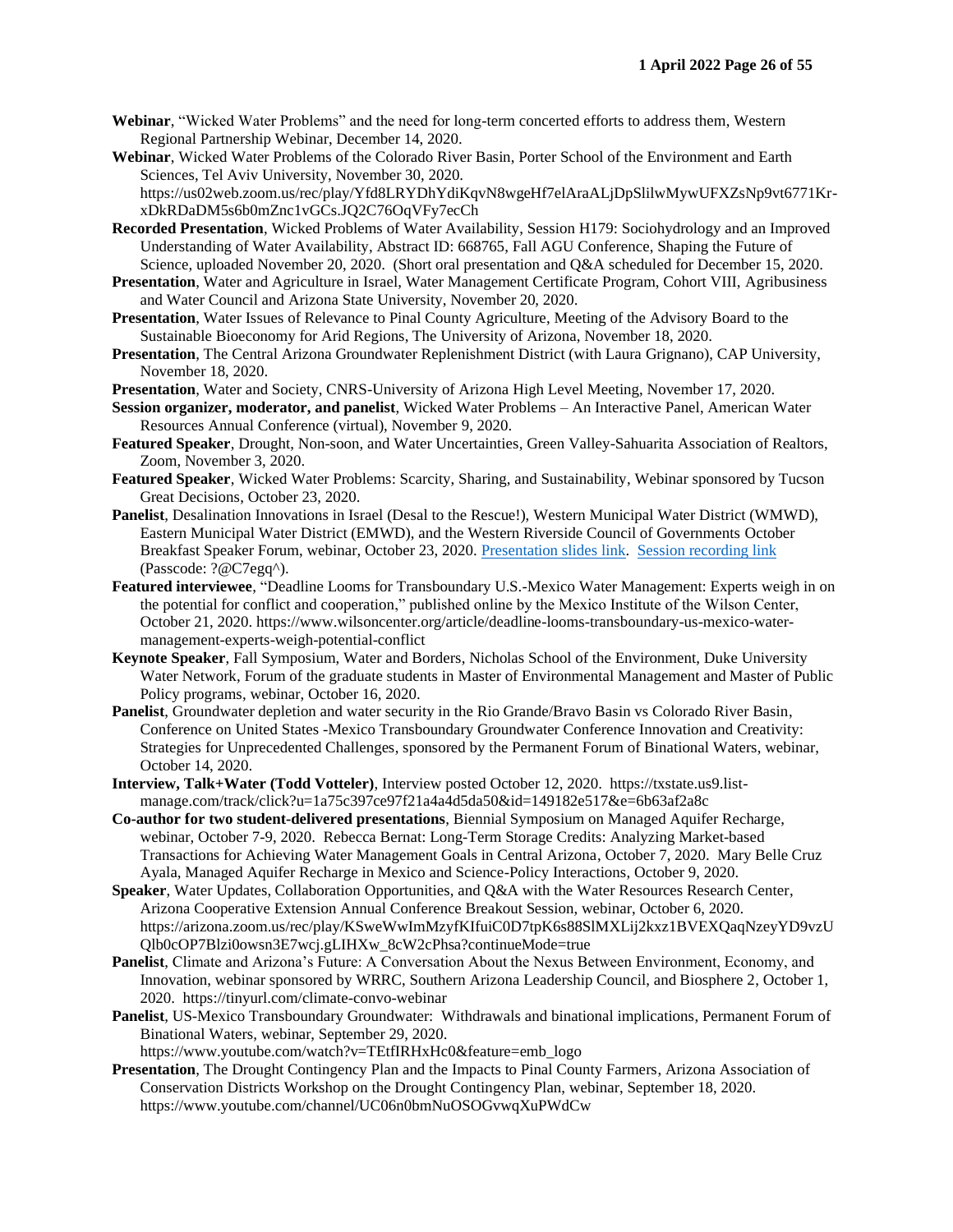**Webinar**, "Wicked Water Problems" and the need for long-term concerted efforts to address them, Western Regional Partnership Webinar, December 14, 2020.

**Webinar**, Wicked Water Problems of the Colorado River Basin, Porter School of the Environment and Earth Sciences, Tel Aviv University, November 30, 2020. https://us02web.zoom.us/rec/play/Yfd8LRYDhYdiKqvN8wgeHf7elAraALjDpSlilwMywUFXZsNp9vt6771Kr-xDkRDaDM5s6b0mZnc1vGCs.JQ2C76OqVFy7ecCh

**Recorded Presentation**, Wicked Problems of Water Availability, Session H179: Sociohydrology and an Improved Understanding of Water Availability, Abstract ID: 668765, Fall AGU Conference, Shaping the Future of Science, uploaded November 20, 2020. (Short oral presentation and Q&A scheduled for December 15, 2020.

**Presentation**, Water and Agriculture in Israel, Water Management Certificate Program, Cohort VIII, Agribusiness and Water Council and Arizona State University, November 20, 2020.

**Presentation**, Water Issues of Relevance to Pinal County Agriculture, Meeting of the Advisory Board to the Sustainable Bioeconomy for Arid Regions, The University of Arizona, November 18, 2020.

**Presentation**, The Central Arizona Groundwater Replenishment District (with Laura Grignano), CAP University, November 18, 2020.

**Presentation**, Water and Society, CNRS-University of Arizona High Level Meeting, November 17, 2020.

**Session organizer, moderator, and panelist**, Wicked Water Problems – An Interactive Panel, American Water Resources Annual Conference (virtual), November 9, 2020.

**Featured Speaker**, Drought, Non-soon, and Water Uncertainties, Green Valley-Sahuarita Association of Realtors, Zoom, November 3, 2020.

**Featured Speaker**, Wicked Water Problems: Scarcity, Sharing, and Sustainability, Webinar sponsored by Tucson Great Decisions, October 23, 2020.

**Panelist**, Desalination Innovations in Israel (Desal to the Rescue!), Western Municipal Water District (WMWD), Eastern Municipal Water District (EMWD), and the Western Riverside Council of Governments October Breakfast Speaker Forum, webinar, October 23, 2020. Presentation slides link. Session recording link (Passcode: ?@C7egq^).

**Featured interviewee**, "Deadline Looms for Transboundary U.S.-Mexico Water Management: Experts weigh in on the potential for conflict and cooperation," published online by the Mexico Institute of the Wilson Center, October 21, 2020. https://www.wilsoncenter.org/article/deadline-looms-transboundary-us-mexico-water-management-experts-weigh-potential-conflict

**Keynote Speaker**, Fall Symposium, Water and Borders, Nicholas School of the Environment, Duke University Water Network, Forum of the graduate students in Master of Environmental Management and Master of Public Policy programs, webinar, October 16, 2020.

**Panelist**, Groundwater depletion and water security in the Rio Grande/Bravo Basin vs Colorado River Basin, Conference on United States -Mexico Transboundary Groundwater Conference Innovation and Creativity: Strategies for Unprecedented Challenges, sponsored by the Permanent Forum of Binational Waters, webinar, October 14, 2020.

**Interview, Talk+Water (Todd Votteler)**, Interview posted October 12, 2020. https://txstate.us9.list-manage.com/track/click?u=1a75c397ce97f21a4a4d5da50&id=149182e517&e=6b63af2a8c

**Co-author for two student-delivered presentations**, Biennial Symposium on Managed Aquifer Recharge, webinar, October 7-9, 2020. Rebecca Bernat: Long-Term Storage Credits: Analyzing Market-based Transactions for Achieving Water Management Goals in Central Arizona, October 7, 2020. Mary Belle Cruz Ayala, Managed Aquifer Recharge in Mexico and Science-Policy Interactions, October 9, 2020.

**Speaker**, Water Updates, Collaboration Opportunities, and Q&A with the Water Resources Research Center, Arizona Cooperative Extension Annual Conference Breakout Session, webinar, October 6, 2020. https://arizona.zoom.us/rec/play/KSweWwImMzyfKIfuiC0D7tpK6s88SlMXLij2kxz1BVEXQaqNzeyYD9vzUQlb0cOP7Blzi0owsn3E7wcj.gLIHXw_8cW2cPhsa?continueMode=true

**Panelist**, Climate and Arizona's Future: A Conversation About the Nexus Between Environment, Economy, and Innovation, webinar sponsored by WRRC, Southern Arizona Leadership Council, and Biosphere 2, October 1, 2020. https://tinyurl.com/climate-convo-webinar

**Panelist**, US-Mexico Transboundary Groundwater: Withdrawals and binational implications, Permanent Forum of Binational Waters, webinar, September 29, 2020. https://www.youtube.com/watch?v=TEtfIRHxHc0&feature=emb_logo

**Presentation**, The Drought Contingency Plan and the Impacts to Pinal County Farmers, Arizona Association of Conservation Districts Workshop on the Drought Contingency Plan, webinar, September 18, 2020. https://www.youtube.com/channel/UC06n0bmNuOSOGvwqXuPWdCw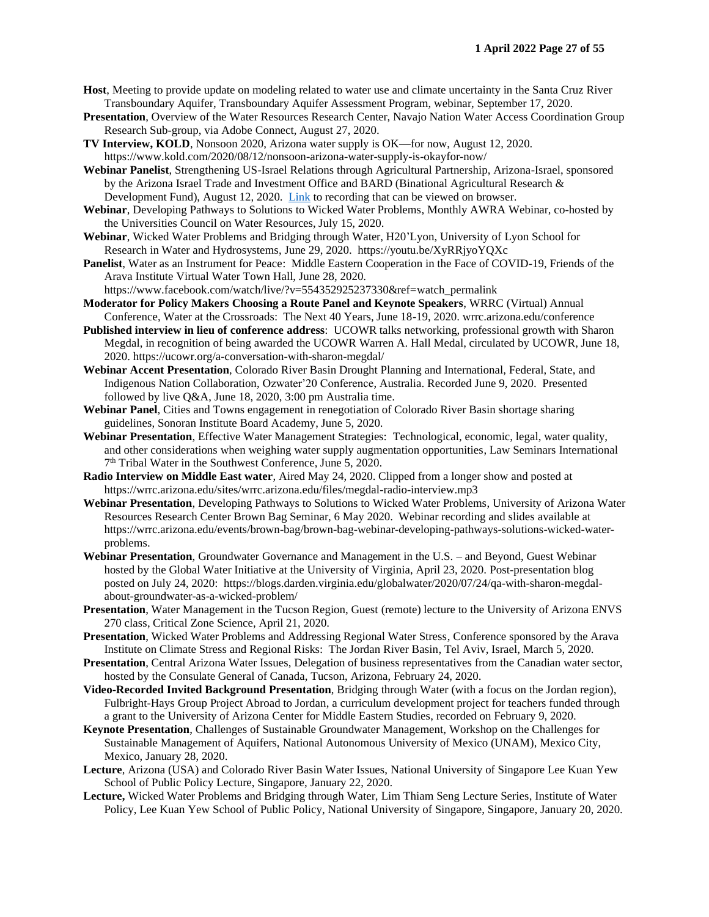**Host**, Meeting to provide update on modeling related to water use and climate uncertainty in the Santa Cruz River Transboundary Aquifer, Transboundary Aquifer Assessment Program, webinar, September 17, 2020.

**Presentation**, Overview of the Water Resources Research Center, Navajo Nation Water Access Coordination Group Research Sub-group, via Adobe Connect, August 27, 2020.

**TV Interview, KOLD**, Nonsoon 2020, Arizona water supply is OK—for now, August 12, 2020. https://www.kold.com/2020/08/12/nonsoon-arizona-water-supply-is-okayfor-now/

**Webinar Panelist**, Strengthening US-Israel Relations through Agricultural Partnership, Arizona-Israel, sponsored by the Arizona Israel Trade and Investment Office and BARD (Binational Agricultural Research & Development Fund), August 12, 2020. Link to recording that can be viewed on browser.

**Webinar**, Developing Pathways to Solutions to Wicked Water Problems, Monthly AWRA Webinar, co-hosted by the Universities Council on Water Resources, July 15, 2020.

**Webinar**, Wicked Water Problems and Bridging through Water, H20'Lyon, University of Lyon School for Research in Water and Hydrosystems, June 29, 2020. https://youtu.be/XyRRjyoYQXc

**Panelist**, Water as an Instrument for Peace: Middle Eastern Cooperation in the Face of COVID-19, Friends of the Arava Institute Virtual Water Town Hall, June 28, 2020. https://www.facebook.com/watch/live/?v=554352925237330&ref=watch_permalink

**Moderator for Policy Makers Choosing a Route Panel and Keynote Speakers**, WRRC (Virtual) Annual Conference, Water at the Crossroads: The Next 40 Years, June 18-19, 2020. wrrc.arizona.edu/conference

**Published interview in lieu of conference address**: UCOWR talks networking, professional growth with Sharon Megdal, in recognition of being awarded the UCOWR Warren A. Hall Medal, circulated by UCOWR, June 18, 2020. https://ucowr.org/a-conversation-with-sharon-megdal/

**Webinar Accent Presentation**, Colorado River Basin Drought Planning and International, Federal, State, and Indigenous Nation Collaboration, Ozwater'20 Conference, Australia. Recorded June 9, 2020. Presented followed by live Q&A, June 18, 2020, 3:00 pm Australia time.

**Webinar Panel**, Cities and Towns engagement in renegotiation of Colorado River Basin shortage sharing guidelines, Sonoran Institute Board Academy, June 5, 2020.

**Webinar Presentation**, Effective Water Management Strategies: Technological, economic, legal, water quality, and other considerations when weighing water supply augmentation opportunities, Law Seminars International 7th Tribal Water in the Southwest Conference, June 5, 2020.

**Radio Interview on Middle East water**, Aired May 24, 2020. Clipped from a longer show and posted at https://wrrc.arizona.edu/sites/wrrc.arizona.edu/files/megdal-radio-interview.mp3

**Webinar Presentation**, Developing Pathways to Solutions to Wicked Water Problems, University of Arizona Water Resources Research Center Brown Bag Seminar, 6 May 2020. Webinar recording and slides available at https://wrrc.arizona.edu/events/brown-bag/brown-bag-webinar-developing-pathways-solutions-wicked-water-problems.

**Webinar Presentation**, Groundwater Governance and Management in the U.S. – and Beyond, Guest Webinar hosted by the Global Water Initiative at the University of Virginia, April 23, 2020. Post-presentation blog posted on July 24, 2020: https://blogs.darden.virginia.edu/globalwater/2020/07/24/qa-with-sharon-megdal-about-groundwater-as-a-wicked-problem/

**Presentation**, Water Management in the Tucson Region, Guest (remote) lecture to the University of Arizona ENVS 270 class, Critical Zone Science, April 21, 2020.

**Presentation**, Wicked Water Problems and Addressing Regional Water Stress, Conference sponsored by the Arava Institute on Climate Stress and Regional Risks: The Jordan River Basin, Tel Aviv, Israel, March 5, 2020.

**Presentation**, Central Arizona Water Issues, Delegation of business representatives from the Canadian water sector, hosted by the Consulate General of Canada, Tucson, Arizona, February 24, 2020.

**Video-Recorded Invited Background Presentation**, Bridging through Water (with a focus on the Jordan region), Fulbright-Hays Group Project Abroad to Jordan, a curriculum development project for teachers funded through a grant to the University of Arizona Center for Middle Eastern Studies, recorded on February 9, 2020.

**Keynote Presentation**, Challenges of Sustainable Groundwater Management, Workshop on the Challenges for Sustainable Management of Aquifers, National Autonomous University of Mexico (UNAM), Mexico City, Mexico, January 28, 2020.

**Lecture**, Arizona (USA) and Colorado River Basin Water Issues, National University of Singapore Lee Kuan Yew School of Public Policy Lecture, Singapore, January 22, 2020.

**Lecture,** Wicked Water Problems and Bridging through Water, Lim Thiam Seng Lecture Series, Institute of Water Policy, Lee Kuan Yew School of Public Policy, National University of Singapore, Singapore, January 20, 2020.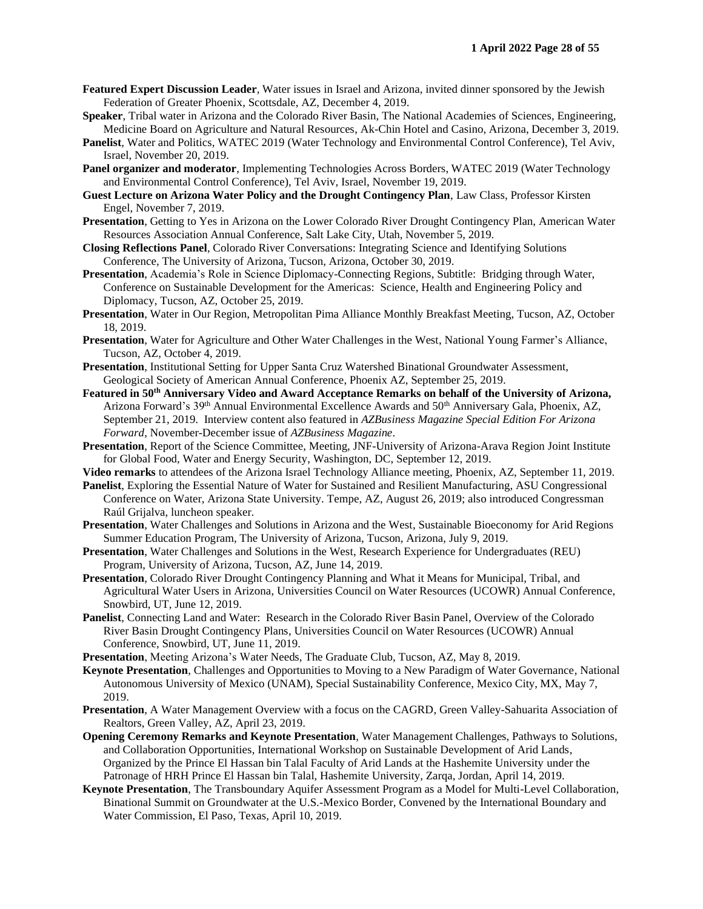**Featured Expert Discussion Leader**, Water issues in Israel and Arizona, invited dinner sponsored by the Jewish Federation of Greater Phoenix, Scottsdale, AZ, December 4, 2019.

**Speaker**, Tribal water in Arizona and the Colorado River Basin, The National Academies of Sciences, Engineering, Medicine Board on Agriculture and Natural Resources, Ak-Chin Hotel and Casino, Arizona, December 3, 2019.

**Panelist**, Water and Politics, WATEC 2019 (Water Technology and Environmental Control Conference), Tel Aviv, Israel, November 20, 2019.

**Panel organizer and moderator**, Implementing Technologies Across Borders, WATEC 2019 (Water Technology and Environmental Control Conference), Tel Aviv, Israel, November 19, 2019.

**Guest Lecture on Arizona Water Policy and the Drought Contingency Plan**, Law Class, Professor Kirsten Engel, November 7, 2019.

**Presentation**, Getting to Yes in Arizona on the Lower Colorado River Drought Contingency Plan, American Water Resources Association Annual Conference, Salt Lake City, Utah, November 5, 2019.

**Closing Reflections Panel**, Colorado River Conversations: Integrating Science and Identifying Solutions Conference, The University of Arizona, Tucson, Arizona, October 30, 2019.

**Presentation**, Academia's Role in Science Diplomacy-Connecting Regions, Subtitle: Bridging through Water, Conference on Sustainable Development for the Americas: Science, Health and Engineering Policy and Diplomacy, Tucson, AZ, October 25, 2019.

**Presentation**, Water in Our Region, Metropolitan Pima Alliance Monthly Breakfast Meeting, Tucson, AZ, October 18, 2019.

**Presentation**, Water for Agriculture and Other Water Challenges in the West, National Young Farmer's Alliance, Tucson, AZ, October 4, 2019.

**Presentation**, Institutional Setting for Upper Santa Cruz Watershed Binational Groundwater Assessment, Geological Society of American Annual Conference, Phoenix AZ, September 25, 2019.

**Featured in 50th Anniversary Video and Award Acceptance Remarks on behalf of the University of Arizona,** Arizona Forward's 39th Annual Environmental Excellence Awards and 50th Anniversary Gala, Phoenix, AZ, September 21, 2019. Interview content also featured in *AZBusiness Magazine Special Edition For Arizona Forward,* November-December issue of *AZBusiness Magazine*.

**Presentation**, Report of the Science Committee, Meeting, JNF-University of Arizona-Arava Region Joint Institute for Global Food, Water and Energy Security, Washington, DC, September 12, 2019.

**Video remarks** to attendees of the Arizona Israel Technology Alliance meeting, Phoenix, AZ, September 11, 2019.

**Panelist**, Exploring the Essential Nature of Water for Sustained and Resilient Manufacturing, ASU Congressional Conference on Water, Arizona State University. Tempe, AZ, August 26, 2019; also introduced Congressman Raúl Grijalva, luncheon speaker.

**Presentation**, Water Challenges and Solutions in Arizona and the West, Sustainable Bioeconomy for Arid Regions Summer Education Program, The University of Arizona, Tucson, Arizona, July 9, 2019.

**Presentation**, Water Challenges and Solutions in the West, Research Experience for Undergraduates (REU) Program, University of Arizona, Tucson, AZ, June 14, 2019.

**Presentation**, Colorado River Drought Contingency Planning and What it Means for Municipal, Tribal, and Agricultural Water Users in Arizona, Universities Council on Water Resources (UCOWR) Annual Conference, Snowbird, UT, June 12, 2019.

**Panelist**, Connecting Land and Water: Research in the Colorado River Basin Panel, Overview of the Colorado River Basin Drought Contingency Plans, Universities Council on Water Resources (UCOWR) Annual Conference, Snowbird, UT, June 11, 2019.

**Presentation**, Meeting Arizona's Water Needs, The Graduate Club, Tucson, AZ, May 8, 2019.

**Keynote Presentation**, Challenges and Opportunities to Moving to a New Paradigm of Water Governance, National Autonomous University of Mexico (UNAM), Special Sustainability Conference, Mexico City, MX, May 7, 2019.

**Presentation**, A Water Management Overview with a focus on the CAGRD, Green Valley-Sahuarita Association of Realtors, Green Valley, AZ, April 23, 2019.

**Opening Ceremony Remarks and Keynote Presentation**, Water Management Challenges, Pathways to Solutions, and Collaboration Opportunities, International Workshop on Sustainable Development of Arid Lands, Organized by the Prince El Hassan bin Talal Faculty of Arid Lands at the Hashemite University under the Patronage of HRH Prince El Hassan bin Talal, Hashemite University, Zarqa, Jordan, April 14, 2019.

**Keynote Presentation**, The Transboundary Aquifer Assessment Program as a Model for Multi-Level Collaboration, Binational Summit on Groundwater at the U.S.-Mexico Border, Convened by the International Boundary and Water Commission, El Paso, Texas, April 10, 2019.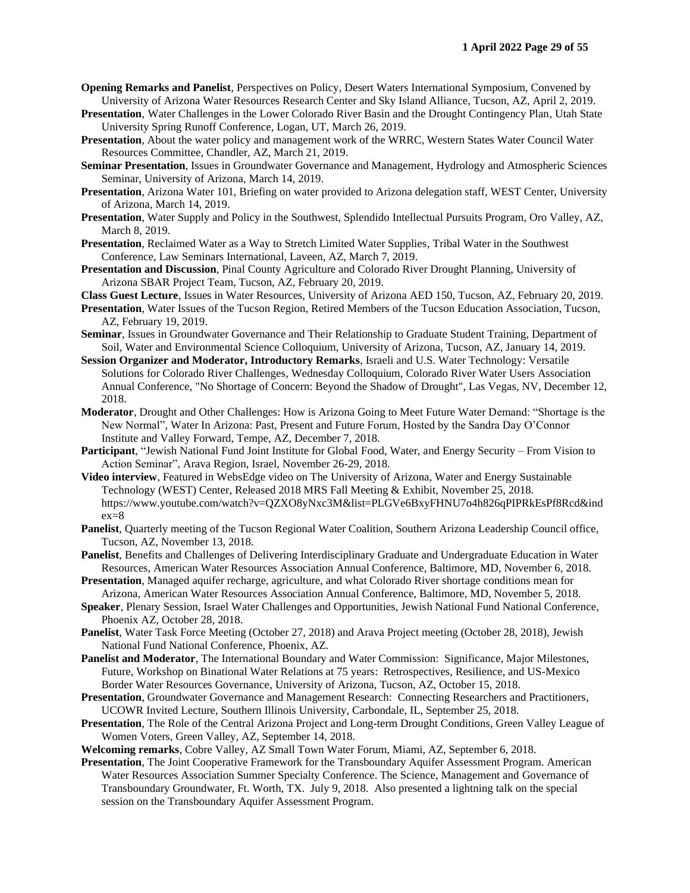**Opening Remarks and Panelist**, Perspectives on Policy, Desert Waters International Symposium, Convened by University of Arizona Water Resources Research Center and Sky Island Alliance, Tucson, AZ, April 2, 2019.

**Presentation**, Water Challenges in the Lower Colorado River Basin and the Drought Contingency Plan, Utah State University Spring Runoff Conference, Logan, UT, March 26, 2019.

**Presentation**, About the water policy and management work of the WRRC, Western States Water Council Water Resources Committee, Chandler, AZ, March 21, 2019.

**Seminar Presentation**, Issues in Groundwater Governance and Management, Hydrology and Atmospheric Sciences Seminar, University of Arizona, March 14, 2019.

**Presentation**, Arizona Water 101, Briefing on water provided to Arizona delegation staff, WEST Center, University of Arizona, March 14, 2019.

**Presentation**, Water Supply and Policy in the Southwest, Splendido Intellectual Pursuits Program, Oro Valley, AZ, March 8, 2019.

**Presentation**, Reclaimed Water as a Way to Stretch Limited Water Supplies, Tribal Water in the Southwest Conference, Law Seminars International, Laveen, AZ, March 7, 2019.

**Presentation and Discussion**, Pinal County Agriculture and Colorado River Drought Planning, University of Arizona SBAR Project Team, Tucson, AZ, February 20, 2019.

**Class Guest Lecture**, Issues in Water Resources, University of Arizona AED 150, Tucson, AZ, February 20, 2019.

**Presentation**, Water Issues of the Tucson Region, Retired Members of the Tucson Education Association, Tucson, AZ, February 19, 2019.

**Seminar**, Issues in Groundwater Governance and Their Relationship to Graduate Student Training, Department of Soil, Water and Environmental Science Colloquium, University of Arizona, Tucson, AZ, January 14, 2019.

**Session Organizer and Moderator, Introductory Remarks**, Israeli and U.S. Water Technology: Versatile Solutions for Colorado River Challenges, Wednesday Colloquium, Colorado River Water Users Association Annual Conference, "No Shortage of Concern: Beyond the Shadow of Drought", Las Vegas, NV, December 12, 2018.

**Moderator**, Drought and Other Challenges: How is Arizona Going to Meet Future Water Demand: "Shortage is the New Normal", Water In Arizona: Past, Present and Future Forum, Hosted by the Sandra Day O'Connor Institute and Valley Forward, Tempe, AZ, December 7, 2018.

**Participant**, "Jewish National Fund Joint Institute for Global Food, Water, and Energy Security – From Vision to Action Seminar", Arava Region, Israel, November 26-29, 2018.

**Video interview**, Featured in WebsEdge video on The University of Arizona, Water and Energy Sustainable Technology (WEST) Center, Released 2018 MRS Fall Meeting & Exhibit, November 25, 2018. https://www.youtube.com/watch?v=QZXO8yNxc3M&list=PLGVe6BxyFHNU7o4h826qPIPRkEsPf8Rcd&index=8

**Panelist**, Quarterly meeting of the Tucson Regional Water Coalition, Southern Arizona Leadership Council office, Tucson, AZ, November 13, 2018.

**Panelist**, Benefits and Challenges of Delivering Interdisciplinary Graduate and Undergraduate Education in Water Resources, American Water Resources Association Annual Conference, Baltimore, MD, November 6, 2018.

**Presentation**, Managed aquifer recharge, agriculture, and what Colorado River shortage conditions mean for Arizona, American Water Resources Association Annual Conference, Baltimore, MD, November 5, 2018.

**Speaker**, Plenary Session, Israel Water Challenges and Opportunities, Jewish National Fund National Conference, Phoenix AZ, October 28, 2018.

**Panelist**, Water Task Force Meeting (October 27, 2018) and Arava Project meeting (October 28, 2018), Jewish National Fund National Conference, Phoenix, AZ.

**Panelist and Moderator**, The International Boundary and Water Commission: Significance, Major Milestones, Future, Workshop on Binational Water Relations at 75 years: Retrospectives, Resilience, and US-Mexico Border Water Resources Governance, University of Arizona, Tucson, AZ, October 15, 2018.

**Presentation**, Groundwater Governance and Management Research: Connecting Researchers and Practitioners, UCOWR Invited Lecture, Southern Illinois University, Carbondale, IL, September 25, 2018.

**Presentation**, The Role of the Central Arizona Project and Long-term Drought Conditions, Green Valley League of Women Voters, Green Valley, AZ, September 14, 2018.

**Welcoming remarks**, Cobre Valley, AZ Small Town Water Forum, Miami, AZ, September 6, 2018.

**Presentation**, The Joint Cooperative Framework for the Transboundary Aquifer Assessment Program. American Water Resources Association Summer Specialty Conference. The Science, Management and Governance of Transboundary Groundwater, Ft. Worth, TX. July 9, 2018. Also presented a lightning talk on the special session on the Transboundary Aquifer Assessment Program.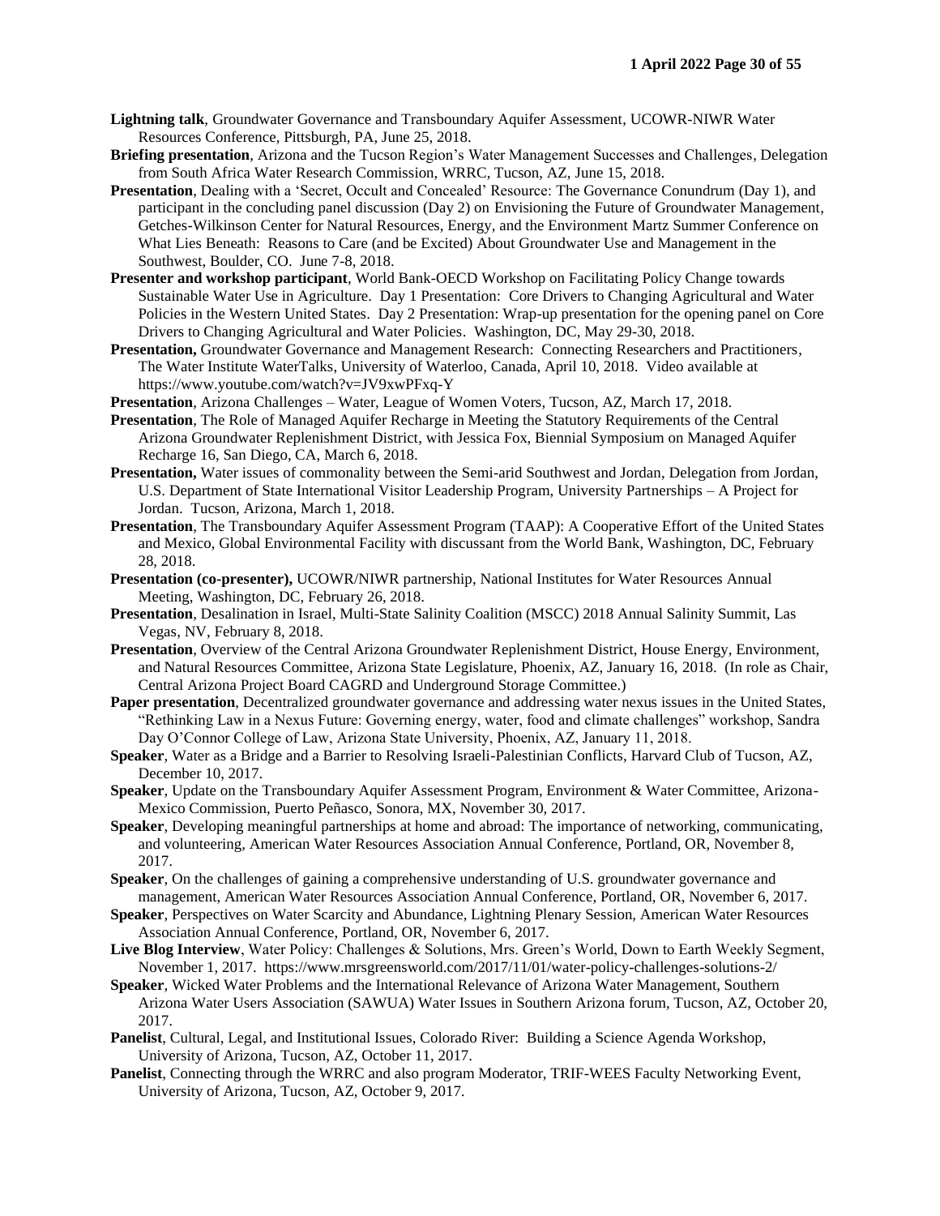**Lightning talk**, Groundwater Governance and Transboundary Aquifer Assessment, UCOWR-NIWR Water Resources Conference, Pittsburgh, PA, June 25, 2018.

**Briefing presentation**, Arizona and the Tucson Region's Water Management Successes and Challenges, Delegation from South Africa Water Research Commission, WRRC, Tucson, AZ, June 15, 2018.

**Presentation**, Dealing with a 'Secret, Occult and Concealed' Resource: The Governance Conundrum (Day 1), and participant in the concluding panel discussion (Day 2) on Envisioning the Future of Groundwater Management, Getches-Wilkinson Center for Natural Resources, Energy, and the Environment Martz Summer Conference on What Lies Beneath: Reasons to Care (and be Excited) About Groundwater Use and Management in the Southwest, Boulder, CO. June 7-8, 2018.

**Presenter and workshop participant**, World Bank-OECD Workshop on Facilitating Policy Change towards Sustainable Water Use in Agriculture. Day 1 Presentation: Core Drivers to Changing Agricultural and Water Policies in the Western United States. Day 2 Presentation: Wrap-up presentation for the opening panel on Core Drivers to Changing Agricultural and Water Policies. Washington, DC, May 29-30, 2018.

**Presentation,** Groundwater Governance and Management Research: Connecting Researchers and Practitioners, The Water Institute WaterTalks, University of Waterloo, Canada, April 10, 2018. Video available at https://www.youtube.com/watch?v=JV9xwPFxq-Y

**Presentation**, Arizona Challenges – Water, League of Women Voters, Tucson, AZ, March 17, 2018.

**Presentation**, The Role of Managed Aquifer Recharge in Meeting the Statutory Requirements of the Central Arizona Groundwater Replenishment District, with Jessica Fox, Biennial Symposium on Managed Aquifer Recharge 16, San Diego, CA, March 6, 2018.

**Presentation,** Water issues of commonality between the Semi-arid Southwest and Jordan, Delegation from Jordan, U.S. Department of State International Visitor Leadership Program, University Partnerships – A Project for Jordan. Tucson, Arizona, March 1, 2018.

**Presentation**, The Transboundary Aquifer Assessment Program (TAAP): A Cooperative Effort of the United States and Mexico, Global Environmental Facility with discussant from the World Bank, Washington, DC, February 28, 2018.

**Presentation (co-presenter),** UCOWR/NIWR partnership, National Institutes for Water Resources Annual Meeting, Washington, DC, February 26, 2018.

**Presentation**, Desalination in Israel, Multi-State Salinity Coalition (MSCC) 2018 Annual Salinity Summit, Las Vegas, NV, February 8, 2018.

**Presentation**, Overview of the Central Arizona Groundwater Replenishment District, House Energy, Environment, and Natural Resources Committee, Arizona State Legislature, Phoenix, AZ, January 16, 2018. (In role as Chair, Central Arizona Project Board CAGRD and Underground Storage Committee.)

**Paper presentation**, Decentralized groundwater governance and addressing water nexus issues in the United States, "Rethinking Law in a Nexus Future: Governing energy, water, food and climate challenges" workshop, Sandra Day O'Connor College of Law, Arizona State University, Phoenix, AZ, January 11, 2018.

**Speaker**, Water as a Bridge and a Barrier to Resolving Israeli-Palestinian Conflicts, Harvard Club of Tucson, AZ, December 10, 2017.

**Speaker**, Update on the Transboundary Aquifer Assessment Program, Environment & Water Committee, Arizona-Mexico Commission, Puerto Peñasco, Sonora, MX, November 30, 2017.

**Speaker**, Developing meaningful partnerships at home and abroad: The importance of networking, communicating, and volunteering, American Water Resources Association Annual Conference, Portland, OR, November 8, 2017.

**Speaker**, On the challenges of gaining a comprehensive understanding of U.S. groundwater governance and management, American Water Resources Association Annual Conference, Portland, OR, November 6, 2017.

**Speaker**, Perspectives on Water Scarcity and Abundance, Lightning Plenary Session, American Water Resources Association Annual Conference, Portland, OR, November 6, 2017.

**Live Blog Interview**, Water Policy: Challenges & Solutions, Mrs. Green's World, Down to Earth Weekly Segment, November 1, 2017. https://www.mrsgreensworld.com/2017/11/01/water-policy-challenges-solutions-2/

**Speaker**, Wicked Water Problems and the International Relevance of Arizona Water Management, Southern Arizona Water Users Association (SAWUA) Water Issues in Southern Arizona forum, Tucson, AZ, October 20, 2017.

**Panelist**, Cultural, Legal, and Institutional Issues, Colorado River: Building a Science Agenda Workshop, University of Arizona, Tucson, AZ, October 11, 2017.

**Panelist**, Connecting through the WRRC and also program Moderator, TRIF-WEES Faculty Networking Event, University of Arizona, Tucson, AZ, October 9, 2017.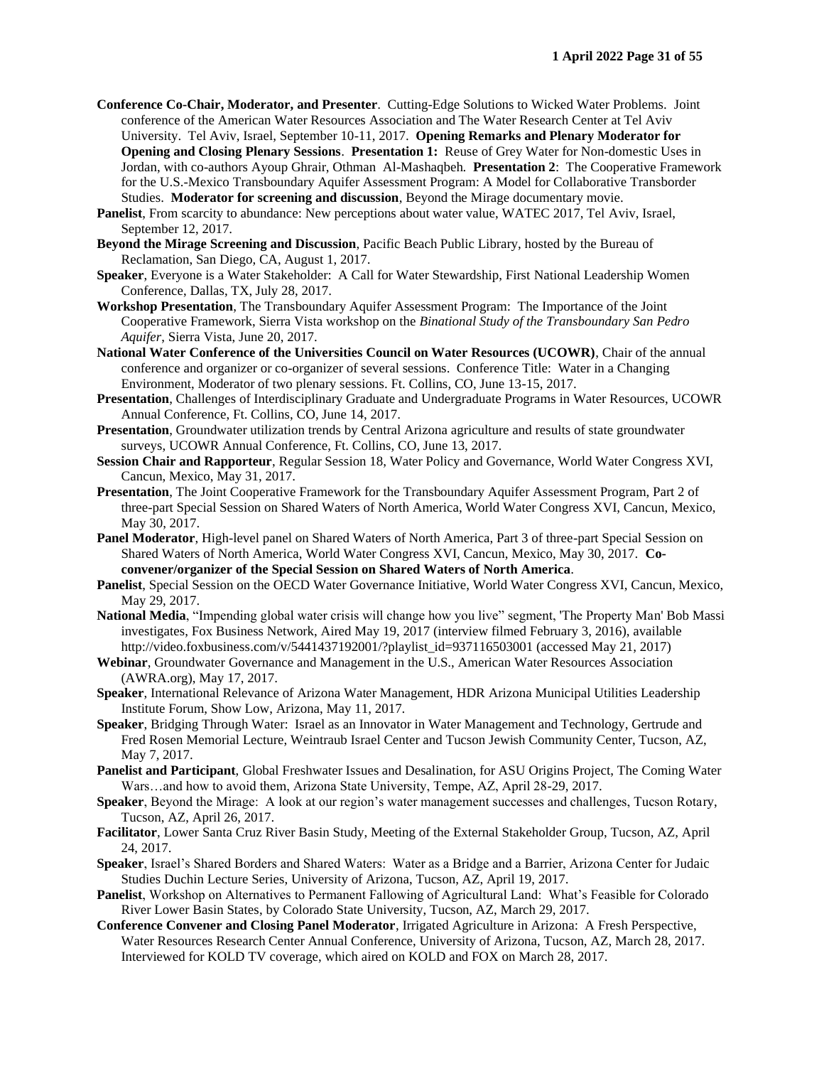**Conference Co-Chair, Moderator, and Presenter**. Cutting-Edge Solutions to Wicked Water Problems. Joint conference of the American Water Resources Association and The Water Research Center at Tel Aviv University. Tel Aviv, Israel, September 10-11, 2017. **Opening Remarks and Plenary Moderator for Opening and Closing Plenary Sessions**. **Presentation 1:** Reuse of Grey Water for Non-domestic Uses in Jordan, with co-authors Ayoup Ghrair, Othman Al-Mashaqbeh. **Presentation 2**: The Cooperative Framework for the U.S.-Mexico Transboundary Aquifer Assessment Program: A Model for Collaborative Transborder Studies. **Moderator for screening and discussion**, Beyond the Mirage documentary movie.

**Panelist**, From scarcity to abundance: New perceptions about water value, WATEC 2017, Tel Aviv, Israel, September 12, 2017.

**Beyond the Mirage Screening and Discussion**, Pacific Beach Public Library, hosted by the Bureau of Reclamation, San Diego, CA, August 1, 2017.

**Speaker**, Everyone is a Water Stakeholder: A Call for Water Stewardship, First National Leadership Women Conference, Dallas, TX, July 28, 2017.

**Workshop Presentation**, The Transboundary Aquifer Assessment Program: The Importance of the Joint Cooperative Framework, Sierra Vista workshop on the *Binational Study of the Transboundary San Pedro Aquifer*, Sierra Vista, June 20, 2017.

**National Water Conference of the Universities Council on Water Resources (UCOWR)**, Chair of the annual conference and organizer or co-organizer of several sessions. Conference Title: Water in a Changing Environment, Moderator of two plenary sessions. Ft. Collins, CO, June 13-15, 2017.

**Presentation**, Challenges of Interdisciplinary Graduate and Undergraduate Programs in Water Resources, UCOWR Annual Conference, Ft. Collins, CO, June 14, 2017.

**Presentation**, Groundwater utilization trends by Central Arizona agriculture and results of state groundwater surveys, UCOWR Annual Conference, Ft. Collins, CO, June 13, 2017.

**Session Chair and Rapporteur**, Regular Session 18, Water Policy and Governance, World Water Congress XVI, Cancun, Mexico, May 31, 2017.

**Presentation**, The Joint Cooperative Framework for the Transboundary Aquifer Assessment Program, Part 2 of three-part Special Session on Shared Waters of North America, World Water Congress XVI, Cancun, Mexico, May 30, 2017.

**Panel Moderator**, High-level panel on Shared Waters of North America, Part 3 of three-part Special Session on Shared Waters of North America, World Water Congress XVI, Cancun, Mexico, May 30, 2017. **Co-convener/organizer of the Special Session on Shared Waters of North America**.

**Panelist**, Special Session on the OECD Water Governance Initiative, World Water Congress XVI, Cancun, Mexico, May 29, 2017.

**National Media**, "Impending global water crisis will change how you live" segment, 'The Property Man' Bob Massi investigates, Fox Business Network, Aired May 19, 2017 (interview filmed February 3, 2016), available http://video.foxbusiness.com/v/5441437192001/?playlist_id=937116503001 (accessed May 21, 2017)

**Webinar**, Groundwater Governance and Management in the U.S., American Water Resources Association (AWRA.org), May 17, 2017.

**Speaker**, International Relevance of Arizona Water Management, HDR Arizona Municipal Utilities Leadership Institute Forum, Show Low, Arizona, May 11, 2017.

**Speaker**, Bridging Through Water: Israel as an Innovator in Water Management and Technology, Gertrude and Fred Rosen Memorial Lecture, Weintraub Israel Center and Tucson Jewish Community Center, Tucson, AZ, May 7, 2017.

**Panelist and Participant**, Global Freshwater Issues and Desalination, for ASU Origins Project, The Coming Water Wars…and how to avoid them, Arizona State University, Tempe, AZ, April 28-29, 2017.

**Speaker**, Beyond the Mirage: A look at our region's water management successes and challenges, Tucson Rotary, Tucson, AZ, April 26, 2017.

**Facilitator**, Lower Santa Cruz River Basin Study, Meeting of the External Stakeholder Group, Tucson, AZ, April 24, 2017.

**Speaker**, Israel's Shared Borders and Shared Waters: Water as a Bridge and a Barrier, Arizona Center for Judaic Studies Duchin Lecture Series, University of Arizona, Tucson, AZ, April 19, 2017.

**Panelist**, Workshop on Alternatives to Permanent Fallowing of Agricultural Land: What's Feasible for Colorado River Lower Basin States, by Colorado State University, Tucson, AZ, March 29, 2017.

**Conference Convener and Closing Panel Moderator**, Irrigated Agriculture in Arizona: A Fresh Perspective, Water Resources Research Center Annual Conference, University of Arizona, Tucson, AZ, March 28, 2017. Interviewed for KOLD TV coverage, which aired on KOLD and FOX on March 28, 2017.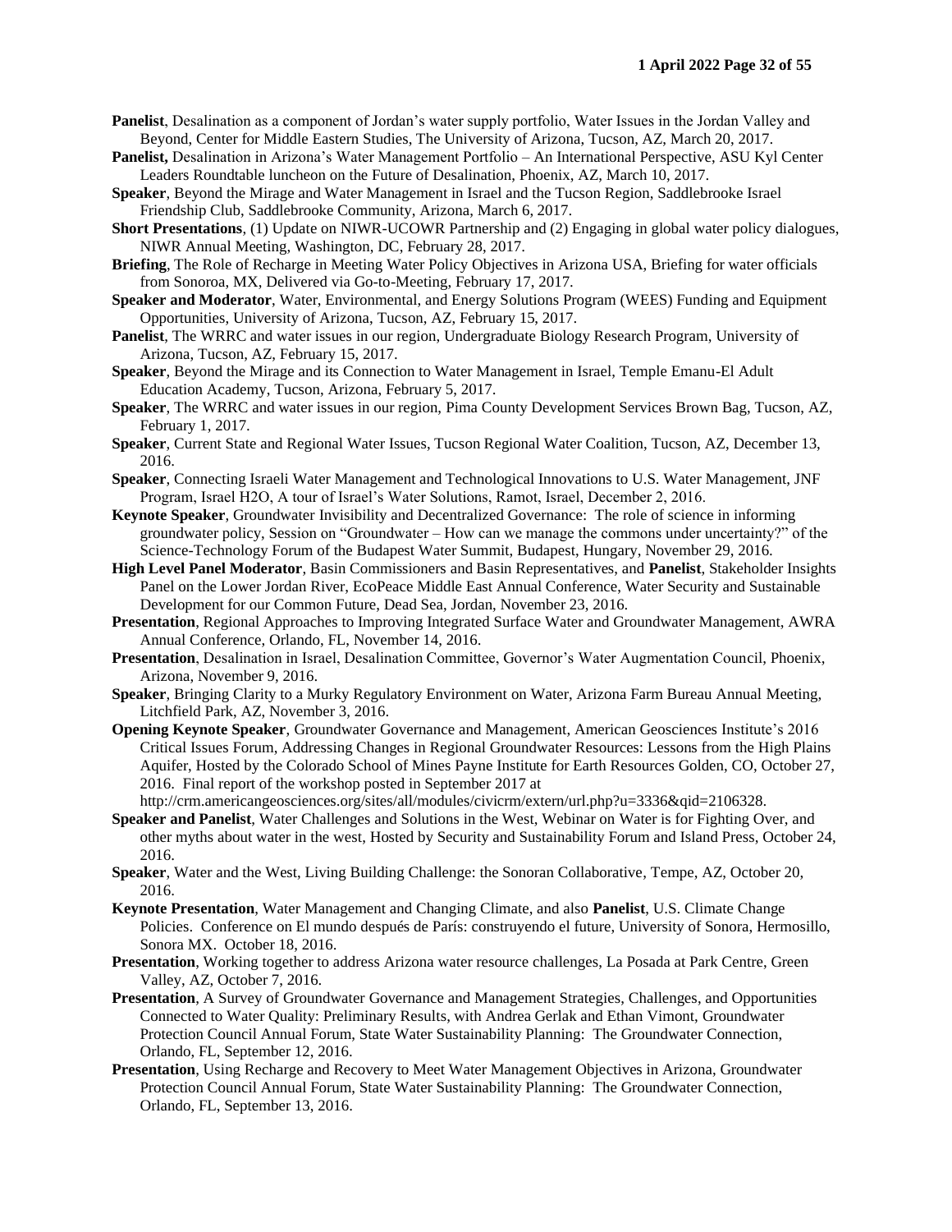**Panelist**, Desalination as a component of Jordan's water supply portfolio, Water Issues in the Jordan Valley and Beyond, Center for Middle Eastern Studies, The University of Arizona, Tucson, AZ, March 20, 2017.

**Panelist,** Desalination in Arizona's Water Management Portfolio – An International Perspective, ASU Kyl Center Leaders Roundtable luncheon on the Future of Desalination, Phoenix, AZ, March 10, 2017.

**Speaker**, Beyond the Mirage and Water Management in Israel and the Tucson Region, Saddlebrooke Israel Friendship Club, Saddlebrooke Community, Arizona, March 6, 2017.

**Short Presentations**, (1) Update on NIWR-UCOWR Partnership and (2) Engaging in global water policy dialogues, NIWR Annual Meeting, Washington, DC, February 28, 2017.

**Briefing**, The Role of Recharge in Meeting Water Policy Objectives in Arizona USA, Briefing for water officials from Sonoroa, MX, Delivered via Go-to-Meeting, February 17, 2017.

**Speaker and Moderator**, Water, Environmental, and Energy Solutions Program (WEES) Funding and Equipment Opportunities, University of Arizona, Tucson, AZ, February 15, 2017.

**Panelist**, The WRRC and water issues in our region, Undergraduate Biology Research Program, University of Arizona, Tucson, AZ, February 15, 2017.

**Speaker**, Beyond the Mirage and its Connection to Water Management in Israel, Temple Emanu-El Adult Education Academy, Tucson, Arizona, February 5, 2017.

**Speaker**, The WRRC and water issues in our region, Pima County Development Services Brown Bag, Tucson, AZ, February 1, 2017.

**Speaker**, Current State and Regional Water Issues, Tucson Regional Water Coalition, Tucson, AZ, December 13, 2016.

**Speaker**, Connecting Israeli Water Management and Technological Innovations to U.S. Water Management, JNF Program, Israel H2O, A tour of Israel's Water Solutions, Ramot, Israel, December 2, 2016.

**Keynote Speaker**, Groundwater Invisibility and Decentralized Governance: The role of science in informing groundwater policy, Session on "Groundwater – How can we manage the commons under uncertainty?" of the Science-Technology Forum of the Budapest Water Summit, Budapest, Hungary, November 29, 2016.

**High Level Panel Moderator**, Basin Commissioners and Basin Representatives, and **Panelist**, Stakeholder Insights Panel on the Lower Jordan River, EcoPeace Middle East Annual Conference, Water Security and Sustainable Development for our Common Future, Dead Sea, Jordan, November 23, 2016.

**Presentation**, Regional Approaches to Improving Integrated Surface Water and Groundwater Management, AWRA Annual Conference, Orlando, FL, November 14, 2016.

**Presentation**, Desalination in Israel, Desalination Committee, Governor's Water Augmentation Council, Phoenix, Arizona, November 9, 2016.

**Speaker**, Bringing Clarity to a Murky Regulatory Environment on Water, Arizona Farm Bureau Annual Meeting, Litchfield Park, AZ, November 3, 2016.

**Opening Keynote Speaker**, Groundwater Governance and Management, American Geosciences Institute's 2016 Critical Issues Forum, Addressing Changes in Regional Groundwater Resources: Lessons from the High Plains Aquifer, Hosted by the Colorado School of Mines Payne Institute for Earth Resources Golden, CO, October 27, 2016. Final report of the workshop posted in September 2017 at http://crm.americangeosciences.org/sites/all/modules/civicrm/extern/url.php?u=3336&qid=2106328.

**Speaker and Panelist**, Water Challenges and Solutions in the West, Webinar on Water is for Fighting Over, and other myths about water in the west, Hosted by Security and Sustainability Forum and Island Press, October 24, 2016.

**Speaker**, Water and the West, Living Building Challenge: the Sonoran Collaborative, Tempe, AZ, October 20, 2016.

**Keynote Presentation**, Water Management and Changing Climate, and also **Panelist**, U.S. Climate Change Policies. Conference on El mundo después de París: construyendo el future, University of Sonora, Hermosillo, Sonora MX. October 18, 2016.

**Presentation**, Working together to address Arizona water resource challenges, La Posada at Park Centre, Green Valley, AZ, October 7, 2016.

**Presentation**, A Survey of Groundwater Governance and Management Strategies, Challenges, and Opportunities Connected to Water Quality: Preliminary Results, with Andrea Gerlak and Ethan Vimont, Groundwater Protection Council Annual Forum, State Water Sustainability Planning: The Groundwater Connection, Orlando, FL, September 12, 2016.

**Presentation**, Using Recharge and Recovery to Meet Water Management Objectives in Arizona, Groundwater Protection Council Annual Forum, State Water Sustainability Planning: The Groundwater Connection, Orlando, FL, September 13, 2016.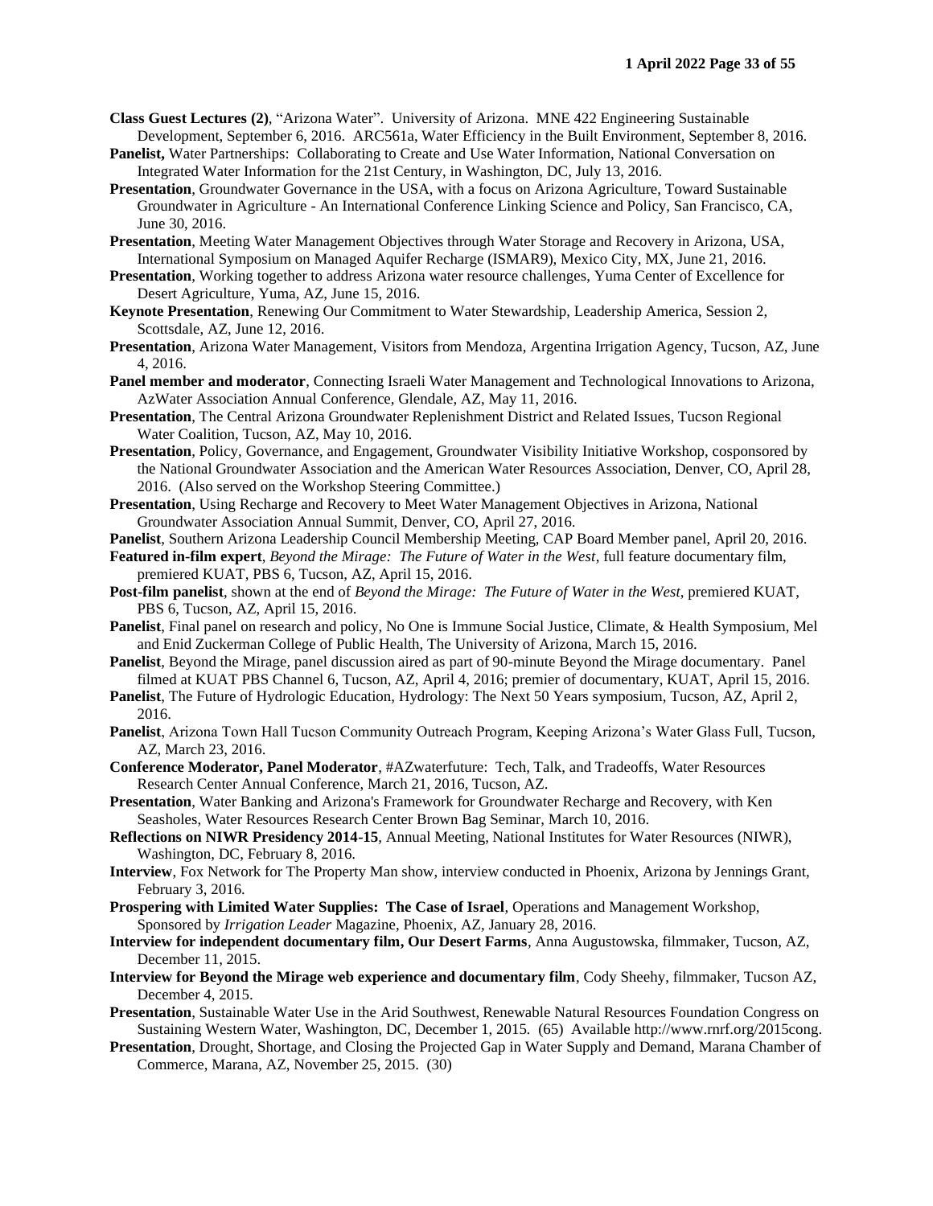**Class Guest Lectures (2)**, "Arizona Water". University of Arizona. MNE 422 Engineering Sustainable Development, September 6, 2016. ARC561a, Water Efficiency in the Built Environment, September 8, 2016.

**Panelist,** Water Partnerships: Collaborating to Create and Use Water Information, National Conversation on Integrated Water Information for the 21st Century, in Washington, DC, July 13, 2016.

**Presentation**, Groundwater Governance in the USA, with a focus on Arizona Agriculture, Toward Sustainable Groundwater in Agriculture - An International Conference Linking Science and Policy, San Francisco, CA, June 30, 2016.

**Presentation**, Meeting Water Management Objectives through Water Storage and Recovery in Arizona, USA, International Symposium on Managed Aquifer Recharge (ISMAR9), Mexico City, MX, June 21, 2016.

**Presentation**, Working together to address Arizona water resource challenges, Yuma Center of Excellence for Desert Agriculture, Yuma, AZ, June 15, 2016.

**Keynote Presentation**, Renewing Our Commitment to Water Stewardship, Leadership America, Session 2, Scottsdale, AZ, June 12, 2016.

**Presentation**, Arizona Water Management, Visitors from Mendoza, Argentina Irrigation Agency, Tucson, AZ, June 4, 2016.

**Panel member and moderator**, Connecting Israeli Water Management and Technological Innovations to Arizona, AzWater Association Annual Conference, Glendale, AZ, May 11, 2016.

**Presentation**, The Central Arizona Groundwater Replenishment District and Related Issues, Tucson Regional Water Coalition, Tucson, AZ, May 10, 2016.

**Presentation**, Policy, Governance, and Engagement, Groundwater Visibility Initiative Workshop, cosponsored by the National Groundwater Association and the American Water Resources Association, Denver, CO, April 28, 2016. (Also served on the Workshop Steering Committee.)

**Presentation**, Using Recharge and Recovery to Meet Water Management Objectives in Arizona, National Groundwater Association Annual Summit, Denver, CO, April 27, 2016.

**Panelist**, Southern Arizona Leadership Council Membership Meeting, CAP Board Member panel, April 20, 2016.

**Featured in-film expert**, *Beyond the Mirage: The Future of Water in the West*, full feature documentary film, premiered KUAT, PBS 6, Tucson, AZ, April 15, 2016.

**Post-film panelist**, shown at the end of *Beyond the Mirage: The Future of Water in the West*, premiered KUAT, PBS 6, Tucson, AZ, April 15, 2016.

**Panelist**, Final panel on research and policy, No One is Immune Social Justice, Climate, & Health Symposium, Mel and Enid Zuckerman College of Public Health, The University of Arizona, March 15, 2016.

**Panelist**, Beyond the Mirage, panel discussion aired as part of 90-minute Beyond the Mirage documentary. Panel filmed at KUAT PBS Channel 6, Tucson, AZ, April 4, 2016; premier of documentary, KUAT, April 15, 2016.

**Panelist**, The Future of Hydrologic Education, Hydrology: The Next 50 Years symposium, Tucson, AZ, April 2, 2016.

**Panelist**, Arizona Town Hall Tucson Community Outreach Program, Keeping Arizona's Water Glass Full, Tucson, AZ, March 23, 2016.

**Conference Moderator, Panel Moderator**, #AZwaterfuture: Tech, Talk, and Tradeoffs, Water Resources Research Center Annual Conference, March 21, 2016, Tucson, AZ.

**Presentation**, Water Banking and Arizona's Framework for Groundwater Recharge and Recovery, with Ken Seasholes, Water Resources Research Center Brown Bag Seminar, March 10, 2016.

**Reflections on NIWR Presidency 2014-15**, Annual Meeting, National Institutes for Water Resources (NIWR), Washington, DC, February 8, 2016.

**Interview**, Fox Network for The Property Man show, interview conducted in Phoenix, Arizona by Jennings Grant, February 3, 2016.

**Prospering with Limited Water Supplies: The Case of Israel**, Operations and Management Workshop, Sponsored by *Irrigation Leader* Magazine, Phoenix, AZ, January 28, 2016.

**Interview for independent documentary film, Our Desert Farms**, Anna Augustowska, filmmaker, Tucson, AZ, December 11, 2015.

**Interview for Beyond the Mirage web experience and documentary film**, Cody Sheehy, filmmaker, Tucson AZ, December 4, 2015.

**Presentation**, Sustainable Water Use in the Arid Southwest, Renewable Natural Resources Foundation Congress on Sustaining Western Water, Washington, DC, December 1, 2015. (65) Available http://www.rnrf.org/2015cong.

**Presentation**, Drought, Shortage, and Closing the Projected Gap in Water Supply and Demand, Marana Chamber of Commerce, Marana, AZ, November 25, 2015. (30)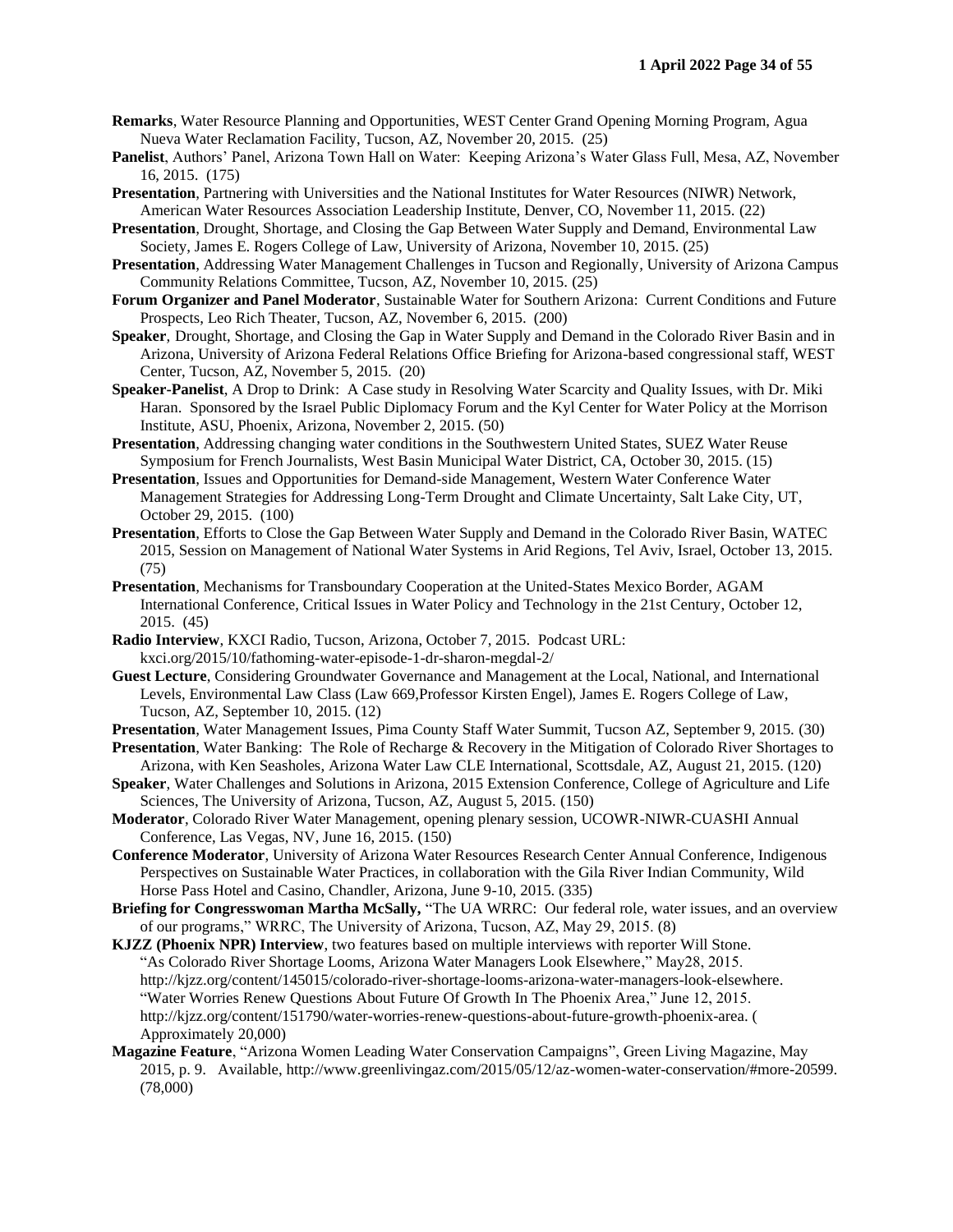**Remarks**, Water Resource Planning and Opportunities, WEST Center Grand Opening Morning Program, Agua Nueva Water Reclamation Facility, Tucson, AZ, November 20, 2015. (25)

**Panelist**, Authors' Panel, Arizona Town Hall on Water: Keeping Arizona's Water Glass Full, Mesa, AZ, November 16, 2015. (175)

**Presentation**, Partnering with Universities and the National Institutes for Water Resources (NIWR) Network, American Water Resources Association Leadership Institute, Denver, CO, November 11, 2015. (22)

**Presentation**, Drought, Shortage, and Closing the Gap Between Water Supply and Demand, Environmental Law Society, James E. Rogers College of Law, University of Arizona, November 10, 2015. (25)

**Presentation**, Addressing Water Management Challenges in Tucson and Regionally, University of Arizona Campus Community Relations Committee, Tucson, AZ, November 10, 2015. (25)

**Forum Organizer and Panel Moderator**, Sustainable Water for Southern Arizona: Current Conditions and Future Prospects, Leo Rich Theater, Tucson, AZ, November 6, 2015. (200)

**Speaker**, Drought, Shortage, and Closing the Gap in Water Supply and Demand in the Colorado River Basin and in Arizona, University of Arizona Federal Relations Office Briefing for Arizona-based congressional staff, WEST Center, Tucson, AZ, November 5, 2015. (20)

**Speaker-Panelist**, A Drop to Drink: A Case study in Resolving Water Scarcity and Quality Issues, with Dr. Miki Haran. Sponsored by the Israel Public Diplomacy Forum and the Kyl Center for Water Policy at the Morrison Institute, ASU, Phoenix, Arizona, November 2, 2015. (50)

**Presentation**, Addressing changing water conditions in the Southwestern United States, SUEZ Water Reuse Symposium for French Journalists, West Basin Municipal Water District, CA, October 30, 2015. (15)

**Presentation**, Issues and Opportunities for Demand-side Management, Western Water Conference Water Management Strategies for Addressing Long-Term Drought and Climate Uncertainty, Salt Lake City, UT, October 29, 2015. (100)

**Presentation**, Efforts to Close the Gap Between Water Supply and Demand in the Colorado River Basin, WATEC 2015, Session on Management of National Water Systems in Arid Regions, Tel Aviv, Israel, October 13, 2015. (75)

**Presentation**, Mechanisms for Transboundary Cooperation at the United-States Mexico Border, AGAM International Conference, Critical Issues in Water Policy and Technology in the 21st Century, October 12, 2015. (45)

**Radio Interview**, KXCI Radio, Tucson, Arizona, October 7, 2015. Podcast URL: kxci.org/2015/10/fathoming-water-episode-1-dr-sharon-megdal-2/

**Guest Lecture**, Considering Groundwater Governance and Management at the Local, National, and International Levels, Environmental Law Class (Law 669,Professor Kirsten Engel), James E. Rogers College of Law, Tucson, AZ, September 10, 2015. (12)

**Presentation**, Water Management Issues, Pima County Staff Water Summit, Tucson AZ, September 9, 2015. (30)

**Presentation**, Water Banking: The Role of Recharge & Recovery in the Mitigation of Colorado River Shortages to Arizona, with Ken Seasholes, Arizona Water Law CLE International, Scottsdale, AZ, August 21, 2015. (120)

**Speaker**, Water Challenges and Solutions in Arizona, 2015 Extension Conference, College of Agriculture and Life Sciences, The University of Arizona, Tucson, AZ, August 5, 2015. (150)

**Moderator**, Colorado River Water Management, opening plenary session, UCOWR-NIWR-CUASHI Annual Conference, Las Vegas, NV, June 16, 2015. (150)

**Conference Moderator**, University of Arizona Water Resources Research Center Annual Conference, Indigenous Perspectives on Sustainable Water Practices, in collaboration with the Gila River Indian Community, Wild Horse Pass Hotel and Casino, Chandler, Arizona, June 9-10, 2015. (335)

**Briefing for Congresswoman Martha McSally,** "The UA WRRC: Our federal role, water issues, and an overview of our programs," WRRC, The University of Arizona, Tucson, AZ, May 29, 2015. (8)

**KJZZ (Phoenix NPR) Interview**, two features based on multiple interviews with reporter Will Stone. "As Colorado River Shortage Looms, Arizona Water Managers Look Elsewhere," May28, 2015. http://kjzz.org/content/145015/colorado-river-shortage-looms-arizona-water-managers-look-elsewhere. "Water Worries Renew Questions About Future Of Growth In The Phoenix Area," June 12, 2015. http://kjzz.org/content/151790/water-worries-renew-questions-about-future-growth-phoenix-area. ( Approximately 20,000)

**Magazine Feature**, "Arizona Women Leading Water Conservation Campaigns", Green Living Magazine, May 2015, p. 9. Available, http://www.greenlivingaz.com/2015/05/12/az-women-water-conservation/#more-20599. (78,000)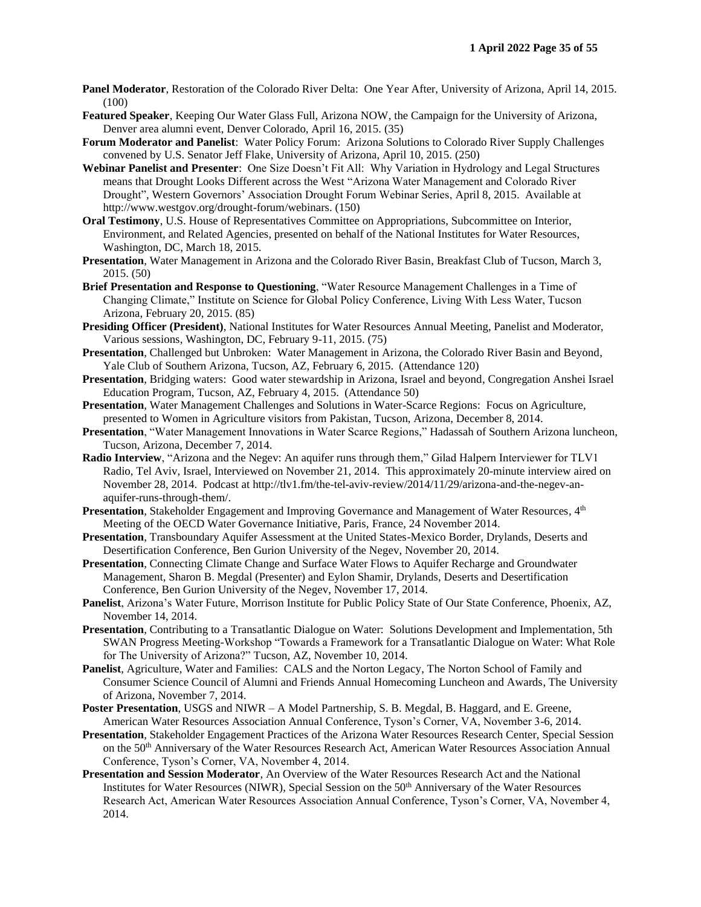**Panel Moderator**, Restoration of the Colorado River Delta: One Year After, University of Arizona, April 14, 2015. (100)

**Featured Speaker**, Keeping Our Water Glass Full, Arizona NOW, the Campaign for the University of Arizona, Denver area alumni event, Denver Colorado, April 16, 2015. (35)

**Forum Moderator and Panelist**: Water Policy Forum: Arizona Solutions to Colorado River Supply Challenges convened by U.S. Senator Jeff Flake, University of Arizona, April 10, 2015. (250)

**Webinar Panelist and Presenter**: One Size Doesn't Fit All: Why Variation in Hydrology and Legal Structures means that Drought Looks Different across the West "Arizona Water Management and Colorado River Drought", Western Governors' Association Drought Forum Webinar Series, April 8, 2015. Available at http://www.westgov.org/drought-forum/webinars. (150)

**Oral Testimony**, U.S. House of Representatives Committee on Appropriations, Subcommittee on Interior, Environment, and Related Agencies, presented on behalf of the National Institutes for Water Resources, Washington, DC, March 18, 2015.

**Presentation**, Water Management in Arizona and the Colorado River Basin, Breakfast Club of Tucson, March 3, 2015. (50)

**Brief Presentation and Response to Questioning**, "Water Resource Management Challenges in a Time of Changing Climate," Institute on Science for Global Policy Conference, Living With Less Water, Tucson Arizona, February 20, 2015. (85)

**Presiding Officer (President)**, National Institutes for Water Resources Annual Meeting, Panelist and Moderator, Various sessions, Washington, DC, February 9-11, 2015. (75)

**Presentation**, Challenged but Unbroken: Water Management in Arizona, the Colorado River Basin and Beyond, Yale Club of Southern Arizona, Tucson, AZ, February 6, 2015. (Attendance 120)

**Presentation**, Bridging waters: Good water stewardship in Arizona, Israel and beyond, Congregation Anshei Israel Education Program, Tucson, AZ, February 4, 2015. (Attendance 50)

**Presentation**, Water Management Challenges and Solutions in Water-Scarce Regions: Focus on Agriculture, presented to Women in Agriculture visitors from Pakistan, Tucson, Arizona, December 8, 2014.

**Presentation**, "Water Management Innovations in Water Scarce Regions," Hadassah of Southern Arizona luncheon, Tucson, Arizona, December 7, 2014.

**Radio Interview**, "Arizona and the Negev: An aquifer runs through them," Gilad Halpern Interviewer for TLV1 Radio, Tel Aviv, Israel, Interviewed on November 21, 2014. This approximately 20-minute interview aired on November 28, 2014. Podcast at http://tlv1.fm/the-tel-aviv-review/2014/11/29/arizona-and-the-negev-an-aquifer-runs-through-them/.

**Presentation**, Stakeholder Engagement and Improving Governance and Management of Water Resources, 4th Meeting of the OECD Water Governance Initiative, Paris, France, 24 November 2014.

**Presentation**, Transboundary Aquifer Assessment at the United States-Mexico Border, Drylands, Deserts and Desertification Conference, Ben Gurion University of the Negev, November 20, 2014.

**Presentation**, Connecting Climate Change and Surface Water Flows to Aquifer Recharge and Groundwater Management, Sharon B. Megdal (Presenter) and Eylon Shamir, Drylands, Deserts and Desertification Conference, Ben Gurion University of the Negev, November 17, 2014.

**Panelist**, Arizona's Water Future, Morrison Institute for Public Policy State of Our State Conference, Phoenix, AZ, November 14, 2014.

**Presentation**, Contributing to a Transatlantic Dialogue on Water: Solutions Development and Implementation, 5th SWAN Progress Meeting-Workshop "Towards a Framework for a Transatlantic Dialogue on Water: What Role for The University of Arizona?" Tucson, AZ, November 10, 2014.

**Panelist**, Agriculture, Water and Families: CALS and the Norton Legacy, The Norton School of Family and Consumer Science Council of Alumni and Friends Annual Homecoming Luncheon and Awards, The University of Arizona, November 7, 2014.

**Poster Presentation**, USGS and NIWR – A Model Partnership, S. B. Megdal, B. Haggard, and E. Greene, American Water Resources Association Annual Conference, Tyson's Corner, VA, November 3-6, 2014.

**Presentation**, Stakeholder Engagement Practices of the Arizona Water Resources Research Center, Special Session on the 50th Anniversary of the Water Resources Research Act, American Water Resources Association Annual Conference, Tyson's Corner, VA, November 4, 2014.

**Presentation and Session Moderator**, An Overview of the Water Resources Research Act and the National Institutes for Water Resources (NIWR), Special Session on the 50th Anniversary of the Water Resources Research Act, American Water Resources Association Annual Conference, Tyson's Corner, VA, November 4, 2014.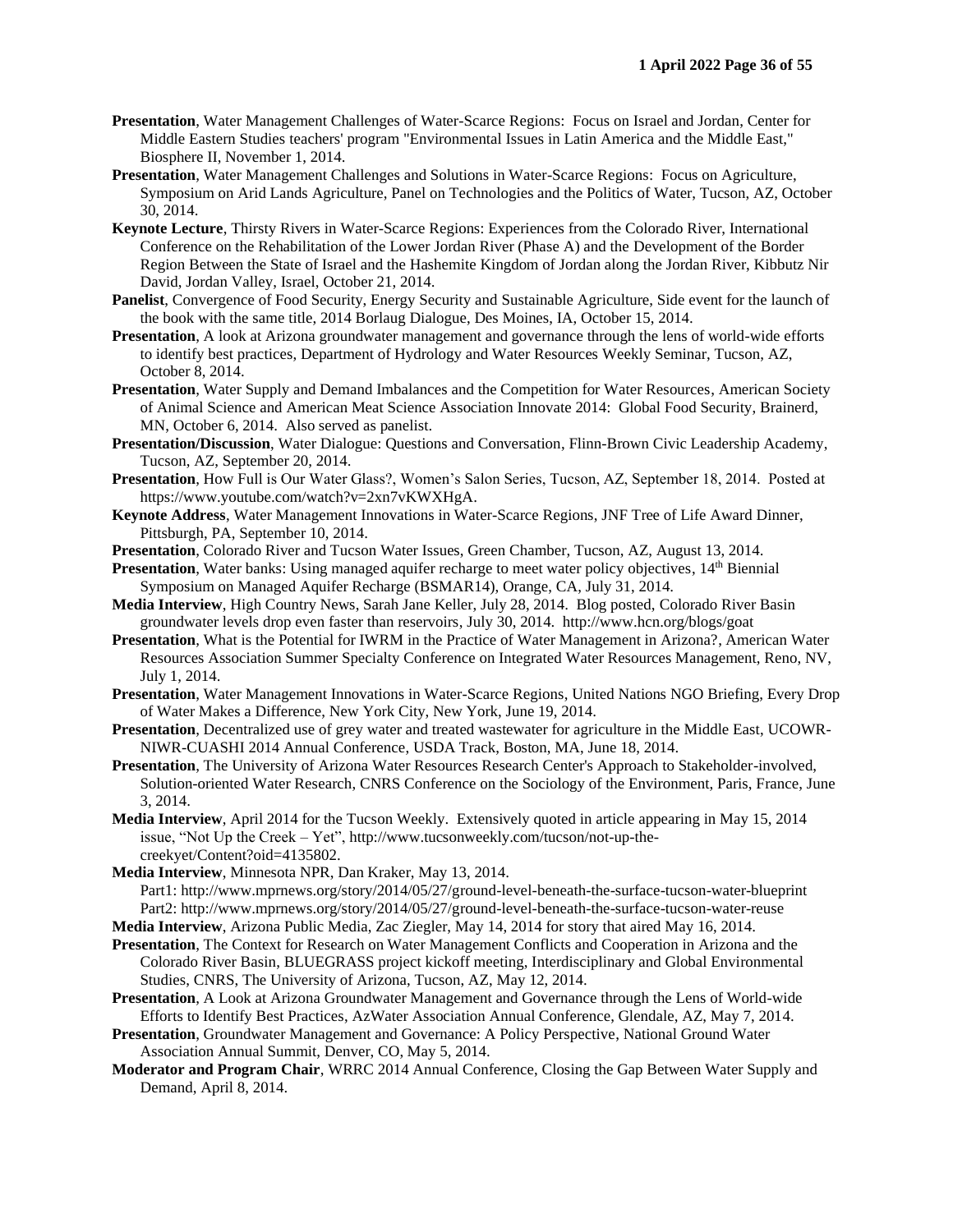**Presentation**, Water Management Challenges of Water-Scarce Regions: Focus on Israel and Jordan, Center for Middle Eastern Studies teachers' program "Environmental Issues in Latin America and the Middle East," Biosphere II, November 1, 2014.

**Presentation**, Water Management Challenges and Solutions in Water-Scarce Regions: Focus on Agriculture, Symposium on Arid Lands Agriculture, Panel on Technologies and the Politics of Water, Tucson, AZ, October 30, 2014.

**Keynote Lecture**, Thirsty Rivers in Water-Scarce Regions: Experiences from the Colorado River, International Conference on the Rehabilitation of the Lower Jordan River (Phase A) and the Development of the Border Region Between the State of Israel and the Hashemite Kingdom of Jordan along the Jordan River, Kibbutz Nir David, Jordan Valley, Israel, October 21, 2014.

**Panelist**, Convergence of Food Security, Energy Security and Sustainable Agriculture, Side event for the launch of the book with the same title, 2014 Borlaug Dialogue, Des Moines, IA, October 15, 2014.

**Presentation**, A look at Arizona groundwater management and governance through the lens of world-wide efforts to identify best practices, Department of Hydrology and Water Resources Weekly Seminar, Tucson, AZ, October 8, 2014.

**Presentation**, Water Supply and Demand Imbalances and the Competition for Water Resources, American Society of Animal Science and American Meat Science Association Innovate 2014: Global Food Security, Brainerd, MN, October 6, 2014. Also served as panelist.

**Presentation/Discussion**, Water Dialogue: Questions and Conversation, Flinn-Brown Civic Leadership Academy, Tucson, AZ, September 20, 2014.

**Presentation**, How Full is Our Water Glass?, Women's Salon Series, Tucson, AZ, September 18, 2014. Posted at https://www.youtube.com/watch?v=2xn7vKWXHgA.

**Keynote Address**, Water Management Innovations in Water-Scarce Regions, JNF Tree of Life Award Dinner, Pittsburgh, PA, September 10, 2014.

**Presentation**, Colorado River and Tucson Water Issues, Green Chamber, Tucson, AZ, August 13, 2014.

**Presentation**, Water banks: Using managed aquifer recharge to meet water policy objectives, 14th Biennial Symposium on Managed Aquifer Recharge (BSMAR14), Orange, CA, July 31, 2014.

**Media Interview**, High Country News, Sarah Jane Keller, July 28, 2014. Blog posted, Colorado River Basin groundwater levels drop even faster than reservoirs, July 30, 2014. http://www.hcn.org/blogs/goat

**Presentation**, What is the Potential for IWRM in the Practice of Water Management in Arizona?, American Water Resources Association Summer Specialty Conference on Integrated Water Resources Management, Reno, NV, July 1, 2014.

**Presentation**, Water Management Innovations in Water-Scarce Regions, United Nations NGO Briefing, Every Drop of Water Makes a Difference, New York City, New York, June 19, 2014.

**Presentation**, Decentralized use of grey water and treated wastewater for agriculture in the Middle East, UCOWR-NIWR-CUASHI 2014 Annual Conference, USDA Track, Boston, MA, June 18, 2014.

**Presentation**, The University of Arizona Water Resources Research Center's Approach to Stakeholder-involved, Solution-oriented Water Research, CNRS Conference on the Sociology of the Environment, Paris, France, June 3, 2014.

**Media Interview**, April 2014 for the Tucson Weekly. Extensively quoted in article appearing in May 15, 2014 issue, "Not Up the Creek – Yet", http://www.tucsonweekly.com/tucson/not-up-the-creekyet/Content?oid=4135802.

**Media Interview**, Minnesota NPR, Dan Kraker, May 13, 2014.
Part1: http://www.mprnews.org/story/2014/05/27/ground-level-beneath-the-surface-tucson-water-blueprint
Part2: http://www.mprnews.org/story/2014/05/27/ground-level-beneath-the-surface-tucson-water-reuse

**Media Interview**, Arizona Public Media, Zac Ziegler, May 14, 2014 for story that aired May 16, 2014.

**Presentation**, The Context for Research on Water Management Conflicts and Cooperation in Arizona and the Colorado River Basin, BLUEGRASS project kickoff meeting, Interdisciplinary and Global Environmental Studies, CNRS, The University of Arizona, Tucson, AZ, May 12, 2014.

**Presentation**, A Look at Arizona Groundwater Management and Governance through the Lens of World-wide Efforts to Identify Best Practices, AzWater Association Annual Conference, Glendale, AZ, May 7, 2014.

**Presentation**, Groundwater Management and Governance: A Policy Perspective, National Ground Water Association Annual Summit, Denver, CO, May 5, 2014.

**Moderator and Program Chair**, WRRC 2014 Annual Conference, Closing the Gap Between Water Supply and Demand, April 8, 2014.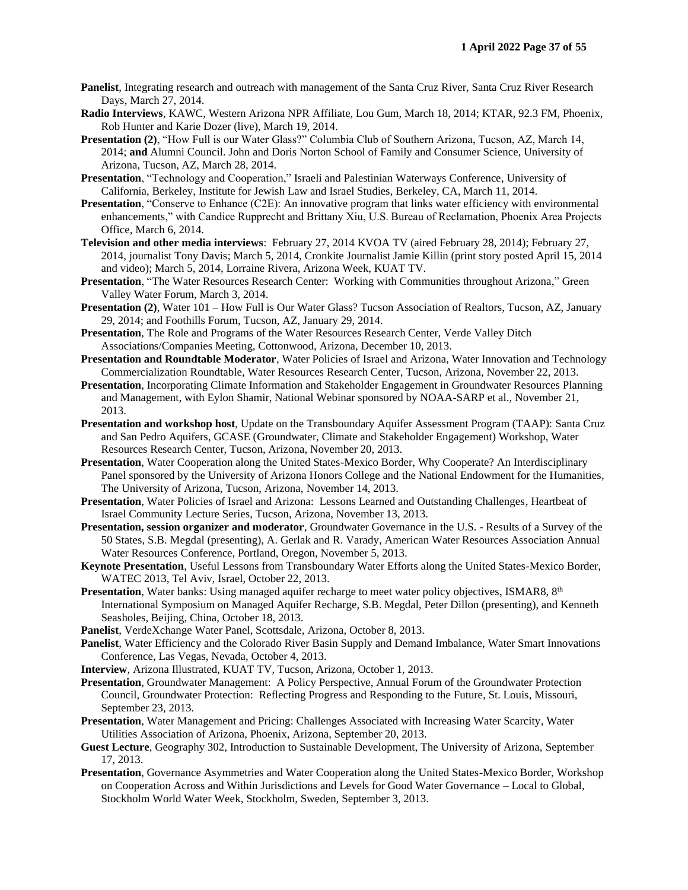**Panelist**, Integrating research and outreach with management of the Santa Cruz River, Santa Cruz River Research Days, March 27, 2014.

**Radio Interviews**, KAWC, Western Arizona NPR Affiliate, Lou Gum, March 18, 2014; KTAR, 92.3 FM, Phoenix, Rob Hunter and Karie Dozer (live), March 19, 2014.

**Presentation (2)**, "How Full is our Water Glass?" Columbia Club of Southern Arizona, Tucson, AZ, March 14, 2014; **and** Alumni Council. John and Doris Norton School of Family and Consumer Science, University of Arizona, Tucson, AZ, March 28, 2014.

**Presentation**, "Technology and Cooperation," Israeli and Palestinian Waterways Conference, University of California, Berkeley, Institute for Jewish Law and Israel Studies, Berkeley, CA, March 11, 2014.

**Presentation**, "Conserve to Enhance (C2E): An innovative program that links water efficiency with environmental enhancements," with Candice Rupprecht and Brittany Xiu, U.S. Bureau of Reclamation, Phoenix Area Projects Office, March 6, 2014.

**Television and other media interviews**: February 27, 2014 KVOA TV (aired February 28, 2014); February 27, 2014, journalist Tony Davis; March 5, 2014, Cronkite Journalist Jamie Killin (print story posted April 15, 2014 and video); March 5, 2014, Lorraine Rivera, Arizona Week, KUAT TV.

**Presentation**, "The Water Resources Research Center: Working with Communities throughout Arizona," Green Valley Water Forum, March 3, 2014.

**Presentation (2)**, Water 101 – How Full is Our Water Glass? Tucson Association of Realtors, Tucson, AZ, January 29, 2014; and Foothills Forum, Tucson, AZ, January 29, 2014.

**Presentation**, The Role and Programs of the Water Resources Research Center, Verde Valley Ditch Associations/Companies Meeting, Cottonwood, Arizona, December 10, 2013.

**Presentation and Roundtable Moderator**, Water Policies of Israel and Arizona, Water Innovation and Technology Commercialization Roundtable, Water Resources Research Center, Tucson, Arizona, November 22, 2013.

**Presentation**, Incorporating Climate Information and Stakeholder Engagement in Groundwater Resources Planning and Management, with Eylon Shamir, National Webinar sponsored by NOAA-SARP et al., November 21, 2013.

**Presentation and workshop host**, Update on the Transboundary Aquifer Assessment Program (TAAP): Santa Cruz and San Pedro Aquifers, GCASE (Groundwater, Climate and Stakeholder Engagement) Workshop, Water Resources Research Center, Tucson, Arizona, November 20, 2013.

**Presentation**, Water Cooperation along the United States-Mexico Border, Why Cooperate? An Interdisciplinary Panel sponsored by the University of Arizona Honors College and the National Endowment for the Humanities, The University of Arizona, Tucson, Arizona, November 14, 2013.

**Presentation**, Water Policies of Israel and Arizona: Lessons Learned and Outstanding Challenges, Heartbeat of Israel Community Lecture Series, Tucson, Arizona, November 13, 2013.

**Presentation, session organizer and moderator**, Groundwater Governance in the U.S. - Results of a Survey of the 50 States, S.B. Megdal (presenting), A. Gerlak and R. Varady, American Water Resources Association Annual Water Resources Conference, Portland, Oregon, November 5, 2013.

**Keynote Presentation**, Useful Lessons from Transboundary Water Efforts along the United States-Mexico Border, WATEC 2013, Tel Aviv, Israel, October 22, 2013.

**Presentation**, Water banks: Using managed aquifer recharge to meet water policy objectives, ISMAR8, 8th International Symposium on Managed Aquifer Recharge, S.B. Megdal, Peter Dillon (presenting), and Kenneth Seasholes, Beijing, China, October 18, 2013.

**Panelist**, VerdeXchange Water Panel, Scottsdale, Arizona, October 8, 2013.

**Panelist**, Water Efficiency and the Colorado River Basin Supply and Demand Imbalance, Water Smart Innovations Conference, Las Vegas, Nevada, October 4, 2013.

**Interview**, Arizona Illustrated, KUAT TV, Tucson, Arizona, October 1, 2013.

**Presentation**, Groundwater Management: A Policy Perspective, Annual Forum of the Groundwater Protection Council, Groundwater Protection: Reflecting Progress and Responding to the Future, St. Louis, Missouri, September 23, 2013.

**Presentation**, Water Management and Pricing: Challenges Associated with Increasing Water Scarcity, Water Utilities Association of Arizona, Phoenix, Arizona, September 20, 2013.

**Guest Lecture**, Geography 302, Introduction to Sustainable Development, The University of Arizona, September 17, 2013.

**Presentation**, Governance Asymmetries and Water Cooperation along the United States-Mexico Border, Workshop on Cooperation Across and Within Jurisdictions and Levels for Good Water Governance – Local to Global, Stockholm World Water Week, Stockholm, Sweden, September 3, 2013.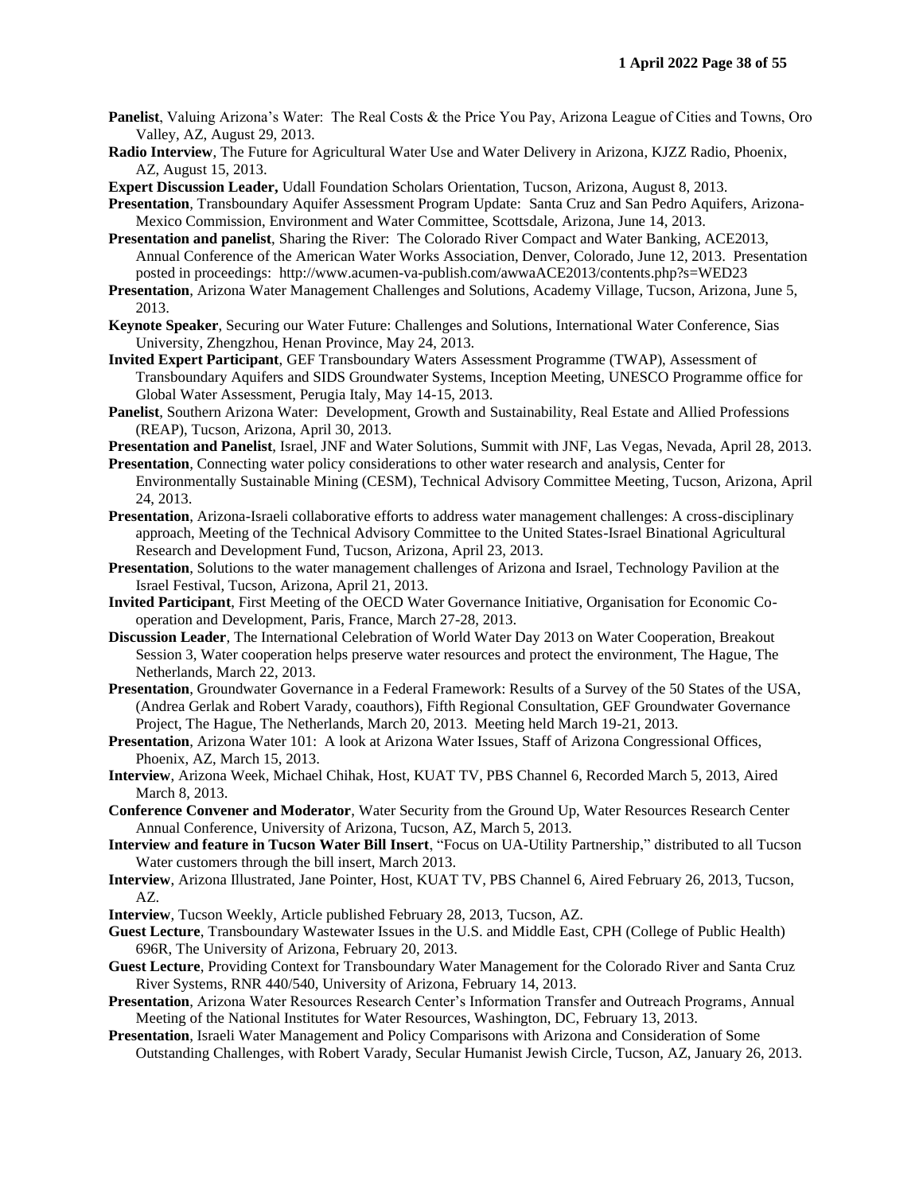**Panelist**, Valuing Arizona's Water: The Real Costs & the Price You Pay, Arizona League of Cities and Towns, Oro Valley, AZ, August 29, 2013.

**Radio Interview**, The Future for Agricultural Water Use and Water Delivery in Arizona, KJZZ Radio, Phoenix, AZ, August 15, 2013.

**Expert Discussion Leader,** Udall Foundation Scholars Orientation, Tucson, Arizona, August 8, 2013.

**Presentation**, Transboundary Aquifer Assessment Program Update: Santa Cruz and San Pedro Aquifers, Arizona-Mexico Commission, Environment and Water Committee, Scottsdale, Arizona, June 14, 2013.

**Presentation and panelist**, Sharing the River: The Colorado River Compact and Water Banking, ACE2013, Annual Conference of the American Water Works Association, Denver, Colorado, June 12, 2013. Presentation posted in proceedings: http://www.acumen-va-publish.com/awwaACE2013/contents.php?s=WED23

**Presentation**, Arizona Water Management Challenges and Solutions, Academy Village, Tucson, Arizona, June 5, 2013.

**Keynote Speaker**, Securing our Water Future: Challenges and Solutions, International Water Conference, Sias University, Zhengzhou, Henan Province, May 24, 2013.

**Invited Expert Participant**, GEF Transboundary Waters Assessment Programme (TWAP), Assessment of Transboundary Aquifers and SIDS Groundwater Systems, Inception Meeting, UNESCO Programme office for Global Water Assessment, Perugia Italy, May 14-15, 2013.

**Panelist**, Southern Arizona Water: Development, Growth and Sustainability, Real Estate and Allied Professions (REAP), Tucson, Arizona, April 30, 2013.

**Presentation and Panelist**, Israel, JNF and Water Solutions, Summit with JNF, Las Vegas, Nevada, April 28, 2013.

**Presentation**, Connecting water policy considerations to other water research and analysis, Center for Environmentally Sustainable Mining (CESM), Technical Advisory Committee Meeting, Tucson, Arizona, April 24, 2013.

**Presentation**, Arizona-Israeli collaborative efforts to address water management challenges: A cross-disciplinary approach, Meeting of the Technical Advisory Committee to the United States-Israel Binational Agricultural Research and Development Fund, Tucson, Arizona, April 23, 2013.

**Presentation**, Solutions to the water management challenges of Arizona and Israel, Technology Pavilion at the Israel Festival, Tucson, Arizona, April 21, 2013.

**Invited Participant**, First Meeting of the OECD Water Governance Initiative, Organisation for Economic Co-operation and Development, Paris, France, March 27-28, 2013.

**Discussion Leader**, The International Celebration of World Water Day 2013 on Water Cooperation, Breakout Session 3, Water cooperation helps preserve water resources and protect the environment, The Hague, The Netherlands, March 22, 2013.

**Presentation**, Groundwater Governance in a Federal Framework: Results of a Survey of the 50 States of the USA, (Andrea Gerlak and Robert Varady, coauthors), Fifth Regional Consultation, GEF Groundwater Governance Project, The Hague, The Netherlands, March 20, 2013. Meeting held March 19-21, 2013.

**Presentation**, Arizona Water 101: A look at Arizona Water Issues, Staff of Arizona Congressional Offices, Phoenix, AZ, March 15, 2013.

**Interview**, Arizona Week, Michael Chihak, Host, KUAT TV, PBS Channel 6, Recorded March 5, 2013, Aired March 8, 2013.

**Conference Convener and Moderator**, Water Security from the Ground Up, Water Resources Research Center Annual Conference, University of Arizona, Tucson, AZ, March 5, 2013.

**Interview and feature in Tucson Water Bill Insert**, "Focus on UA-Utility Partnership," distributed to all Tucson Water customers through the bill insert, March 2013.

**Interview**, Arizona Illustrated, Jane Pointer, Host, KUAT TV, PBS Channel 6, Aired February 26, 2013, Tucson, AZ.

**Interview**, Tucson Weekly, Article published February 28, 2013, Tucson, AZ.

**Guest Lecture**, Transboundary Wastewater Issues in the U.S. and Middle East, CPH (College of Public Health) 696R, The University of Arizona, February 20, 2013.

**Guest Lecture**, Providing Context for Transboundary Water Management for the Colorado River and Santa Cruz River Systems, RNR 440/540, University of Arizona, February 14, 2013.

**Presentation**, Arizona Water Resources Research Center's Information Transfer and Outreach Programs, Annual Meeting of the National Institutes for Water Resources, Washington, DC, February 13, 2013.

**Presentation**, Israeli Water Management and Policy Comparisons with Arizona and Consideration of Some Outstanding Challenges, with Robert Varady, Secular Humanist Jewish Circle, Tucson, AZ, January 26, 2013.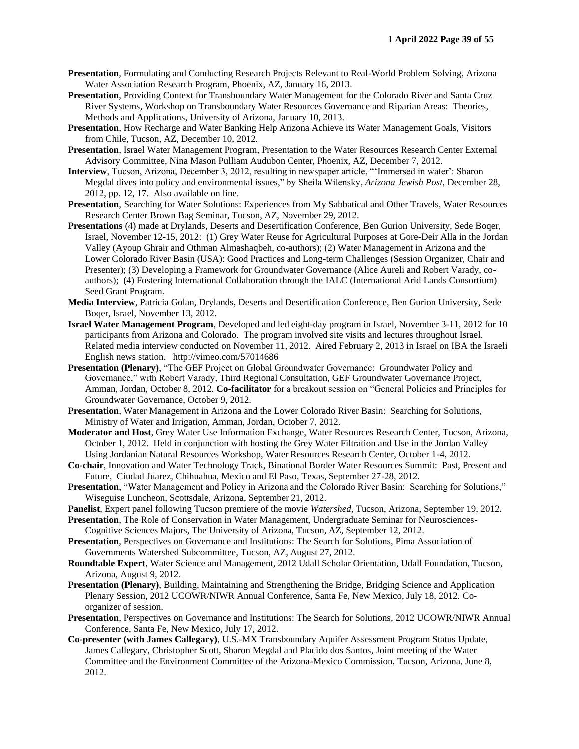**Presentation**, Formulating and Conducting Research Projects Relevant to Real-World Problem Solving, Arizona Water Association Research Program, Phoenix, AZ, January 16, 2013.

**Presentation**, Providing Context for Transboundary Water Management for the Colorado River and Santa Cruz River Systems, Workshop on Transboundary Water Resources Governance and Riparian Areas: Theories, Methods and Applications, University of Arizona, January 10, 2013.

**Presentation**, How Recharge and Water Banking Help Arizona Achieve its Water Management Goals, Visitors from Chile, Tucson, AZ, December 10, 2012.

**Presentation**, Israel Water Management Program, Presentation to the Water Resources Research Center External Advisory Committee, Nina Mason Pulliam Audubon Center, Phoenix, AZ, December 7, 2012.

**Interview**, Tucson, Arizona, December 3, 2012, resulting in newspaper article, "'Immersed in water': Sharon Megdal dives into policy and environmental issues," by Sheila Wilensky, *Arizona Jewish Post*, December 28, 2012, pp. 12, 17. Also available on line.

**Presentation**, Searching for Water Solutions: Experiences from My Sabbatical and Other Travels, Water Resources Research Center Brown Bag Seminar, Tucson, AZ, November 29, 2012.

**Presentations** (4) made at Drylands, Deserts and Desertification Conference, Ben Gurion University, Sede Boqer, Israel, November 12-15, 2012: (1) Grey Water Reuse for Agricultural Purposes at Gore-Deir Alla in the Jordan Valley (Ayoup Ghrair and Othman Almashaqbeh, co-authors); (2) Water Management in Arizona and the Lower Colorado River Basin (USA): Good Practices and Long-term Challenges (Session Organizer, Chair and Presenter); (3) Developing a Framework for Groundwater Governance (Alice Aureli and Robert Varady, co-authors); (4) Fostering International Collaboration through the IALC (International Arid Lands Consortium) Seed Grant Program.

**Media Interview**, Patricia Golan, Drylands, Deserts and Desertification Conference, Ben Gurion University, Sede Boqer, Israel, November 13, 2012.

**Israel Water Management Program**, Developed and led eight-day program in Israel, November 3-11, 2012 for 10 participants from Arizona and Colorado. The program involved site visits and lectures throughout Israel. Related media interview conducted on November 11, 2012. Aired February 2, 2013 in Israel on IBA the Israeli English news station. http://vimeo.com/57014686

**Presentation (Plenary)**, "The GEF Project on Global Groundwater Governance: Groundwater Policy and Governance," with Robert Varady, Third Regional Consultation, GEF Groundwater Governance Project, Amman, Jordan, October 8, 2012. **Co-facilitator** for a breakout session on "General Policies and Principles for Groundwater Governance, October 9, 2012.

**Presentation**, Water Management in Arizona and the Lower Colorado River Basin: Searching for Solutions, Ministry of Water and Irrigation, Amman, Jordan, October 7, 2012.

**Moderator and Host**, Grey Water Use Information Exchange, Water Resources Research Center, Tucson, Arizona, October 1, 2012. Held in conjunction with hosting the Grey Water Filtration and Use in the Jordan Valley Using Jordanian Natural Resources Workshop, Water Resources Research Center, October 1-4, 2012.

**Co-chair**, Innovation and Water Technology Track, Binational Border Water Resources Summit: Past, Present and Future, Ciudad Juarez, Chihuahua, Mexico and El Paso, Texas, September 27-28, 2012.

**Presentation**, "Water Management and Policy in Arizona and the Colorado River Basin: Searching for Solutions," Wiseguise Luncheon, Scottsdale, Arizona, September 21, 2012.

**Panelist**, Expert panel following Tucson premiere of the movie *Watershed*, Tucson, Arizona, September 19, 2012.

**Presentation**, The Role of Conservation in Water Management, Undergraduate Seminar for Neurosciences-Cognitive Sciences Majors, The University of Arizona, Tucson, AZ, September 12, 2012.

**Presentation**, Perspectives on Governance and Institutions: The Search for Solutions, Pima Association of Governments Watershed Subcommittee, Tucson, AZ, August 27, 2012.

**Roundtable Expert**, Water Science and Management, 2012 Udall Scholar Orientation, Udall Foundation, Tucson, Arizona, August 9, 2012.

**Presentation (Plenary)**, Building, Maintaining and Strengthening the Bridge, Bridging Science and Application Plenary Session, 2012 UCOWR/NIWR Annual Conference, Santa Fe, New Mexico, July 18, 2012. Co-organizer of session.

**Presentation**, Perspectives on Governance and Institutions: The Search for Solutions, 2012 UCOWR/NIWR Annual Conference, Santa Fe, New Mexico, July 17, 2012.

**Co-presenter (with James Callegary)**, U.S.-MX Transboundary Aquifer Assessment Program Status Update, James Callegary, Christopher Scott, Sharon Megdal and Placido dos Santos, Joint meeting of the Water Committee and the Environment Committee of the Arizona-Mexico Commission, Tucson, Arizona, June 8, 2012.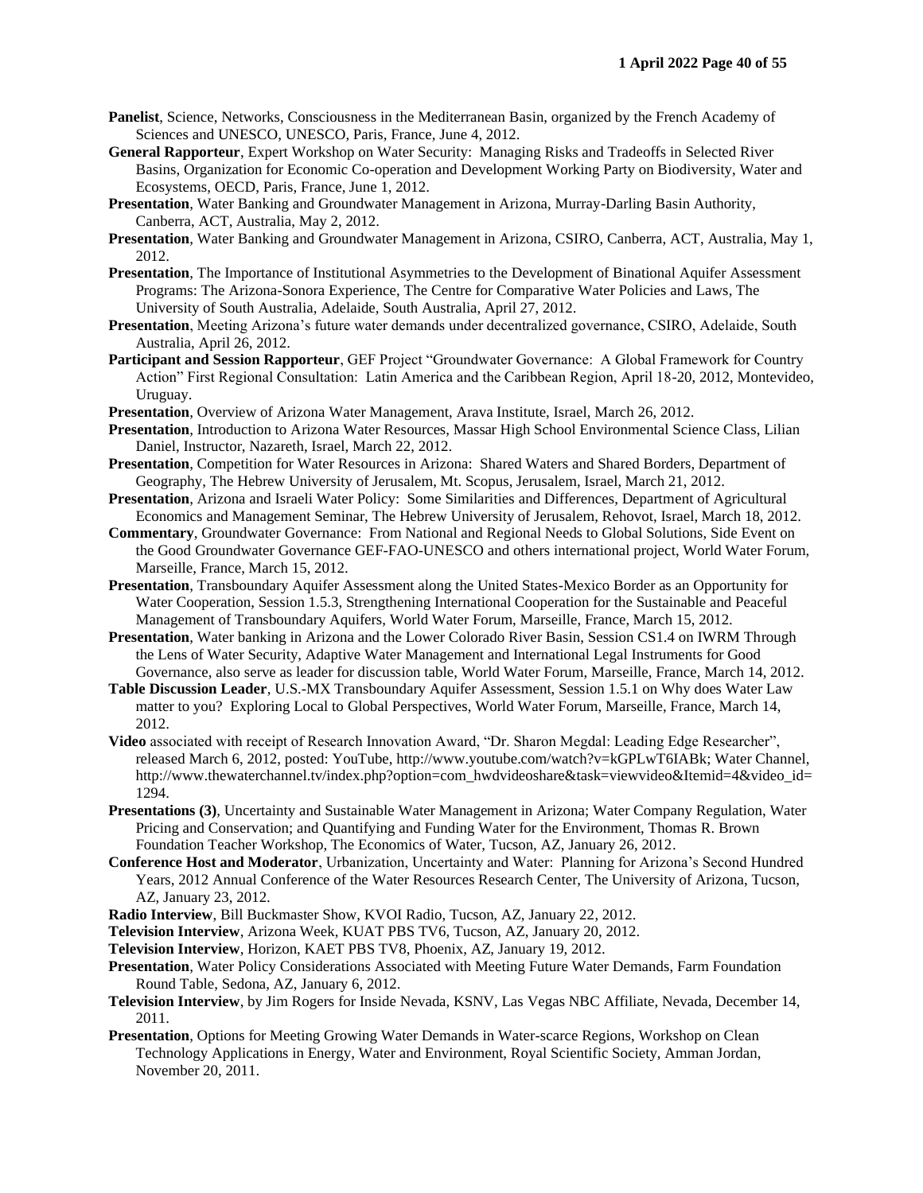**Panelist**, Science, Networks, Consciousness in the Mediterranean Basin, organized by the French Academy of Sciences and UNESCO, UNESCO, Paris, France, June 4, 2012.

**General Rapporteur**, Expert Workshop on Water Security: Managing Risks and Tradeoffs in Selected River Basins, Organization for Economic Co-operation and Development Working Party on Biodiversity, Water and Ecosystems, OECD, Paris, France, June 1, 2012.

**Presentation**, Water Banking and Groundwater Management in Arizona, Murray-Darling Basin Authority, Canberra, ACT, Australia, May 2, 2012.

**Presentation**, Water Banking and Groundwater Management in Arizona, CSIRO, Canberra, ACT, Australia, May 1, 2012.

**Presentation**, The Importance of Institutional Asymmetries to the Development of Binational Aquifer Assessment Programs: The Arizona-Sonora Experience, The Centre for Comparative Water Policies and Laws, The University of South Australia, Adelaide, South Australia, April 27, 2012.

**Presentation**, Meeting Arizona's future water demands under decentralized governance, CSIRO, Adelaide, South Australia, April 26, 2012.

**Participant and Session Rapporteur**, GEF Project "Groundwater Governance: A Global Framework for Country Action" First Regional Consultation: Latin America and the Caribbean Region, April 18-20, 2012, Montevideo, Uruguay.

**Presentation**, Overview of Arizona Water Management, Arava Institute, Israel, March 26, 2012.

**Presentation**, Introduction to Arizona Water Resources, Massar High School Environmental Science Class, Lilian Daniel, Instructor, Nazareth, Israel, March 22, 2012.

**Presentation**, Competition for Water Resources in Arizona: Shared Waters and Shared Borders, Department of Geography, The Hebrew University of Jerusalem, Mt. Scopus, Jerusalem, Israel, March 21, 2012.

**Presentation**, Arizona and Israeli Water Policy: Some Similarities and Differences, Department of Agricultural Economics and Management Seminar, The Hebrew University of Jerusalem, Rehovot, Israel, March 18, 2012.

**Commentary**, Groundwater Governance: From National and Regional Needs to Global Solutions, Side Event on the Good Groundwater Governance GEF-FAO-UNESCO and others international project, World Water Forum, Marseille, France, March 15, 2012.

**Presentation**, Transboundary Aquifer Assessment along the United States-Mexico Border as an Opportunity for Water Cooperation, Session 1.5.3, Strengthening International Cooperation for the Sustainable and Peaceful Management of Transboundary Aquifers, World Water Forum, Marseille, France, March 15, 2012.

**Presentation**, Water banking in Arizona and the Lower Colorado River Basin, Session CS1.4 on IWRM Through the Lens of Water Security, Adaptive Water Management and International Legal Instruments for Good Governance, also serve as leader for discussion table, World Water Forum, Marseille, France, March 14, 2012.

**Table Discussion Leader**, U.S.-MX Transboundary Aquifer Assessment, Session 1.5.1 on Why does Water Law matter to you? Exploring Local to Global Perspectives, World Water Forum, Marseille, France, March 14, 2012.

**Video** associated with receipt of Research Innovation Award, "Dr. Sharon Megdal: Leading Edge Researcher", released March 6, 2012, posted: YouTube, http://www.youtube.com/watch?v=kGPLwT6IABk; Water Channel, http://www.thewaterchannel.tv/index.php?option=com_hwdvideoshare&task=viewvideo&Itemid=4&video_id=1294.

**Presentations (3)**, Uncertainty and Sustainable Water Management in Arizona; Water Company Regulation, Water Pricing and Conservation; and Quantifying and Funding Water for the Environment, Thomas R. Brown Foundation Teacher Workshop, The Economics of Water, Tucson, AZ, January 26, 2012.

**Conference Host and Moderator**, Urbanization, Uncertainty and Water: Planning for Arizona's Second Hundred Years, 2012 Annual Conference of the Water Resources Research Center, The University of Arizona, Tucson, AZ, January 23, 2012.

**Radio Interview**, Bill Buckmaster Show, KVOI Radio, Tucson, AZ, January 22, 2012.

**Television Interview**, Arizona Week, KUAT PBS TV6, Tucson, AZ, January 20, 2012.

**Television Interview**, Horizon, KAET PBS TV8, Phoenix, AZ, January 19, 2012.

**Presentation**, Water Policy Considerations Associated with Meeting Future Water Demands, Farm Foundation Round Table, Sedona, AZ, January 6, 2012.

**Television Interview**, by Jim Rogers for Inside Nevada, KSNV, Las Vegas NBC Affiliate, Nevada, December 14, 2011.

**Presentation**, Options for Meeting Growing Water Demands in Water-scarce Regions, Workshop on Clean Technology Applications in Energy, Water and Environment, Royal Scientific Society, Amman Jordan, November 20, 2011.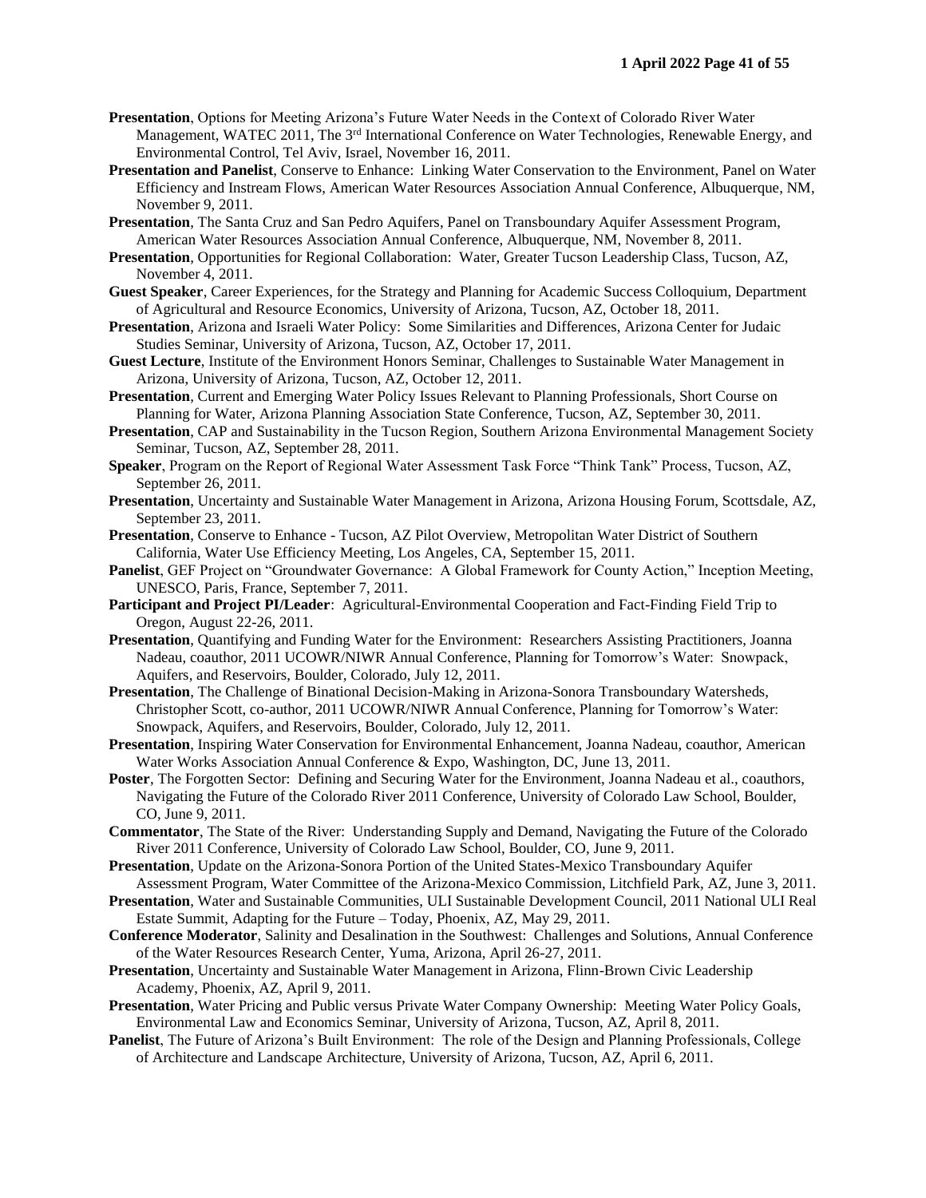**Presentation**, Options for Meeting Arizona's Future Water Needs in the Context of Colorado River Water Management, WATEC 2011, The 3rd International Conference on Water Technologies, Renewable Energy, and Environmental Control, Tel Aviv, Israel, November 16, 2011.

**Presentation and Panelist**, Conserve to Enhance: Linking Water Conservation to the Environment, Panel on Water Efficiency and Instream Flows, American Water Resources Association Annual Conference, Albuquerque, NM, November 9, 2011.

**Presentation**, The Santa Cruz and San Pedro Aquifers, Panel on Transboundary Aquifer Assessment Program, American Water Resources Association Annual Conference, Albuquerque, NM, November 8, 2011.

**Presentation**, Opportunities for Regional Collaboration: Water, Greater Tucson Leadership Class, Tucson, AZ, November 4, 2011.

**Guest Speaker**, Career Experiences, for the Strategy and Planning for Academic Success Colloquium, Department of Agricultural and Resource Economics, University of Arizona, Tucson, AZ, October 18, 2011.

**Presentation**, Arizona and Israeli Water Policy: Some Similarities and Differences, Arizona Center for Judaic Studies Seminar, University of Arizona, Tucson, AZ, October 17, 2011.

**Guest Lecture**, Institute of the Environment Honors Seminar, Challenges to Sustainable Water Management in Arizona, University of Arizona, Tucson, AZ, October 12, 2011.

**Presentation**, Current and Emerging Water Policy Issues Relevant to Planning Professionals, Short Course on Planning for Water, Arizona Planning Association State Conference, Tucson, AZ, September 30, 2011.

**Presentation**, CAP and Sustainability in the Tucson Region, Southern Arizona Environmental Management Society Seminar, Tucson, AZ, September 28, 2011.

**Speaker**, Program on the Report of Regional Water Assessment Task Force "Think Tank" Process, Tucson, AZ, September 26, 2011.

**Presentation**, Uncertainty and Sustainable Water Management in Arizona, Arizona Housing Forum, Scottsdale, AZ, September 23, 2011.

**Presentation**, Conserve to Enhance - Tucson, AZ Pilot Overview, Metropolitan Water District of Southern California, Water Use Efficiency Meeting, Los Angeles, CA, September 15, 2011.

**Panelist**, GEF Project on "Groundwater Governance: A Global Framework for County Action," Inception Meeting, UNESCO, Paris, France, September 7, 2011.

**Participant and Project PI/Leader**: Agricultural-Environmental Cooperation and Fact-Finding Field Trip to Oregon, August 22-26, 2011.

**Presentation**, Quantifying and Funding Water for the Environment: Researchers Assisting Practitioners, Joanna Nadeau, coauthor, 2011 UCOWR/NIWR Annual Conference, Planning for Tomorrow's Water: Snowpack, Aquifers, and Reservoirs, Boulder, Colorado, July 12, 2011.

**Presentation**, The Challenge of Binational Decision-Making in Arizona-Sonora Transboundary Watersheds, Christopher Scott, co-author, 2011 UCOWR/NIWR Annual Conference, Planning for Tomorrow's Water: Snowpack, Aquifers, and Reservoirs, Boulder, Colorado, July 12, 2011.

**Presentation**, Inspiring Water Conservation for Environmental Enhancement, Joanna Nadeau, coauthor, American Water Works Association Annual Conference & Expo, Washington, DC, June 13, 2011.

**Poster**, The Forgotten Sector: Defining and Securing Water for the Environment, Joanna Nadeau et al., coauthors, Navigating the Future of the Colorado River 2011 Conference, University of Colorado Law School, Boulder, CO, June 9, 2011.

**Commentator**, The State of the River: Understanding Supply and Demand, Navigating the Future of the Colorado River 2011 Conference, University of Colorado Law School, Boulder, CO, June 9, 2011.

**Presentation**, Update on the Arizona-Sonora Portion of the United States-Mexico Transboundary Aquifer Assessment Program, Water Committee of the Arizona-Mexico Commission, Litchfield Park, AZ, June 3, 2011.

**Presentation**, Water and Sustainable Communities, ULI Sustainable Development Council, 2011 National ULI Real Estate Summit, Adapting for the Future – Today, Phoenix, AZ, May 29, 2011.

**Conference Moderator**, Salinity and Desalination in the Southwest: Challenges and Solutions, Annual Conference of the Water Resources Research Center, Yuma, Arizona, April 26-27, 2011.

**Presentation**, Uncertainty and Sustainable Water Management in Arizona, Flinn-Brown Civic Leadership Academy, Phoenix, AZ, April 9, 2011.

**Presentation**, Water Pricing and Public versus Private Water Company Ownership: Meeting Water Policy Goals, Environmental Law and Economics Seminar, University of Arizona, Tucson, AZ, April 8, 2011.

**Panelist**, The Future of Arizona's Built Environment: The role of the Design and Planning Professionals, College of Architecture and Landscape Architecture, University of Arizona, Tucson, AZ, April 6, 2011.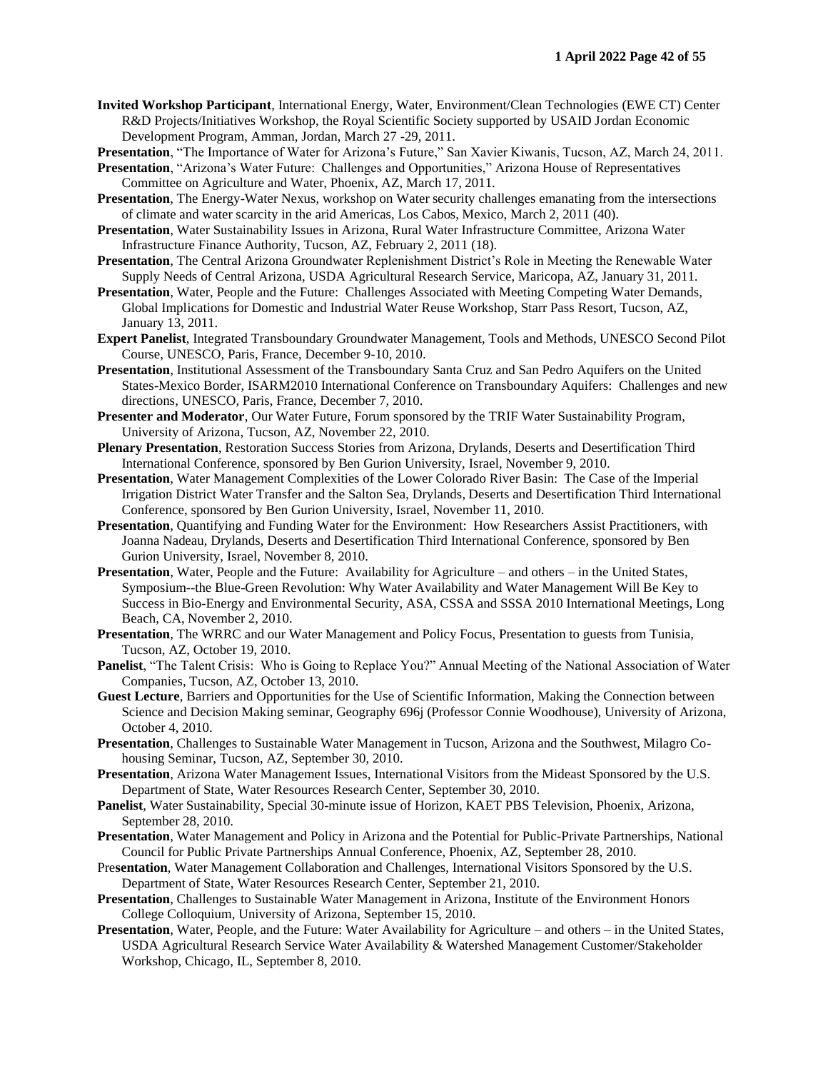**Invited Workshop Participant**, International Energy, Water, Environment/Clean Technologies (EWE CT) Center R&D Projects/Initiatives Workshop, the Royal Scientific Society supported by USAID Jordan Economic Development Program, Amman, Jordan, March 27 -29, 2011.

**Presentation**, "The Importance of Water for Arizona's Future," San Xavier Kiwanis, Tucson, AZ, March 24, 2011.

**Presentation**, "Arizona's Water Future: Challenges and Opportunities," Arizona House of Representatives Committee on Agriculture and Water, Phoenix, AZ, March 17, 2011.

**Presentation**, The Energy-Water Nexus, workshop on Water security challenges emanating from the intersections of climate and water scarcity in the arid Americas, Los Cabos, Mexico, March 2, 2011 (40).

**Presentation**, Water Sustainability Issues in Arizona, Rural Water Infrastructure Committee, Arizona Water Infrastructure Finance Authority, Tucson, AZ, February 2, 2011 (18).

**Presentation**, The Central Arizona Groundwater Replenishment District's Role in Meeting the Renewable Water Supply Needs of Central Arizona, USDA Agricultural Research Service, Maricopa, AZ, January 31, 2011.

**Presentation**, Water, People and the Future: Challenges Associated with Meeting Competing Water Demands, Global Implications for Domestic and Industrial Water Reuse Workshop, Starr Pass Resort, Tucson, AZ, January 13, 2011.

**Expert Panelist**, Integrated Transboundary Groundwater Management, Tools and Methods, UNESCO Second Pilot Course, UNESCO, Paris, France, December 9-10, 2010.

**Presentation**, Institutional Assessment of the Transboundary Santa Cruz and San Pedro Aquifers on the United States-Mexico Border, ISARM2010 International Conference on Transboundary Aquifers: Challenges and new directions, UNESCO, Paris, France, December 7, 2010.

**Presenter and Moderator**, Our Water Future, Forum sponsored by the TRIF Water Sustainability Program, University of Arizona, Tucson, AZ, November 22, 2010.

**Plenary Presentation**, Restoration Success Stories from Arizona, Drylands, Deserts and Desertification Third International Conference, sponsored by Ben Gurion University, Israel, November 9, 2010.

**Presentation**, Water Management Complexities of the Lower Colorado River Basin: The Case of the Imperial Irrigation District Water Transfer and the Salton Sea, Drylands, Deserts and Desertification Third International Conference, sponsored by Ben Gurion University, Israel, November 11, 2010.

**Presentation**, Quantifying and Funding Water for the Environment: How Researchers Assist Practitioners, with Joanna Nadeau, Drylands, Deserts and Desertification Third International Conference, sponsored by Ben Gurion University, Israel, November 8, 2010.

**Presentation**, Water, People and the Future: Availability for Agriculture – and others – in the United States, Symposium--the Blue-Green Revolution: Why Water Availability and Water Management Will Be Key to Success in Bio-Energy and Environmental Security, ASA, CSSA and SSSA 2010 International Meetings, Long Beach, CA, November 2, 2010.

**Presentation**, The WRRC and our Water Management and Policy Focus, Presentation to guests from Tunisia, Tucson, AZ, October 19, 2010.

**Panelist**, "The Talent Crisis: Who is Going to Replace You?" Annual Meeting of the National Association of Water Companies, Tucson, AZ, October 13, 2010.

**Guest Lecture**, Barriers and Opportunities for the Use of Scientific Information, Making the Connection between Science and Decision Making seminar, Geography 696j (Professor Connie Woodhouse), University of Arizona, October 4, 2010.

**Presentation**, Challenges to Sustainable Water Management in Tucson, Arizona and the Southwest, Milagro Co-housing Seminar, Tucson, AZ, September 30, 2010.

**Presentation**, Arizona Water Management Issues, International Visitors from the Mideast Sponsored by the U.S. Department of State, Water Resources Research Center, September 30, 2010.

**Panelist**, Water Sustainability, Special 30-minute issue of Horizon, KAET PBS Television, Phoenix, Arizona, September 28, 2010.

**Presentation**, Water Management and Policy in Arizona and the Potential for Public-Private Partnerships, National Council for Public Private Partnerships Annual Conference, Phoenix, AZ, September 28, 2010.

Pre**sentation**, Water Management Collaboration and Challenges, International Visitors Sponsored by the U.S. Department of State, Water Resources Research Center, September 21, 2010.

**Presentation**, Challenges to Sustainable Water Management in Arizona, Institute of the Environment Honors College Colloquium, University of Arizona, September 15, 2010.

**Presentation**, Water, People, and the Future: Water Availability for Agriculture – and others – in the United States, USDA Agricultural Research Service Water Availability & Watershed Management Customer/Stakeholder Workshop, Chicago, IL, September 8, 2010.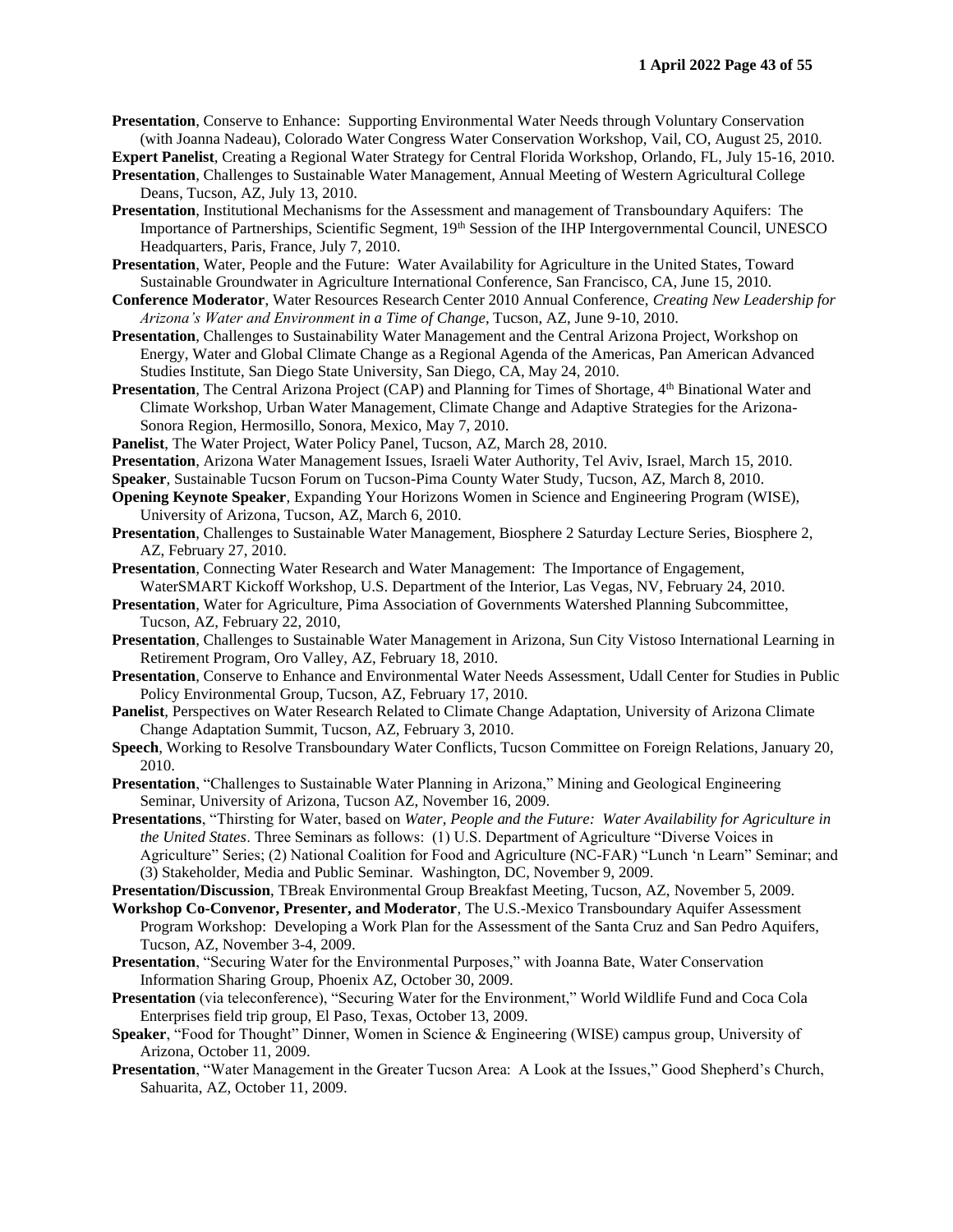**Presentation**, Conserve to Enhance: Supporting Environmental Water Needs through Voluntary Conservation (with Joanna Nadeau), Colorado Water Congress Water Conservation Workshop, Vail, CO, August 25, 2010.

**Expert Panelist**, Creating a Regional Water Strategy for Central Florida Workshop, Orlando, FL, July 15-16, 2010.

**Presentation**, Challenges to Sustainable Water Management, Annual Meeting of Western Agricultural College Deans, Tucson, AZ, July 13, 2010.

**Presentation**, Institutional Mechanisms for the Assessment and management of Transboundary Aquifers: The Importance of Partnerships, Scientific Segment, 19th Session of the IHP Intergovernmental Council, UNESCO Headquarters, Paris, France, July 7, 2010.

**Presentation**, Water, People and the Future: Water Availability for Agriculture in the United States, Toward Sustainable Groundwater in Agriculture International Conference, San Francisco, CA, June 15, 2010.

**Conference Moderator**, Water Resources Research Center 2010 Annual Conference, *Creating New Leadership for Arizona's Water and Environment in a Time of Change*, Tucson, AZ, June 9-10, 2010.

**Presentation**, Challenges to Sustainability Water Management and the Central Arizona Project, Workshop on Energy, Water and Global Climate Change as a Regional Agenda of the Americas, Pan American Advanced Studies Institute, San Diego State University, San Diego, CA, May 24, 2010.

**Presentation**, The Central Arizona Project (CAP) and Planning for Times of Shortage, 4th Binational Water and Climate Workshop, Urban Water Management, Climate Change and Adaptive Strategies for the Arizona-Sonora Region, Hermosillo, Sonora, Mexico, May 7, 2010.

**Panelist**, The Water Project, Water Policy Panel, Tucson, AZ, March 28, 2010.

**Presentation**, Arizona Water Management Issues, Israeli Water Authority, Tel Aviv, Israel, March 15, 2010.

**Speaker**, Sustainable Tucson Forum on Tucson-Pima County Water Study, Tucson, AZ, March 8, 2010.

**Opening Keynote Speaker**, Expanding Your Horizons Women in Science and Engineering Program (WISE), University of Arizona, Tucson, AZ, March 6, 2010.

**Presentation**, Challenges to Sustainable Water Management, Biosphere 2 Saturday Lecture Series, Biosphere 2, AZ, February 27, 2010.

**Presentation**, Connecting Water Research and Water Management: The Importance of Engagement, WaterSMART Kickoff Workshop, U.S. Department of the Interior, Las Vegas, NV, February 24, 2010.

**Presentation**, Water for Agriculture, Pima Association of Governments Watershed Planning Subcommittee, Tucson, AZ, February 22, 2010,

**Presentation**, Challenges to Sustainable Water Management in Arizona, Sun City Vistoso International Learning in Retirement Program, Oro Valley, AZ, February 18, 2010.

**Presentation**, Conserve to Enhance and Environmental Water Needs Assessment, Udall Center for Studies in Public Policy Environmental Group, Tucson, AZ, February 17, 2010.

**Panelist**, Perspectives on Water Research Related to Climate Change Adaptation, University of Arizona Climate Change Adaptation Summit, Tucson, AZ, February 3, 2010.

**Speech**, Working to Resolve Transboundary Water Conflicts, Tucson Committee on Foreign Relations, January 20, 2010.

**Presentation**, "Challenges to Sustainable Water Planning in Arizona," Mining and Geological Engineering Seminar, University of Arizona, Tucson AZ, November 16, 2009.

**Presentations**, "Thirsting for Water, based on *Water, People and the Future: Water Availability for Agriculture in the United States*. Three Seminars as follows: (1) U.S. Department of Agriculture "Diverse Voices in Agriculture" Series; (2) National Coalition for Food and Agriculture (NC-FAR) "Lunch 'n Learn" Seminar; and (3) Stakeholder, Media and Public Seminar. Washington, DC, November 9, 2009.

**Presentation/Discussion**, TBreak Environmental Group Breakfast Meeting, Tucson, AZ, November 5, 2009.

**Workshop Co-Convenor, Presenter, and Moderator**, The U.S.-Mexico Transboundary Aquifer Assessment Program Workshop: Developing a Work Plan for the Assessment of the Santa Cruz and San Pedro Aquifers, Tucson, AZ, November 3-4, 2009.

**Presentation**, "Securing Water for the Environmental Purposes," with Joanna Bate, Water Conservation Information Sharing Group, Phoenix AZ, October 30, 2009.

**Presentation** (via teleconference), "Securing Water for the Environment," World Wildlife Fund and Coca Cola Enterprises field trip group, El Paso, Texas, October 13, 2009.

**Speaker**, "Food for Thought" Dinner, Women in Science & Engineering (WISE) campus group, University of Arizona, October 11, 2009.

**Presentation**, "Water Management in the Greater Tucson Area: A Look at the Issues," Good Shepherd's Church, Sahuarita, AZ, October 11, 2009.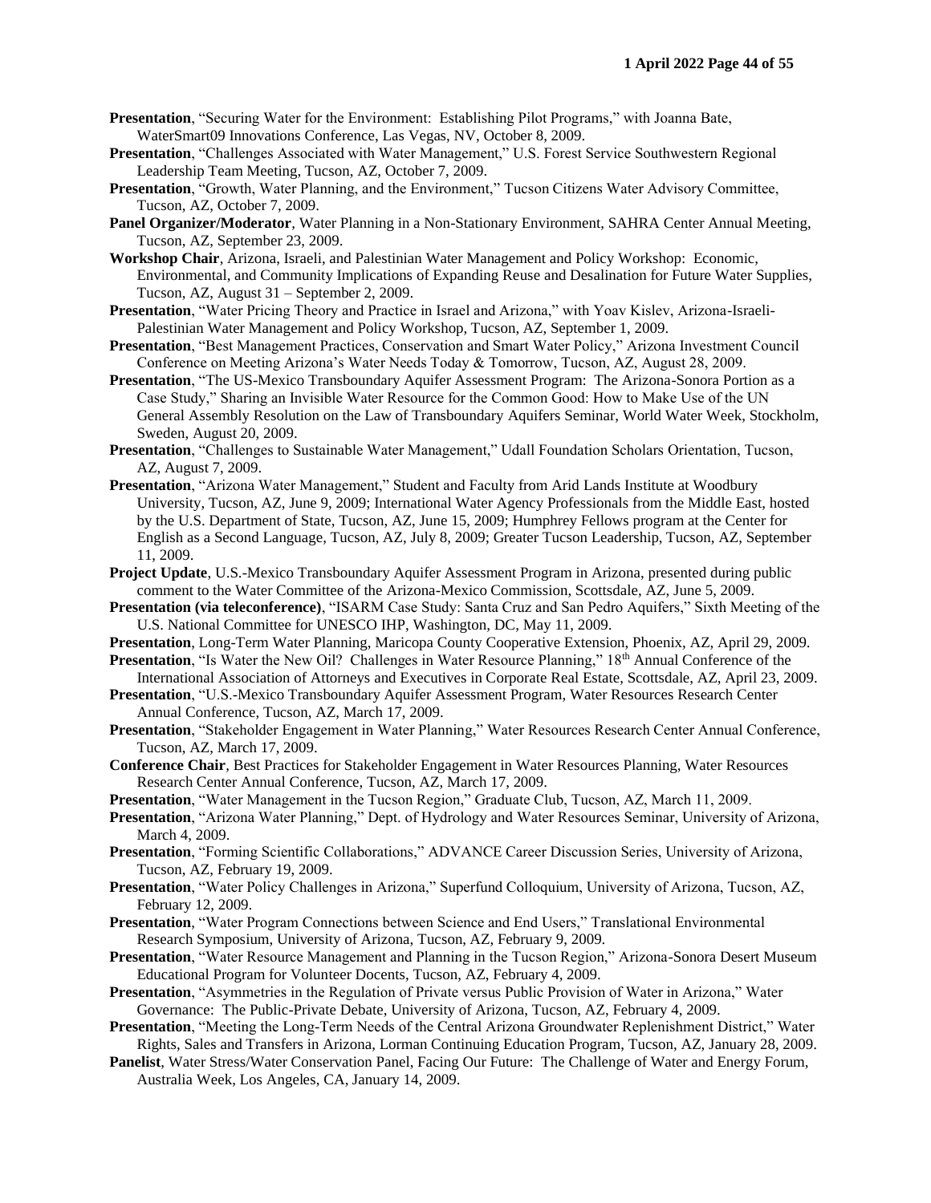**Presentation**, "Securing Water for the Environment: Establishing Pilot Programs," with Joanna Bate, WaterSmart09 Innovations Conference, Las Vegas, NV, October 8, 2009.

**Presentation**, "Challenges Associated with Water Management," U.S. Forest Service Southwestern Regional Leadership Team Meeting, Tucson, AZ, October 7, 2009.

**Presentation**, "Growth, Water Planning, and the Environment," Tucson Citizens Water Advisory Committee, Tucson, AZ, October 7, 2009.

**Panel Organizer/Moderator**, Water Planning in a Non-Stationary Environment, SAHRA Center Annual Meeting, Tucson, AZ, September 23, 2009.

**Workshop Chair**, Arizona, Israeli, and Palestinian Water Management and Policy Workshop: Economic, Environmental, and Community Implications of Expanding Reuse and Desalination for Future Water Supplies, Tucson, AZ, August 31 – September 2, 2009.

**Presentation**, "Water Pricing Theory and Practice in Israel and Arizona," with Yoav Kislev, Arizona-Israeli-Palestinian Water Management and Policy Workshop, Tucson, AZ, September 1, 2009.

**Presentation**, "Best Management Practices, Conservation and Smart Water Policy," Arizona Investment Council Conference on Meeting Arizona's Water Needs Today & Tomorrow, Tucson, AZ, August 28, 2009.

**Presentation**, "The US-Mexico Transboundary Aquifer Assessment Program: The Arizona-Sonora Portion as a Case Study," Sharing an Invisible Water Resource for the Common Good: How to Make Use of the UN General Assembly Resolution on the Law of Transboundary Aquifers Seminar, World Water Week, Stockholm, Sweden, August 20, 2009.

**Presentation**, "Challenges to Sustainable Water Management," Udall Foundation Scholars Orientation, Tucson, AZ, August 7, 2009.

**Presentation**, "Arizona Water Management," Student and Faculty from Arid Lands Institute at Woodbury University, Tucson, AZ, June 9, 2009; International Water Agency Professionals from the Middle East, hosted by the U.S. Department of State, Tucson, AZ, June 15, 2009; Humphrey Fellows program at the Center for English as a Second Language, Tucson, AZ, July 8, 2009; Greater Tucson Leadership, Tucson, AZ, September 11, 2009.

**Project Update**, U.S.-Mexico Transboundary Aquifer Assessment Program in Arizona, presented during public comment to the Water Committee of the Arizona-Mexico Commission, Scottsdale, AZ, June 5, 2009.

**Presentation (via teleconference)**, "ISARM Case Study: Santa Cruz and San Pedro Aquifers," Sixth Meeting of the U.S. National Committee for UNESCO IHP, Washington, DC, May 11, 2009.

**Presentation**, Long-Term Water Planning, Maricopa County Cooperative Extension, Phoenix, AZ, April 29, 2009.

**Presentation**, "Is Water the New Oil? Challenges in Water Resource Planning," 18th Annual Conference of the International Association of Attorneys and Executives in Corporate Real Estate, Scottsdale, AZ, April 23, 2009.

**Presentation**, "U.S.-Mexico Transboundary Aquifer Assessment Program, Water Resources Research Center Annual Conference, Tucson, AZ, March 17, 2009.

**Presentation**, "Stakeholder Engagement in Water Planning," Water Resources Research Center Annual Conference, Tucson, AZ, March 17, 2009.

**Conference Chair**, Best Practices for Stakeholder Engagement in Water Resources Planning, Water Resources Research Center Annual Conference, Tucson, AZ, March 17, 2009.

**Presentation**, "Water Management in the Tucson Region," Graduate Club, Tucson, AZ, March 11, 2009.

**Presentation**, "Arizona Water Planning," Dept. of Hydrology and Water Resources Seminar, University of Arizona, March 4, 2009.

**Presentation**, "Forming Scientific Collaborations," ADVANCE Career Discussion Series, University of Arizona, Tucson, AZ, February 19, 2009.

**Presentation**, "Water Policy Challenges in Arizona," Superfund Colloquium, University of Arizona, Tucson, AZ, February 12, 2009.

**Presentation**, "Water Program Connections between Science and End Users," Translational Environmental Research Symposium, University of Arizona, Tucson, AZ, February 9, 2009.

**Presentation**, "Water Resource Management and Planning in the Tucson Region," Arizona-Sonora Desert Museum Educational Program for Volunteer Docents, Tucson, AZ, February 4, 2009.

**Presentation**, "Asymmetries in the Regulation of Private versus Public Provision of Water in Arizona," Water Governance: The Public-Private Debate, University of Arizona, Tucson, AZ, February 4, 2009.

**Presentation**, "Meeting the Long-Term Needs of the Central Arizona Groundwater Replenishment District," Water Rights, Sales and Transfers in Arizona, Lorman Continuing Education Program, Tucson, AZ, January 28, 2009.

**Panelist**, Water Stress/Water Conservation Panel, Facing Our Future: The Challenge of Water and Energy Forum, Australia Week, Los Angeles, CA, January 14, 2009.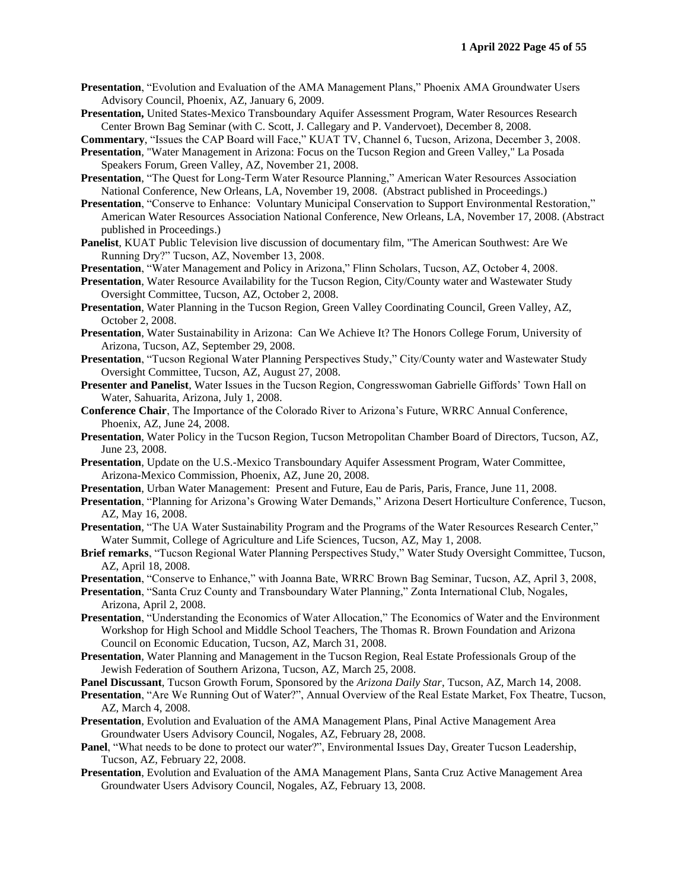**Presentation**, "Evolution and Evaluation of the AMA Management Plans," Phoenix AMA Groundwater Users Advisory Council, Phoenix, AZ, January 6, 2009.

**Presentation,** United States-Mexico Transboundary Aquifer Assessment Program, Water Resources Research Center Brown Bag Seminar (with C. Scott, J. Callegary and P. Vandervoet), December 8, 2008.

**Commentary**, "Issues the CAP Board will Face," KUAT TV, Channel 6, Tucson, Arizona, December 3, 2008.

**Presentation**, "Water Management in Arizona: Focus on the Tucson Region and Green Valley," La Posada Speakers Forum, Green Valley, AZ, November 21, 2008.

**Presentation**, "The Quest for Long-Term Water Resource Planning," American Water Resources Association National Conference, New Orleans, LA, November 19, 2008. (Abstract published in Proceedings.)

**Presentation**, "Conserve to Enhance: Voluntary Municipal Conservation to Support Environmental Restoration," American Water Resources Association National Conference, New Orleans, LA, November 17, 2008. (Abstract published in Proceedings.)

**Panelist**, KUAT Public Television live discussion of documentary film, "The American Southwest: Are We Running Dry?" Tucson, AZ, November 13, 2008.

**Presentation**, "Water Management and Policy in Arizona," Flinn Scholars, Tucson, AZ, October 4, 2008.

**Presentation**, Water Resource Availability for the Tucson Region, City/County water and Wastewater Study Oversight Committee, Tucson, AZ, October 2, 2008.

**Presentation**, Water Planning in the Tucson Region, Green Valley Coordinating Council, Green Valley, AZ, October 2, 2008.

**Presentation**, Water Sustainability in Arizona: Can We Achieve It? The Honors College Forum, University of Arizona, Tucson, AZ, September 29, 2008.

**Presentation**, "Tucson Regional Water Planning Perspectives Study," City/County water and Wastewater Study Oversight Committee, Tucson, AZ, August 27, 2008.

**Presenter and Panelist**, Water Issues in the Tucson Region, Congresswoman Gabrielle Giffords' Town Hall on Water, Sahuarita, Arizona, July 1, 2008.

**Conference Chair**, The Importance of the Colorado River to Arizona's Future, WRRC Annual Conference, Phoenix, AZ, June 24, 2008.

**Presentation**, Water Policy in the Tucson Region, Tucson Metropolitan Chamber Board of Directors, Tucson, AZ, June 23, 2008.

**Presentation**, Update on the U.S.-Mexico Transboundary Aquifer Assessment Program, Water Committee, Arizona-Mexico Commission, Phoenix, AZ, June 20, 2008.

**Presentation**, Urban Water Management: Present and Future, Eau de Paris, Paris, France, June 11, 2008.

**Presentation**, "Planning for Arizona's Growing Water Demands," Arizona Desert Horticulture Conference, Tucson, AZ, May 16, 2008.

**Presentation**, "The UA Water Sustainability Program and the Programs of the Water Resources Research Center," Water Summit, College of Agriculture and Life Sciences, Tucson, AZ, May 1, 2008.

**Brief remarks**, "Tucson Regional Water Planning Perspectives Study," Water Study Oversight Committee, Tucson, AZ, April 18, 2008.

**Presentation**, "Conserve to Enhance," with Joanna Bate, WRRC Brown Bag Seminar, Tucson, AZ, April 3, 2008,

**Presentation**, "Santa Cruz County and Transboundary Water Planning," Zonta International Club, Nogales, Arizona, April 2, 2008.

**Presentation**, "Understanding the Economics of Water Allocation," The Economics of Water and the Environment Workshop for High School and Middle School Teachers, The Thomas R. Brown Foundation and Arizona Council on Economic Education, Tucson, AZ, March 31, 2008.

**Presentation**, Water Planning and Management in the Tucson Region, Real Estate Professionals Group of the Jewish Federation of Southern Arizona, Tucson, AZ, March 25, 2008.

**Panel Discussant**, Tucson Growth Forum, Sponsored by the *Arizona Daily Star*, Tucson, AZ, March 14, 2008.

**Presentation**, "Are We Running Out of Water?", Annual Overview of the Real Estate Market, Fox Theatre, Tucson, AZ, March 4, 2008.

**Presentation**, Evolution and Evaluation of the AMA Management Plans, Pinal Active Management Area Groundwater Users Advisory Council, Nogales, AZ, February 28, 2008.

**Panel**, "What needs to be done to protect our water?", Environmental Issues Day, Greater Tucson Leadership, Tucson, AZ, February 22, 2008.

**Presentation**, Evolution and Evaluation of the AMA Management Plans, Santa Cruz Active Management Area Groundwater Users Advisory Council, Nogales, AZ, February 13, 2008.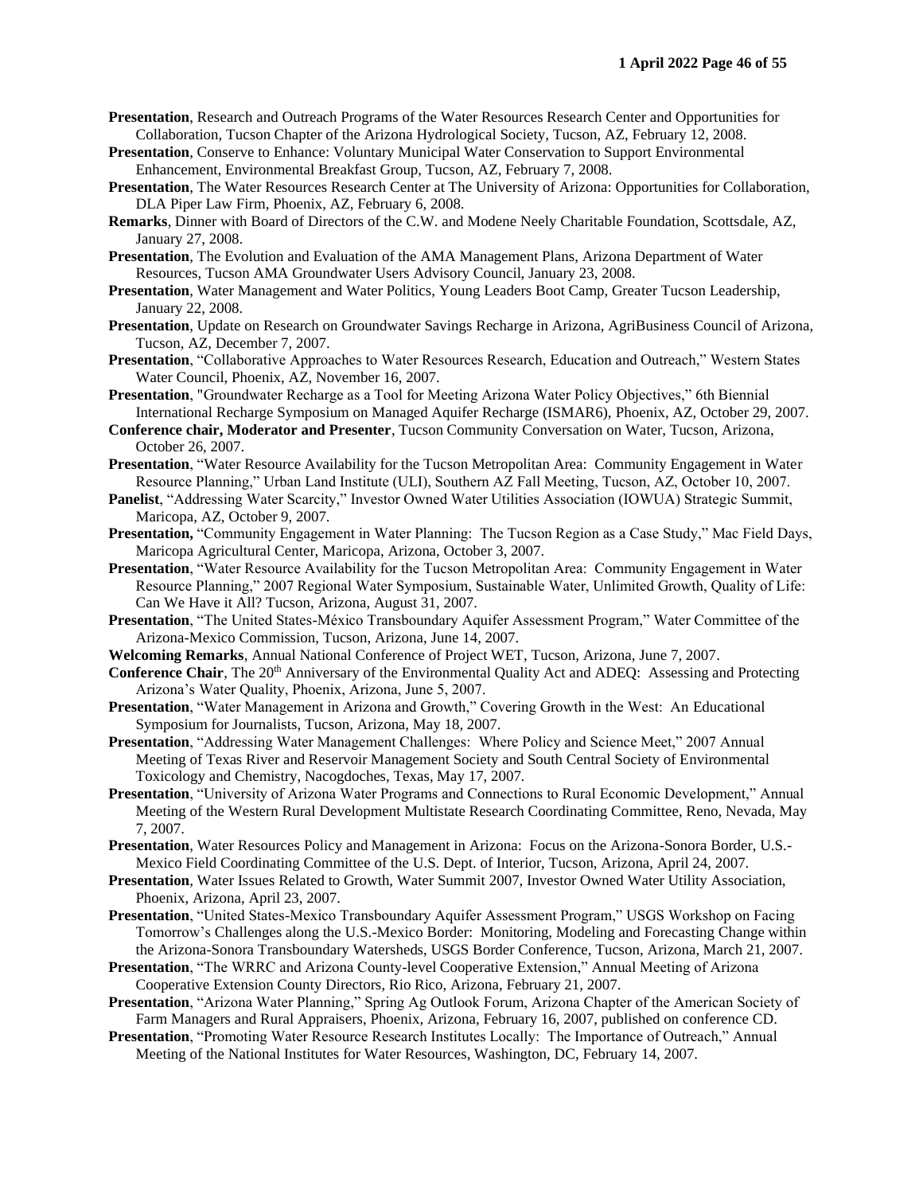**Presentation**, Research and Outreach Programs of the Water Resources Research Center and Opportunities for Collaboration, Tucson Chapter of the Arizona Hydrological Society, Tucson, AZ, February 12, 2008.

**Presentation**, Conserve to Enhance: Voluntary Municipal Water Conservation to Support Environmental Enhancement, Environmental Breakfast Group, Tucson, AZ, February 7, 2008.

**Presentation**, The Water Resources Research Center at The University of Arizona: Opportunities for Collaboration, DLA Piper Law Firm, Phoenix, AZ, February 6, 2008.

**Remarks**, Dinner with Board of Directors of the C.W. and Modene Neely Charitable Foundation, Scottsdale, AZ, January 27, 2008.

**Presentation**, The Evolution and Evaluation of the AMA Management Plans, Arizona Department of Water Resources, Tucson AMA Groundwater Users Advisory Council, January 23, 2008.

**Presentation**, Water Management and Water Politics, Young Leaders Boot Camp, Greater Tucson Leadership, January 22, 2008.

**Presentation**, Update on Research on Groundwater Savings Recharge in Arizona, AgriBusiness Council of Arizona, Tucson, AZ, December 7, 2007.

**Presentation**, "Collaborative Approaches to Water Resources Research, Education and Outreach," Western States Water Council, Phoenix, AZ, November 16, 2007.

**Presentation**, "Groundwater Recharge as a Tool for Meeting Arizona Water Policy Objectives," 6th Biennial International Recharge Symposium on Managed Aquifer Recharge (ISMAR6), Phoenix, AZ, October 29, 2007.

**Conference chair, Moderator and Presenter**, Tucson Community Conversation on Water, Tucson, Arizona, October 26, 2007.

**Presentation**, "Water Resource Availability for the Tucson Metropolitan Area: Community Engagement in Water Resource Planning," Urban Land Institute (ULI), Southern AZ Fall Meeting, Tucson, AZ, October 10, 2007.

**Panelist**, "Addressing Water Scarcity," Investor Owned Water Utilities Association (IOWUA) Strategic Summit, Maricopa, AZ, October 9, 2007.

**Presentation,** "Community Engagement in Water Planning: The Tucson Region as a Case Study," Mac Field Days, Maricopa Agricultural Center, Maricopa, Arizona, October 3, 2007.

**Presentation**, "Water Resource Availability for the Tucson Metropolitan Area: Community Engagement in Water Resource Planning," 2007 Regional Water Symposium, Sustainable Water, Unlimited Growth, Quality of Life: Can We Have it All? Tucson, Arizona, August 31, 2007.

**Presentation**, "The United States-México Transboundary Aquifer Assessment Program," Water Committee of the Arizona-Mexico Commission, Tucson, Arizona, June 14, 2007.

**Welcoming Remarks**, Annual National Conference of Project WET, Tucson, Arizona, June 7, 2007.

**Conference Chair**, The 20th Anniversary of the Environmental Quality Act and ADEQ: Assessing and Protecting Arizona's Water Quality, Phoenix, Arizona, June 5, 2007.

**Presentation**, "Water Management in Arizona and Growth," Covering Growth in the West: An Educational Symposium for Journalists, Tucson, Arizona, May 18, 2007.

**Presentation**, "Addressing Water Management Challenges: Where Policy and Science Meet," 2007 Annual Meeting of Texas River and Reservoir Management Society and South Central Society of Environmental Toxicology and Chemistry, Nacogdoches, Texas, May 17, 2007.

**Presentation**, "University of Arizona Water Programs and Connections to Rural Economic Development," Annual Meeting of the Western Rural Development Multistate Research Coordinating Committee, Reno, Nevada, May 7, 2007.

**Presentation**, Water Resources Policy and Management in Arizona: Focus on the Arizona-Sonora Border, U.S.-Mexico Field Coordinating Committee of the U.S. Dept. of Interior, Tucson, Arizona, April 24, 2007.

**Presentation**, Water Issues Related to Growth, Water Summit 2007, Investor Owned Water Utility Association, Phoenix, Arizona, April 23, 2007.

**Presentation**, "United States-Mexico Transboundary Aquifer Assessment Program," USGS Workshop on Facing Tomorrow's Challenges along the U.S.-Mexico Border: Monitoring, Modeling and Forecasting Change within the Arizona-Sonora Transboundary Watersheds, USGS Border Conference, Tucson, Arizona, March 21, 2007.

**Presentation**, "The WRRC and Arizona County-level Cooperative Extension," Annual Meeting of Arizona Cooperative Extension County Directors, Rio Rico, Arizona, February 21, 2007.

**Presentation**, "Arizona Water Planning," Spring Ag Outlook Forum, Arizona Chapter of the American Society of Farm Managers and Rural Appraisers, Phoenix, Arizona, February 16, 2007, published on conference CD.

**Presentation**, "Promoting Water Resource Research Institutes Locally: The Importance of Outreach," Annual Meeting of the National Institutes for Water Resources, Washington, DC, February 14, 2007.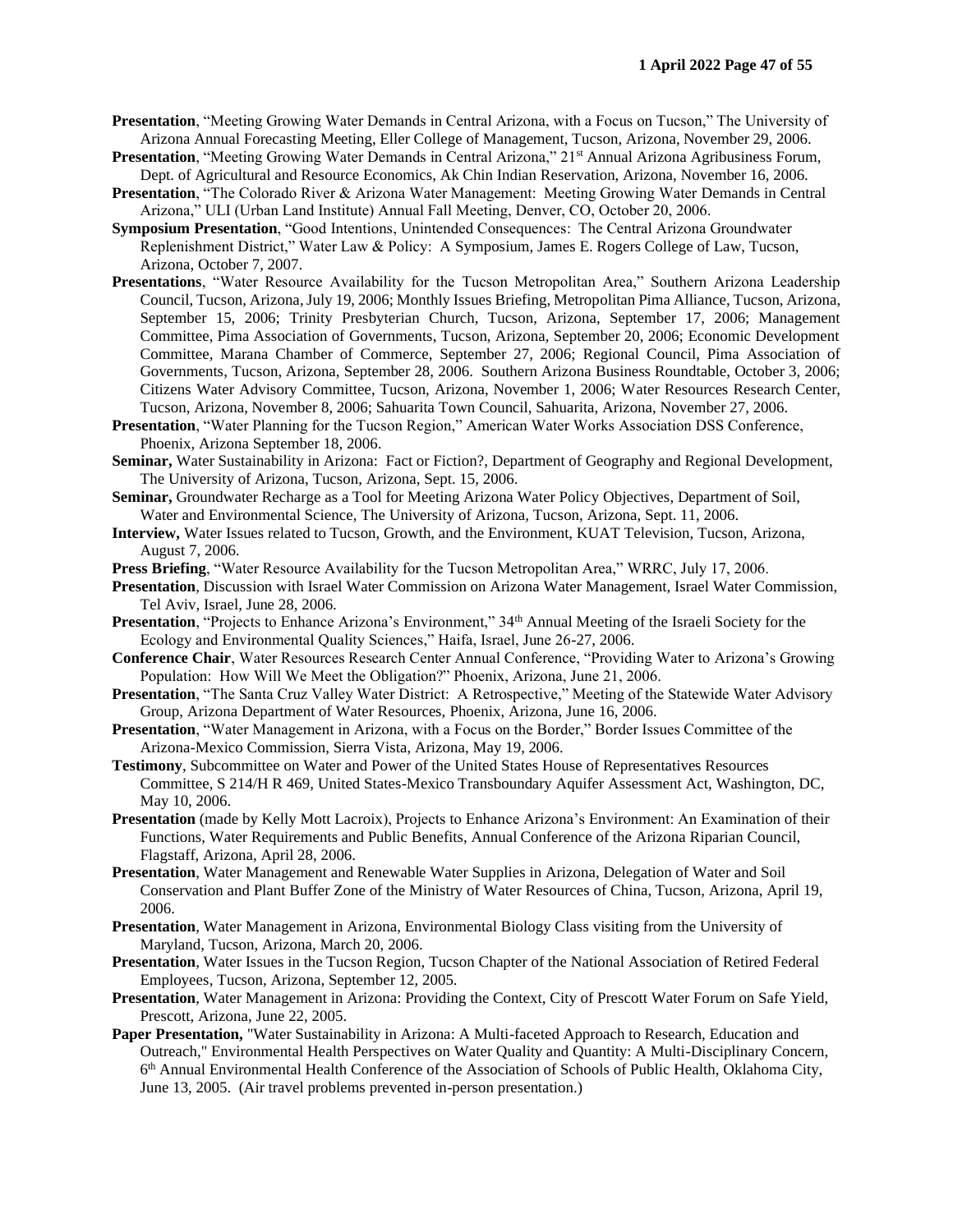**Presentation**, "Meeting Growing Water Demands in Central Arizona, with a Focus on Tucson," The University of Arizona Annual Forecasting Meeting, Eller College of Management, Tucson, Arizona, November 29, 2006.

**Presentation**, "Meeting Growing Water Demands in Central Arizona," 21st Annual Arizona Agribusiness Forum, Dept. of Agricultural and Resource Economics, Ak Chin Indian Reservation, Arizona, November 16, 2006.

**Presentation**, "The Colorado River & Arizona Water Management: Meeting Growing Water Demands in Central Arizona," ULI (Urban Land Institute) Annual Fall Meeting, Denver, CO, October 20, 2006.

**Symposium Presentation**, "Good Intentions, Unintended Consequences: The Central Arizona Groundwater Replenishment District," Water Law & Policy: A Symposium, James E. Rogers College of Law, Tucson, Arizona, October 7, 2007.

**Presentations**, "Water Resource Availability for the Tucson Metropolitan Area," Southern Arizona Leadership Council, Tucson, Arizona, July 19, 2006; Monthly Issues Briefing, Metropolitan Pima Alliance, Tucson, Arizona, September 15, 2006; Trinity Presbyterian Church, Tucson, Arizona, September 17, 2006; Management Committee, Pima Association of Governments, Tucson, Arizona, September 20, 2006; Economic Development Committee, Marana Chamber of Commerce, September 27, 2006; Regional Council, Pima Association of Governments, Tucson, Arizona, September 28, 2006. Southern Arizona Business Roundtable, October 3, 2006; Citizens Water Advisory Committee, Tucson, Arizona, November 1, 2006; Water Resources Research Center, Tucson, Arizona, November 8, 2006; Sahuarita Town Council, Sahuarita, Arizona, November 27, 2006.

**Presentation**, "Water Planning for the Tucson Region," American Water Works Association DSS Conference, Phoenix, Arizona September 18, 2006.

**Seminar,** Water Sustainability in Arizona: Fact or Fiction?, Department of Geography and Regional Development, The University of Arizona, Tucson, Arizona, Sept. 15, 2006.

**Seminar,** Groundwater Recharge as a Tool for Meeting Arizona Water Policy Objectives, Department of Soil, Water and Environmental Science, The University of Arizona, Tucson, Arizona, Sept. 11, 2006.

**Interview,** Water Issues related to Tucson, Growth, and the Environment, KUAT Television, Tucson, Arizona, August 7, 2006.

**Press Briefing**, "Water Resource Availability for the Tucson Metropolitan Area," WRRC, July 17, 2006.

**Presentation**, Discussion with Israel Water Commission on Arizona Water Management, Israel Water Commission, Tel Aviv, Israel, June 28, 2006.

**Presentation**, "Projects to Enhance Arizona's Environment," 34th Annual Meeting of the Israeli Society for the Ecology and Environmental Quality Sciences," Haifa, Israel, June 26-27, 2006.

**Conference Chair**, Water Resources Research Center Annual Conference, "Providing Water to Arizona's Growing Population: How Will We Meet the Obligation?" Phoenix, Arizona, June 21, 2006.

**Presentation**, "The Santa Cruz Valley Water District: A Retrospective," Meeting of the Statewide Water Advisory Group, Arizona Department of Water Resources, Phoenix, Arizona, June 16, 2006.

**Presentation**, "Water Management in Arizona, with a Focus on the Border," Border Issues Committee of the Arizona-Mexico Commission, Sierra Vista, Arizona, May 19, 2006.

**Testimony**, Subcommittee on Water and Power of the United States House of Representatives Resources Committee, S 214/H R 469, United States-Mexico Transboundary Aquifer Assessment Act, Washington, DC, May 10, 2006.

**Presentation** (made by Kelly Mott Lacroix), Projects to Enhance Arizona's Environment: An Examination of their Functions, Water Requirements and Public Benefits, Annual Conference of the Arizona Riparian Council, Flagstaff, Arizona, April 28, 2006.

**Presentation**, Water Management and Renewable Water Supplies in Arizona, Delegation of Water and Soil Conservation and Plant Buffer Zone of the Ministry of Water Resources of China, Tucson, Arizona, April 19, 2006.

**Presentation**, Water Management in Arizona, Environmental Biology Class visiting from the University of Maryland, Tucson, Arizona, March 20, 2006.

**Presentation**, Water Issues in the Tucson Region, Tucson Chapter of the National Association of Retired Federal Employees, Tucson, Arizona, September 12, 2005.

**Presentation**, Water Management in Arizona: Providing the Context, City of Prescott Water Forum on Safe Yield, Prescott, Arizona, June 22, 2005.

**Paper Presentation,** "Water Sustainability in Arizona: A Multi-faceted Approach to Research, Education and Outreach," Environmental Health Perspectives on Water Quality and Quantity: A Multi-Disciplinary Concern, 6th Annual Environmental Health Conference of the Association of Schools of Public Health, Oklahoma City, June 13, 2005. (Air travel problems prevented in-person presentation.)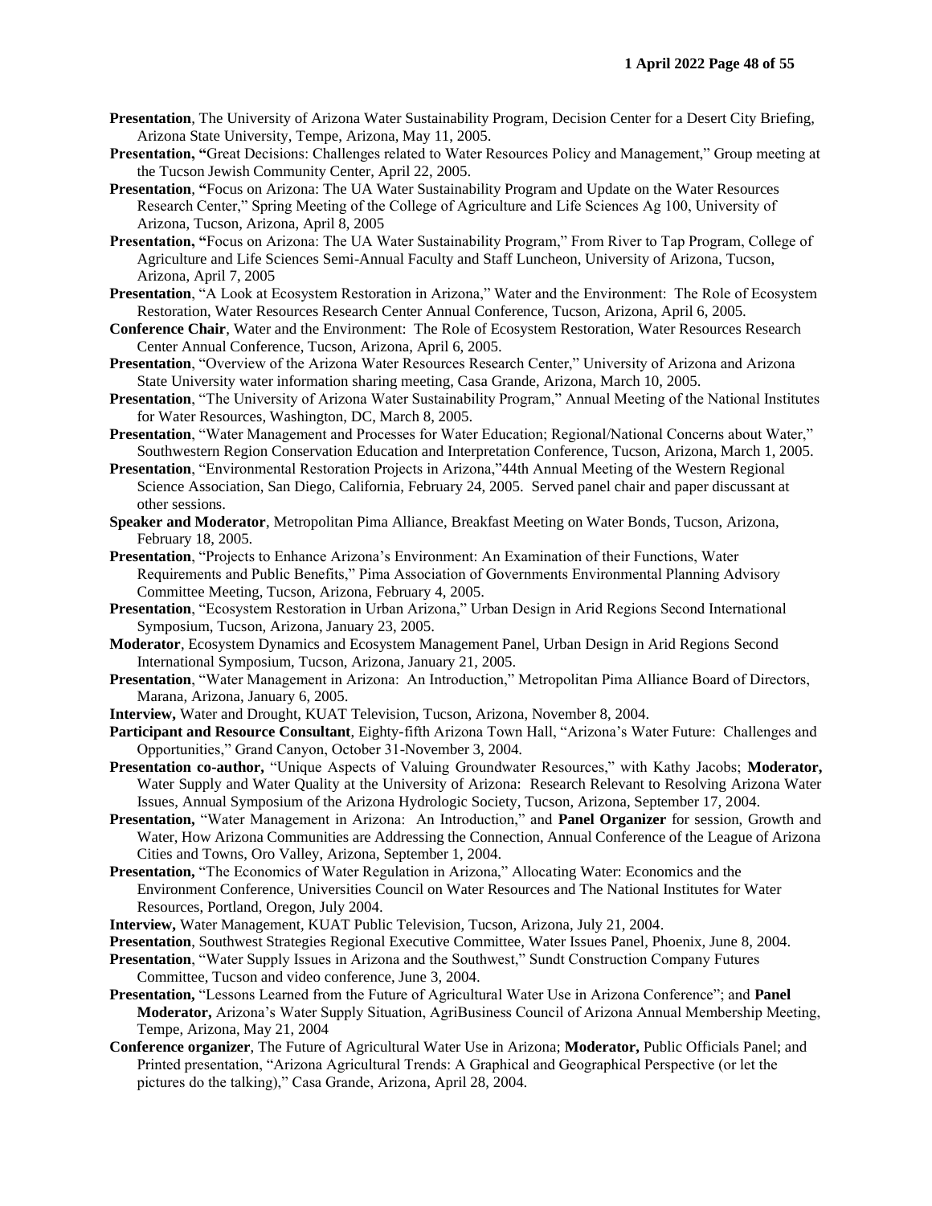**Presentation**, The University of Arizona Water Sustainability Program, Decision Center for a Desert City Briefing, Arizona State University, Tempe, Arizona, May 11, 2005.

**Presentation, "**Great Decisions: Challenges related to Water Resources Policy and Management," Group meeting at the Tucson Jewish Community Center, April 22, 2005.

**Presentation**, **"**Focus on Arizona: The UA Water Sustainability Program and Update on the Water Resources Research Center," Spring Meeting of the College of Agriculture and Life Sciences Ag 100, University of Arizona, Tucson, Arizona, April 8, 2005

**Presentation, "**Focus on Arizona: The UA Water Sustainability Program," From River to Tap Program, College of Agriculture and Life Sciences Semi-Annual Faculty and Staff Luncheon, University of Arizona, Tucson, Arizona, April 7, 2005

**Presentation**, "A Look at Ecosystem Restoration in Arizona," Water and the Environment: The Role of Ecosystem Restoration, Water Resources Research Center Annual Conference, Tucson, Arizona, April 6, 2005.

**Conference Chair**, Water and the Environment: The Role of Ecosystem Restoration, Water Resources Research Center Annual Conference, Tucson, Arizona, April 6, 2005.

**Presentation**, "Overview of the Arizona Water Resources Research Center," University of Arizona and Arizona State University water information sharing meeting, Casa Grande, Arizona, March 10, 2005.

**Presentation**, "The University of Arizona Water Sustainability Program," Annual Meeting of the National Institutes for Water Resources, Washington, DC, March 8, 2005.

**Presentation**, "Water Management and Processes for Water Education; Regional/National Concerns about Water," Southwestern Region Conservation Education and Interpretation Conference, Tucson, Arizona, March 1, 2005.

**Presentation**, "Environmental Restoration Projects in Arizona,"44th Annual Meeting of the Western Regional Science Association, San Diego, California, February 24, 2005. Served panel chair and paper discussant at other sessions.

**Speaker and Moderator**, Metropolitan Pima Alliance, Breakfast Meeting on Water Bonds, Tucson, Arizona, February 18, 2005.

**Presentation**, "Projects to Enhance Arizona's Environment: An Examination of their Functions, Water Requirements and Public Benefits," Pima Association of Governments Environmental Planning Advisory Committee Meeting, Tucson, Arizona, February 4, 2005.

**Presentation**, "Ecosystem Restoration in Urban Arizona," Urban Design in Arid Regions Second International Symposium, Tucson, Arizona, January 23, 2005.

**Moderator**, Ecosystem Dynamics and Ecosystem Management Panel, Urban Design in Arid Regions Second International Symposium, Tucson, Arizona, January 21, 2005.

**Presentation**, "Water Management in Arizona: An Introduction," Metropolitan Pima Alliance Board of Directors, Marana, Arizona, January 6, 2005.

**Interview,** Water and Drought, KUAT Television, Tucson, Arizona, November 8, 2004.

**Participant and Resource Consultant**, Eighty-fifth Arizona Town Hall, "Arizona's Water Future: Challenges and Opportunities," Grand Canyon, October 31-November 3, 2004.

**Presentation co-author,** "Unique Aspects of Valuing Groundwater Resources," with Kathy Jacobs; **Moderator,** Water Supply and Water Quality at the University of Arizona: Research Relevant to Resolving Arizona Water Issues, Annual Symposium of the Arizona Hydrologic Society, Tucson, Arizona, September 17, 2004.

**Presentation,** "Water Management in Arizona: An Introduction," and **Panel Organizer** for session, Growth and Water, How Arizona Communities are Addressing the Connection, Annual Conference of the League of Arizona Cities and Towns, Oro Valley, Arizona, September 1, 2004.

**Presentation,** "The Economics of Water Regulation in Arizona," Allocating Water: Economics and the Environment Conference, Universities Council on Water Resources and The National Institutes for Water Resources, Portland, Oregon, July 2004.

**Interview,** Water Management, KUAT Public Television, Tucson, Arizona, July 21, 2004.

**Presentation**, Southwest Strategies Regional Executive Committee, Water Issues Panel, Phoenix, June 8, 2004.

**Presentation**, "Water Supply Issues in Arizona and the Southwest," Sundt Construction Company Futures Committee, Tucson and video conference, June 3, 2004.

**Presentation,** "Lessons Learned from the Future of Agricultural Water Use in Arizona Conference"; and **Panel Moderator,** Arizona's Water Supply Situation, AgriBusiness Council of Arizona Annual Membership Meeting, Tempe, Arizona, May 21, 2004

**Conference organizer**, The Future of Agricultural Water Use in Arizona; **Moderator,** Public Officials Panel; and Printed presentation, "Arizona Agricultural Trends: A Graphical and Geographical Perspective (or let the pictures do the talking)," Casa Grande, Arizona, April 28, 2004.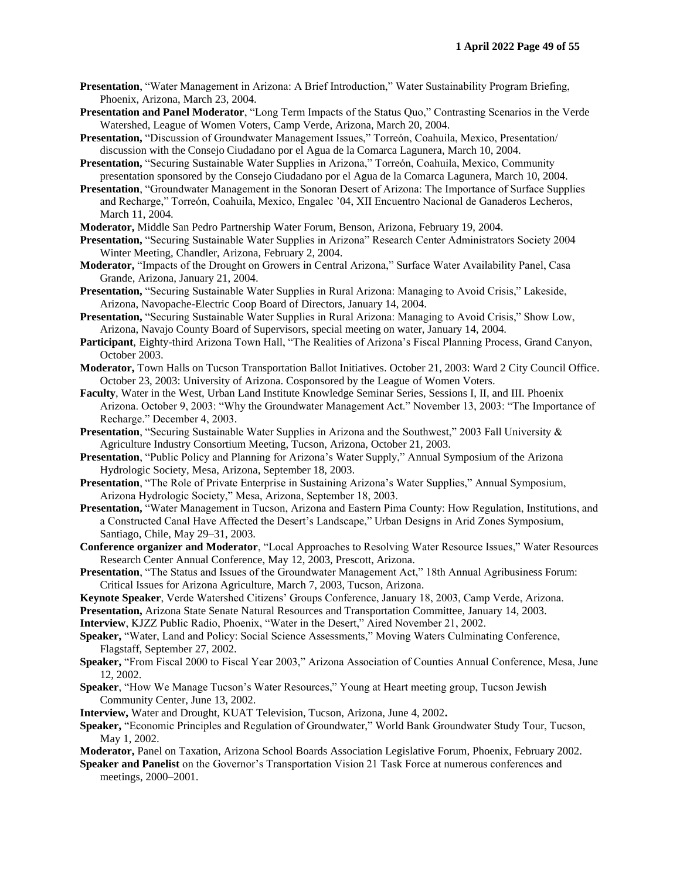**Presentation**, "Water Management in Arizona: A Brief Introduction," Water Sustainability Program Briefing, Phoenix, Arizona, March 23, 2004.

**Presentation and Panel Moderator**, "Long Term Impacts of the Status Quo," Contrasting Scenarios in the Verde Watershed, League of Women Voters, Camp Verde, Arizona, March 20, 2004.

**Presentation,** "Discussion of Groundwater Management Issues," Torreón, Coahuila, Mexico, Presentation/ discussion with the Consejo Ciudadano por el Agua de la Comarca Lagunera, March 10, 2004.

**Presentation,** "Securing Sustainable Water Supplies in Arizona," Torreón, Coahuila, Mexico, Community presentation sponsored by the Consejo Ciudadano por el Agua de la Comarca Lagunera, March 10, 2004.

**Presentation**, "Groundwater Management in the Sonoran Desert of Arizona: The Importance of Surface Supplies and Recharge," Torreón, Coahuila, Mexico, Engalec '04, XII Encuentro Nacional de Ganaderos Lecheros, March 11, 2004.

**Moderator,** Middle San Pedro Partnership Water Forum, Benson, Arizona, February 19, 2004.

**Presentation,** "Securing Sustainable Water Supplies in Arizona" Research Center Administrators Society 2004 Winter Meeting, Chandler, Arizona, February 2, 2004.

**Moderator,** "Impacts of the Drought on Growers in Central Arizona," Surface Water Availability Panel, Casa Grande, Arizona, January 21, 2004.

**Presentation,** "Securing Sustainable Water Supplies in Rural Arizona: Managing to Avoid Crisis," Lakeside, Arizona, Navopache-Electric Coop Board of Directors, January 14, 2004.

**Presentation,** "Securing Sustainable Water Supplies in Rural Arizona: Managing to Avoid Crisis," Show Low, Arizona, Navajo County Board of Supervisors, special meeting on water, January 14, 2004.

**Participant**, Eighty-third Arizona Town Hall, "The Realities of Arizona's Fiscal Planning Process, Grand Canyon, October 2003.

**Moderator,** Town Halls on Tucson Transportation Ballot Initiatives. October 21, 2003: Ward 2 City Council Office. October 23, 2003: University of Arizona. Cosponsored by the League of Women Voters.

**Faculty**, Water in the West, Urban Land Institute Knowledge Seminar Series, Sessions I, II, and III. Phoenix Arizona. October 9, 2003: "Why the Groundwater Management Act." November 13, 2003: "The Importance of Recharge." December 4, 2003.

**Presentation**, "Securing Sustainable Water Supplies in Arizona and the Southwest," 2003 Fall University & Agriculture Industry Consortium Meeting, Tucson, Arizona, October 21, 2003.

**Presentation**, "Public Policy and Planning for Arizona's Water Supply," Annual Symposium of the Arizona Hydrologic Society, Mesa, Arizona, September 18, 2003.

**Presentation**, "The Role of Private Enterprise in Sustaining Arizona's Water Supplies," Annual Symposium, Arizona Hydrologic Society," Mesa, Arizona, September 18, 2003.

**Presentation,** "Water Management in Tucson, Arizona and Eastern Pima County: How Regulation, Institutions, and a Constructed Canal Have Affected the Desert's Landscape," Urban Designs in Arid Zones Symposium, Santiago, Chile, May 29–31, 2003.

**Conference organizer and Moderator**, "Local Approaches to Resolving Water Resource Issues," Water Resources Research Center Annual Conference, May 12, 2003, Prescott, Arizona.

**Presentation**, "The Status and Issues of the Groundwater Management Act," 18th Annual Agribusiness Forum: Critical Issues for Arizona Agriculture, March 7, 2003, Tucson, Arizona.

**Keynote Speaker**, Verde Watershed Citizens' Groups Conference, January 18, 2003, Camp Verde, Arizona.

**Presentation,** Arizona State Senate Natural Resources and Transportation Committee, January 14, 2003.

**Interview**, KJZZ Public Radio, Phoenix, "Water in the Desert," Aired November 21, 2002.

**Speaker,** "Water, Land and Policy: Social Science Assessments," Moving Waters Culminating Conference, Flagstaff, September 27, 2002.

**Speaker,** "From Fiscal 2000 to Fiscal Year 2003," Arizona Association of Counties Annual Conference, Mesa, June 12, 2002.

**Speaker**, "How We Manage Tucson's Water Resources," Young at Heart meeting group, Tucson Jewish Community Center, June 13, 2002.

**Interview,** Water and Drought, KUAT Television, Tucson, Arizona, June 4, 2002**.**

**Speaker,** "Economic Principles and Regulation of Groundwater," World Bank Groundwater Study Tour, Tucson, May 1, 2002.

**Moderator,** Panel on Taxation, Arizona School Boards Association Legislative Forum, Phoenix, February 2002.

**Speaker and Panelist** on the Governor's Transportation Vision 21 Task Force at numerous conferences and meetings, 2000–2001.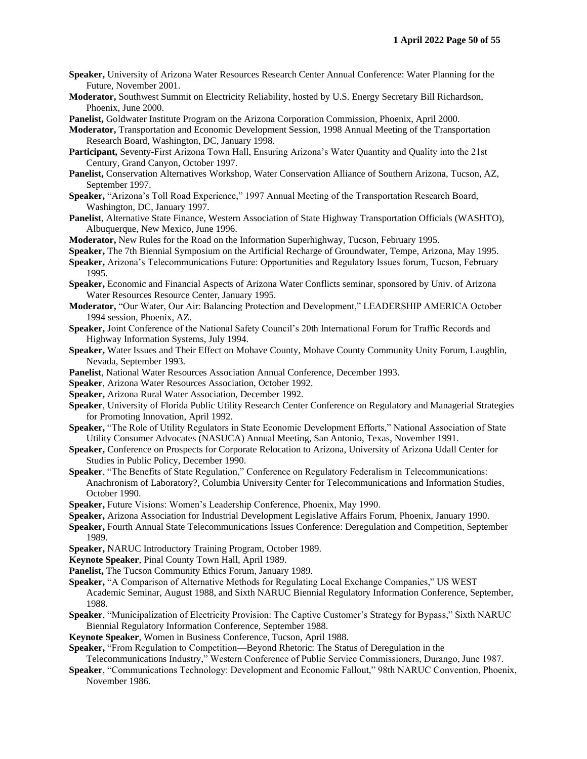**Speaker,** University of Arizona Water Resources Research Center Annual Conference: Water Planning for the Future, November 2001.

**Moderator,** Southwest Summit on Electricity Reliability, hosted by U.S. Energy Secretary Bill Richardson, Phoenix, June 2000.

**Panelist,** Goldwater Institute Program on the Arizona Corporation Commission, Phoenix, April 2000.

**Moderator,** Transportation and Economic Development Session, 1998 Annual Meeting of the Transportation Research Board, Washington, DC, January 1998.

**Participant,** Seventy-First Arizona Town Hall, Ensuring Arizona's Water Quantity and Quality into the 21st Century, Grand Canyon, October 1997.

**Panelist,** Conservation Alternatives Workshop, Water Conservation Alliance of Southern Arizona, Tucson, AZ, September 1997.

**Speaker,** "Arizona's Toll Road Experience," 1997 Annual Meeting of the Transportation Research Board, Washington, DC, January 1997.

**Panelist**, Alternative State Finance, Western Association of State Highway Transportation Officials (WASHTO), Albuquerque, New Mexico, June 1996.

**Moderator,** New Rules for the Road on the Information Superhighway, Tucson, February 1995.

**Speaker,** The 7th Biennial Symposium on the Artificial Recharge of Groundwater, Tempe, Arizona, May 1995.

**Speaker,** Arizona's Telecommunications Future: Opportunities and Regulatory Issues forum, Tucson, February 1995.

**Speaker,** Economic and Financial Aspects of Arizona Water Conflicts seminar, sponsored by Univ. of Arizona Water Resources Resource Center, January 1995.

**Moderator,** "Our Water, Our Air: Balancing Protection and Development," LEADERSHIP AMERICA October 1994 session, Phoenix, AZ.

**Speaker,** Joint Conference of the National Safety Council's 20th International Forum for Traffic Records and Highway Information Systems, July 1994.

**Speaker,** Water Issues and Their Effect on Mohave County, Mohave County Community Unity Forum, Laughlin, Nevada, September 1993.

**Panelist**, National Water Resources Association Annual Conference, December 1993.

**Speaker**, Arizona Water Resources Association, October 1992.

**Speaker,** Arizona Rural Water Association, December 1992.

**Speaker**, University of Florida Public Utility Research Center Conference on Regulatory and Managerial Strategies for Promoting Innovation, April 1992.

**Speaker,** "The Role of Utility Regulators in State Economic Development Efforts," National Association of State Utility Consumer Advocates (NASUCA) Annual Meeting, San Antonio, Texas, November 1991.

**Speaker,** Conference on Prospects for Corporate Relocation to Arizona, University of Arizona Udall Center for Studies in Public Policy, December 1990.

**Speaker**, "The Benefits of State Regulation," Conference on Regulatory Federalism in Telecommunications: Anachronism of Laboratory?, Columbia University Center for Telecommunications and Information Studies, October 1990.

**Speaker,** Future Visions: Women's Leadership Conference, Phoenix, May 1990.

**Speaker,** Arizona Association for Industrial Development Legislative Affairs Forum, Phoenix, January 1990.

**Speaker,** Fourth Annual State Telecommunications Issues Conference: Deregulation and Competition, September 1989.

**Speaker,** NARUC Introductory Training Program, October 1989.

**Keynote Speaker**, Pinal County Town Hall, April 1989.

**Panelist,** The Tucson Community Ethics Forum, January 1989.

**Speaker,** "A Comparison of Alternative Methods for Regulating Local Exchange Companies," US WEST Academic Seminar, August 1988, and Sixth NARUC Biennial Regulatory Information Conference, September, 1988.

**Speaker**, "Municipalization of Electricity Provision: The Captive Customer's Strategy for Bypass," Sixth NARUC Biennial Regulatory Information Conference, September 1988.

**Keynote Speaker**, Women in Business Conference, Tucson, April 1988.

**Speaker,** "From Regulation to Competition—Beyond Rhetoric: The Status of Deregulation in the Telecommunications Industry," Western Conference of Public Service Commissioners, Durango, June 1987.

**Speaker**, "Communications Technology: Development and Economic Fallout," 98th NARUC Convention, Phoenix, November 1986.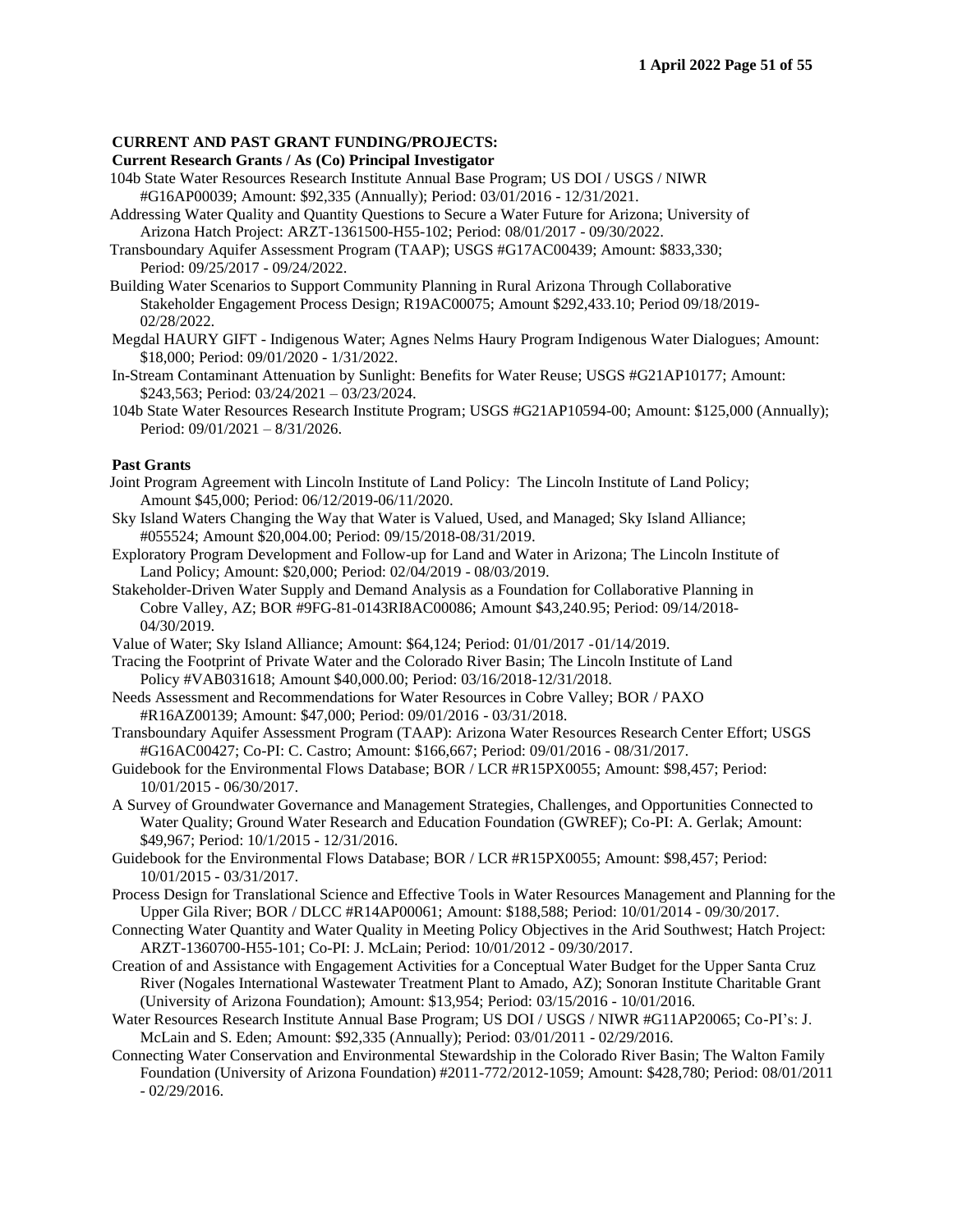**CURRENT AND PAST GRANT FUNDING/PROJECTS:**

**Current Research Grants / As (Co) Principal Investigator**

104b State Water Resources Research Institute Annual Base Program; US DOI / USGS / NIWR #G16AP00039; Amount: $92,335 (Annually); Period: 03/01/2016 - 12/31/2021.

Addressing Water Quality and Quantity Questions to Secure a Water Future for Arizona; University of Arizona Hatch Project: ARZT-1361500-H55-102; Period: 08/01/2017 - 09/30/2022.

Transboundary Aquifer Assessment Program (TAAP); USGS #G17AC00439; Amount: $833,330; Period: 09/25/2017 - 09/24/2022.

Building Water Scenarios to Support Community Planning in Rural Arizona Through Collaborative Stakeholder Engagement Process Design; R19AC00075; Amount $292,433.10; Period 09/18/2019-02/28/2022.

Megdal HAURY GIFT - Indigenous Water; Agnes Nelms Haury Program Indigenous Water Dialogues; Amount: $18,000; Period: 09/01/2020 - 1/31/2022.

In-Stream Contaminant Attenuation by Sunlight: Benefits for Water Reuse; USGS #G21AP10177; Amount: $243,563; Period: 03/24/2021 – 03/23/2024.

104b State Water Resources Research Institute Program; USGS #G21AP10594-00; Amount: $125,000 (Annually); Period: 09/01/2021 – 8/31/2026.

**Past Grants**

Joint Program Agreement with Lincoln Institute of Land Policy: The Lincoln Institute of Land Policy; Amount $45,000; Period: 06/12/2019-06/11/2020.

Sky Island Waters Changing the Way that Water is Valued, Used, and Managed; Sky Island Alliance; #055524; Amount $20,004.00; Period: 09/15/2018-08/31/2019.

Exploratory Program Development and Follow-up for Land and Water in Arizona; The Lincoln Institute of Land Policy; Amount: $20,000; Period: 02/04/2019 - 08/03/2019.

Stakeholder-Driven Water Supply and Demand Analysis as a Foundation for Collaborative Planning in Cobre Valley, AZ; BOR #9FG-81-0143RI8AC00086; Amount $43,240.95; Period: 09/14/2018-04/30/2019.

Value of Water; Sky Island Alliance; Amount: $64,124; Period: 01/01/2017 -01/14/2019.

Tracing the Footprint of Private Water and the Colorado River Basin; The Lincoln Institute of Land Policy #VAB031618; Amount $40,000.00; Period: 03/16/2018-12/31/2018.

Needs Assessment and Recommendations for Water Resources in Cobre Valley; BOR / PAXO #R16AZ00139; Amount: $47,000; Period: 09/01/2016 - 03/31/2018.

Transboundary Aquifer Assessment Program (TAAP): Arizona Water Resources Research Center Effort; USGS #G16AC00427; Co-PI: C. Castro; Amount: $166,667; Period: 09/01/2016 - 08/31/2017.

Guidebook for the Environmental Flows Database; BOR / LCR #R15PX0055; Amount: $98,457; Period: 10/01/2015 - 06/30/2017.

A Survey of Groundwater Governance and Management Strategies, Challenges, and Opportunities Connected to Water Quality; Ground Water Research and Education Foundation (GWREF); Co-PI: A. Gerlak; Amount: $49,967; Period: 10/1/2015 - 12/31/2016.

Guidebook for the Environmental Flows Database; BOR / LCR #R15PX0055; Amount: $98,457; Period: 10/01/2015 - 03/31/2017.

Process Design for Translational Science and Effective Tools in Water Resources Management and Planning for the Upper Gila River; BOR / DLCC #R14AP00061; Amount: $188,588; Period: 10/01/2014 - 09/30/2017.

Connecting Water Quantity and Water Quality in Meeting Policy Objectives in the Arid Southwest; Hatch Project: ARZT-1360700-H55-101; Co-PI: J. McLain; Period: 10/01/2012 - 09/30/2017.

Creation of and Assistance with Engagement Activities for a Conceptual Water Budget for the Upper Santa Cruz River (Nogales International Wastewater Treatment Plant to Amado, AZ); Sonoran Institute Charitable Grant (University of Arizona Foundation); Amount: $13,954; Period: 03/15/2016 - 10/01/2016.

Water Resources Research Institute Annual Base Program; US DOI / USGS / NIWR #G11AP20065; Co-PI's: J. McLain and S. Eden; Amount: $92,335 (Annually); Period: 03/01/2011 - 02/29/2016.

Connecting Water Conservation and Environmental Stewardship in the Colorado River Basin; The Walton Family Foundation (University of Arizona Foundation) #2011-772/2012-1059; Amount: $428,780; Period: 08/01/2011 - 02/29/2016.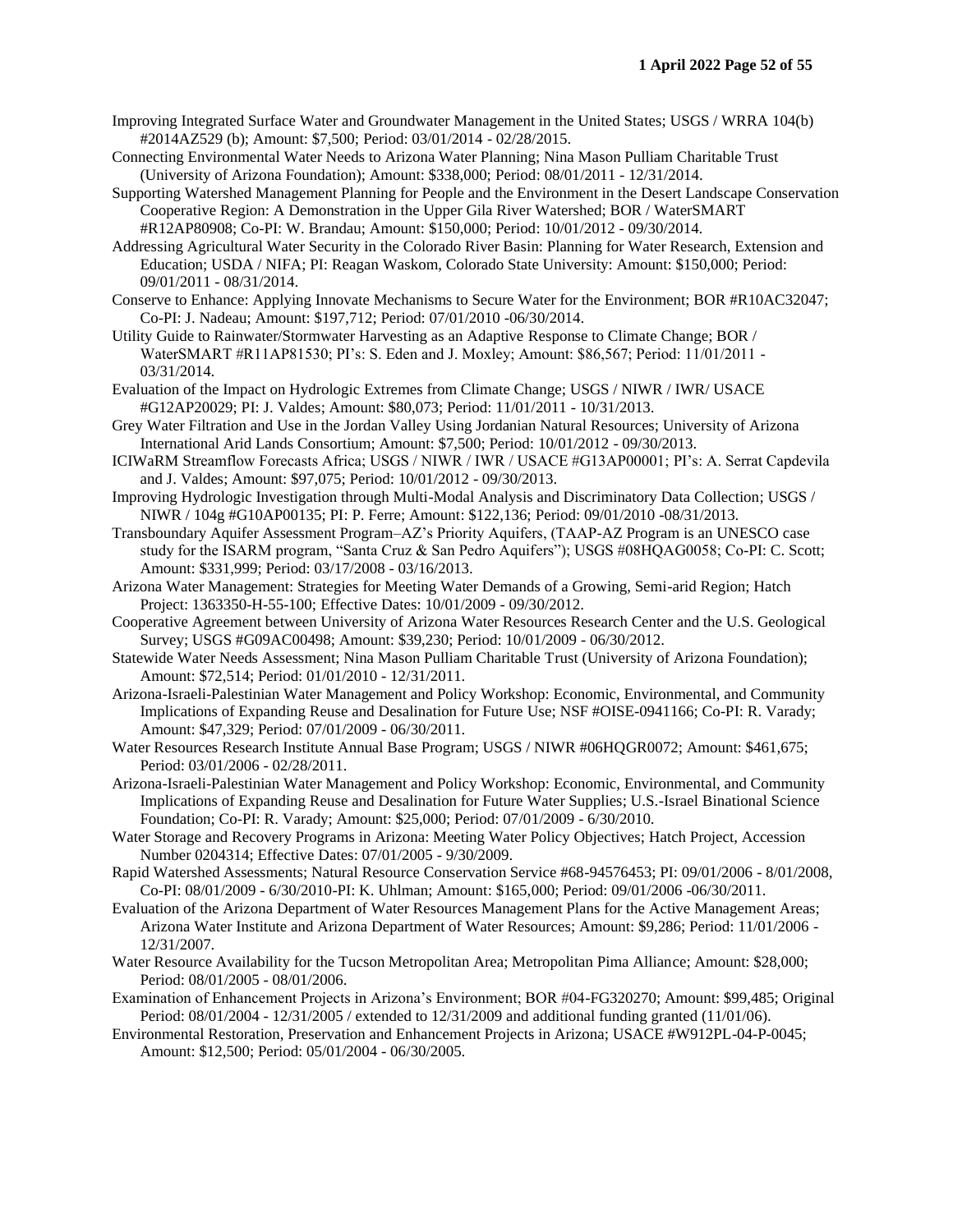Improving Integrated Surface Water and Groundwater Management in the United States; USGS / WRRA 104(b) #2014AZ529 (b); Amount: $7,500; Period: 03/01/2014 - 02/28/2015.

Connecting Environmental Water Needs to Arizona Water Planning; Nina Mason Pulliam Charitable Trust (University of Arizona Foundation); Amount: $338,000; Period: 08/01/2011 - 12/31/2014.

Supporting Watershed Management Planning for People and the Environment in the Desert Landscape Conservation Cooperative Region: A Demonstration in the Upper Gila River Watershed; BOR / WaterSMART #R12AP80908; Co-PI: W. Brandau; Amount: $150,000; Period: 10/01/2012 - 09/30/2014.

Addressing Agricultural Water Security in the Colorado River Basin: Planning for Water Research, Extension and Education; USDA / NIFA; PI: Reagan Waskom, Colorado State University: Amount: $150,000; Period: 09/01/2011 - 08/31/2014.

Conserve to Enhance: Applying Innovate Mechanisms to Secure Water for the Environment; BOR #R10AC32047; Co-PI: J. Nadeau; Amount: $197,712; Period: 07/01/2010 -06/30/2014.

Utility Guide to Rainwater/Stormwater Harvesting as an Adaptive Response to Climate Change; BOR / WaterSMART #R11AP81530; PI's: S. Eden and J. Moxley; Amount: $86,567; Period: 11/01/2011 - 03/31/2014.

Evaluation of the Impact on Hydrologic Extremes from Climate Change; USGS / NIWR / IWR/ USACE #G12AP20029; PI: J. Valdes; Amount: $80,073; Period: 11/01/2011 - 10/31/2013.

Grey Water Filtration and Use in the Jordan Valley Using Jordanian Natural Resources; University of Arizona International Arid Lands Consortium; Amount: $7,500; Period: 10/01/2012 - 09/30/2013.

ICIWaRM Streamflow Forecasts Africa; USGS / NIWR / IWR / USACE #G13AP00001; PI's: A. Serrat Capdevila and J. Valdes; Amount: $97,075; Period: 10/01/2012 - 09/30/2013.

Improving Hydrologic Investigation through Multi-Modal Analysis and Discriminatory Data Collection; USGS / NIWR / 104g #G10AP00135; PI: P. Ferre; Amount: $122,136; Period: 09/01/2010 -08/31/2013.

Transboundary Aquifer Assessment Program–AZ's Priority Aquifers, (TAAP-AZ Program is an UNESCO case study for the ISARM program, "Santa Cruz & San Pedro Aquifers"); USGS #08HQAG0058; Co-PI: C. Scott; Amount: $331,999; Period: 03/17/2008 - 03/16/2013.

Arizona Water Management: Strategies for Meeting Water Demands of a Growing, Semi-arid Region; Hatch Project: 1363350-H-55-100; Effective Dates: 10/01/2009 - 09/30/2012.

Cooperative Agreement between University of Arizona Water Resources Research Center and the U.S. Geological Survey; USGS #G09AC00498; Amount: $39,230; Period: 10/01/2009 - 06/30/2012.

Statewide Water Needs Assessment; Nina Mason Pulliam Charitable Trust (University of Arizona Foundation); Amount: $72,514; Period: 01/01/2010 - 12/31/2011.

Arizona-Israeli-Palestinian Water Management and Policy Workshop: Economic, Environmental, and Community Implications of Expanding Reuse and Desalination for Future Use; NSF #OISE-0941166; Co-PI: R. Varady; Amount: $47,329; Period: 07/01/2009 - 06/30/2011.

Water Resources Research Institute Annual Base Program; USGS / NIWR #06HQGR0072; Amount: $461,675; Period: 03/01/2006 - 02/28/2011.

Arizona-Israeli-Palestinian Water Management and Policy Workshop: Economic, Environmental, and Community Implications of Expanding Reuse and Desalination for Future Water Supplies; U.S.-Israel Binational Science Foundation; Co-PI: R. Varady; Amount: $25,000; Period: 07/01/2009 - 6/30/2010.

Water Storage and Recovery Programs in Arizona: Meeting Water Policy Objectives; Hatch Project, Accession Number 0204314; Effective Dates: 07/01/2005 - 9/30/2009.

Rapid Watershed Assessments; Natural Resource Conservation Service #68-94576453; PI: 09/01/2006 - 8/01/2008, Co-PI: 08/01/2009 - 6/30/2010-PI: K. Uhlman; Amount: $165,000; Period: 09/01/2006 -06/30/2011.

Evaluation of the Arizona Department of Water Resources Management Plans for the Active Management Areas; Arizona Water Institute and Arizona Department of Water Resources; Amount: $9,286; Period: 11/01/2006 - 12/31/2007.

Water Resource Availability for the Tucson Metropolitan Area; Metropolitan Pima Alliance; Amount: $28,000; Period: 08/01/2005 - 08/01/2006.

Examination of Enhancement Projects in Arizona's Environment; BOR #04-FG320270; Amount: $99,485; Original Period: 08/01/2004 - 12/31/2005 / extended to 12/31/2009 and additional funding granted (11/01/06).

Environmental Restoration, Preservation and Enhancement Projects in Arizona; USACE #W912PL-04-P-0045; Amount: $12,500; Period: 05/01/2004 - 06/30/2005.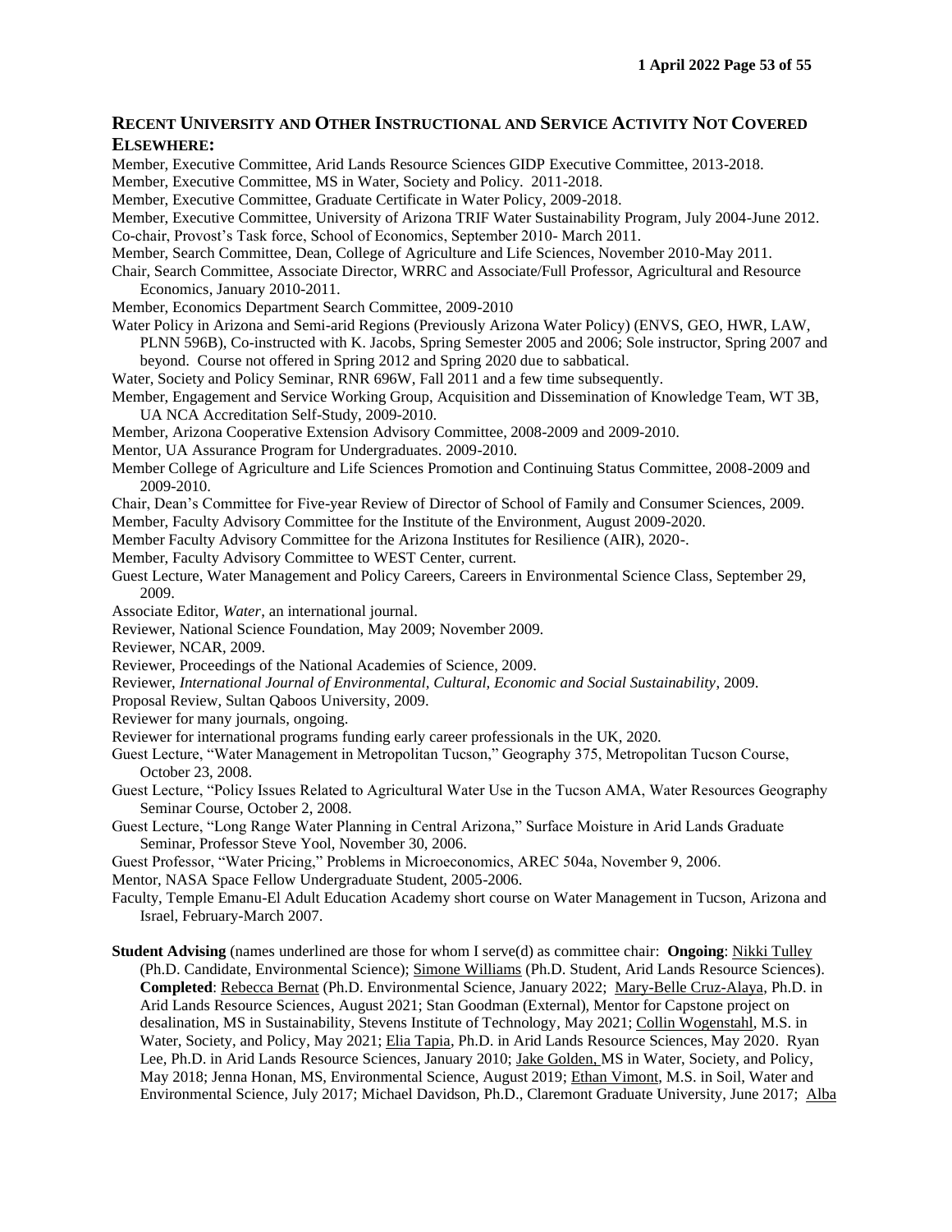## Recent University and Other Instructional and Service Activity Not Covered Elsewhere:

Member, Executive Committee, Arid Lands Resource Sciences GIDP Executive Committee, 2013-2018.

Member, Executive Committee, MS in Water, Society and Policy. 2011-2018.

Member, Executive Committee, Graduate Certificate in Water Policy, 2009-2018.

Member, Executive Committee, University of Arizona TRIF Water Sustainability Program, July 2004-June 2012.

Co-chair, Provost's Task force, School of Economics, September 2010- March 2011.

Member, Search Committee, Dean, College of Agriculture and Life Sciences, November 2010-May 2011.

Chair, Search Committee, Associate Director, WRRC and Associate/Full Professor, Agricultural and Resource Economics, January 2010-2011.

Member, Economics Department Search Committee, 2009-2010

Water Policy in Arizona and Semi-arid Regions (Previously Arizona Water Policy) (ENVS, GEO, HWR, LAW, PLNN 596B), Co-instructed with K. Jacobs, Spring Semester 2005 and 2006; Sole instructor, Spring 2007 and beyond. Course not offered in Spring 2012 and Spring 2020 due to sabbatical.

Water, Society and Policy Seminar, RNR 696W, Fall 2011 and a few time subsequently.

Member, Engagement and Service Working Group, Acquisition and Dissemination of Knowledge Team, WT 3B, UA NCA Accreditation Self-Study, 2009-2010.

Member, Arizona Cooperative Extension Advisory Committee, 2008-2009 and 2009-2010.

Mentor, UA Assurance Program for Undergraduates. 2009-2010.

Member College of Agriculture and Life Sciences Promotion and Continuing Status Committee, 2008-2009 and 2009-2010.

Chair, Dean's Committee for Five-year Review of Director of School of Family and Consumer Sciences, 2009.

Member, Faculty Advisory Committee for the Institute of the Environment, August 2009-2020.

Member Faculty Advisory Committee for the Arizona Institutes for Resilience (AIR), 2020-.

Member, Faculty Advisory Committee to WEST Center, current.

Guest Lecture, Water Management and Policy Careers, Careers in Environmental Science Class, September 29, 2009.

Associate Editor, *Water*, an international journal.

Reviewer, National Science Foundation, May 2009; November 2009.

Reviewer, NCAR, 2009.

Reviewer, Proceedings of the National Academies of Science, 2009.

Reviewer, *International Journal of Environmental, Cultural, Economic and Social Sustainability*, 2009.

Proposal Review, Sultan Qaboos University, 2009.

Reviewer for many journals, ongoing.

Reviewer for international programs funding early career professionals in the UK, 2020.

Guest Lecture, "Water Management in Metropolitan Tucson," Geography 375, Metropolitan Tucson Course, October 23, 2008.

Guest Lecture, "Policy Issues Related to Agricultural Water Use in the Tucson AMA, Water Resources Geography Seminar Course, October 2, 2008.

Guest Lecture, "Long Range Water Planning in Central Arizona," Surface Moisture in Arid Lands Graduate Seminar, Professor Steve Yool, November 30, 2006.

Guest Professor, "Water Pricing," Problems in Microeconomics, AREC 504a, November 9, 2006.

Mentor, NASA Space Fellow Undergraduate Student, 2005-2006.

Faculty, Temple Emanu-El Adult Education Academy short course on Water Management in Tucson, Arizona and Israel, February-March 2007.

**Student Advising** (names underlined are those for whom I serve(d) as committee chair: **Ongoing**: <u>Nikki Tulley</u> (Ph.D. Candidate, Environmental Science); <u>Simone Williams</u> (Ph.D. Student, Arid Lands Resource Sciences). **Completed**: <u>Rebecca Bernat</u> (Ph.D. Environmental Science, January 2022; <u>Mary-Belle Cruz-Alaya</u>, Ph.D. in Arid Lands Resource Sciences, August 2021; Stan Goodman (External), Mentor for Capstone project on desalination, MS in Sustainability, Stevens Institute of Technology, May 2021; <u>Collin Wogenstahl</u>, M.S. in Water, Society, and Policy, May 2021; <u>Elia Tapia</u>, Ph.D. in Arid Lands Resource Sciences, May 2020. Ryan Lee, Ph.D. in Arid Lands Resource Sciences, January 2010; <u>Jake Golden</u>, MS in Water, Society, and Policy, May 2018; Jenna Honan, MS, Environmental Science, August 2019; <u>Ethan Vimont</u>, M.S. in Soil, Water and Environmental Science, July 2017; Michael Davidson, Ph.D., Claremont Graduate University, June 2017; <u>Alba</u>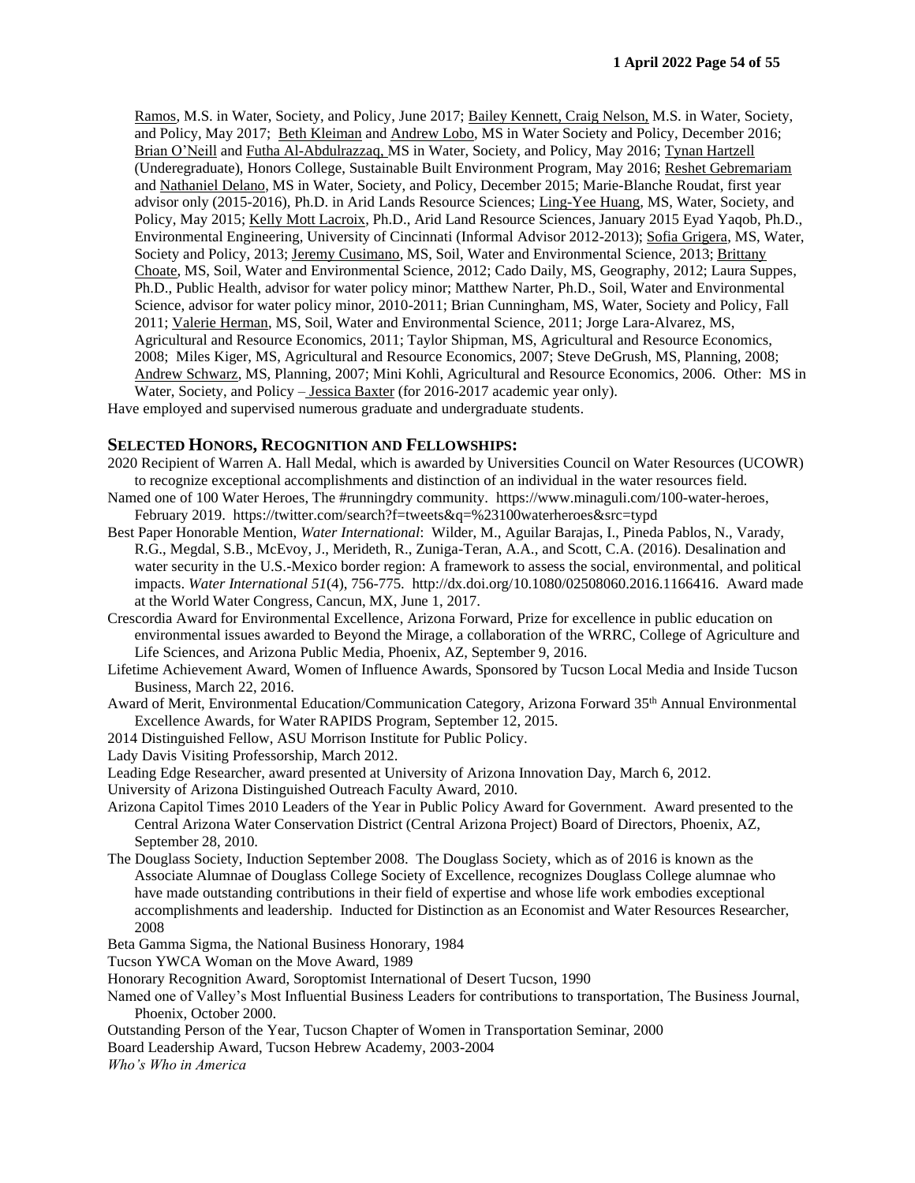Ramos, M.S. in Water, Society, and Policy, June 2017; Bailey Kennett, Craig Nelson, M.S. in Water, Society, and Policy, May 2017; Beth Kleiman and Andrew Lobo, MS in Water Society and Policy, December 2016; Brian O'Neill and Futha Al-Abdulrazzaq, MS in Water, Society, and Policy, May 2016; Tynan Hartzell (Underegraduate), Honors College, Sustainable Built Environment Program, May 2016; Reshet Gebremariam and Nathaniel Delano, MS in Water, Society, and Policy, December 2015; Marie-Blanche Roudat, first year advisor only (2015-2016), Ph.D. in Arid Lands Resource Sciences; Ling-Yee Huang, MS, Water, Society, and Policy, May 2015; Kelly Mott Lacroix, Ph.D., Arid Land Resource Sciences, January 2015 Eyad Yaqob, Ph.D., Environmental Engineering, University of Cincinnati (Informal Advisor 2012-2013); Sofia Grigera, MS, Water, Society and Policy, 2013; Jeremy Cusimano, MS, Soil, Water and Environmental Science, 2013; Brittany Choate, MS, Soil, Water and Environmental Science, 2012; Cado Daily, MS, Geography, 2012; Laura Suppes, Ph.D., Public Health, advisor for water policy minor; Matthew Narter, Ph.D., Soil, Water and Environmental Science, advisor for water policy minor, 2010-2011; Brian Cunningham, MS, Water, Society and Policy, Fall 2011; Valerie Herman, MS, Soil, Water and Environmental Science, 2011; Jorge Lara-Alvarez, MS, Agricultural and Resource Economics, 2011; Taylor Shipman, MS, Agricultural and Resource Economics, 2008; Miles Kiger, MS, Agricultural and Resource Economics, 2007; Steve DeGrush, MS, Planning, 2008; Andrew Schwarz, MS, Planning, 2007; Mini Kohli, Agricultural and Resource Economics, 2006. Other: MS in Water, Society, and Policy – Jessica Baxter (for 2016-2017 academic year only).

Have employed and supervised numerous graduate and undergraduate students.

## SELECTED HONORS, RECOGNITION AND FELLOWSHIPS:

2020 Recipient of Warren A. Hall Medal, which is awarded by Universities Council on Water Resources (UCOWR) to recognize exceptional accomplishments and distinction of an individual in the water resources field.

Named one of 100 Water Heroes, The #runningdry community. https://www.minaguli.com/100-water-heroes, February 2019. https://twitter.com/search?f=tweets&q=%23100waterheroes&src=typd

Best Paper Honorable Mention, *Water International*: Wilder, M., Aguilar Barajas, I., Pineda Pablos, N., Varady, R.G., Megdal, S.B., McEvoy, J., Merideth, R., Zuniga-Teran, A.A., and Scott, C.A. (2016). Desalination and water security in the U.S.-Mexico border region: A framework to assess the social, environmental, and political impacts. *Water International 51*(4), 756-775. http://dx.doi.org/10.1080/02508060.2016.1166416. Award made at the World Water Congress, Cancun, MX, June 1, 2017.

Crescordia Award for Environmental Excellence, Arizona Forward, Prize for excellence in public education on environmental issues awarded to Beyond the Mirage, a collaboration of the WRRC, College of Agriculture and Life Sciences, and Arizona Public Media, Phoenix, AZ, September 9, 2016.

Lifetime Achievement Award, Women of Influence Awards, Sponsored by Tucson Local Media and Inside Tucson Business, March 22, 2016.

Award of Merit, Environmental Education/Communication Category, Arizona Forward 35th Annual Environmental Excellence Awards, for Water RAPIDS Program, September 12, 2015.

2014 Distinguished Fellow, ASU Morrison Institute for Public Policy.

Lady Davis Visiting Professorship, March 2012.

Leading Edge Researcher, award presented at University of Arizona Innovation Day, March 6, 2012.

University of Arizona Distinguished Outreach Faculty Award, 2010.

Arizona Capitol Times 2010 Leaders of the Year in Public Policy Award for Government. Award presented to the Central Arizona Water Conservation District (Central Arizona Project) Board of Directors, Phoenix, AZ, September 28, 2010.

The Douglass Society, Induction September 2008. The Douglass Society, which as of 2016 is known as the Associate Alumnae of Douglass College Society of Excellence, recognizes Douglass College alumnae who have made outstanding contributions in their field of expertise and whose life work embodies exceptional accomplishments and leadership. Inducted for Distinction as an Economist and Water Resources Researcher, 2008

Beta Gamma Sigma, the National Business Honorary, 1984

Tucson YWCA Woman on the Move Award, 1989

Honorary Recognition Award, Soroptomist International of Desert Tucson, 1990

Named one of Valley's Most Influential Business Leaders for contributions to transportation, The Business Journal, Phoenix, October 2000.

Outstanding Person of the Year, Tucson Chapter of Women in Transportation Seminar, 2000

Board Leadership Award, Tucson Hebrew Academy, 2003-2004

*Who's Who in America*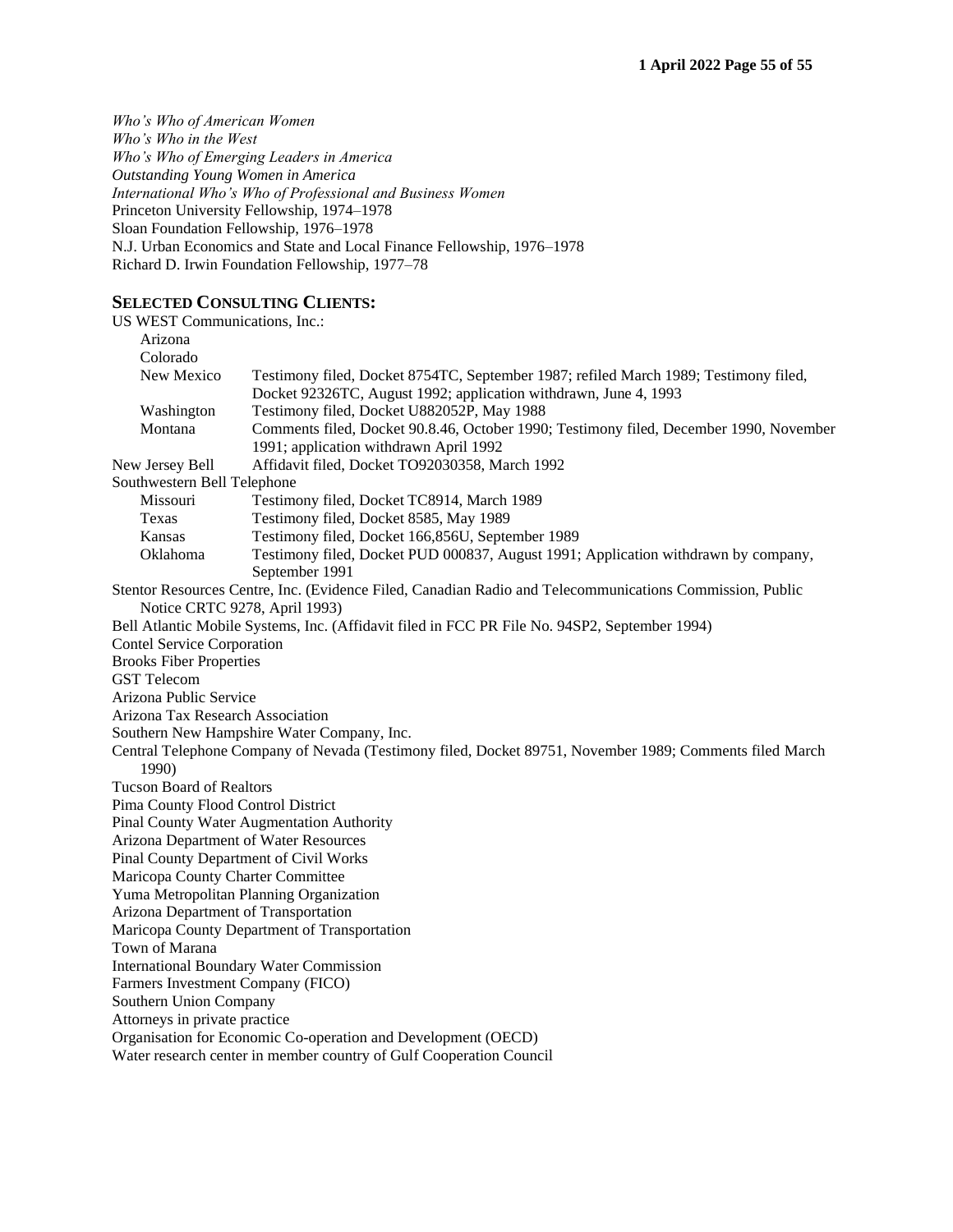*Who's Who of American Women*
*Who's Who in the West*
*Who's Who of Emerging Leaders in America*
*Outstanding Young Women in America*
*International Who's Who of Professional and Business Women*
Princeton University Fellowship, 1974–1978
Sloan Foundation Fellowship, 1976–1978
N.J. Urban Economics and State and Local Finance Fellowship, 1976–1978
Richard D. Irwin Foundation Fellowship, 1977–78

## SELECTED CONSULTING CLIENTS:

US WEST Communications, Inc.:

| | |
|---|---|
| Arizona | |
| Colorado | |
| New Mexico | Testimony filed, Docket 8754TC, September 1987; refiled March 1989; Testimony filed, Docket 92326TC, August 1992; application withdrawn, June 4, 1993 |
| Washington | Testimony filed, Docket U882052P, May 1988 |
| Montana | Comments filed, Docket 90.8.46, October 1990; Testimony filed, December 1990, November 1991; application withdrawn April 1992 |

New Jersey Bell — Affidavit filed, Docket TO92030358, March 1992

Southwestern Bell Telephone

| | |
|---|---|
| Missouri | Testimony filed, Docket TC8914, March 1989 |
| Texas | Testimony filed, Docket 8585, May 1989 |
| Kansas | Testimony filed, Docket 166,856U, September 1989 |
| Oklahoma | Testimony filed, Docket PUD 000837, August 1991; Application withdrawn by company, September 1991 |

Stentor Resources Centre, Inc. (Evidence Filed, Canadian Radio and Telecommunications Commission, Public Notice CRTC 9278, April 1993)
Bell Atlantic Mobile Systems, Inc. (Affidavit filed in FCC PR File No. 94SP2, September 1994)
Contel Service Corporation
Brooks Fiber Properties
GST Telecom
Arizona Public Service
Arizona Tax Research Association
Southern New Hampshire Water Company, Inc.
Central Telephone Company of Nevada (Testimony filed, Docket 89751, November 1989; Comments filed March 1990)
Tucson Board of Realtors
Pima County Flood Control District
Pinal County Water Augmentation Authority
Arizona Department of Water Resources
Pinal County Department of Civil Works
Maricopa County Charter Committee
Yuma Metropolitan Planning Organization
Arizona Department of Transportation
Maricopa County Department of Transportation
Town of Marana
International Boundary Water Commission
Farmers Investment Company (FICO)
Southern Union Company
Attorneys in private practice
Organisation for Economic Co-operation and Development (OECD)
Water research center in member country of Gulf Cooperation Council